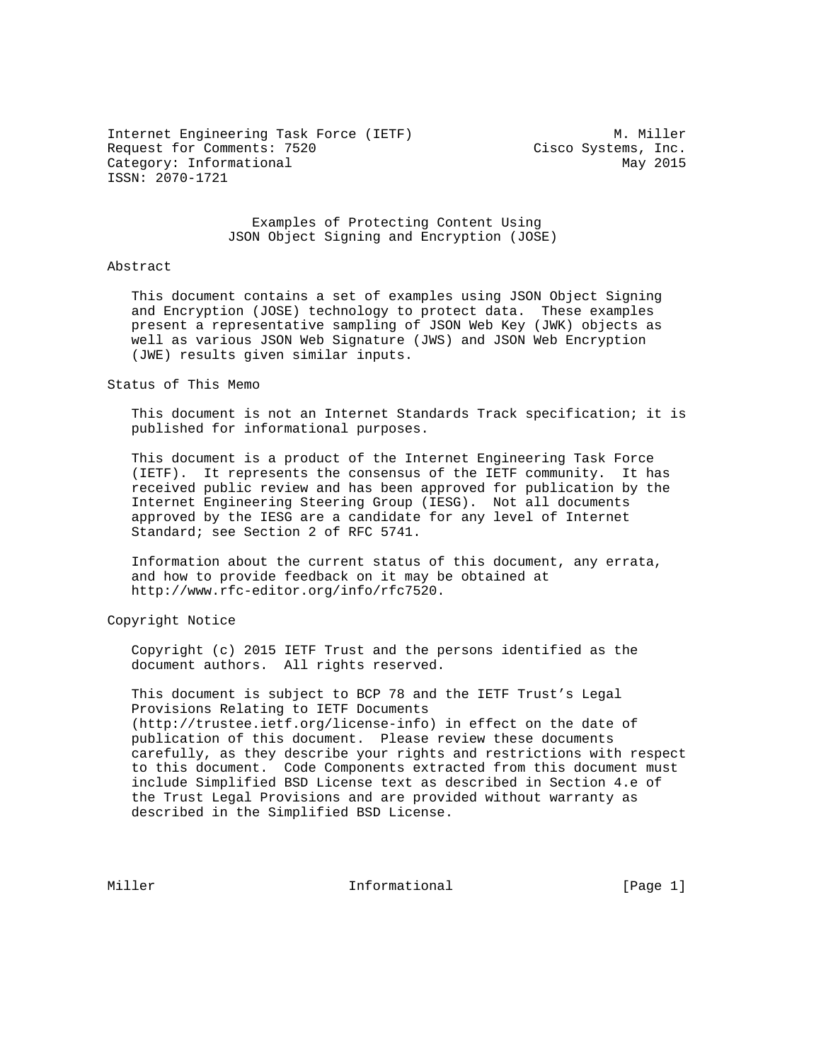Internet Engineering Task Force (IETF)  M. Miller
Request for Comments: 7520  Cisco Systems, Inc.
Category: Informational  May 2015
ISSN: 2070-1721

# Examples of Protecting Content Using JSON Object Signing and Encryption (JOSE)

## Abstract

This document contains a set of examples using JSON Object Signing and Encryption (JOSE) technology to protect data. These examples present a representative sampling of JSON Web Key (JWK) objects as well as various JSON Web Signature (JWS) and JSON Web Encryption (JWE) results given similar inputs.

## Status of This Memo

This document is not an Internet Standards Track specification; it is published for informational purposes.

This document is a product of the Internet Engineering Task Force (IETF). It represents the consensus of the IETF community. It has received public review and has been approved for publication by the Internet Engineering Steering Group (IESG). Not all documents approved by the IESG are a candidate for any level of Internet Standard; see Section 2 of RFC 5741.

Information about the current status of this document, any errata, and how to provide feedback on it may be obtained at http://www.rfc-editor.org/info/rfc7520.

## Copyright Notice

Copyright (c) 2015 IETF Trust and the persons identified as the document authors. All rights reserved.

This document is subject to BCP 78 and the IETF Trust's Legal Provisions Relating to IETF Documents (http://trustee.ietf.org/license-info) in effect on the date of publication of this document. Please review these documents carefully, as they describe your rights and restrictions with respect to this document. Code Components extracted from this document must include Simplified BSD License text as described in Section 4.e of the Trust Legal Provisions and are provided without warranty as described in the Simplified BSD License.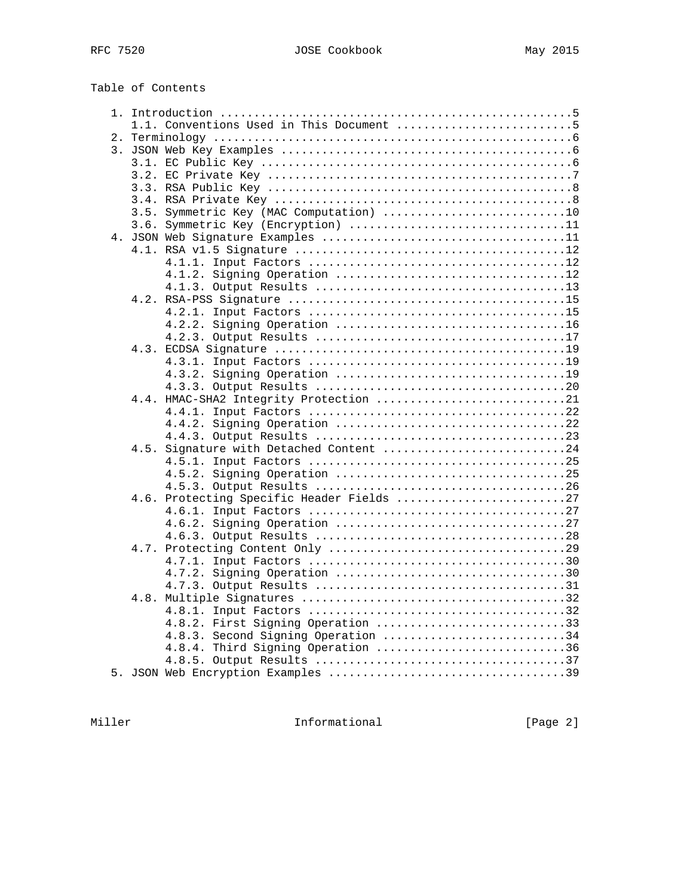Table of Contents

```
   1. Introduction ....................................................5
      1.1. Conventions Used in This Document ..........................5
   2. Terminology .....................................................6
   3. JSON Web Key Examples ...........................................6
      3.1. EC Public Key ..............................................6
      3.2. EC Private Key .............................................7
      3.3. RSA Public Key .............................................8
      3.4. RSA Private Key ............................................8
      3.5. Symmetric Key (MAC Computation) ...........................10
      3.6. Symmetric Key (Encryption) ................................11
   4. JSON Web Signature Examples ....................................11
      4.1. RSA v1.5 Signature ........................................12
           4.1.1. Input Factors ......................................12
           4.1.2. Signing Operation ..................................12
           4.1.3. Output Results .....................................13
      4.2. RSA-PSS Signature .........................................15
           4.2.1. Input Factors ......................................15
           4.2.2. Signing Operation ..................................16
           4.2.3. Output Results .....................................17
      4.3. ECDSA Signature ...........................................19
           4.3.1. Input Factors ......................................19
           4.3.2. Signing Operation ..................................19
           4.3.3. Output Results .....................................20
      4.4. HMAC-SHA2 Integrity Protection ............................21
           4.4.1. Input Factors ......................................22
           4.4.2. Signing Operation ..................................22
           4.4.3. Output Results .....................................23
      4.5. Signature with Detached Content ...........................24
           4.5.1. Input Factors ......................................25
           4.5.2. Signing Operation ..................................25
           4.5.3. Output Results .....................................26
      4.6. Protecting Specific Header Fields .........................27
           4.6.1. Input Factors ......................................27
           4.6.2. Signing Operation ..................................27
           4.6.3. Output Results .....................................28
      4.7. Protecting Content Only ...................................29
           4.7.1. Input Factors ......................................30
           4.7.2. Signing Operation ..................................30
           4.7.3. Output Results .....................................31
      4.8. Multiple Signatures .......................................32
           4.8.1. Input Factors ......................................32
           4.8.2. First Signing Operation ............................33
           4.8.3. Second Signing Operation ...........................34
           4.8.4. Third Signing Operation ............................36
           4.8.5. Output Results .....................................37
   5. JSON Web Encryption Examples ...................................39
```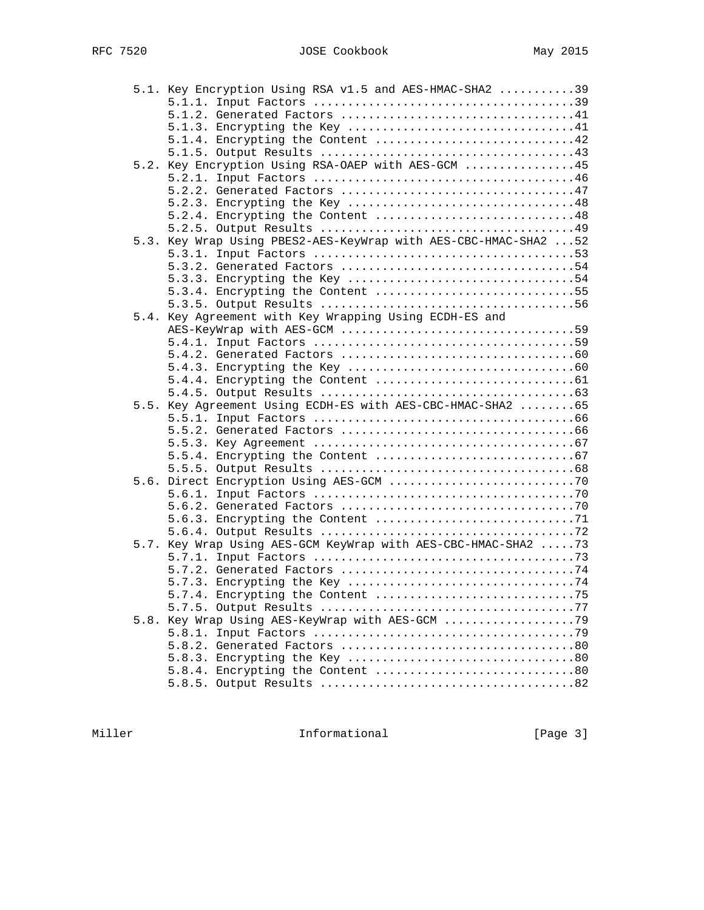5.1. Key Encryption Using RSA v1.5 and AES-HMAC-SHA2 ...........39
     5.1.1. Input Factors ......................................39
     5.1.2. Generated Factors ..................................41
     5.1.3. Encrypting the Key .................................41
     5.1.4. Encrypting the Content .............................42
     5.1.5. Output Results .....................................43
5.2. Key Encryption Using RSA-OAEP with AES-GCM ................45
     5.2.1. Input Factors ......................................46
     5.2.2. Generated Factors ..................................47
     5.2.3. Encrypting the Key .................................48
     5.2.4. Encrypting the Content .............................48
     5.2.5. Output Results .....................................49
5.3. Key Wrap Using PBES2-AES-KeyWrap with AES-CBC-HMAC-SHA2 ...52
     5.3.1. Input Factors ......................................53
     5.3.2. Generated Factors ..................................54
     5.3.3. Encrypting the Key .................................54
     5.3.4. Encrypting the Content .............................55
     5.3.5. Output Results .....................................56
5.4. Key Agreement with Key Wrapping Using ECDH-ES and
     AES-KeyWrap with AES-GCM ..................................59
     5.4.1. Input Factors ......................................59
     5.4.2. Generated Factors ..................................60
     5.4.3. Encrypting the Key .................................60
     5.4.4. Encrypting the Content .............................61
     5.4.5. Output Results .....................................63
5.5. Key Agreement Using ECDH-ES with AES-CBC-HMAC-SHA2 ........65
     5.5.1. Input Factors ......................................66
     5.5.2. Generated Factors ..................................66
     5.5.3. Key Agreement ......................................67
     5.5.4. Encrypting the Content .............................67
     5.5.5. Output Results .....................................68
5.6. Direct Encryption Using AES-GCM ...........................70
     5.6.1. Input Factors ......................................70
     5.6.2. Generated Factors ..................................70
     5.6.3. Encrypting the Content .............................71
     5.6.4. Output Results .....................................72
5.7. Key Wrap Using AES-GCM KeyWrap with AES-CBC-HMAC-SHA2 .....73
     5.7.1. Input Factors ......................................73
     5.7.2. Generated Factors ..................................74
     5.7.3. Encrypting the Key .................................74
     5.7.4. Encrypting the Content .............................75
     5.7.5. Output Results .....................................77
5.8. Key Wrap Using AES-KeyWrap with AES-GCM ...................79
     5.8.1. Input Factors ......................................79
     5.8.2. Generated Factors ..................................80
     5.8.3. Encrypting the Key .................................80
     5.8.4. Encrypting the Content .............................80
     5.8.5. Output Results .....................................82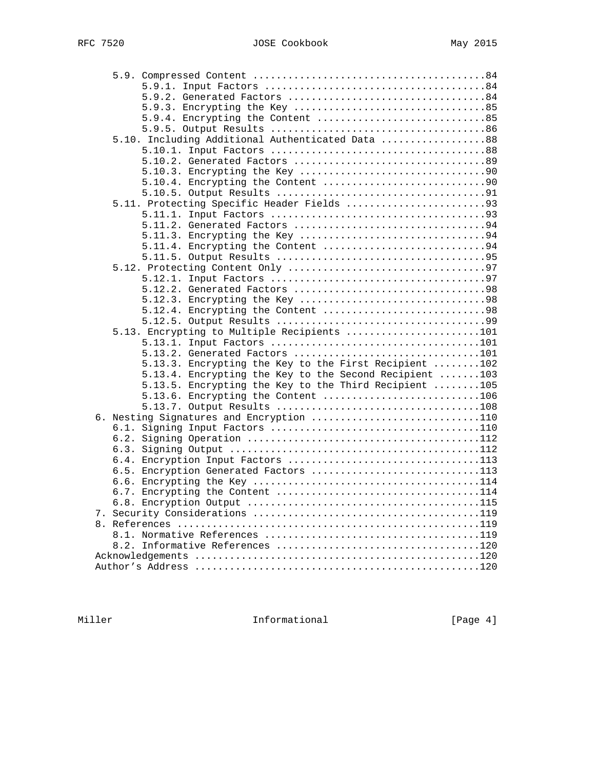```
      5.9. Compressed Content ........................................84
           5.9.1. Input Factors ......................................84
           5.9.2. Generated Factors ..................................84
           5.9.3. Encrypting the Key .................................85
           5.9.4. Encrypting the Content .............................85
           5.9.5. Output Results .....................................86
      5.10. Including Additional Authenticated Data ..................88
           5.10.1. Input Factors .....................................88
           5.10.2. Generated Factors .................................89
           5.10.3. Encrypting the Key ................................90
           5.10.4. Encrypting the Content ............................90
           5.10.5. Output Results ....................................91
      5.11. Protecting Specific Header Fields ........................93
           5.11.1. Input Factors .....................................93
           5.11.2. Generated Factors .................................94
           5.11.3. Encrypting the Key ................................94
           5.11.4. Encrypting the Content ............................94
           5.11.5. Output Results ....................................95
      5.12. Protecting Content Only ..................................97
           5.12.1. Input Factors .....................................97
           5.12.2. Generated Factors .................................98
           5.12.3. Encrypting the Key ................................98
           5.12.4. Encrypting the Content ............................98
           5.12.5. Output Results ....................................99
      5.13. Encrypting to Multiple Recipients .......................101
           5.13.1. Input Factors ....................................101
           5.13.2. Generated Factors ................................101
           5.13.3. Encrypting the Key to the First Recipient ........102
           5.13.4. Encrypting the Key to the Second Recipient .......103
           5.13.5. Encrypting the Key to the Third Recipient ........105
           5.13.6. Encrypting the Content ...........................106
           5.13.7. Output Results ...................................108
   6. Nesting Signatures and Encryption .............................110
      6.1. Signing Input Factors ....................................110
      6.2. Signing Operation ........................................112
      6.3. Signing Output ...........................................112
      6.4. Encryption Input Factors .................................113
      6.5. Encryption Generated Factors .............................113
      6.6. Encrypting the Key .......................................114
      6.7. Encrypting the Content ...................................114
      6.8. Encryption Output ........................................115
   7. Security Considerations .......................................119
   8. References ....................................................119
      8.1. Normative References .....................................119
      8.2. Informative References ...................................120
   Acknowledgements .................................................120
   Author's Address .................................................120
```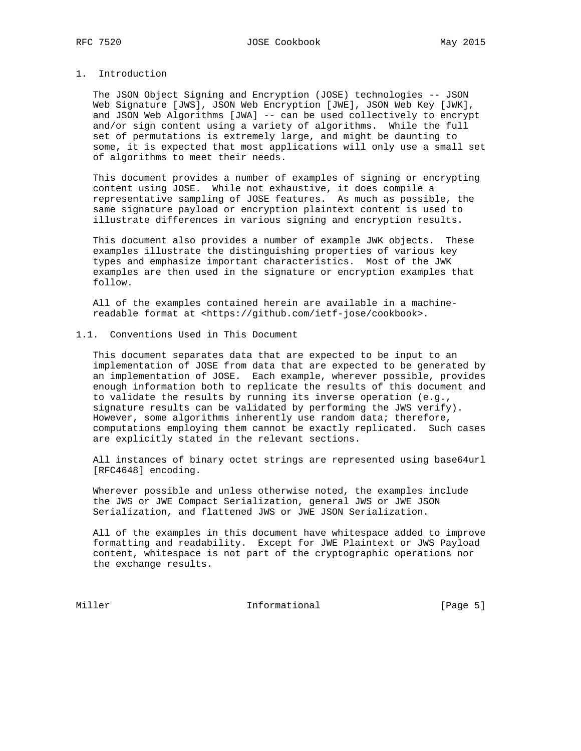# 1. Introduction

The JSON Object Signing and Encryption (JOSE) technologies -- JSON Web Signature [JWS], JSON Web Encryption [JWE], JSON Web Key [JWK], and JSON Web Algorithms [JWA] -- can be used collectively to encrypt and/or sign content using a variety of algorithms. While the full set of permutations is extremely large, and might be daunting to some, it is expected that most applications will only use a small set of algorithms to meet their needs.

This document provides a number of examples of signing or encrypting content using JOSE. While not exhaustive, it does compile a representative sampling of JOSE features. As much as possible, the same signature payload or encryption plaintext content is used to illustrate differences in various signing and encryption results.

This document also provides a number of example JWK objects. These examples illustrate the distinguishing properties of various key types and emphasize important characteristics. Most of the JWK examples are then used in the signature or encryption examples that follow.

All of the examples contained herein are available in a machine-readable format at <https://github.com/ietf-jose/cookbook>.

## 1.1. Conventions Used in This Document

This document separates data that are expected to be input to an implementation of JOSE from data that are expected to be generated by an implementation of JOSE. Each example, wherever possible, provides enough information both to replicate the results of this document and to validate the results by running its inverse operation (e.g., signature results can be validated by performing the JWS verify). However, some algorithms inherently use random data; therefore, computations employing them cannot be exactly replicated. Such cases are explicitly stated in the relevant sections.

All instances of binary octet strings are represented using base64url [RFC4648] encoding.

Wherever possible and unless otherwise noted, the examples include the JWS or JWE Compact Serialization, general JWS or JWE JSON Serialization, and flattened JWS or JWE JSON Serialization.

All of the examples in this document have whitespace added to improve formatting and readability. Except for JWE Plaintext or JWS Payload content, whitespace is not part of the cryptographic operations nor the exchange results.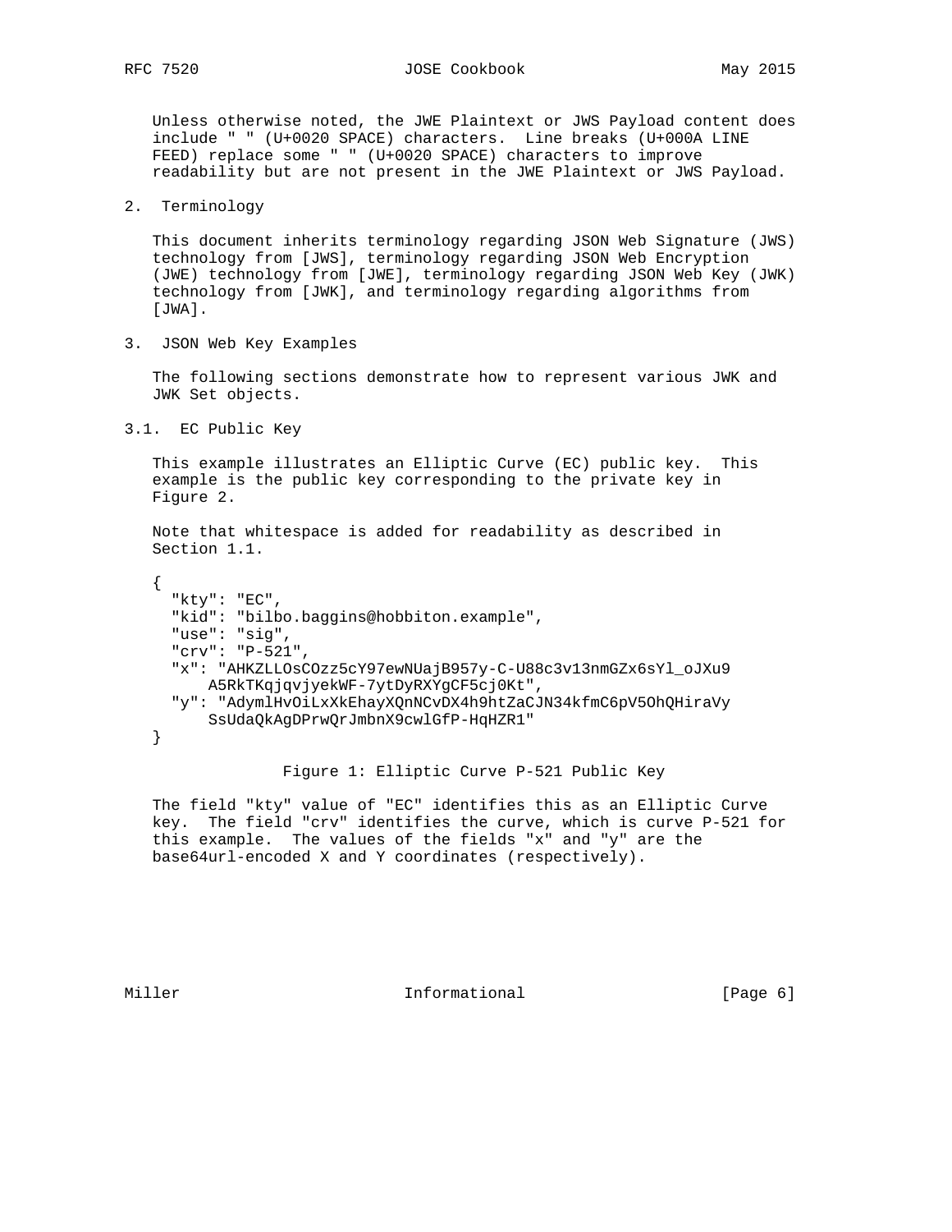Unless otherwise noted, the JWE Plaintext or JWS Payload content does include " " (U+0020 SPACE) characters. Line breaks (U+000A LINE FEED) replace some " " (U+0020 SPACE) characters to improve readability but are not present in the JWE Plaintext or JWS Payload.

## 2. Terminology

This document inherits terminology regarding JSON Web Signature (JWS) technology from [JWS], terminology regarding JSON Web Encryption (JWE) technology from [JWE], terminology regarding JSON Web Key (JWK) technology from [JWK], and terminology regarding algorithms from [JWA].

## 3. JSON Web Key Examples

The following sections demonstrate how to represent various JWK and JWK Set objects.

### 3.1. EC Public Key

This example illustrates an Elliptic Curve (EC) public key. This example is the public key corresponding to the private key in Figure 2.

Note that whitespace is added for readability as described in Section 1.1.

```
{
  "kty": "EC",
  "kid": "bilbo.baggins@hobbiton.example",
  "use": "sig",
  "crv": "P-521",
  "x": "AHKZLLOsCOzz5cY97ewNUajB957y-C-U88c3v13nmGZx6sYl_oJXu9
      A5RkTKqjqvjyekWF-7ytDyRXYgCF5cj0Kt",
  "y": "AdymlHvOiLxXkEhayXQnNCvDX4h9htZaCJN34kfmC6pV5OhQHiraVy
      SsUdaQkAgDPrwQrJmbnX9cwlGfP-HqHZR1"
}
```

Figure 1: Elliptic Curve P-521 Public Key

The field "kty" value of "EC" identifies this as an Elliptic Curve key. The field "crv" identifies the curve, which is curve P-521 for this example. The values of the fields "x" and "y" are the base64url-encoded X and Y coordinates (respectively).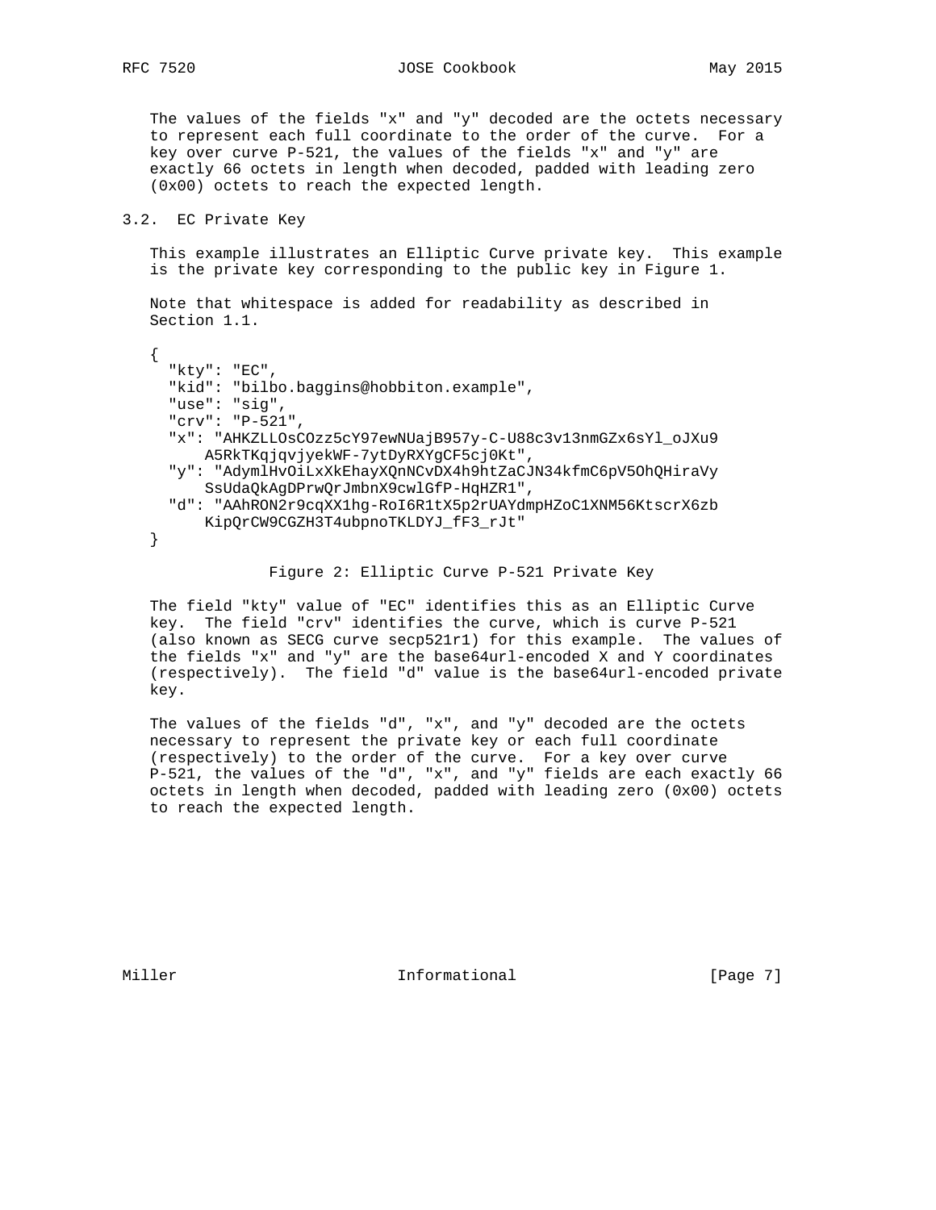The values of the fields "x" and "y" decoded are the octets necessary to represent each full coordinate to the order of the curve. For a key over curve P-521, the values of the fields "x" and "y" are exactly 66 octets in length when decoded, padded with leading zero (0x00) octets to reach the expected length.

## 3.2. EC Private Key

This example illustrates an Elliptic Curve private key. This example is the private key corresponding to the public key in Figure 1.

Note that whitespace is added for readability as described in Section 1.1.

```
{
  "kty": "EC",
  "kid": "bilbo.baggins@hobbiton.example",
  "use": "sig",
  "crv": "P-521",
  "x": "AHKZLLOsCOzz5cY97ewNUajB957y-C-U88c3v13nmGZx6sYl_oJXu9
      A5RkTKqjqvjyekWF-7ytDyRXYgCF5cj0Kt",
  "y": "AdymlHvOiLxXkEhayXQnNCvDX4h9htZaCJN34kfmC6pV5OhQHiraVy
      SsUdaQkAgDPrwQrJmbnX9cwlGfP-HqHZR1",
  "d": "AAhRON2r9cqXX1hg-RoI6R1tX5p2rUAYdmpHZoC1XNM56KtscrX6zb
      KipQrCW9CGZH3T4ubpnoTKLDYJ_fF3_rJt"
}
```

Figure 2: Elliptic Curve P-521 Private Key

The field "kty" value of "EC" identifies this as an Elliptic Curve key. The field "crv" identifies the curve, which is curve P-521 (also known as SECG curve secp521r1) for this example. The values of the fields "x" and "y" are the base64url-encoded X and Y coordinates (respectively). The field "d" value is the base64url-encoded private key.

The values of the fields "d", "x", and "y" decoded are the octets necessary to represent the private key or each full coordinate (respectively) to the order of the curve. For a key over curve P-521, the values of the "d", "x", and "y" fields are each exactly 66 octets in length when decoded, padded with leading zero (0x00) octets to reach the expected length.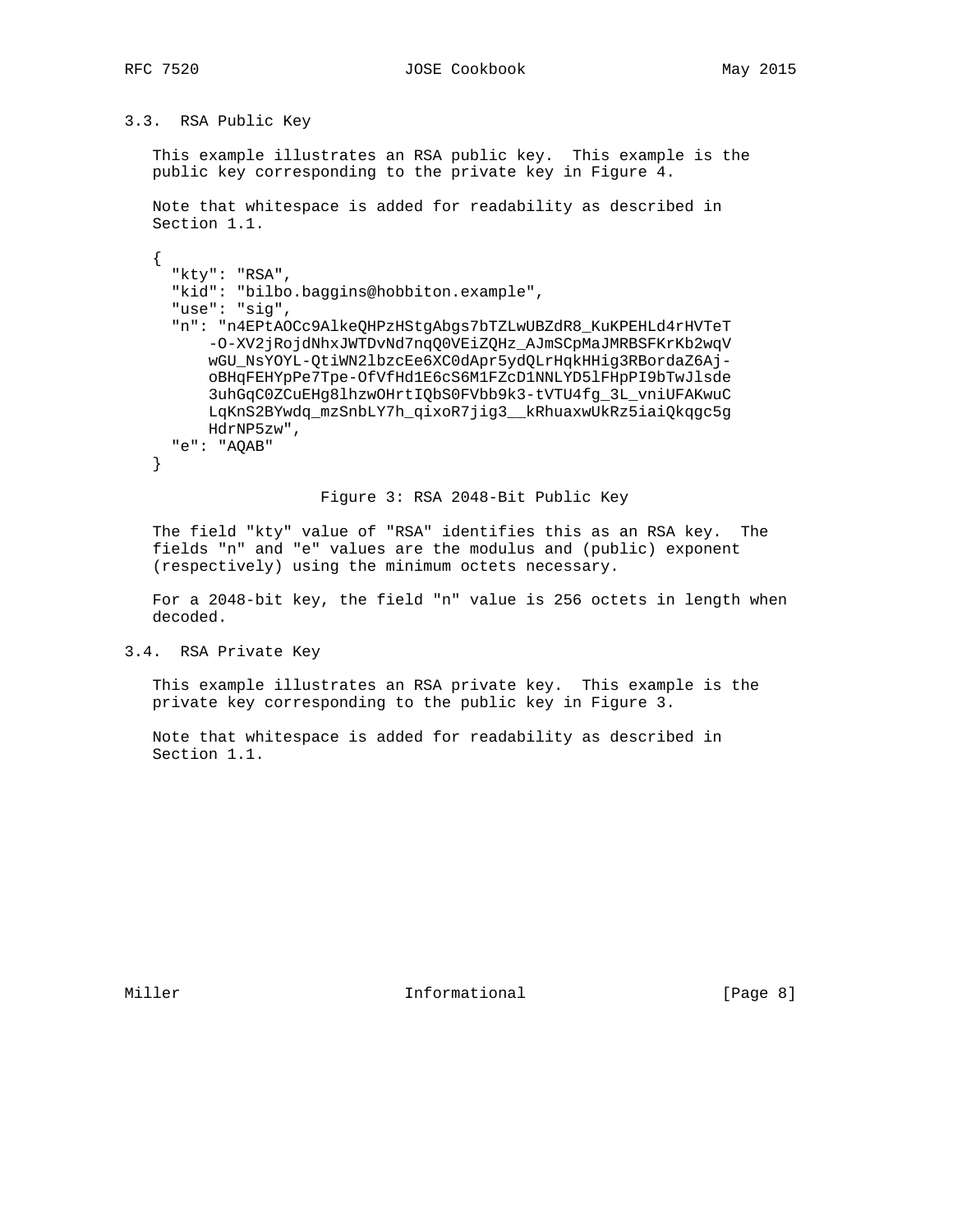### 3.3. RSA Public Key

This example illustrates an RSA public key. This example is the public key corresponding to the private key in Figure 4.

Note that whitespace is added for readability as described in Section 1.1.

```
{
  "kty": "RSA",
  "kid": "bilbo.baggins@hobbiton.example",
  "use": "sig",
  "n": "n4EPtAOCc9AlkeQHPzHStgAbgs7bTZLwUBZdR8_KuKPEHLd4rHVTeT
      -O-XV2jRojdNhxJWTDvNd7nqQ0VEiZQHz_AJmSCpMaJMRBSFKrKb2wqV
      wGU_NsYOYL-QtiWN2lbzcEe6XC0dApr5ydQLrHqkHHig3RBordaZ6Aj-
      oBHqFEHYpPe7Tpe-OfVfHd1E6cS6M1FZcD1NNLYD5lFHpPI9bTwJlsde
      3uhGqC0ZCuEHg8lhzwOHrtIQbS0FVbb9k3-tVTU4fg_3L_vniUFAKwuC
      LqKnS2BYwdq_mzSnbLY7h_qixoR7jig3__kRhuaxwUkRz5iaiQkqgc5g
      HdrNP5zw",
  "e": "AQAB"
}
```

Figure 3: RSA 2048-Bit Public Key

The field "kty" value of "RSA" identifies this as an RSA key. The fields "n" and "e" values are the modulus and (public) exponent (respectively) using the minimum octets necessary.

For a 2048-bit key, the field "n" value is 256 octets in length when decoded.

### 3.4. RSA Private Key

This example illustrates an RSA private key. This example is the private key corresponding to the public key in Figure 3.

Note that whitespace is added for readability as described in Section 1.1.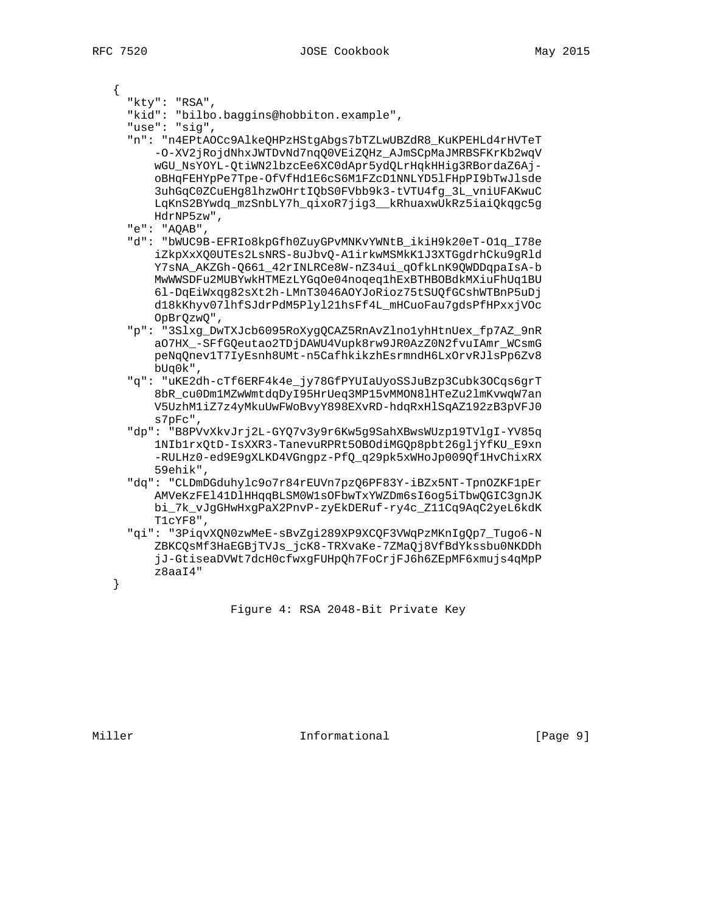```
{
  "kty": "RSA",
  "kid": "bilbo.baggins@hobbiton.example",
  "use": "sig",
  "n": "n4EPtAOCc9AlkeQHPzHStgAbgs7bTZLwUBZdR8_KuKPEHLd4rHVTeT
      -O-XV2jRojdNhxJWTDvNd7nqQ0VEiZQHz_AJmSCpMaJMRBSFKrKb2wqV
      wGU_NsYOYL-QtiWN2lbzcEe6XC0dApr5ydQLrHqkHHig3RBordaZ6Aj-
      oBHqFEHYpPe7Tpe-OfVfHd1E6cS6M1FZcD1NNLYD5lFHpPI9bTwJlsde
      3uhGqC0ZCuEHg8lhzwOHrtIQbS0FVbb9k3-tVTU4fg_3L_vniUFAKwuC
      LqKnS2BYwdq_mzSnbLY7h_qixoR7jig3__kRhuaxwUkRz5iaiQkqgc5g
      HdrNP5zw",
  "e": "AQAB",
  "d": "bWUC9B-EFRIo8kpGfh0ZuyGPvMNKvYWNtB_ikiH9k20eT-O1q_I78e
      iZkpXxXQ0UTEs2LsNRS-8uJbvQ-A1irkwMSMkK1J3XTGgdrhCku9gRld
      Y7sNA_AKZGh-Q661_42rINLRCe8W-nZ34ui_qOfkLnK9QWDDqpaIsA-b
      MwWWSDFu2MUBYwkHTMEzLYGqOe04noqeq1hExBTHBOBdkMXiuFhUq1BU
      6l-DqEiWxqg82sXt2h-LMnT3046AOYJoRioz75tSUQfGCshWTBnP5uDj
      d18kKhyv07lhfSJdrPdM5Plyl21hsFf4L_mHCuoFau7gdsPfHPxxjVOc
      OpBrQzwQ",
  "p": "3Slxg_DwTXJcb6095RoXygQCAZ5RnAvZlno1yhHtnUex_fp7AZ_9nR
      aO7HX_-SFfGQeutao2TDjDAWU4Vupk8rw9JR0AzZ0N2fvuIAmr_WCsmG
      peNqQnev1T7IyEsnh8UMt-n5CafhkikzhEsrmndH6LxOrvRJlsPp6Zv8
      bUq0k",
  "q": "uKE2dh-cTf6ERF4k4e_jy78GfPYUIaUyoSSJuBzp3Cubk3OCqs6grT
      8bR_cu0Dm1MZwWmtdqDyI95HrUeq3MP15vMMON8lHTeZu2lmKvwqW7an
      V5UzhM1iZ7z4yMkuUwFWoBvyY898EXvRD-hdqRxHlSqAZ192zB3pVFJ0
      s7pFc",
  "dp": "B8PVvXkvJrj2L-GYQ7v3y9r6Kw5g9SahXBwsWUzp19TVlgI-YV85q
      1NIb1rxQtD-IsXXR3-TanevuRPRt5OBOdiMGQp8pbt26gljYfKU_E9xn
      -RULHz0-ed9E9gXLKD4VGngpz-PfQ_q29pk5xWHoJp009Qf1HvChixRX
      59ehik",
  "dq": "CLDmDGduhylc9o7r84rEUVn7pzQ6PF83Y-iBZx5NT-TpnOZKF1pEr
      AMVeKzFEl41DlHHqqBLSM0W1sOFbwTxYWZDm6sI6og5iTbwQGIC3gnJK
      bi_7k_vJgGHwHxgPaX2PnvP-zyEkDERuf-ry4c_Z11Cq9AqC2yeL6kdK
      T1cYF8",
  "qi": "3PiqvXQN0zwMeE-sBvZgi289XP9XCQF3VWqPzMKnIgQp7_Tugo6-N
      ZBKCQsMf3HaEGBjTVJs_jcK8-TRXvaKe-7ZMaQj8VfBdYkssbu0NKDDh
      jJ-GtiseaDVWt7dcH0cfwxgFUHpQh7FoCrjFJ6h6ZEpMF6xmujs4qMpP
      z8aaI4"
}
```

Figure 4: RSA 2048-Bit Private Key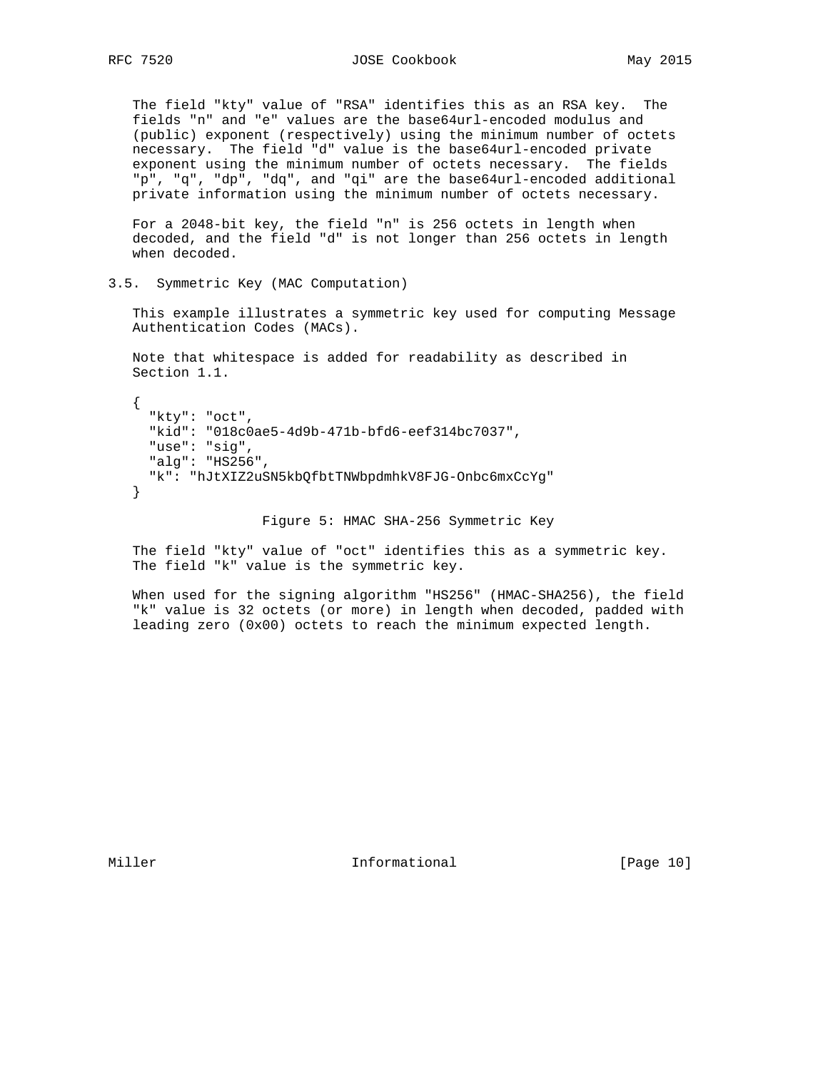The field "kty" value of "RSA" identifies this as an RSA key. The fields "n" and "e" values are the base64url-encoded modulus and (public) exponent (respectively) using the minimum number of octets necessary. The field "d" value is the base64url-encoded private exponent using the minimum number of octets necessary. The fields "p", "q", "dp", "dq", and "qi" are the base64url-encoded additional private information using the minimum number of octets necessary.

For a 2048-bit key, the field "n" is 256 octets in length when decoded, and the field "d" is not longer than 256 octets in length when decoded.

### 3.5. Symmetric Key (MAC Computation)

This example illustrates a symmetric key used for computing Message Authentication Codes (MACs).

Note that whitespace is added for readability as described in Section 1.1.

```
{
  "kty": "oct",
  "kid": "018c0ae5-4d9b-471b-bfd6-eef314bc7037",
  "use": "sig",
  "alg": "HS256",
  "k": "hJtXIZ2uSN5kbQfbtTNWbpdmhkV8FJG-Onbc6mxCcYg"
}
```

Figure 5: HMAC SHA-256 Symmetric Key

The field "kty" value of "oct" identifies this as a symmetric key. The field "k" value is the symmetric key.

When used for the signing algorithm "HS256" (HMAC-SHA256), the field "k" value is 32 octets (or more) in length when decoded, padded with leading zero (0x00) octets to reach the minimum expected length.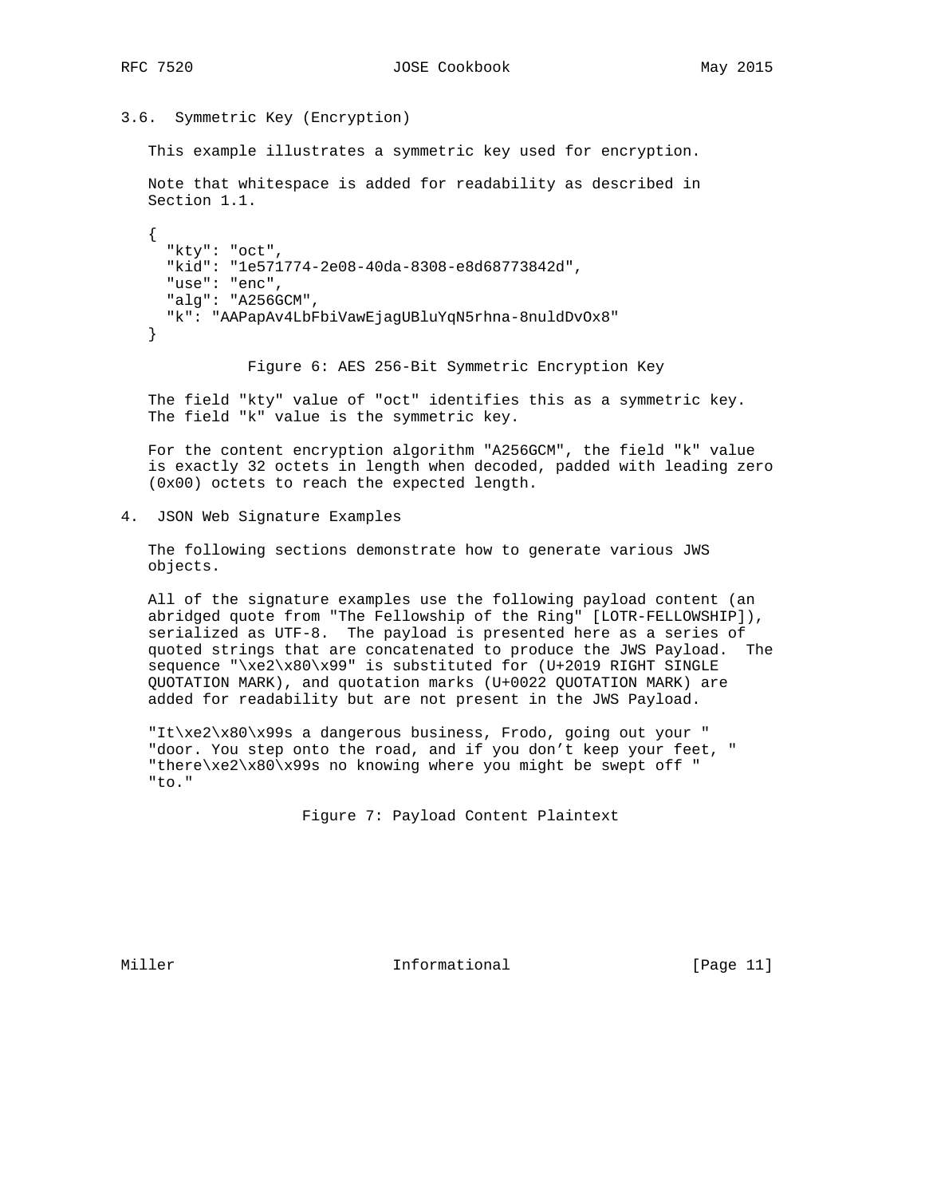### 3.6. Symmetric Key (Encryption)

This example illustrates a symmetric key used for encryption.

Note that whitespace is added for readability as described in Section 1.1.

```
{
  "kty": "oct",
  "kid": "1e571774-2e08-40da-8308-e8d68773842d",
  "use": "enc",
  "alg": "A256GCM",
  "k": "AAPapAv4LbFbiVawEjagUBluYqN5rhna-8nuldDvOx8"
}
```

Figure 6: AES 256-Bit Symmetric Encryption Key

The field "kty" value of "oct" identifies this as a symmetric key. The field "k" value is the symmetric key.

For the content encryption algorithm "A256GCM", the field "k" value is exactly 32 octets in length when decoded, padded with leading zero (0x00) octets to reach the expected length.

## 4. JSON Web Signature Examples

The following sections demonstrate how to generate various JWS objects.

All of the signature examples use the following payload content (an abridged quote from "The Fellowship of the Ring" [LOTR-FELLOWSHIP]), serialized as UTF-8. The payload is presented here as a series of quoted strings that are concatenated to produce the JWS Payload. The sequence "\xe2\x80\x99" is substituted for (U+2019 RIGHT SINGLE QUOTATION MARK), and quotation marks (U+0022 QUOTATION MARK) are added for readability but are not present in the JWS Payload.

```
"It\xe2\x80\x99s a dangerous business, Frodo, going out your "
"door. You step onto the road, and if you don’t keep your feet, "
"there\xe2\x80\x99s no knowing where you might be swept off "
"to."
```

Figure 7: Payload Content Plaintext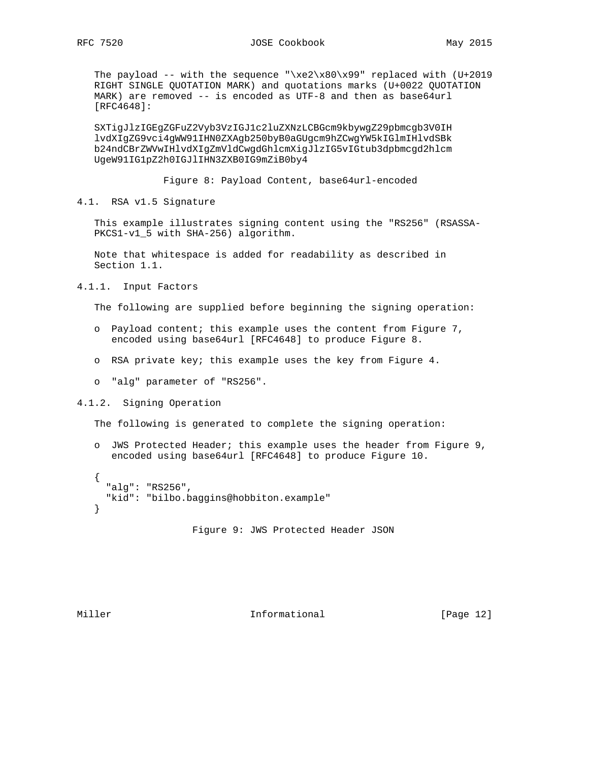The payload -- with the sequence "\xe2\x80\x99" replaced with (U+2019 RIGHT SINGLE QUOTATION MARK) and quotations marks (U+0022 QUOTATION MARK) are removed -- is encoded as UTF-8 and then as base64url [RFC4648]:

```
SXTigJlzIGEgZGFuZ2Vyb3VzIGJ1c2luZXNzLCBGcm9kbywgZ29pbmcgb3V0IH
lvdXIgZG9vci4gWW91IHN0ZXAgb250byB0aGUgcm9hZCwgYW5kIGlmIHlvdSBk
b24ndCBrZWVwIHlvdXIgZmVldCwgdGhlcmXigJlzIG5vIGtub3dpbmcgd2hlcm
UgeW91IG1pZ2h0IGJlIHN3ZXB0IG9mZiB0by4
```

Figure 8: Payload Content, base64url-encoded

### 4.1. RSA v1.5 Signature

This example illustrates signing content using the "RS256" (RSASSA-PKCS1-v1_5 with SHA-256) algorithm.

Note that whitespace is added for readability as described in Section 1.1.

#### 4.1.1. Input Factors

The following are supplied before beginning the signing operation:

- Payload content; this example uses the content from Figure 7, encoded using base64url [RFC4648] to produce Figure 8.
- RSA private key; this example uses the key from Figure 4.
- "alg" parameter of "RS256".

#### 4.1.2. Signing Operation

The following is generated to complete the signing operation:

- JWS Protected Header; this example uses the header from Figure 9, encoded using base64url [RFC4648] to produce Figure 10.

```
{
  "alg": "RS256",
  "kid": "bilbo.baggins@hobbiton.example"
}
```

Figure 9: JWS Protected Header JSON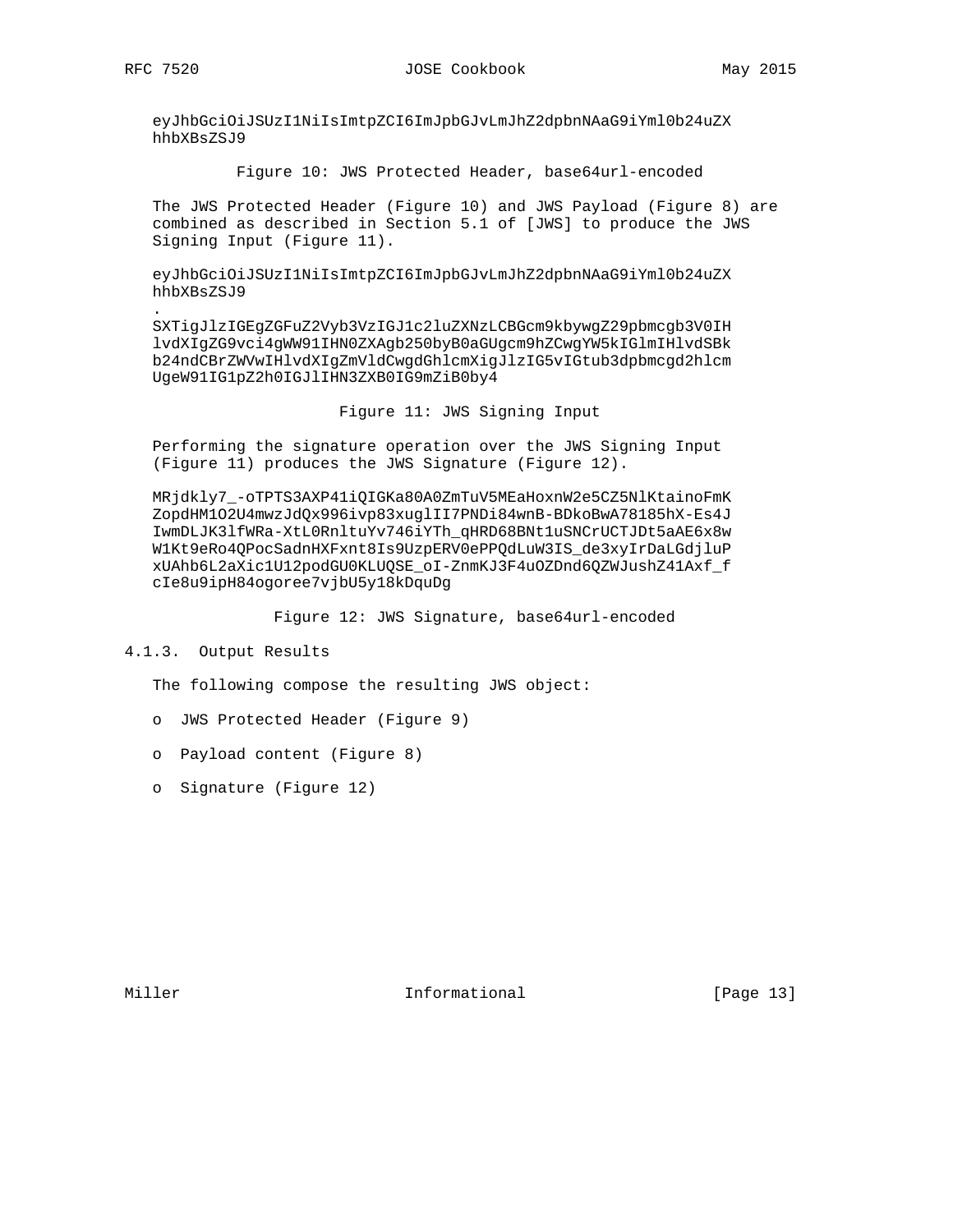```
eyJhbGciOiJSUzI1NiIsImtpZCI6ImJpbGJvLmJhZ2dpbnNAaG9iYml0b24uZX
hhbXBsZSJ9
```

Figure 10: JWS Protected Header, base64url-encoded

The JWS Protected Header (Figure 10) and JWS Payload (Figure 8) are combined as described in Section 5.1 of [JWS] to produce the JWS Signing Input (Figure 11).

```
eyJhbGciOiJSUzI1NiIsImtpZCI6ImJpbGJvLmJhZ2dpbnNAaG9iYml0b24uZX
hhbXBsZSJ9
.
SXTigJlzIGEgZGFuZ2Vyb3VzIGJ1c2luZXNzLCBGcm9kbywgZ29pbmcgb3V0IH
lvdXIgZG9vci4gWW91IHN0ZXAgb250byB0aGUgcm9hZCwgYW5kIGlmIHlvdSBk
b24ndCBrZWVwIHlvdXIgZmVldCwgdGhlcmXigJlzIG5vIGtub3dpbmcgd2hlcm
UgeW91IG1pZ2h0IGJlIHN3ZXB0IG9mZiB0by4
```

Figure 11: JWS Signing Input

Performing the signature operation over the JWS Signing Input (Figure 11) produces the JWS Signature (Figure 12).

```
MRjdkly7_-oTPTS3AXP41iQIGKa80A0ZmTuV5MEaHoxnW2e5CZ5NlKtainoFmK
ZopdHM1O2U4mwzJdQx996ivp83xuglII7PNDi84wnB-BDkoBwA78185hX-Es4J
IwmDLJK3lfWRa-XtL0RnltuYv746iYTh_qHRD68BNt1uSNCrUCTJDt5aAE6x8w
W1Kt9eRo4QPocSadnHXFxnt8Is9UzpERV0ePPQdLuW3IS_de3xyIrDaLGdjluP
xUAhb6L2aXic1U12podGU0KLUQSE_oI-ZnmKJ3F4uOZDnd6QZWJushZ41Axf_f
cIe8u9ipH84ogoree7vjbU5y18kDquDg
```

Figure 12: JWS Signature, base64url-encoded

### 4.1.3. Output Results

The following compose the resulting JWS object:

- JWS Protected Header (Figure 9)
- Payload content (Figure 8)
- Signature (Figure 12)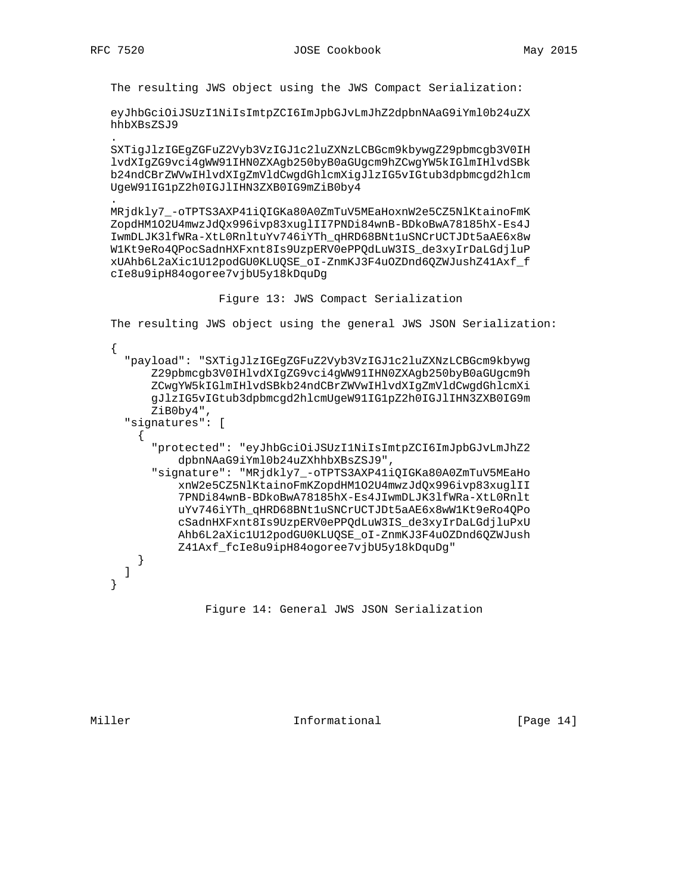The resulting JWS object using the JWS Compact Serialization:

```
eyJhbGciOiJSUzI1NiIsImtpZCI6ImJpbGJvLmJhZ2dpbnNAaG9iYml0b24uZX
hhbXBsZSJ9
.
SXTigJlzIGEgZGFuZ2Vyb3VzIGJ1c2luZXNzLCBGcm9kbywgZ29pbmcgb3V0IH
lvdXIgZG9vci4gWW91IHN0ZXAgb250byB0aGUgcm9hZCwgYW5kIGlmIHlvdSBk
b24ndCBrZWVwIHlvdXIgZmVldCwgdGhlcmXigJlzIG5vIGtub3dpbmcgd2hlcm
UgeW91IG1pZ2h0IGJlIHN3ZXB0IG9mZiB0by4
.
MRjdkly7_-oTPTS3AXP41iQIGKa80A0ZmTuV5MEaHoxnW2e5CZ5NlKtainoFmK
ZopdHM1O2U4mwzJdQx996ivp83xuglII7PNDi84wnB-BDkoBwA78185hX-Es4J
IwmDLJK3lfWRa-XtL0RnltuYv746iYTh_qHRD68BNt1uSNCrUCTJDt5aAE6x8w
W1Kt9eRo4QPocSadnHXFxnt8Is9UzpERV0ePPQdLuW3IS_de3xyIrDaLGdjluP
xUAhb6L2aXic1U12podGU0KLUQSE_oI-ZnmKJ3F4uOZDnd6QZWJushZ41Axf_f
cIe8u9ipH84ogoree7vjbU5y18kDquDg
```

Figure 13: JWS Compact Serialization

The resulting JWS object using the general JWS JSON Serialization:

```
{
  "payload": "SXTigJlzIGEgZGFuZ2Vyb3VzIGJ1c2luZXNzLCBGcm9kbyw
      gZ29pbmcgb3V0IHlvdXIgZG9vci4gWW91IHN0ZXAgb250byB0aGUgcm9h
      ZCwgYW5kIGlmIHlvdSBkb24ndCBrZWVwIHlvdXIgZmVldCwgdGhlcmXi
      gJlzIG5vIGtub3dpbmcgd2hlcmUgeW91IG1pZ2h0IGJlIHN3ZXB0IG9m
      ZiB0by4",
  "signatures": [
    {
      "protected": "eyJhbGciOiJSUzI1NiIsImtpZCI6ImJpbGJvLmJhZ2
          dpbnNAaG9iYml0b24uZXhhbXBsZSJ9",
      "signature": "MRjdkly7_-oTPTS3AXP41iQIGKa80A0ZmTuV5MEaHo
          xnW2e5CZ5NlKtainoFmKZopdHM1O2U4mwzJdQx996ivp83xuglII
          7PNDi84wnB-BDkoBwA78185hX-Es4JIwmDLJK3lfWRa-XtL0Rnlt
          uYv746iYTh_qHRD68BNt1uSNCrUCTJDt5aAE6x8wW1Kt9eRo4QPo
          cSadnHXFxnt8Is9UzpERV0ePPQdLuW3IS_de3xyIrDaLGdjluPxU
          Ahb6L2aXic1U12podGU0KLUQSE_oI-ZnmKJ3F4uOZDnd6QZWJush
          Z41Axf_fcIe8u9ipH84ogoree7vjbU5y18kDquDg"
    }
  ]
}
```

Figure 14: General JWS JSON Serialization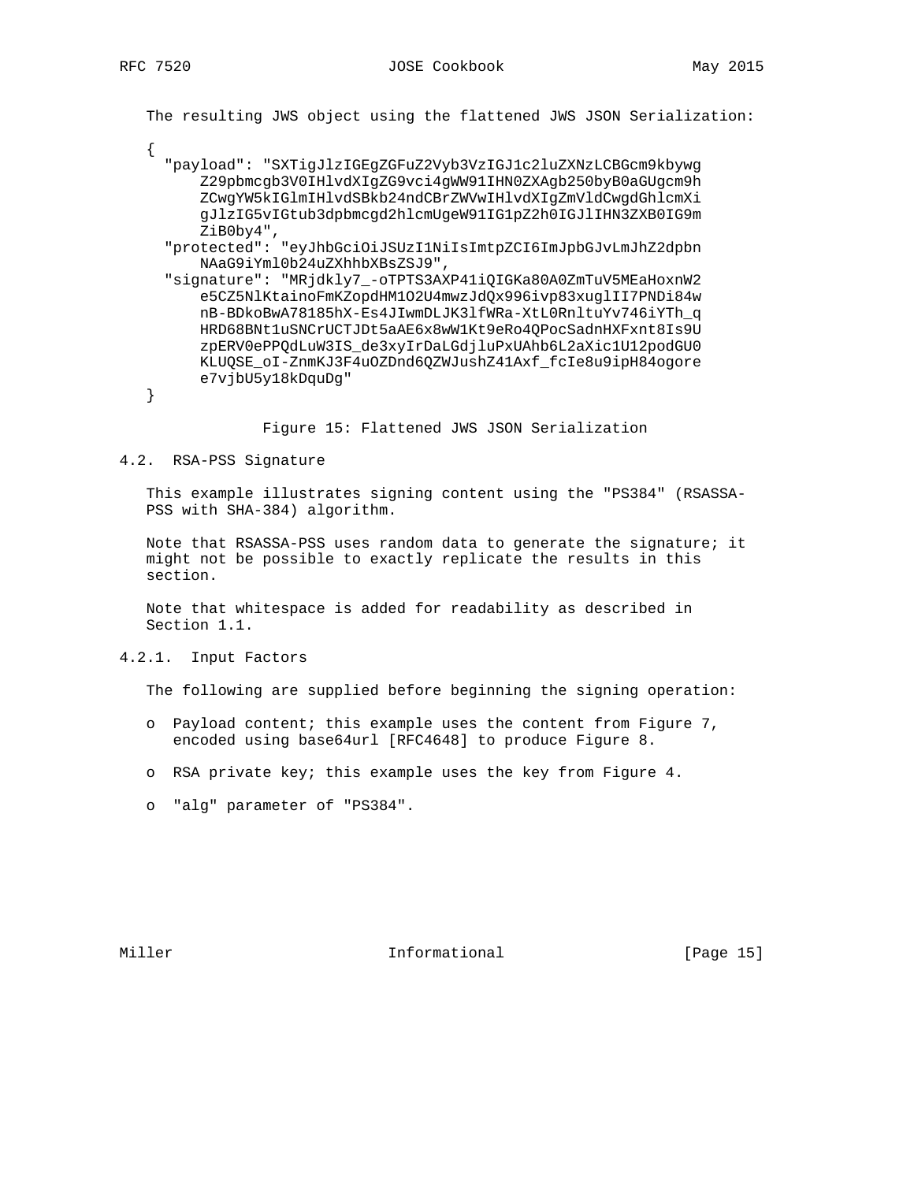The resulting JWS object using the flattened JWS JSON Serialization:

```
{
  "payload": "SXTigJlzIGEgZGFuZ2Vyb3VzIGJ1c2luZXNzLCBGcm9kbywg
      Z29pbmcgb3V0IHlvdXIgZG9vci4gWW91IHN0ZXAgb250byB0aGUgcm9h
      ZCwgYW5kIGlmIHlvdSBkb24ndCBrZWVwIHlvdXIgZmVldCwgdGhlcmXi
      gJlzIG5vIGtub3dpbmcgd2hlcmUgeW91IG1pZ2h0IGJlIHN3ZXB0IG9m
      ZiB0by4",
  "protected": "eyJhbGciOiJSUzI1NiIsImtpZCI6ImJpbGJvLmJhZ2dpbn
      NAaG9iYml0b24uZXhhbXBsZSJ9",
  "signature": "MRjdkly7_-oTPTS3AXP41iQIGKa80A0ZmTuV5MEaHoxnW2
      e5CZ5NlKtainoFmKZopdHM1O2U4mwzJdQx996ivp83xuglII7PNDi84w
      nB-BDkoBwA78185hX-Es4JIwmDLJK3lfWRa-XtL0RnltuYv746iYTh_q
      HRD68BNt1uSNCrUCTJDt5aAE6x8wW1Kt9eRo4QPocSadnHXFxnt8Is9U
      zpERV0ePPQdLuW3IS_de3xyIrDaLGdjluPxUAhb6L2aXic1U12podGU0
      KLUQSE_oI-ZnmKJ3F4uOZDnd6QZWJushZ41Axf_fcIe8u9ipH84ogore
      e7vjbU5y18kDquDg"
}
```

Figure 15: Flattened JWS JSON Serialization

## 4.2. RSA-PSS Signature

This example illustrates signing content using the "PS384" (RSASSA-PSS with SHA-384) algorithm.

Note that RSASSA-PSS uses random data to generate the signature; it might not be possible to exactly replicate the results in this section.

Note that whitespace is added for readability as described in Section 1.1.

### 4.2.1. Input Factors

The following are supplied before beginning the signing operation:

- Payload content; this example uses the content from Figure 7, encoded using base64url [RFC4648] to produce Figure 8.
- RSA private key; this example uses the key from Figure 4.
- "alg" parameter of "PS384".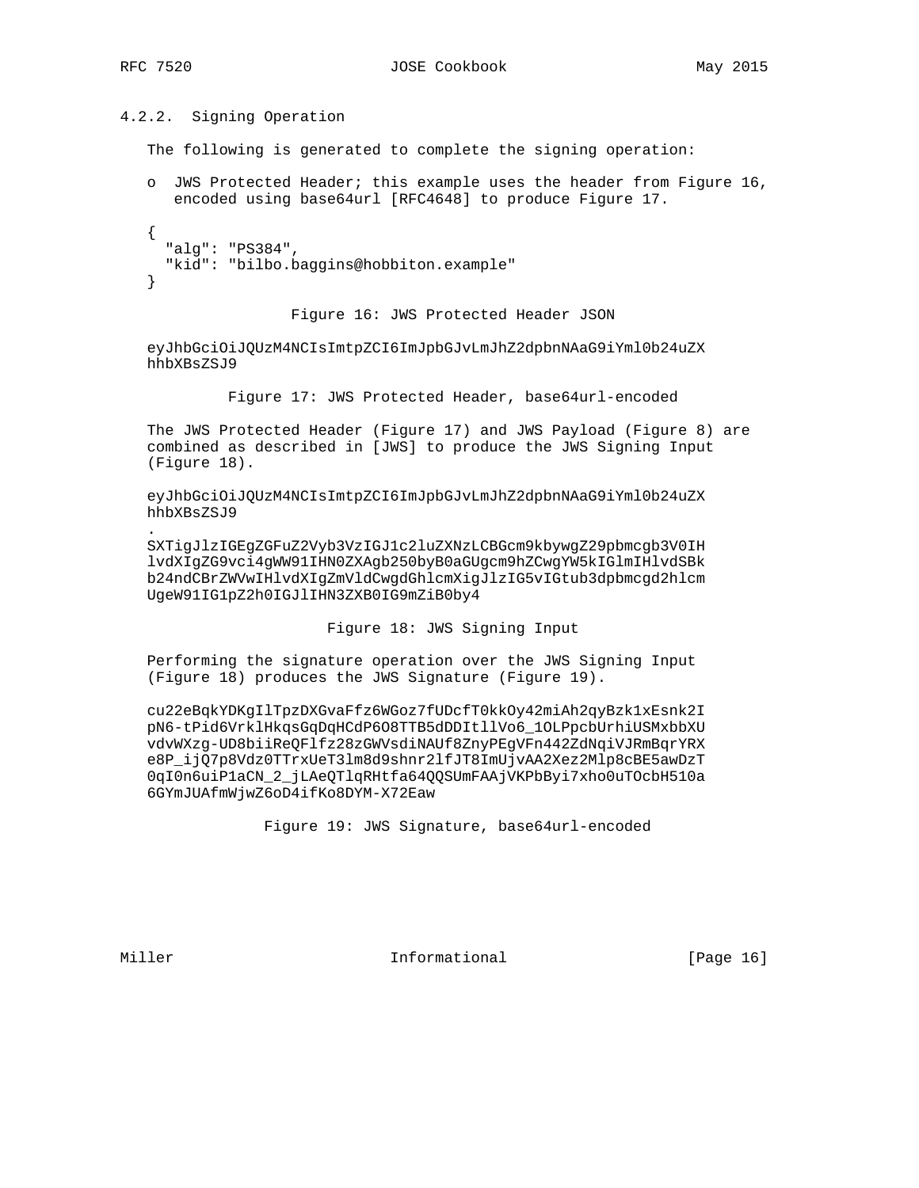### 4.2.2. Signing Operation

The following is generated to complete the signing operation:

- JWS Protected Header; this example uses the header from Figure 16, encoded using base64url [RFC4648] to produce Figure 17.

```
{
  "alg": "PS384",
  "kid": "bilbo.baggins@hobbiton.example"
}
```

Figure 16: JWS Protected Header JSON

```
eyJhbGciOiJQUzM4NCIsImtpZCI6ImJpbGJvLmJhZ2dpbnNAaG9iYml0b24uZX
hhbXBsZSJ9
```

Figure 17: JWS Protected Header, base64url-encoded

The JWS Protected Header (Figure 17) and JWS Payload (Figure 8) are combined as described in [JWS] to produce the JWS Signing Input (Figure 18).

```
eyJhbGciOiJQUzM4NCIsImtpZCI6ImJpbGJvLmJhZ2dpbnNAaG9iYml0b24uZX
hhbXBsZSJ9
.
SXTigJlzIGEgZGFuZ2Vyb3VzIGJ1c2luZXNzLCBGcm9kbywgZ29pbmcgb3V0IH
lvdXIgZG9vci4gWW91IHN0ZXAgb250byB0aGUgcm9hZCwgYW5kIGlmIHlvdSBk
b24ndCBrZWVwIHlvdXIgZmVldCwgdGhlcmXigJlzIG5vIGtub3dpbmcgd2hlcm
UgeW91IG1pZ2h0IGJlIHN3ZXB0IG9mZiB0by4
```

Figure 18: JWS Signing Input

Performing the signature operation over the JWS Signing Input (Figure 18) produces the JWS Signature (Figure 19).

```
cu22eBqkYDKgIlTpzDXGvaFfz6WGoz7fUDcfT0kkOy42miAh2qyBzk1xEsnk2I
pN6-tPid6VrklHkqsGqDqHCdP6O8TTB5dDDItllVo6_1OLPpcbUrhiUSMxbbXU
vdvWXzg-UD8biiReQFlfz28zGWVsdiNAUf8ZnyPEgVFn442ZdNqiVJRmBqrYRX
e8P_ijQ7p8Vdz0TTrxUeT3lm8d9shnr2lfJT8ImUjvAA2Xez2Mlp8cBE5awDzT
0qI0n6uiP1aCN_2_jLAeQTlqRHtfa64QQSUmFAAjVKPbByi7xho0uTOcbH510a
6GYmJUAfmWjwZ6oD4ifKo8DYM-X72Eaw
```

Figure 19: JWS Signature, base64url-encoded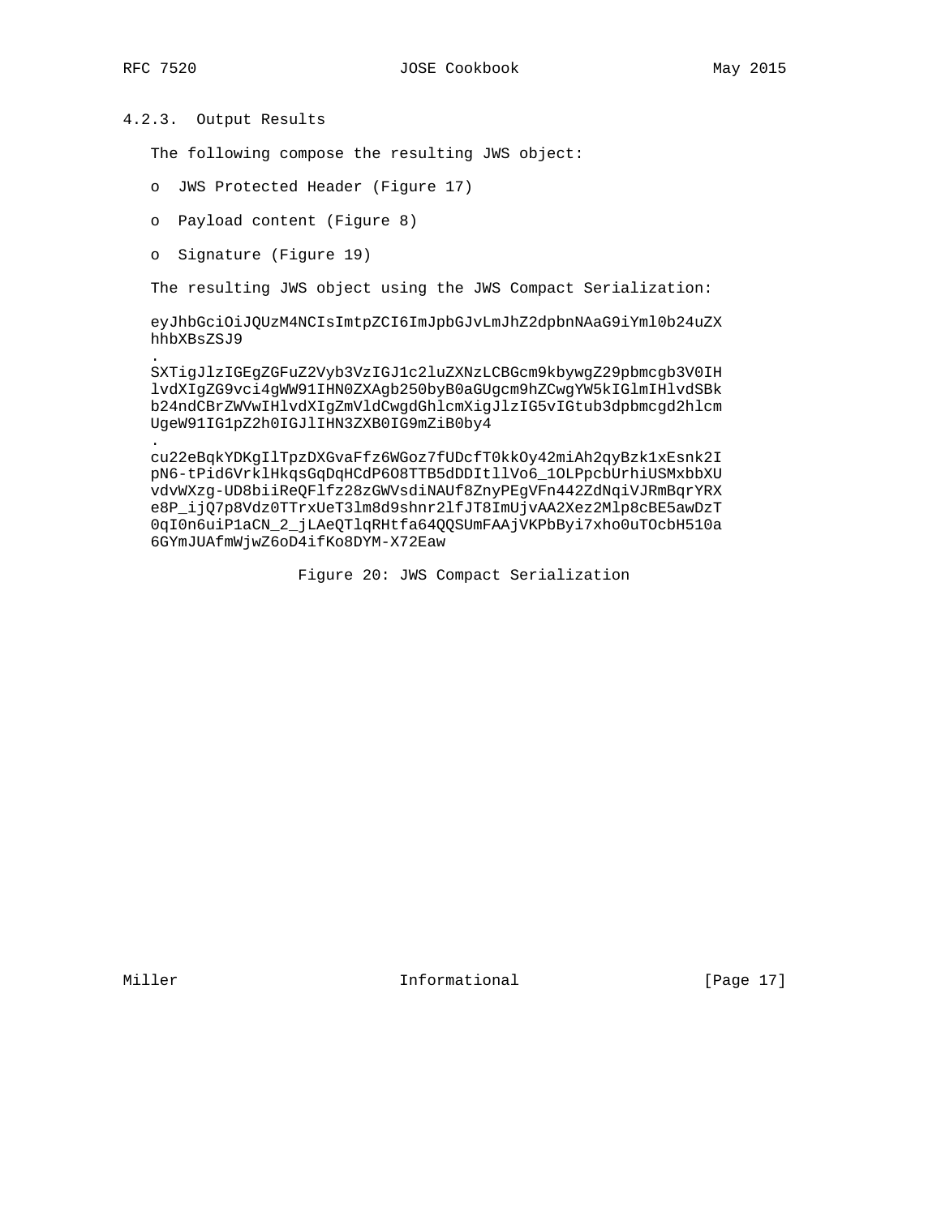### 4.2.3. Output Results

The following compose the resulting JWS object:

- JWS Protected Header (Figure 17)
- Payload content (Figure 8)
- Signature (Figure 19)

The resulting JWS object using the JWS Compact Serialization:

```
eyJhbGciOiJQUzM4NCIsImtpZCI6ImJpbGJvLmJhZ2dpbnNAaG9iYml0b24uZX
hhbXBsZSJ9
.
SXTigJlzIGEgZGFuZ2Vyb3VzIGJ1c2luZXNzLCBGcm9kbywgZ29pbmcgb3V0IH
lvdXIgZG9vci4gWW91IHN0ZXAgb250byB0aGUgcm9hZCwgYW5kIGlmIHlvdSBk
b24ndCBrZWVwIHlvdXIgZmVldCwgdGhlcmXigJlzIG5vIGtub3dpbmcgd2hlcm
UgeW91IG1pZ2h0IGJlIHN3ZXB0IG9mZiB0by4
.
cu22eBqkYDKgIlTpzDXGvaFfz6WGoz7fUDcfT0kkOy42miAh2qyBzk1xEsnk2I
pN6-tPid6VrklHkqsGqDqHCdP6O8TTB5dDDItllVo6_1OLPpcbUrhiUSMxbbXU
vdvWXzg-UD8biiReQFlfz28zGWVsdiNAUf8ZnyPEgVFn442ZdNqiVJRmBqrYRX
e8P_ijQ7p8Vdz0TTrxUeT3lm8d9shnr2lfJT8ImUjvAA2Xez2Mlp8cBE5awDzT
0qI0n6uiP1aCN_2_jLAeQTlqRHtfa64QQSUmFAAjVKPbByi7xho0uTOcbH510a
6GYmJUAfmWjwZ6oD4ifKo8DYM-X72Eaw
```

Figure 20: JWS Compact Serialization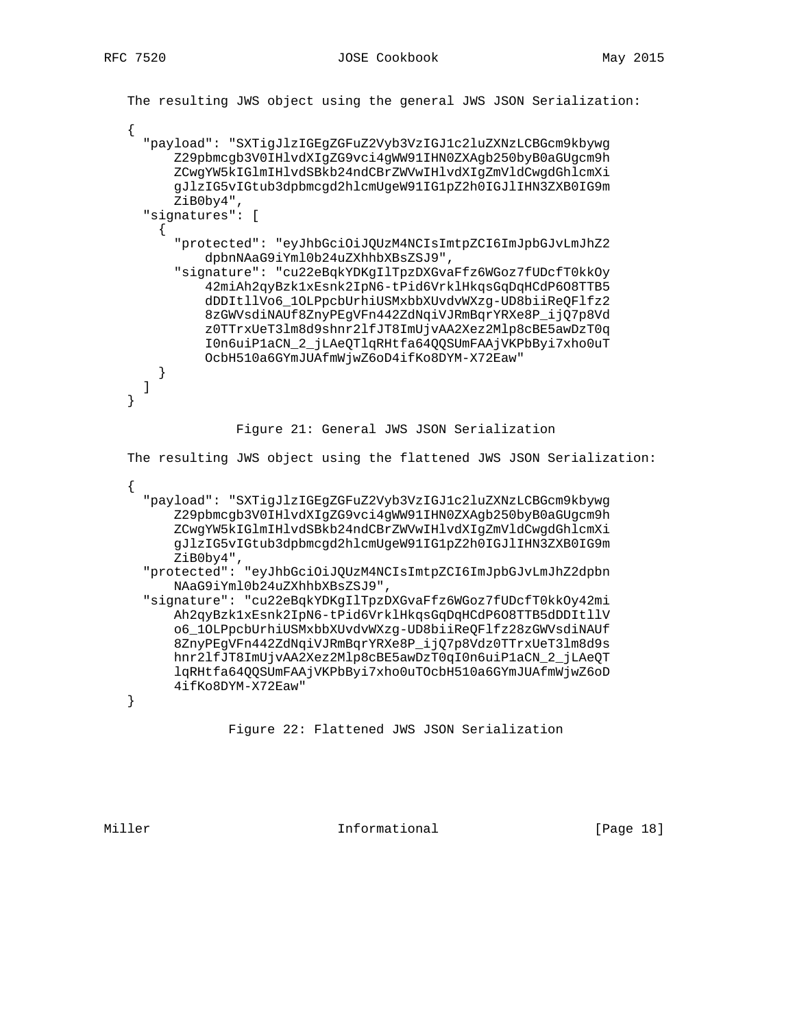The resulting JWS object using the general JWS JSON Serialization:

```
{
  "payload": "SXTigJlzIGEgZGFuZ2Vyb3VzIGJ1c2luZXNzLCBGcm9kbywg
      Z29pbmcgb3V0IHlvdXIgZG9vci4gWW91IHN0ZXAgb250byB0aGUgcm9h
      ZCwgYW5kIGlmIHlvdSBkb24ndCBrZWVwIHlvdXIgZmVldCwgdGhlcmXi
      gJlzIG5vIGtub3dpbmcgd2hlcmUgeW91IG1pZ2h0IGJlIHN3ZXB0IG9m
      ZiB0by4",
  "signatures": [
    {
      "protected": "eyJhbGciOiJQUzM4NCIsImtpZCI6ImJpbGJvLmJhZ2
          dpbnNAaG9iYml0b24uZXhhbXBsZSJ9",
      "signature": "cu22eBqkYDKgIlTpzDXGvaFfz6WGoz7fUDcfT0kkOy
          42miAh2qyBzk1xEsnk2IpN6-tPid6VrklHkqsGqDqHCdP6O8TTB5
          dDDItllVo6_1OLPpcbUrhiUSMxbbXUvdvWXzg-UD8biiReQFlfz2
          8zGWVsdiNAUf8ZnyPEgVFn442ZdNqiVJRmBqrYRXe8P_ijQ7p8Vd
          z0TTrxUeT3lm8d9shnr2lfJT8ImUjvAA2Xez2Mlp8cBE5awDzT0q
          I0n6uiP1aCN_2_jLAeQTlqRHtfa64QQSUmFAAjVKPbByi7xho0uT
          OcbH510a6GYmJUAfmWjwZ6oD4ifKo8DYM-X72Eaw"
    }
  ]
}
```

Figure 21: General JWS JSON Serialization

The resulting JWS object using the flattened JWS JSON Serialization:

```
{
  "payload": "SXTigJlzIGEgZGFuZ2Vyb3VzIGJ1c2luZXNzLCBGcm9kbywg
      Z29pbmcgb3V0IHlvdXIgZG9vci4gWW91IHN0ZXAgb250byB0aGUgcm9h
      ZCwgYW5kIGlmIHlvdSBkb24ndCBrZWVwIHlvdXIgZmVldCwgdGhlcmXi
      gJlzIG5vIGtub3dpbmcgd2hlcmUgeW91IG1pZ2h0IGJlIHN3ZXB0IG9m
      ZiB0by4",
  "protected": "eyJhbGciOiJQUzM4NCIsImtpZCI6ImJpbGJvLmJhZ2dpbn
      NAaG9iYml0b24uZXhhbXBsZSJ9",
  "signature": "cu22eBqkYDKgIlTpzDXGvaFfz6WGoz7fUDcfT0kkOy42mi
      Ah2qyBzk1xEsnk2IpN6-tPid6VrklHkqsGqDqHCdP6O8TTB5dDDItllV
      o6_1OLPpcbUrhiUSMxbbXUvdvWXzg-UD8biiReQFlfz28zGWVsdiNAUf
      8ZnyPEgVFn442ZdNqiVJRmBqrYRXe8P_ijQ7p8Vdz0TTrxUeT3lm8d9s
      hnr2lfJT8ImUjvAA2Xez2Mlp8cBE5awDzT0qI0n6uiP1aCN_2_jLAeQT
      lqRHtfa64QQSUmFAAjVKPbByi7xho0uTOcbH510a6GYmJUAfmWjwZ6oD
      4ifKo8DYM-X72Eaw"
}
```

Figure 22: Flattened JWS JSON Serialization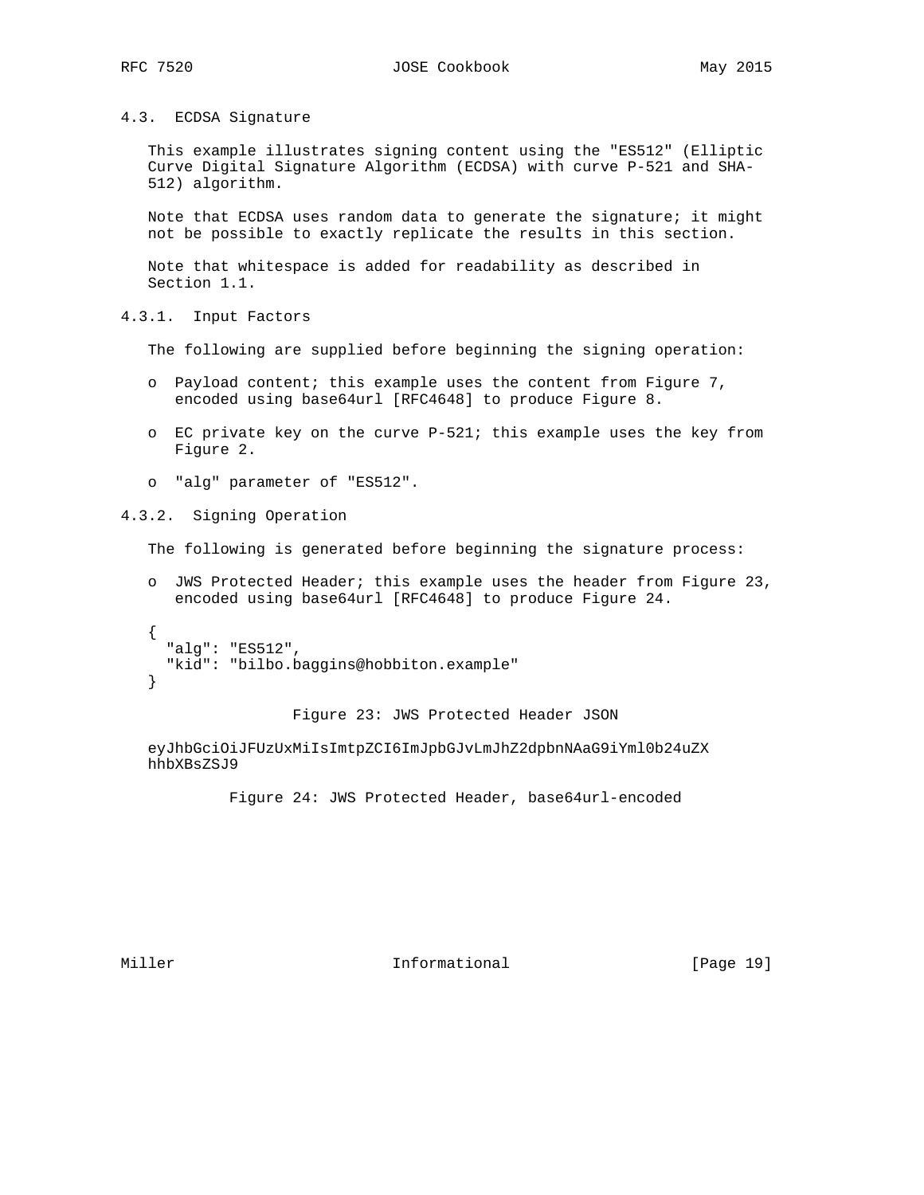### 4.3. ECDSA Signature

This example illustrates signing content using the "ES512" (Elliptic Curve Digital Signature Algorithm (ECDSA) with curve P-521 and SHA-512) algorithm.

Note that ECDSA uses random data to generate the signature; it might not be possible to exactly replicate the results in this section.

Note that whitespace is added for readability as described in Section 1.1.

#### 4.3.1. Input Factors

The following are supplied before beginning the signing operation:

- Payload content; this example uses the content from Figure 7, encoded using base64url [RFC4648] to produce Figure 8.
- EC private key on the curve P-521; this example uses the key from Figure 2.
- "alg" parameter of "ES512".

#### 4.3.2. Signing Operation

The following is generated before beginning the signature process:

- JWS Protected Header; this example uses the header from Figure 23, encoded using base64url [RFC4648] to produce Figure 24.

```
{
  "alg": "ES512",
  "kid": "bilbo.baggins@hobbiton.example"
}
```

Figure 23: JWS Protected Header JSON

```
eyJhbGciOiJFUzUxMiIsImtpZCI6ImJpbGJvLmJhZ2dpbnNAaG9iYml0b24uZX
hhbXBsZSJ9
```

Figure 24: JWS Protected Header, base64url-encoded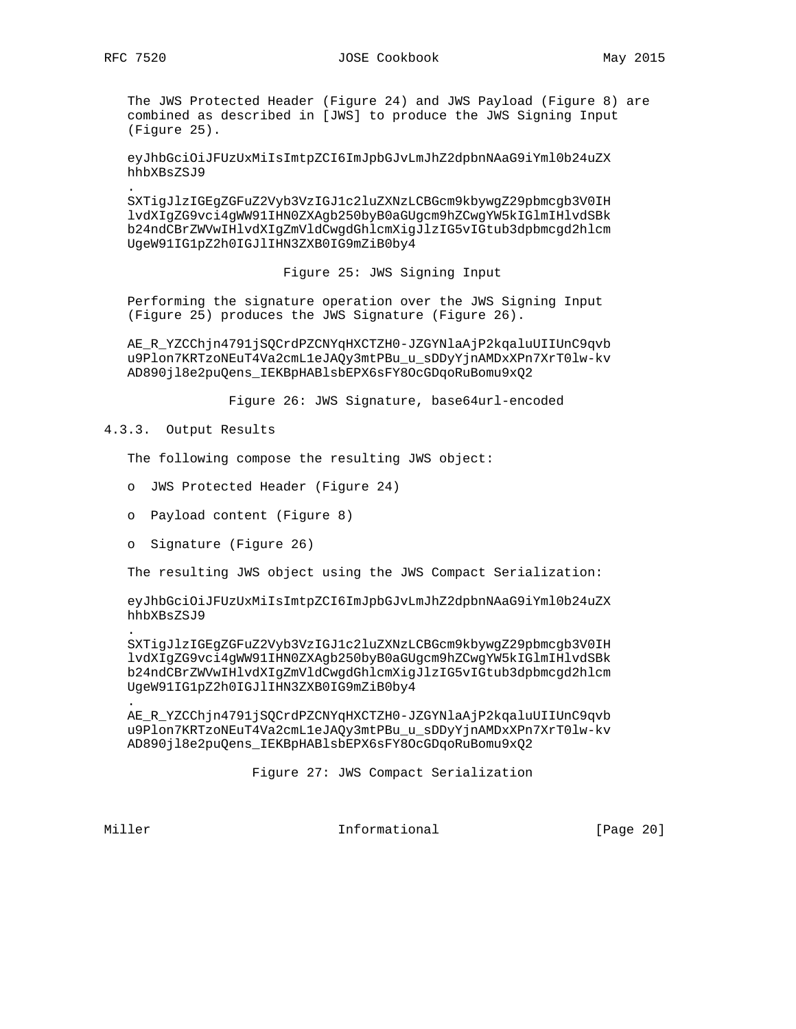The JWS Protected Header (Figure 24) and JWS Payload (Figure 8) are combined as described in [JWS] to produce the JWS Signing Input (Figure 25).

```
eyJhbGciOiJFUzUxMiIsImtpZCI6ImJpbGJvLmJhZ2dpbnNAaG9iYml0b24uZX
hhbXBsZSJ9
.
SXTigJlzIGEgZGFuZ2Vyb3VzIGJ1c2luZXNzLCBGcm9kbywgZ29pbmcgb3V0IH
lvdXIgZG9vci4gWW91IHN0ZXAgb250byB0aGUgcm9hZCwgYW5kIGlmIHlvdSBk
b24ndCBrZWVwIHlvdXIgZmVldCwgdGhlcmXigJlzIG5vIGtub3dpbmcgd2hlcm
UgeW91IG1pZ2h0IGJlIHN3ZXB0IG9mZiB0by4
```

Figure 25: JWS Signing Input

Performing the signature operation over the JWS Signing Input (Figure 25) produces the JWS Signature (Figure 26).

```
AE_R_YZCChjn4791jSQCrdPZCNYqHXCTZH0-JZGYNlaAjP2kqaluUIIUnC9qvb
u9Plon7KRTzoNEuT4Va2cmL1eJAQy3mtPBu_u_sDDyYjnAMDxXPn7XrT0lw-kv
AD890jl8e2puQens_IEKBpHABlsbEPX6sFY8OcGDqoRuBomu9xQ2
```

Figure 26: JWS Signature, base64url-encoded

### 4.3.3. Output Results

The following compose the resulting JWS object:

- JWS Protected Header (Figure 24)
- Payload content (Figure 8)
- Signature (Figure 26)

The resulting JWS object using the JWS Compact Serialization:

```
eyJhbGciOiJFUzUxMiIsImtpZCI6ImJpbGJvLmJhZ2dpbnNAaG9iYml0b24uZX
hhbXBsZSJ9
.
SXTigJlzIGEgZGFuZ2Vyb3VzIGJ1c2luZXNzLCBGcm9kbywgZ29pbmcgb3V0IH
lvdXIgZG9vci4gWW91IHN0ZXAgb250byB0aGUgcm9hZCwgYW5kIGlmIHlvdSBk
b24ndCBrZWVwIHlvdXIgZmVldCwgdGhlcmXigJlzIG5vIGtub3dpbmcgd2hlcm
UgeW91IG1pZ2h0IGJlIHN3ZXB0IG9mZiB0by4
.
AE_R_YZCChjn4791jSQCrdPZCNYqHXCTZH0-JZGYNlaAjP2kqaluUIIUnC9qvb
u9Plon7KRTzoNEuT4Va2cmL1eJAQy3mtPBu_u_sDDyYjnAMDxXPn7XrT0lw-kv
AD890jl8e2puQens_IEKBpHABlsbEPX6sFY8OcGDqoRuBomu9xQ2
```

Figure 27: JWS Compact Serialization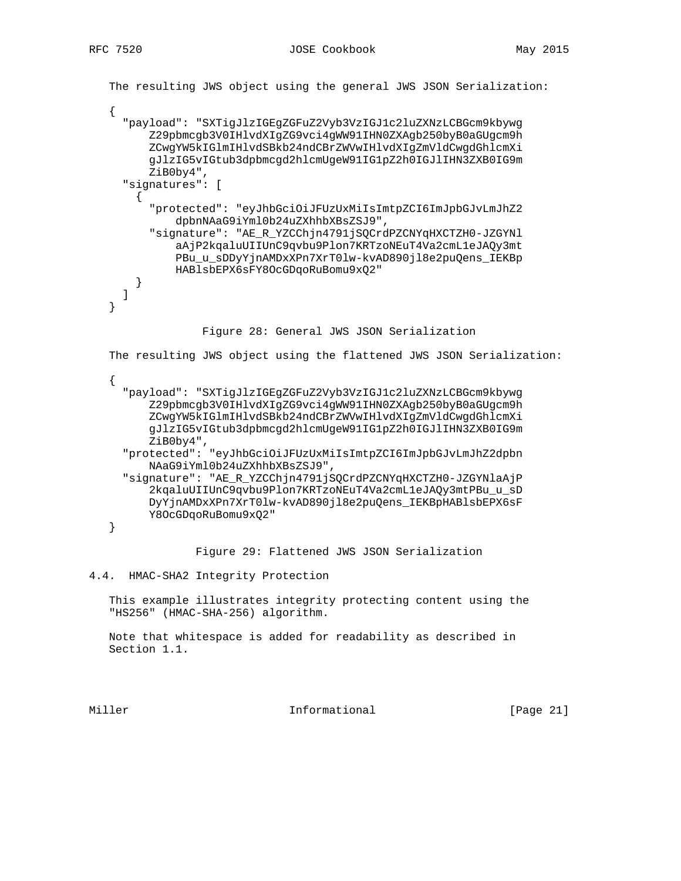The resulting JWS object using the general JWS JSON Serialization:

```
{
  "payload": "SXTigJlzIGEgZGFuZ2Vyb3VzIGJ1c2luZXNzLCBGcm9kbywg
      Z29pbmcgb3V0IHlvdXIgZG9vci4gWW91IHN0ZXAgb250byB0aGUgcm9h
      ZCwgYW5kIGlmIHlvdSBkb24ndCBrZWVwIHlvdXIgZmVldCwgdGhlcmXi
      gJlzIG5vIGtub3dpbmcgd2hlcmUgeW91IG1pZ2h0IGJlIHN3ZXB0IG9m
      ZiB0by4",
  "signatures": [
    {
      "protected": "eyJhbGciOiJFUzUxMiIsImtpZCI6ImJpbGJvLmJhZ2
          dpbnNAaG9iYml0b24uZXhhbXBsZSJ9",
      "signature": "AE_R_YZCChjn4791jSQCrdPZCNYqHXCTZH0-JZGYNl
          aAjP2kqaluUIIUnC9qvbu9Plon7KRTzoNEuT4Va2cmL1eJAQy3mt
          PBu_u_sDDyYjnAMDxXPn7XrT0lw-kvAD890jl8e2puQens_IEKBp
          HABlsbEPX6sFY8OcGDqoRuBomu9xQ2"
    }
  ]
}
```

Figure 28: General JWS JSON Serialization

The resulting JWS object using the flattened JWS JSON Serialization:

```
{
  "payload": "SXTigJlzIGEgZGFuZ2Vyb3VzIGJ1c2luZXNzLCBGcm9kbywg
      Z29pbmcgb3V0IHlvdXIgZG9vci4gWW91IHN0ZXAgb250byB0aGUgcm9h
      ZCwgYW5kIGlmIHlvdSBkb24ndCBrZWVwIHlvdXIgZmVldCwgdGhlcmXi
      gJlzIG5vIGtub3dpbmcgd2hlcmUgeW91IG1pZ2h0IGJlIHN3ZXB0IG9m
      ZiB0by4",
  "protected": "eyJhbGciOiJFUzUxMiIsImtpZCI6ImJpbGJvLmJhZ2dpbn
      NAaG9iYml0b24uZXhhbXBsZSJ9",
  "signature": "AE_R_YZCChjn4791jSQCrdPZCNYqHXCTZH0-JZGYNlaAjP
      2kqaluUIIUnC9qvbu9Plon7KRTzoNEuT4Va2cmL1eJAQy3mtPBu_u_sD
      DyYjnAMDxXPn7XrT0lw-kvAD890jl8e2puQens_IEKBpHABlsbEPX6sF
      Y8OcGDqoRuBomu9xQ2"
}
```

Figure 29: Flattened JWS JSON Serialization

## 4.4. HMAC-SHA2 Integrity Protection

This example illustrates integrity protecting content using the "HS256" (HMAC-SHA-256) algorithm.

Note that whitespace is added for readability as described in Section 1.1.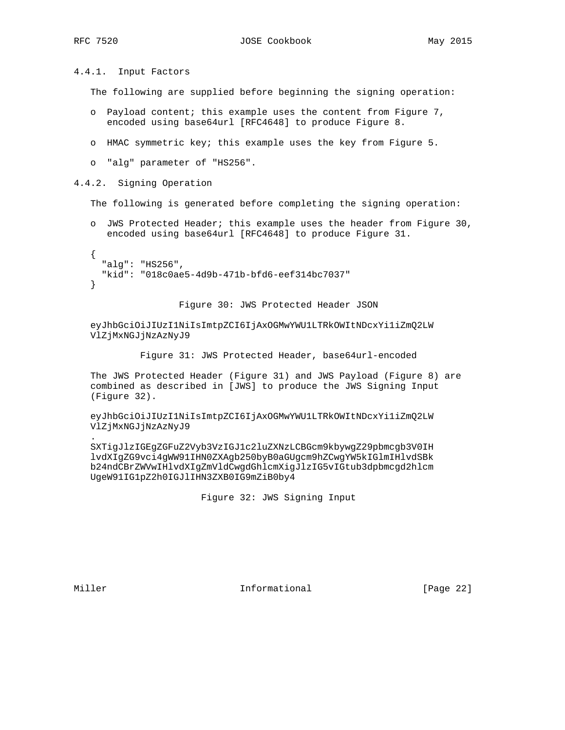### 4.4.1. Input Factors

The following are supplied before beginning the signing operation:

- Payload content; this example uses the content from Figure 7, encoded using base64url [RFC4648] to produce Figure 8.
- HMAC symmetric key; this example uses the key from Figure 5.
- "alg" parameter of "HS256".

### 4.4.2. Signing Operation

The following is generated before completing the signing operation:

- JWS Protected Header; this example uses the header from Figure 30, encoded using base64url [RFC4648] to produce Figure 31.

```
{
  "alg": "HS256",
  "kid": "018c0ae5-4d9b-471b-bfd6-eef314bc7037"
}
```

Figure 30: JWS Protected Header JSON

```
eyJhbGciOiJIUzI1NiIsImtpZCI6IjAxOGMwYWU1LTRkOWItNDcxYi1iZmQ2LW
VlZjMxNGJjNzAzNyJ9
```

Figure 31: JWS Protected Header, base64url-encoded

The JWS Protected Header (Figure 31) and JWS Payload (Figure 8) are combined as described in [JWS] to produce the JWS Signing Input (Figure 32).

```
eyJhbGciOiJIUzI1NiIsImtpZCI6IjAxOGMwYWU1LTRkOWItNDcxYi1iZmQ2LW
VlZjMxNGJjNzAzNyJ9
.
SXTigJlzIGEgZGFuZ2Vyb3VzIGJ1c2luZXNzLCBGcm9kbywgZ29pbmcgb3V0IH
lvdXIgZG9vci4gWW91IHN0ZXAgb250byB0aGUgcm9hZCwgYW5kIGlmIHlvdSBk
b24ndCBrZWVwIHlvdXIgZmVldCwgdGhlcmXigJlzIG5vIGtub3dpbmcgd2hlcm
UgeW91IG1pZ2h0IGJlIHN3ZXB0IG9mZiB0by4
```

Figure 32: JWS Signing Input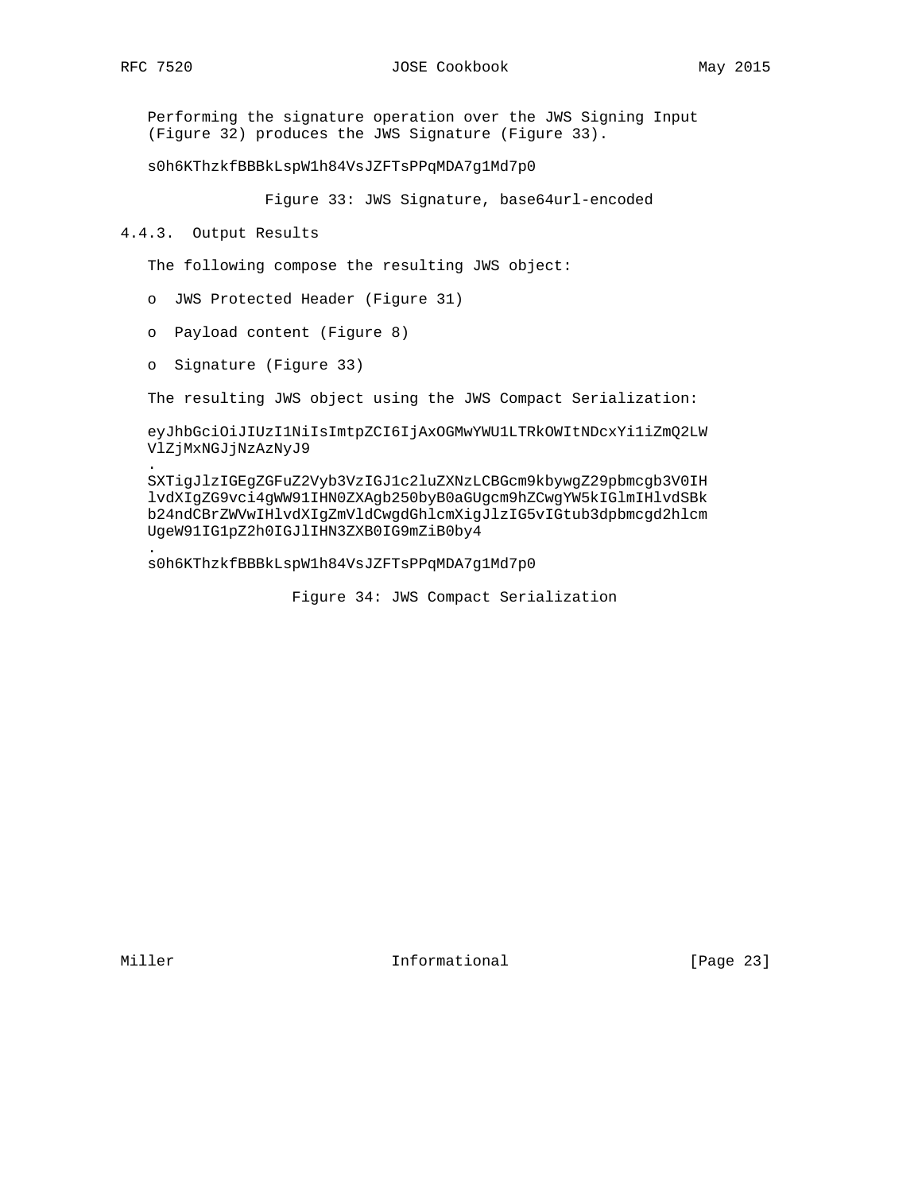Performing the signature operation over the JWS Signing Input (Figure 32) produces the JWS Signature (Figure 33).

```
s0h6KThzkfBBBkLspW1h84VsJZFTsPPqMDA7g1Md7p0
```

Figure 33: JWS Signature, base64url-encoded

### 4.4.3. Output Results

The following compose the resulting JWS object:

- JWS Protected Header (Figure 31)
- Payload content (Figure 8)
- Signature (Figure 33)

The resulting JWS object using the JWS Compact Serialization:

```
eyJhbGciOiJIUzI1NiIsImtpZCI6IjAxOGMwYWU1LTRkOWItNDcxYi1iZmQ2LW
VlZjMxNGJjNzAzNyJ9
.
SXTigJlzIGEgZGFuZ2Vyb3VzIGJ1c2luZXNzLCBGcm9kbywgZ29pbmcgb3V0IH
lvdXIgZG9vci4gWW91IHN0ZXAgb250byB0aGUgcm9hZCwgYW5kIGlmIHlvdSBk
b24ndCBrZWVwIHlvdXIgZmVldCwgdGhlcmXigJlzIG5vIGtub3dpbmcgd2hlcm
UgeW91IG1pZ2h0IGJlIHN3ZXB0IG9mZiB0by4
.
s0h6KThzkfBBBkLspW1h84VsJZFTsPPqMDA7g1Md7p0
```

Figure 34: JWS Compact Serialization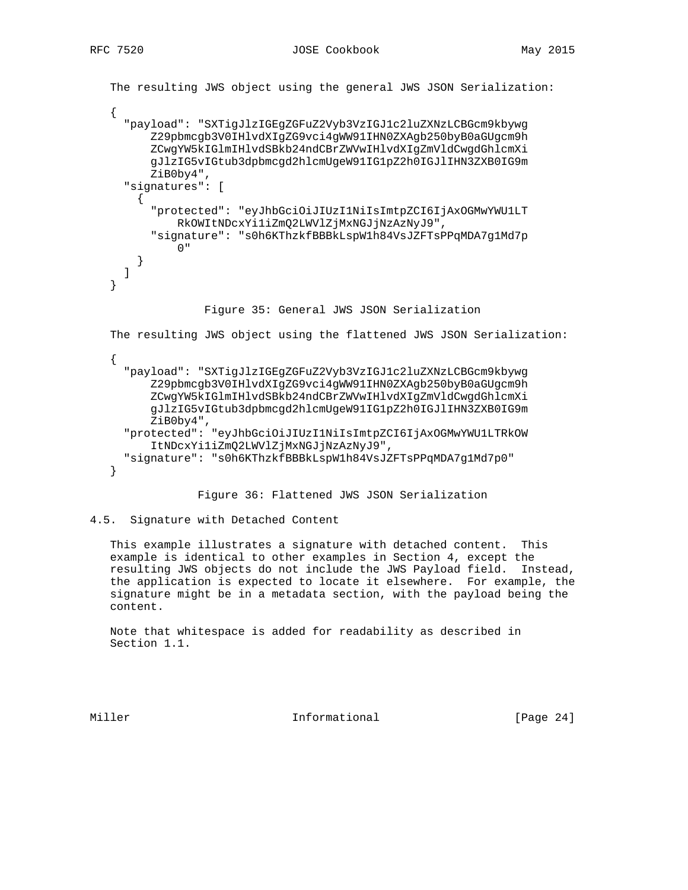The resulting JWS object using the general JWS JSON Serialization:

```
{
  "payload": "SXTigJlzIGEgZGFuZ2Vyb3VzIGJ1c2luZXNzLCBGcm9kbywg
      Z29pbmcgb3V0IHlvdXIgZG9vci4gWW91IHN0ZXAgb250byB0aGUgcm9h
      ZCwgYW5kIGlmIHlvdSBkb24ndCBrZWVwIHlvdXIgZmVldCwgdGhlcmXi
      gJlzIG5vIGtub3dpbmcgd2hlcmUgeW91IG1pZ2h0IGJlIHN3ZXB0IG9m
      ZiB0by4",
  "signatures": [
    {
      "protected": "eyJhbGciOiJIUzI1NiIsImtpZCI6IjAxOGMwYWU1LT
          RkOWItNDcxYi1iZmQ2LWVlZjMxNGJjNzAzNyJ9",
      "signature": "s0h6KThzkfBBBkLspW1h84VsJZFTsPPqMDA7g1Md7p
          0"
    }
  ]
}
```

Figure 35: General JWS JSON Serialization

The resulting JWS object using the flattened JWS JSON Serialization:

```
{
  "payload": "SXTigJlzIGEgZGFuZ2Vyb3VzIGJ1c2luZXNzLCBGcm9kbywg
      Z29pbmcgb3V0IHlvdXIgZG9vci4gWW91IHN0ZXAgb250byB0aGUgcm9h
      ZCwgYW5kIGlmIHlvdSBkb24ndCBrZWVwIHlvdXIgZmVldCwgdGhlcmXi
      gJlzIG5vIGtub3dpbmcgd2hlcmUgeW91IG1pZ2h0IGJlIHN3ZXB0IG9m
      ZiB0by4",
  "protected": "eyJhbGciOiJIUzI1NiIsImtpZCI6IjAxOGMwYWU1LTRkOW
      ItNDcxYi1iZmQ2LWVlZjMxNGJjNzAzNyJ9",
  "signature": "s0h6KThzkfBBBkLspW1h84VsJZFTsPPqMDA7g1Md7p0"
}
```

Figure 36: Flattened JWS JSON Serialization

## 4.5. Signature with Detached Content

This example illustrates a signature with detached content. This example is identical to other examples in Section 4, except the resulting JWS objects do not include the JWS Payload field. Instead, the application is expected to locate it elsewhere. For example, the signature might be in a metadata section, with the payload being the content.

Note that whitespace is added for readability as described in Section 1.1.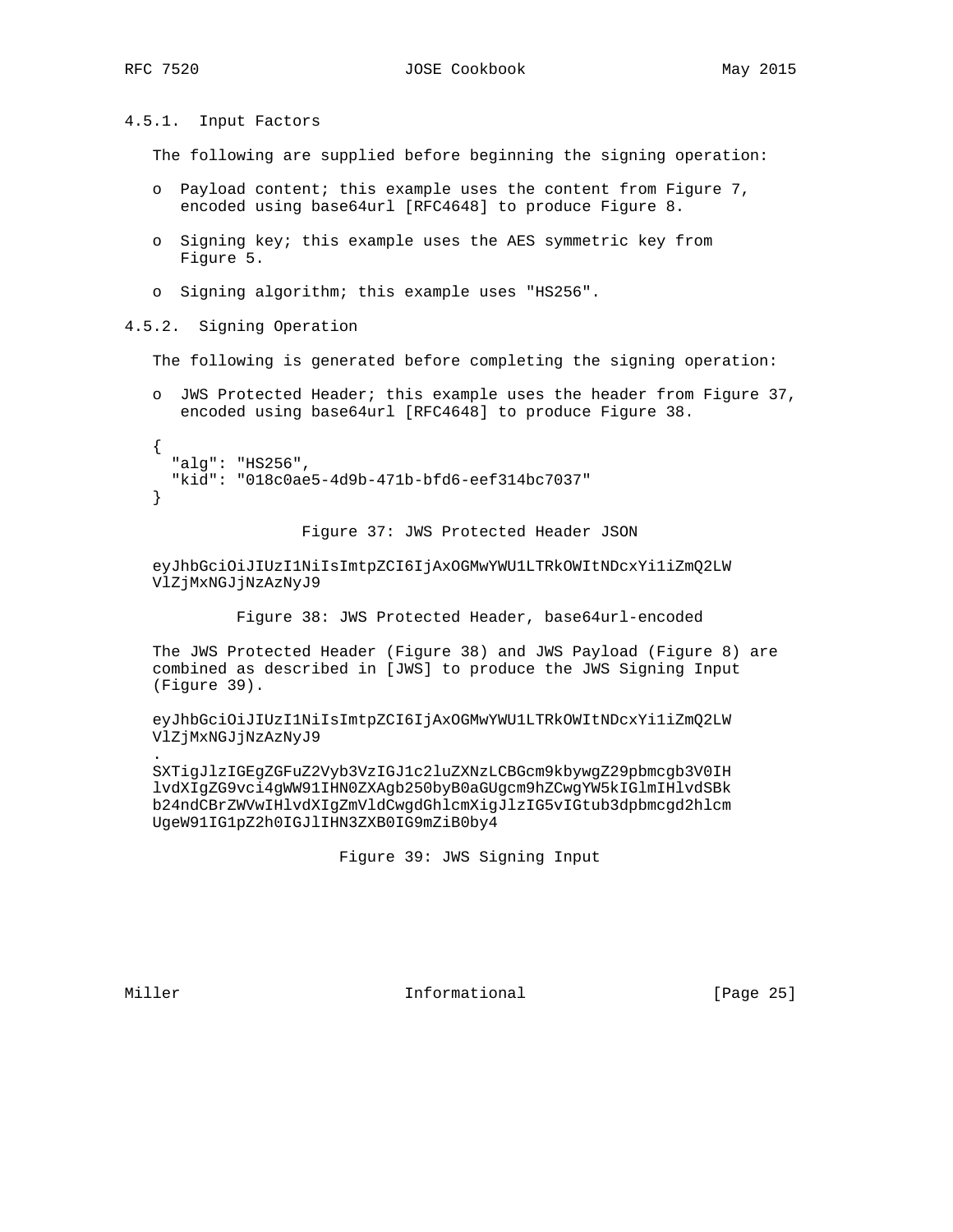### 4.5.1. Input Factors

The following are supplied before beginning the signing operation:

- Payload content; this example uses the content from Figure 7, encoded using base64url [RFC4648] to produce Figure 8.
- Signing key; this example uses the AES symmetric key from Figure 5.
- Signing algorithm; this example uses "HS256".

### 4.5.2. Signing Operation

The following is generated before completing the signing operation:

- JWS Protected Header; this example uses the header from Figure 37, encoded using base64url [RFC4648] to produce Figure 38.

```
{
  "alg": "HS256",
  "kid": "018c0ae5-4d9b-471b-bfd6-eef314bc7037"
}
```

Figure 37: JWS Protected Header JSON

```
eyJhbGciOiJIUzI1NiIsImtpZCI6IjAxOGMwYWU1LTRkOWItNDcxYi1iZmQ2LW
VlZjMxNGJjNzAzNyJ9
```

Figure 38: JWS Protected Header, base64url-encoded

The JWS Protected Header (Figure 38) and JWS Payload (Figure 8) are combined as described in [JWS] to produce the JWS Signing Input (Figure 39).

```
eyJhbGciOiJIUzI1NiIsImtpZCI6IjAxOGMwYWU1LTRkOWItNDcxYi1iZmQ2LW
VlZjMxNGJjNzAzNyJ9
.
SXTigJlzIGEgZGFuZ2Vyb3VzIGJ1c2luZXNzLCBGcm9kbywgZ29pbmcgb3V0IH
lvdXIgZG9vci4gWW91IHN0ZXAgb250byB0aGUgcm9hZCwgYW5kIGlmIHlvdSBk
b24ndCBrZWVwIHlvdXIgZmVldCwgdGhlcmXigJlzIG5vIGtub3dpbmcgd2hlcm
UgeW91IG1pZ2h0IGJlIHN3ZXB0IG9mZiB0by4
```

Figure 39: JWS Signing Input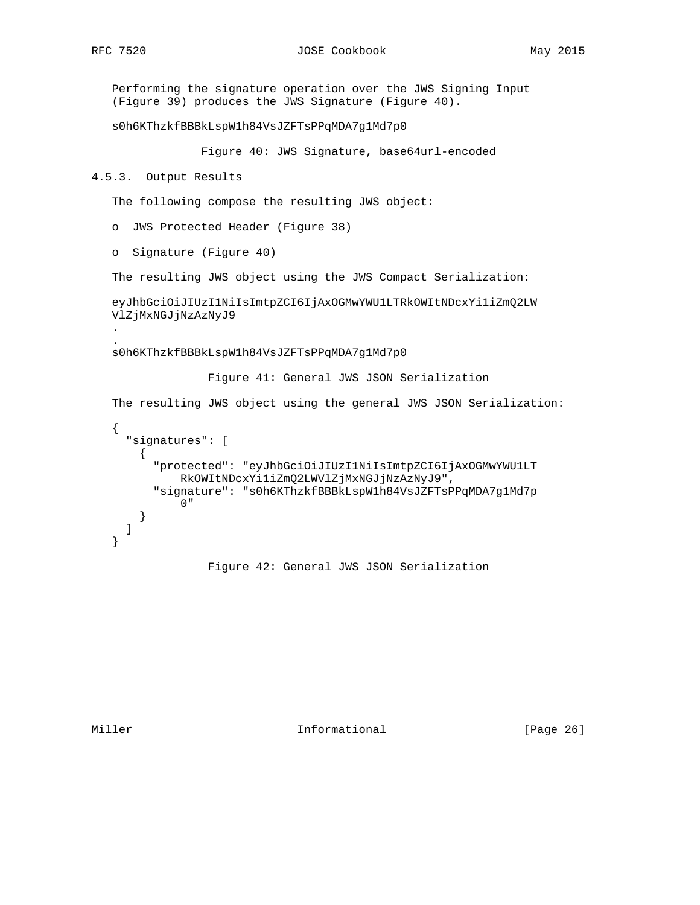Performing the signature operation over the JWS Signing Input (Figure 39) produces the JWS Signature (Figure 40).

```
s0h6KThzkfBBBkLspW1h84VsJZFTsPPqMDA7g1Md7p0
```

Figure 40: JWS Signature, base64url-encoded

### 4.5.3. Output Results

The following compose the resulting JWS object:

- JWS Protected Header (Figure 38)
- Signature (Figure 40)

The resulting JWS object using the JWS Compact Serialization:

```
eyJhbGciOiJIUzI1NiIsImtpZCI6IjAxOGMwYWU1LTRkOWItNDcxYi1iZmQ2LW
VlZjMxNGJjNzAzNyJ9
.
.
s0h6KThzkfBBBkLspW1h84VsJZFTsPPqMDA7g1Md7p0
```

Figure 41: General JWS JSON Serialization

The resulting JWS object using the general JWS JSON Serialization:

```
{
  "signatures": [
    {
      "protected": "eyJhbGciOiJIUzI1NiIsImtpZCI6IjAxOGMwYWU1LT
          RkOWItNDcxYi1iZmQ2LWVlZjMxNGJjNzAzNyJ9",
      "signature": "s0h6KThzkfBBBkLspW1h84VsJZFTsPPqMDA7g1Md7p
          0"
    }
  ]
}
```

Figure 42: General JWS JSON Serialization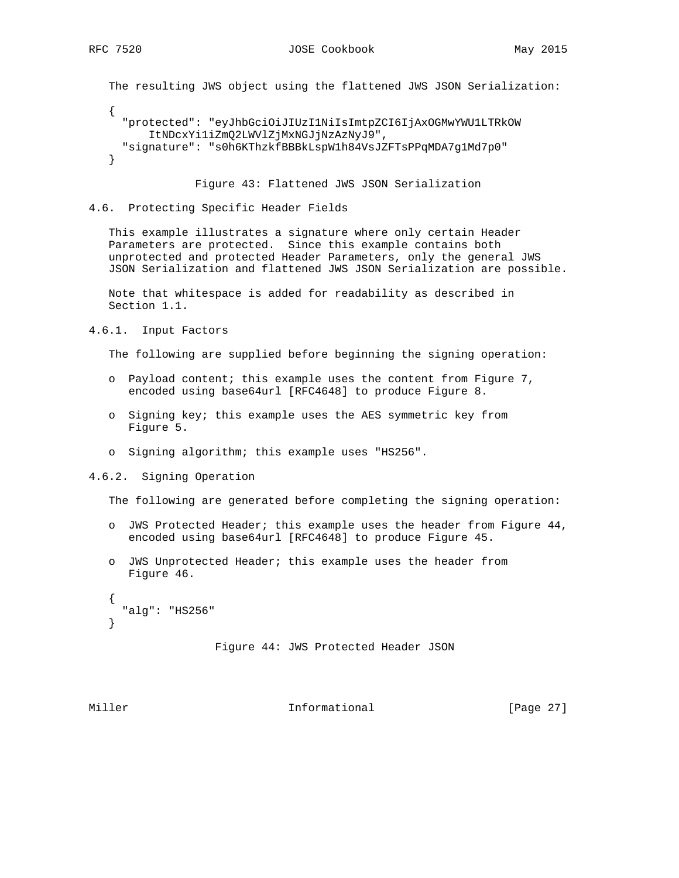The resulting JWS object using the flattened JWS JSON Serialization:

```
{
  "protected": "eyJhbGciOiJIUzI1NiIsImtpZCI6IjAxOGMwYWU1LTRkOW
      ItNDcxYi1iZmQ2LWVlZjMxNGJjNzAzNyJ9",
  "signature": "s0h6KThzkfBBBkLspW1h84VsJZFTsPPqMDA7g1Md7p0"
}
```

Figure 43: Flattened JWS JSON Serialization

### 4.6. Protecting Specific Header Fields

This example illustrates a signature where only certain Header Parameters are protected. Since this example contains both unprotected and protected Header Parameters, only the general JWS JSON Serialization and flattened JWS JSON Serialization are possible.

Note that whitespace is added for readability as described in Section 1.1.

#### 4.6.1. Input Factors

The following are supplied before beginning the signing operation:

- Payload content; this example uses the content from Figure 7, encoded using base64url [RFC4648] to produce Figure 8.
- Signing key; this example uses the AES symmetric key from Figure 5.
- Signing algorithm; this example uses "HS256".

#### 4.6.2. Signing Operation

The following are generated before completing the signing operation:

- JWS Protected Header; this example uses the header from Figure 44, encoded using base64url [RFC4648] to produce Figure 45.
- JWS Unprotected Header; this example uses the header from Figure 46.

```
{
  "alg": "HS256"
}
```

Figure 44: JWS Protected Header JSON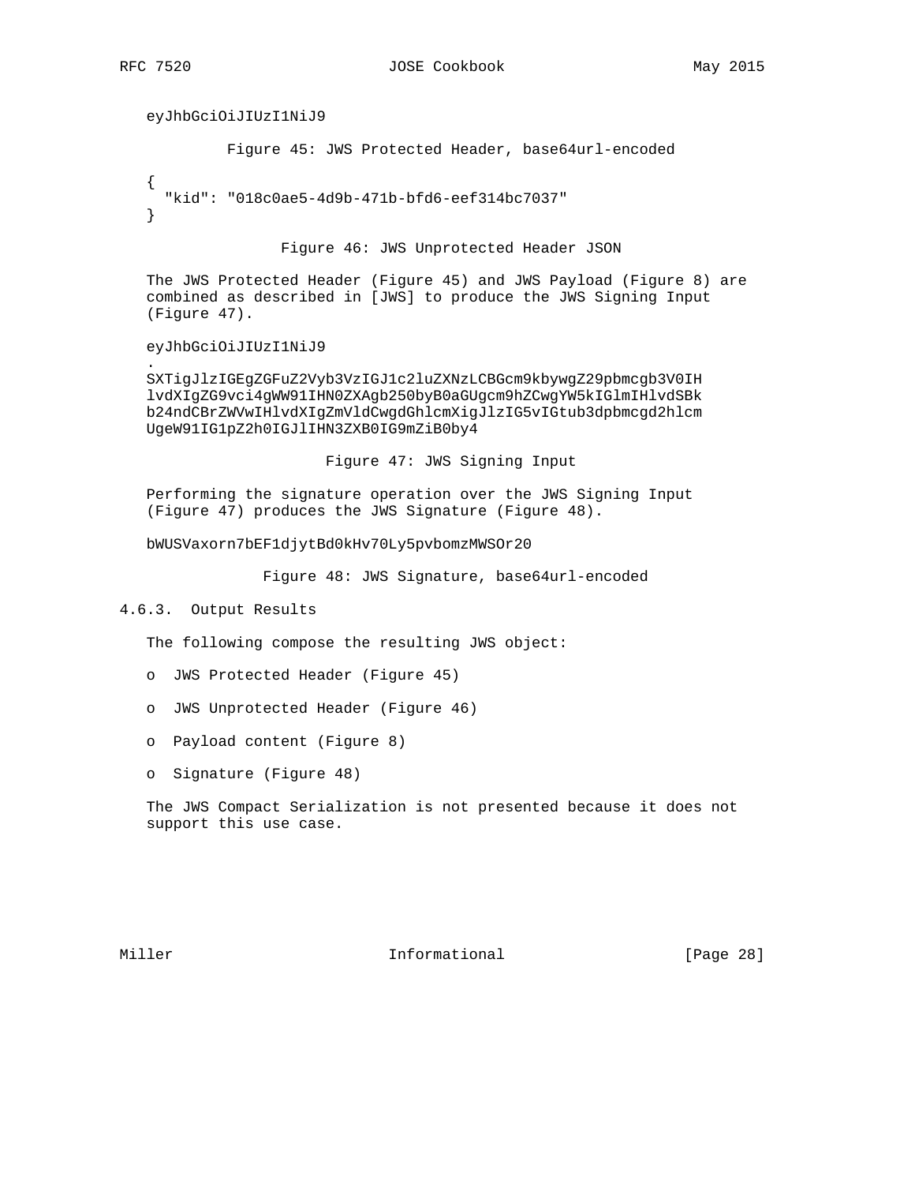```
eyJhbGciOiJIUzI1NiJ9
```

Figure 45: JWS Protected Header, base64url-encoded

```
{
  "kid": "018c0ae5-4d9b-471b-bfd6-eef314bc7037"
}
```

Figure 46: JWS Unprotected Header JSON

The JWS Protected Header (Figure 45) and JWS Payload (Figure 8) are combined as described in [JWS] to produce the JWS Signing Input (Figure 47).

```
eyJhbGciOiJIUzI1NiJ9
.
SXTigJlzIGEgZGFuZ2Vyb3VzIGJ1c2luZXNzLCBGcm9kbywgZ29pbmcgb3V0IH
lvdXIgZG9vci4gWW91IHN0ZXAgb250byB0aGUgcm9hZCwgYW5kIGlmIHlvdSBk
b24ndCBrZWVwIHlvdXIgZmVldCwgdGhlcmXigJlzIG5vIGtub3dpbmcgd2hlcm
UgeW91IG1pZ2h0IGJlIHN3ZXB0IG9mZiB0by4
```

Figure 47: JWS Signing Input

Performing the signature operation over the JWS Signing Input (Figure 47) produces the JWS Signature (Figure 48).

```
bWUSVaxorn7bEF1djytBd0kHv70Ly5pvbomzMWSOr20
```

Figure 48: JWS Signature, base64url-encoded

### 4.6.3. Output Results

The following compose the resulting JWS object:

- JWS Protected Header (Figure 45)
- JWS Unprotected Header (Figure 46)
- Payload content (Figure 8)
- Signature (Figure 48)

The JWS Compact Serialization is not presented because it does not support this use case.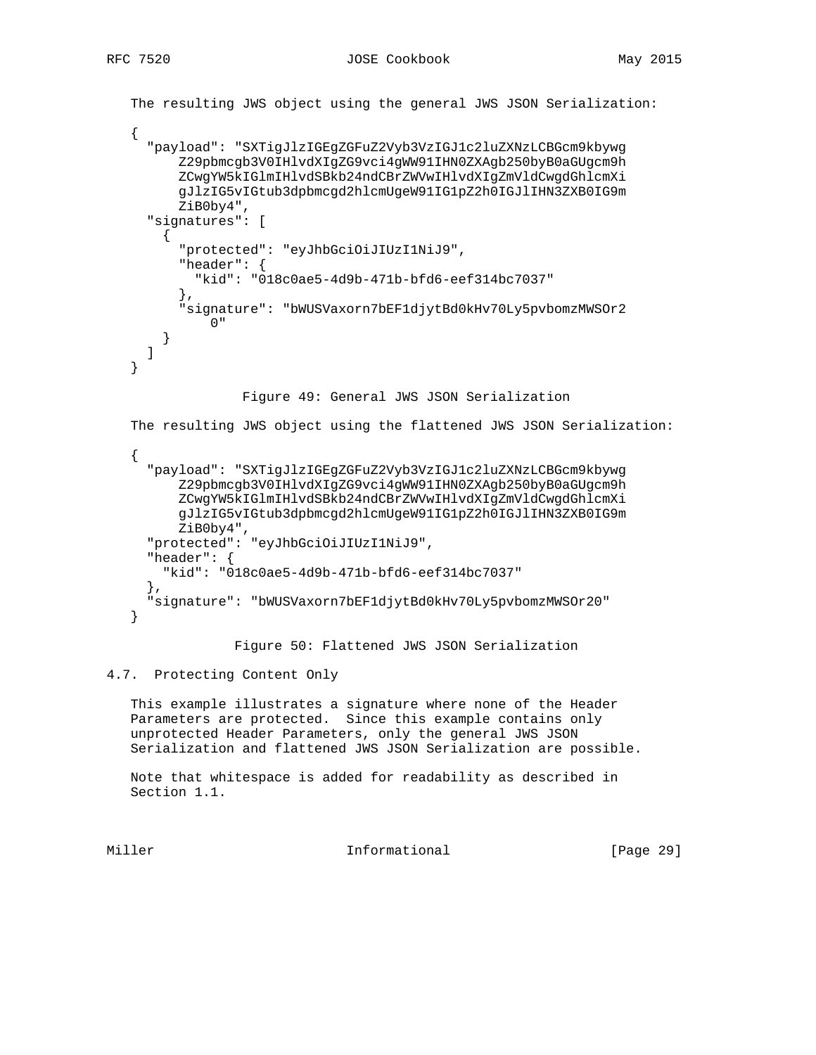The resulting JWS object using the general JWS JSON Serialization:

```
{
  "payload": "SXTigJlzIGEgZGFuZ2Vyb3VzIGJ1c2luZXNzLCBGcm9kbywg
      Z29pbmcgb3V0IHlvdXIgZG9vci4gWW91IHN0ZXAgb250byB0aGUgcm9h
      ZCwgYW5kIGlmIHlvdSBkb24ndCBrZWVwIHlvdXIgZmVldCwgdGhlcmXi
      gJlzIG5vIGtub3dpbmcgd2hlcmUgeW91IG1pZ2h0IGJlIHN3ZXB0IG9m
      ZiB0by4",
  "signatures": [
    {
      "protected": "eyJhbGciOiJIUzI1NiJ9",
      "header": {
        "kid": "018c0ae5-4d9b-471b-bfd6-eef314bc7037"
      },
      "signature": "bWUSVaxorn7bEF1djytBd0kHv70Ly5pvbomzMWSOr2
          0"
    }
  ]
}
```

Figure 49: General JWS JSON Serialization

The resulting JWS object using the flattened JWS JSON Serialization:

```
{
  "payload": "SXTigJlzIGEgZGFuZ2Vyb3VzIGJ1c2luZXNzLCBGcm9kbywg
      Z29pbmcgb3V0IHlvdXIgZG9vci4gWW91IHN0ZXAgb250byB0aGUgcm9h
      ZCwgYW5kIGlmIHlvdSBkb24ndCBrZWVwIHlvdXIgZmVldCwgdGhlcmXi
      gJlzIG5vIGtub3dpbmcgd2hlcmUgeW91IG1pZ2h0IGJlIHN3ZXB0IG9m
      ZiB0by4",
  "protected": "eyJhbGciOiJIUzI1NiJ9",
  "header": {
    "kid": "018c0ae5-4d9b-471b-bfd6-eef314bc7037"
  },
  "signature": "bWUSVaxorn7bEF1djytBd0kHv70Ly5pvbomzMWSOr20"
}
```

Figure 50: Flattened JWS JSON Serialization

## 4.7. Protecting Content Only

This example illustrates a signature where none of the Header Parameters are protected. Since this example contains only unprotected Header Parameters, only the general JWS JSON Serialization and flattened JWS JSON Serialization are possible.

Note that whitespace is added for readability as described in Section 1.1.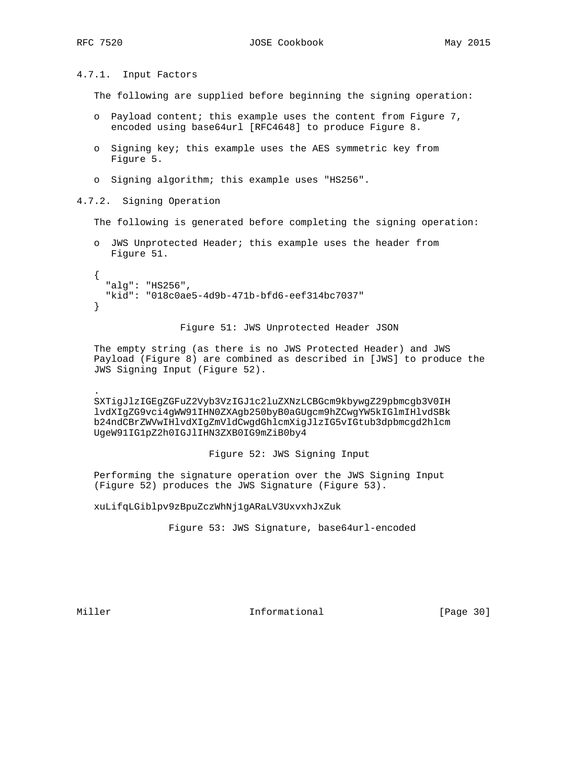#### 4.7.1. Input Factors

The following are supplied before beginning the signing operation:

- Payload content; this example uses the content from Figure 7, encoded using base64url [RFC4648] to produce Figure 8.
- Signing key; this example uses the AES symmetric key from Figure 5.
- Signing algorithm; this example uses "HS256".

#### 4.7.2. Signing Operation

The following is generated before completing the signing operation:

- JWS Unprotected Header; this example uses the header from Figure 51.

```
{
  "alg": "HS256",
  "kid": "018c0ae5-4d9b-471b-bfd6-eef314bc7037"
}
```

Figure 51: JWS Unprotected Header JSON

The empty string (as there is no JWS Protected Header) and JWS Payload (Figure 8) are combined as described in [JWS] to produce the JWS Signing Input (Figure 52).

```
.
SXTigJlzIGEgZGFuZ2Vyb3VzIGJ1c2luZXNzLCBGcm9kbywgZ29pbmcgb3V0IH
lvdXIgZG9vci4gWW91IHN0ZXAgb250byB0aGUgcm9hZCwgYW5kIGlmIHlvdSBk
b24ndCBrZWVwIHlvdXIgZmVldCwgdGhlcmXigJlzIG5vIGtub3dpbmcgd2hlcm
UgeW91IG1pZ2h0IGJlIHN3ZXB0IG9mZiB0by4
```

Figure 52: JWS Signing Input

Performing the signature operation over the JWS Signing Input (Figure 52) produces the JWS Signature (Figure 53).

```
xuLifqLGiblpv9zBpuZczWhNj1gARaLV3UxvxhJxZuk
```

Figure 53: JWS Signature, base64url-encoded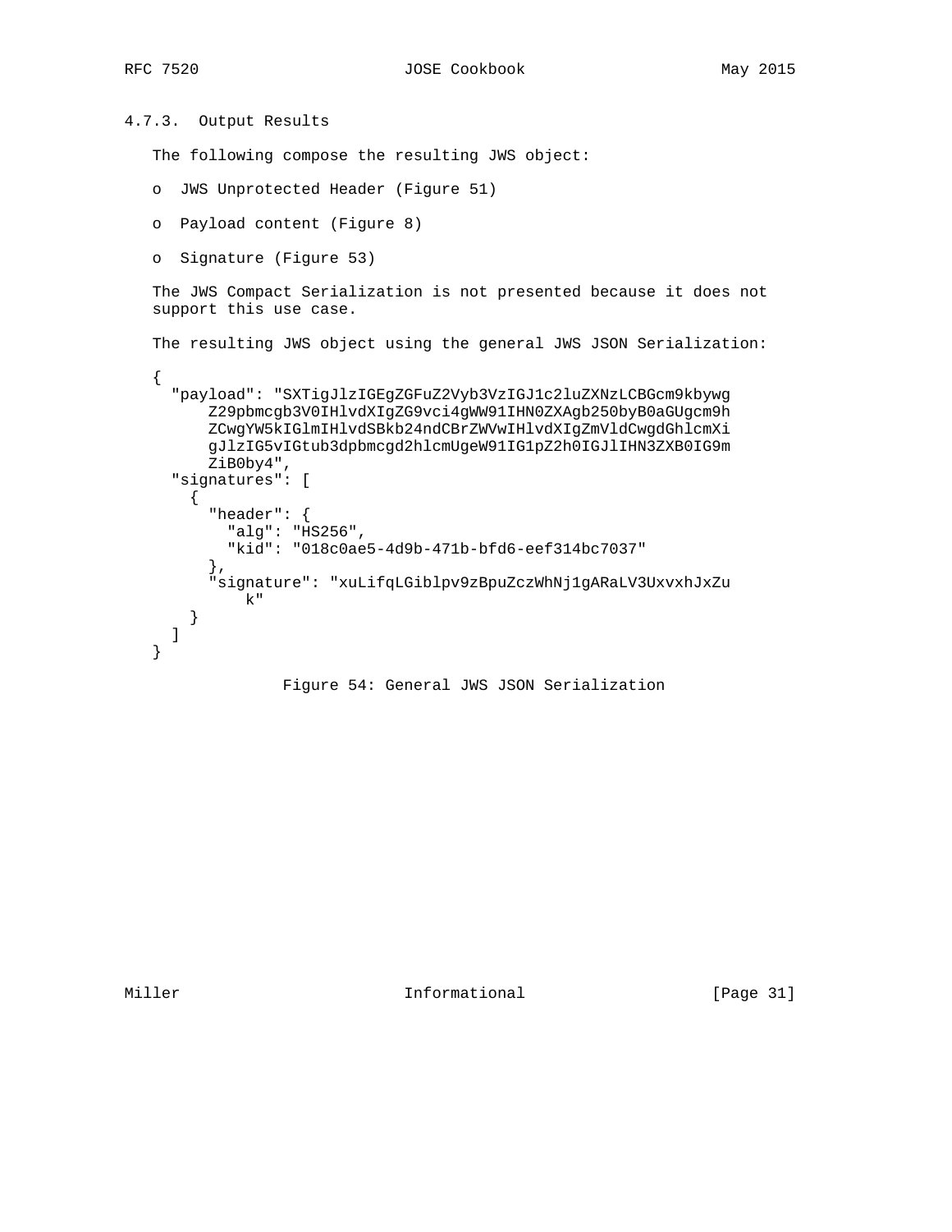### 4.7.3. Output Results

The following compose the resulting JWS object:

- JWS Unprotected Header (Figure 51)
- Payload content (Figure 8)
- Signature (Figure 53)

The JWS Compact Serialization is not presented because it does not support this use case.

The resulting JWS object using the general JWS JSON Serialization:

```
{
  "payload": "SXTigJlzIGEgZGFuZ2Vyb3VzIGJ1c2luZXNzLCBGcm9kbywg
      Z29pbmcgb3V0IHlvdXIgZG9vci4gWW91IHN0ZXAgb250byB0aGUgcm9h
      ZCwgYW5kIGlmIHlvdSBkb24ndCBrZWVwIHlvdXIgZmVldCwgdGhlcmXi
      gJlzIG5vIGtub3dpbmcgd2hlcmUgeW91IG1pZ2h0IGJlIHN3ZXB0IG9m
      ZiB0by4",
  "signatures": [
    {
      "header": {
        "alg": "HS256",
        "kid": "018c0ae5-4d9b-471b-bfd6-eef314bc7037"
      },
      "signature": "xuLifqLGiblpv9zBpuZczWhNj1gARaLV3UxvxhJxZu
          k"
    }
  ]
}
```

Figure 54: General JWS JSON Serialization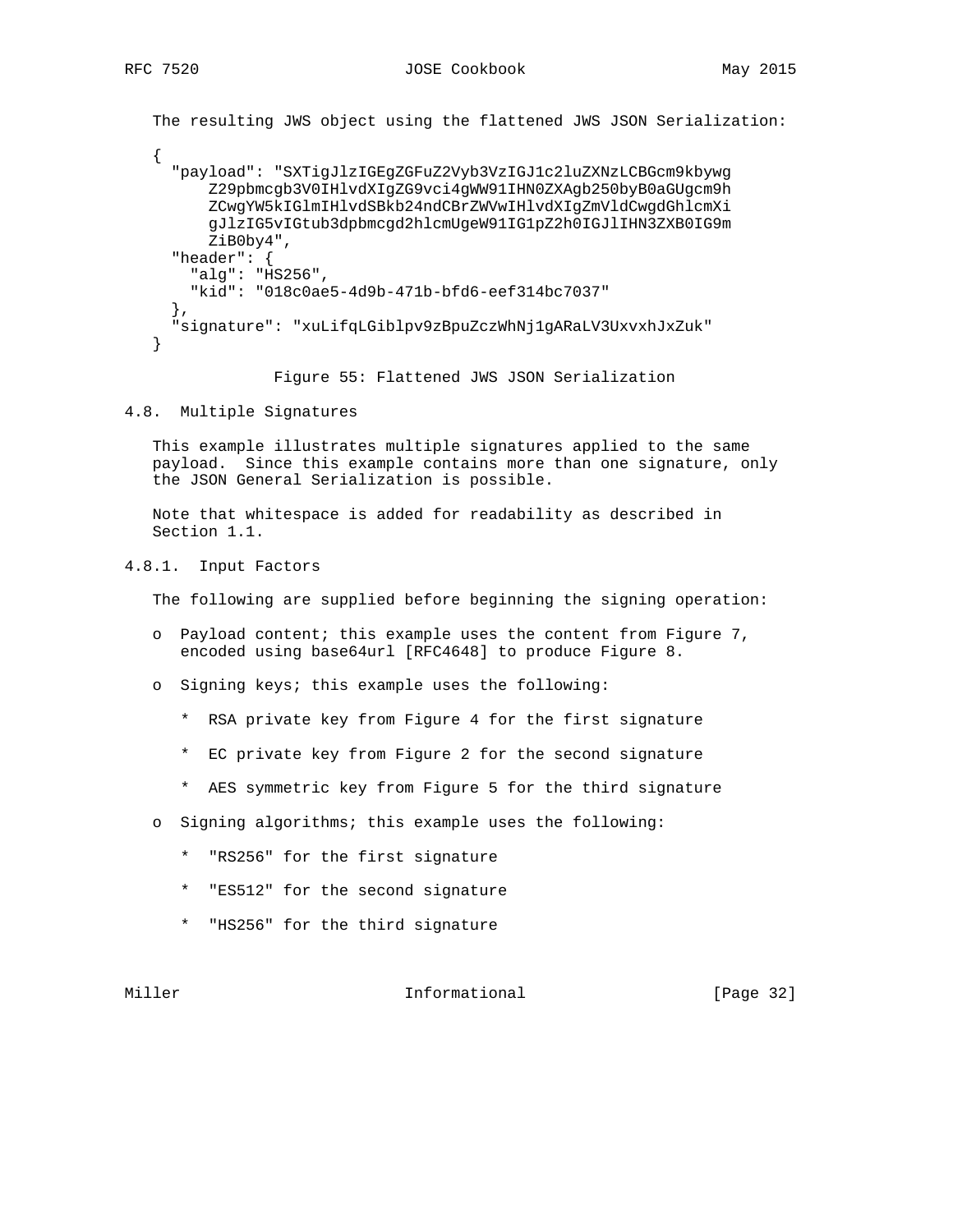The resulting JWS object using the flattened JWS JSON Serialization:

```
{
  "payload": "SXTigJlzIGEgZGFuZ2Vyb3VzIGJ1c2luZXNzLCBGcm9kbywg
      Z29pbmcgb3V0IHlvdXIgZG9vci4gWW91IHN0ZXAgb250byB0aGUgcm9h
      ZCwgYW5kIGlmIHlvdSBkb24ndCBrZWVwIHlvdXIgZmVldCwgdGhlcmXi
      gJlzIG5vIGtub3dpbmcgd2hlcmUgeW91IG1pZ2h0IGJlIHN3ZXB0IG9m
      ZiB0by4",
  "header": {
    "alg": "HS256",
    "kid": "018c0ae5-4d9b-471b-bfd6-eef314bc7037"
  },
  "signature": "xuLifqLGiblpv9zBpuZczWhNj1gARaLV3UxvxhJxZuk"
}
```

Figure 55: Flattened JWS JSON Serialization

## 4.8. Multiple Signatures

This example illustrates multiple signatures applied to the same payload. Since this example contains more than one signature, only the JSON General Serialization is possible.

Note that whitespace is added for readability as described in Section 1.1.

### 4.8.1. Input Factors

The following are supplied before beginning the signing operation:

- Payload content; this example uses the content from Figure 7, encoded using base64url [RFC4648] to produce Figure 8.

- Signing keys; this example uses the following:

  * RSA private key from Figure 4 for the first signature

  * EC private key from Figure 2 for the second signature

  * AES symmetric key from Figure 5 for the third signature

- Signing algorithms; this example uses the following:

  * "RS256" for the first signature

  * "ES512" for the second signature

  * "HS256" for the third signature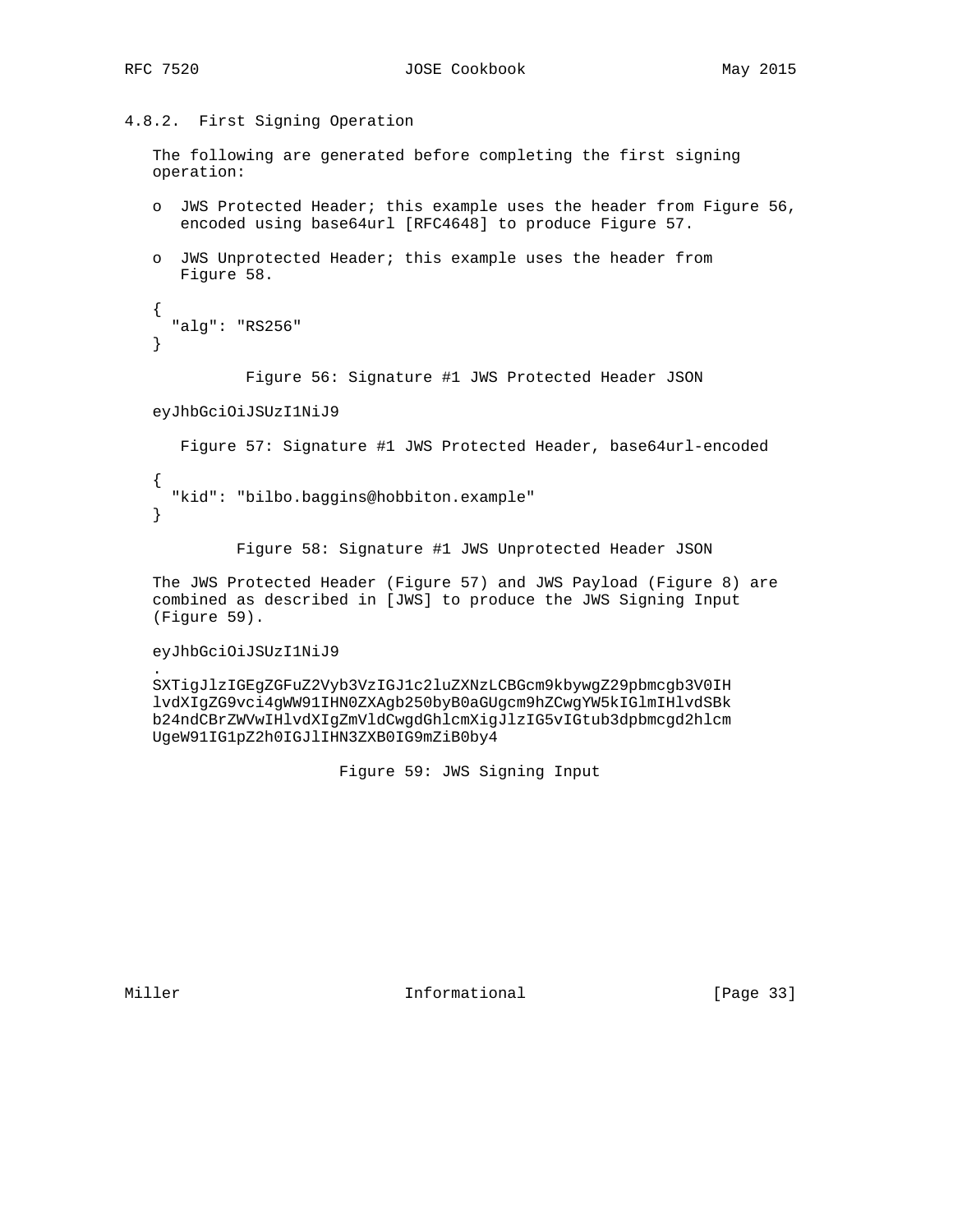### 4.8.2. First Signing Operation

The following are generated before completing the first signing operation:

- JWS Protected Header; this example uses the header from Figure 56, encoded using base64url [RFC4648] to produce Figure 57.
- JWS Unprotected Header; this example uses the header from Figure 58.

```
{
  "alg": "RS256"
}
```

Figure 56: Signature #1 JWS Protected Header JSON

```
eyJhbGciOiJSUzI1NiJ9
```

Figure 57: Signature #1 JWS Protected Header, base64url-encoded

```
{
  "kid": "bilbo.baggins@hobbiton.example"
}
```

Figure 58: Signature #1 JWS Unprotected Header JSON

The JWS Protected Header (Figure 57) and JWS Payload (Figure 8) are combined as described in [JWS] to produce the JWS Signing Input (Figure 59).

```
eyJhbGciOiJSUzI1NiJ9
.
SXTigJlzIGEgZGFuZ2Vyb3VzIGJ1c2luZXNzLCBGcm9kbywgZ29pbmcgb3V0IH
lvdXIgZG9vci4gWW91IHN0ZXAgb250byB0aGUgcm9hZCwgYW5kIGlmIHlvdSBk
b24ndCBrZWVwIHlvdXIgZmVldCwgdGhlcmXigJlzIG5vIGtub3dpbmcgd2hlcm
UgeW91IG1pZ2h0IGJlIHN3ZXB0IG9mZiB0by4
```

Figure 59: JWS Signing Input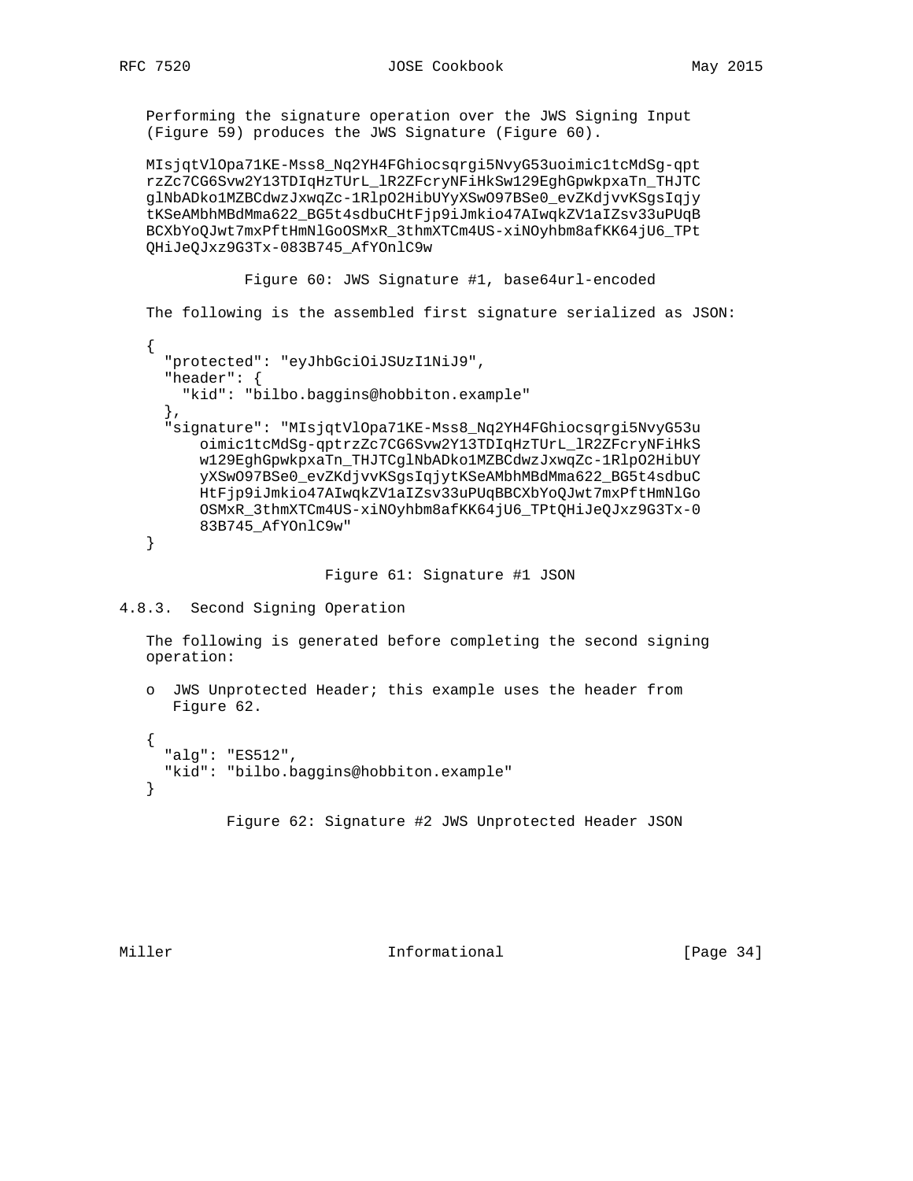Performing the signature operation over the JWS Signing Input (Figure 59) produces the JWS Signature (Figure 60).

```
MIsjqtVlOpa71KE-Mss8_Nq2YH4FGhiocsqrgi5NvyG53uoimic1tcMdSg-qpt
rzZc7CG6Svw2Y13TDIqHzTUrL_lR2ZFcryNFiHkSw129EghGpwkpxaTn_THJTC
glNbADko1MZBCdwzJxwqZc-1RlpO2HibUYyXSwO97BSe0_evZKdjvvKSgsIqjy
tKSeAMbhMBdMma622_BG5t4sdbuCHtFjp9iJmkio47AIwqkZV1aIZsv33uPUqB
BCXbYoQJwt7mxPftHmNlGoOSMxR_3thmXTCm4US-xiNOyhbm8afKK64jU6_TPt
QHiJeQJxz9G3Tx-083B745_AfYOnlC9w
```

Figure 60: JWS Signature #1, base64url-encoded

The following is the assembled first signature serialized as JSON:

```
{
  "protected": "eyJhbGciOiJSUzI1NiJ9",
  "header": {
    "kid": "bilbo.baggins@hobbiton.example"
  },
  "signature": "MIsjqtVlOpa71KE-Mss8_Nq2YH4FGhiocsqrgi5NvyG53u
      oimic1tcMdSg-qptrzZc7CG6Svw2Y13TDIqHzTUrL_lR2ZFcryNFiHkS
      w129EghGpwkpxaTn_THJTCglNbADko1MZBCdwzJxwqZc-1RlpO2HibUY
      yXSwO97BSe0_evZKdjvvKSgsIqjytKSeAMbhMBdMma622_BG5t4sdbuC
      HtFjp9iJmkio47AIwqkZV1aIZsv33uPUqBBCXbYoQJwt7mxPftHmNlGo
      OSMxR_3thmXTCm4US-xiNOyhbm8afKK64jU6_TPtQHiJeQJxz9G3Tx-0
      83B745_AfYOnlC9w"
}
```

Figure 61: Signature #1 JSON

### 4.8.3. Second Signing Operation

The following is generated before completing the second signing operation:

- JWS Unprotected Header; this example uses the header from Figure 62.

```
{
  "alg": "ES512",
  "kid": "bilbo.baggins@hobbiton.example"
}
```

Figure 62: Signature #2 JWS Unprotected Header JSON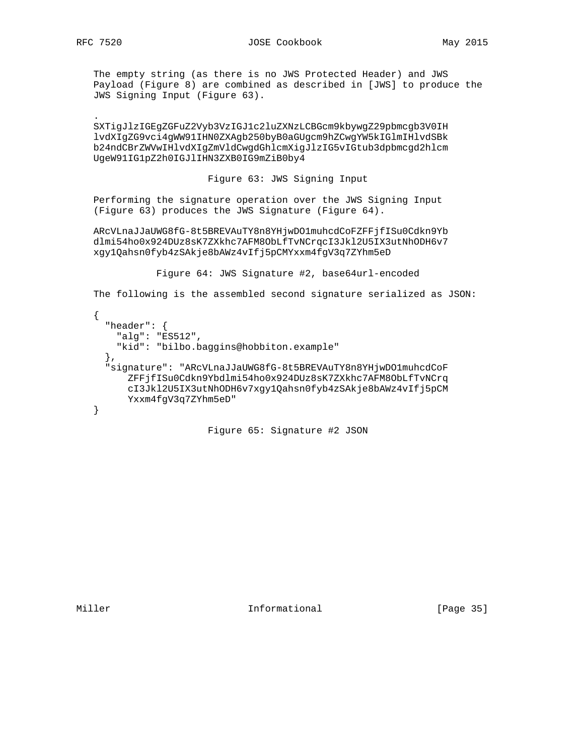The empty string (as there is no JWS Protected Header) and JWS Payload (Figure 8) are combined as described in [JWS] to produce the JWS Signing Input (Figure 63).

```
.
SXTigJlzIGEgZGFuZ2Vyb3VzIGJ1c2luZXNzLCBGcm9kbywgZ29pbmcgb3V0IH
lvdXIgZG9vci4gWW91IHN0ZXAgb250byB0aGUgcm9hZCwgYW5kIGlmIHlvdSBk
b24ndCBrZWVwIHlvdXIgZmVldCwgdGhlcmXigJlzIG5vIGtub3dpbmcgd2hlcm
UgeW91IG1pZ2h0IGJlIHN3ZXB0IG9mZiB0by4
```

Figure 63: JWS Signing Input

Performing the signature operation over the JWS Signing Input (Figure 63) produces the JWS Signature (Figure 64).

```
ARcVLnaJJaUWG8fG-8t5BREVAuTY8n8YHjwDO1muhcdCoFZFFjfISu0Cdkn9Yb
dlmi54ho0x924DUz8sK7ZXkhc7AFM8ObLfTvNCrqcI3Jkl2U5IX3utNhODH6v7
xgy1Qahsn0fyb4zSAkje8bAWz4vIfj5pCMYxxm4fgV3q7ZYhm5eD
```

Figure 64: JWS Signature #2, base64url-encoded

The following is the assembled second signature serialized as JSON:

```
{
  "header": {
    "alg": "ES512",
    "kid": "bilbo.baggins@hobbiton.example"
  },
  "signature": "ARcVLnaJJaUWG8fG-8t5BREVAuTY8n8YHjwDO1muhcdCoF
      ZFFjfISu0Cdkn9Ybdlmi54ho0x924DUz8sK7ZXkhc7AFM8ObLfTvNCrq
      cI3Jkl2U5IX3utNhODH6v7xgy1Qahsn0fyb4zSAkje8bAWz4vIfj5pCM
      Yxxm4fgV3q7ZYhm5eD"
}
```

Figure 65: Signature #2 JSON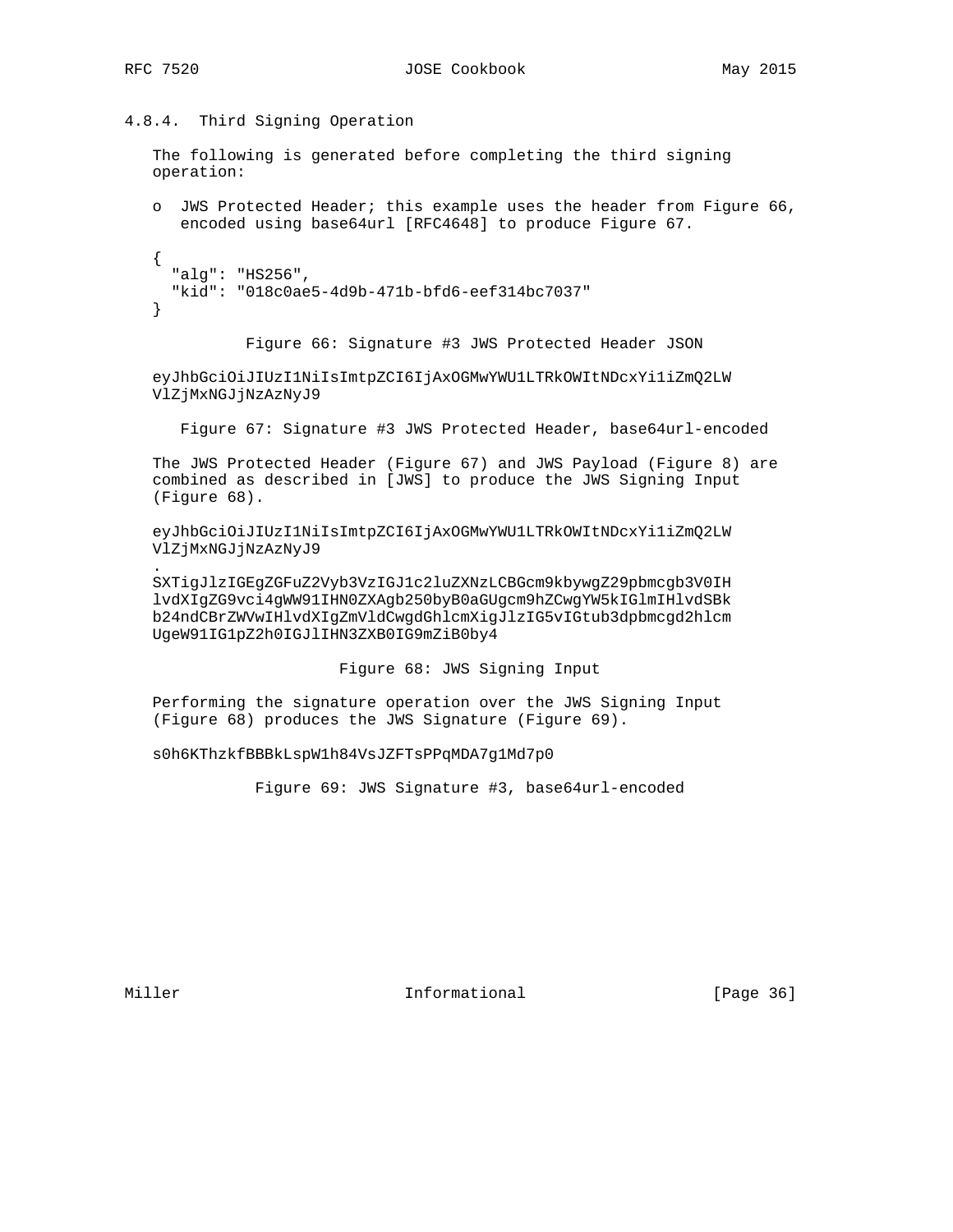### 4.8.4. Third Signing Operation

The following is generated before completing the third signing operation:

- JWS Protected Header; this example uses the header from Figure 66, encoded using base64url [RFC4648] to produce Figure 67.

```
{
  "alg": "HS256",
  "kid": "018c0ae5-4d9b-471b-bfd6-eef314bc7037"
}
```

Figure 66: Signature #3 JWS Protected Header JSON

```
eyJhbGciOiJIUzI1NiIsImtpZCI6IjAxOGMwYWU1LTRkOWItNDcxYi1iZmQ2LW
VlZjMxNGJjNzAzNyJ9
```

Figure 67: Signature #3 JWS Protected Header, base64url-encoded

The JWS Protected Header (Figure 67) and JWS Payload (Figure 8) are combined as described in [JWS] to produce the JWS Signing Input (Figure 68).

```
eyJhbGciOiJIUzI1NiIsImtpZCI6IjAxOGMwYWU1LTRkOWItNDcxYi1iZmQ2LW
VlZjMxNGJjNzAzNyJ9
.
SXTigJlzIGEgZGFuZ2Vyb3VzIGJ1c2luZXNzLCBGcm9kbywgZ29pbmcgb3V0IH
lvdXIgZG9vci4gWW91IHN0ZXAgb250byB0aGUgcm9hZCwgYW5kIGlmIHlvdSBk
b24ndCBrZWVwIHlvdXIgZmVldCwgdGhlcmXigJlzIG5vIGtub3dpbmcgd2hlcm
UgeW91IG1pZ2h0IGJlIHN3ZXB0IG9mZiB0by4
```

Figure 68: JWS Signing Input

Performing the signature operation over the JWS Signing Input (Figure 68) produces the JWS Signature (Figure 69).

```
s0h6KThzkfBBBkLspW1h84VsJZFTsPPqMDA7g1Md7p0
```

Figure 69: JWS Signature #3, base64url-encoded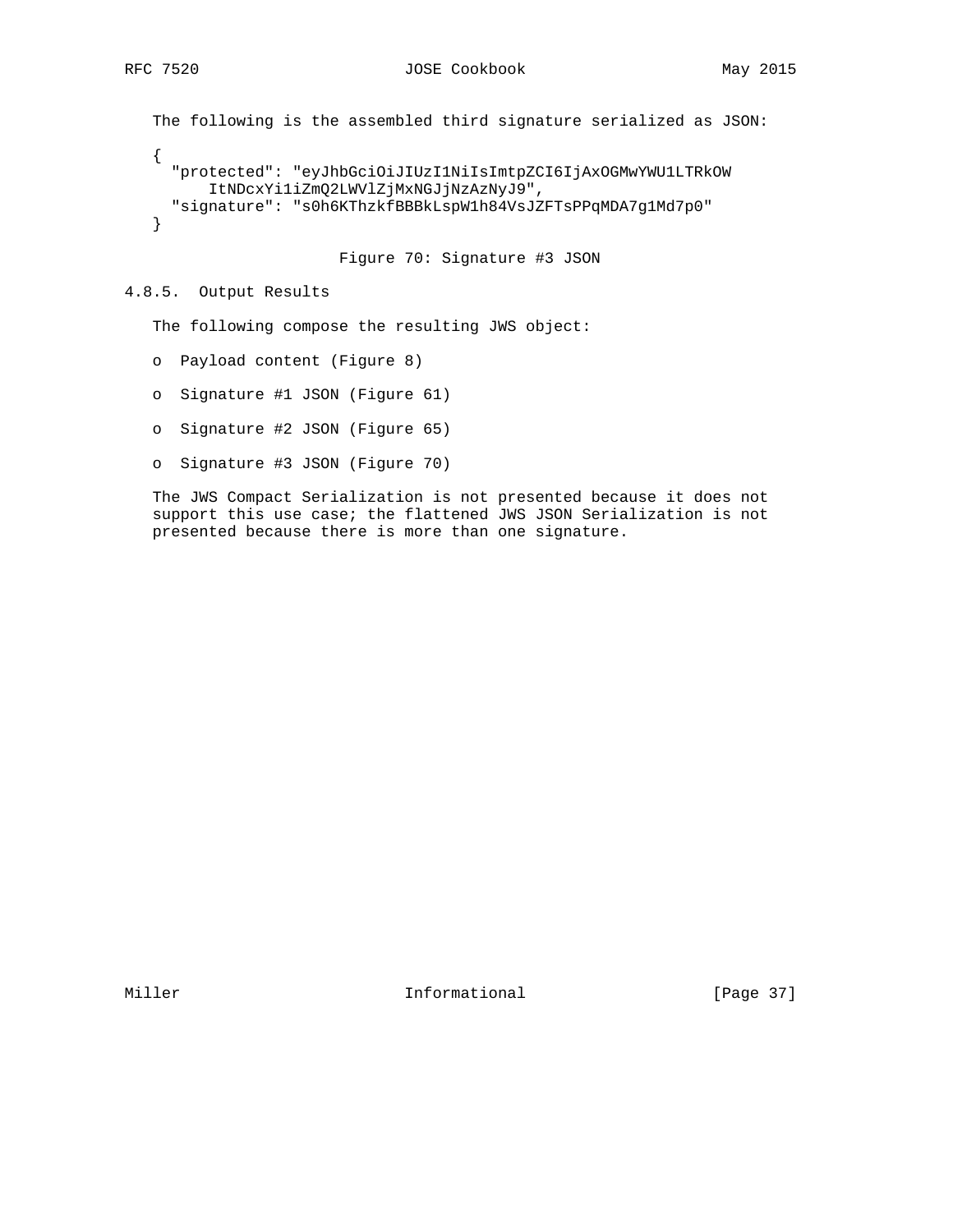The following is the assembled third signature serialized as JSON:

```
{
  "protected": "eyJhbGciOiJIUzI1NiIsImtpZCI6IjAxOGMwYWU1LTRkOW
      ItNDcxYi1iZmQ2LWVlZjMxNGJjNzAzNyJ9",
  "signature": "s0h6KThzkfBBBkLspW1h84VsJZFTsPPqMDA7g1Md7p0"
}
```

Figure 70: Signature #3 JSON

### 4.8.5. Output Results

The following compose the resulting JWS object:

- Payload content (Figure 8)
- Signature #1 JSON (Figure 61)
- Signature #2 JSON (Figure 65)
- Signature #3 JSON (Figure 70)

The JWS Compact Serialization is not presented because it does not support this use case; the flattened JWS JSON Serialization is not presented because there is more than one signature.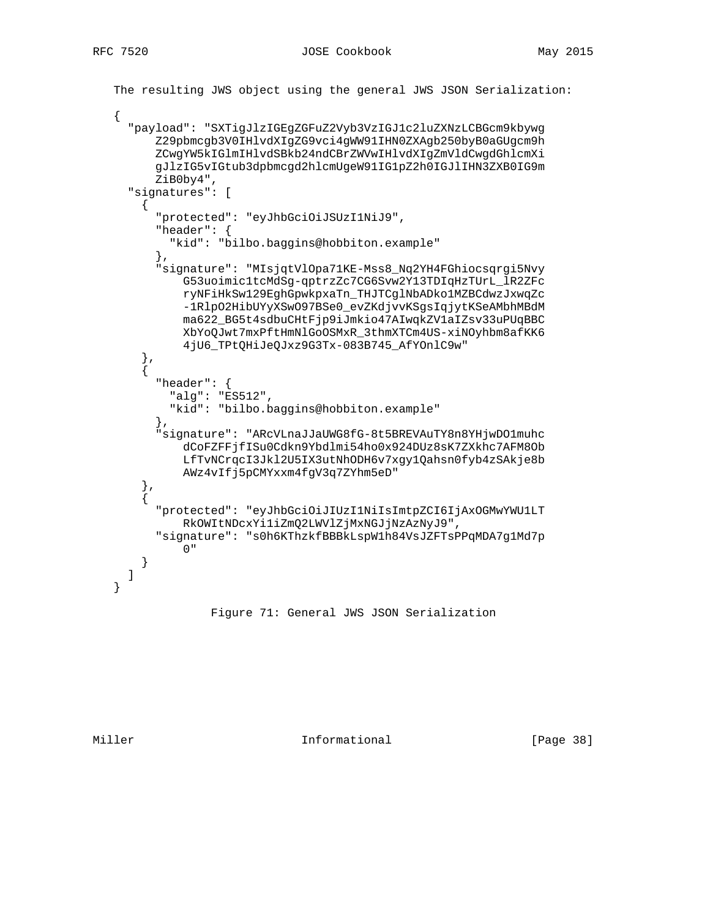The resulting JWS object using the general JWS JSON Serialization:

```
{
  "payload": "SXTigJlzIGEgZGFuZ2Vyb3VzIGJ1c2luZXNzLCBGcm9kbywg
      Z29pbmcgb3V0IHlvdXIgZG9vci4gWW91IHN0ZXAgb250byB0aGUgcm9h
      ZCwgYW5kIGlmIHlvdSBkb24ndCBrZWVwIHlvdXIgZmVldCwgdGhlcmXi
      gJlzIG5vIGtub3dpbmcgd2hlcmUgeW91IG1pZ2h0IGJlIHN3ZXB0IG9m
      ZiB0by4",
  "signatures": [
    {
      "protected": "eyJhbGciOiJSUzI1NiJ9",
      "header": {
        "kid": "bilbo.baggins@hobbiton.example"
      },
      "signature": "MIsjqtVlOpa71KE-Mss8_Nq2YH4FGhiocsqrgi5Nvy
          G53uoimic1tcMdSg-qptrzZc7CG6Svw2Y13TDIqHzTUrL_lR2ZFc
          ryNFiHkSw129EghGpwkpxaTn_THJTCglNbADko1MZBCdwzJxwqZc
          -1RlpO2HibUYyXSwO97BSe0_evZKdjvvKSgsIqjytKSeAMbhMBdM
          ma622_BG5t4sdbuCHtFjp9iJmkio47AIwqkZV1aIZsv33uPUqBBC
          XbYoQJwt7mxPftHmNlGoOSMxR_3thmXTCm4US-xiNOyhbm8afKK6
          4jU6_TPtQHiJeQJxz9G3Tx-083B745_AfYOnlC9w"
    },
    {
      "header": {
        "alg": "ES512",
        "kid": "bilbo.baggins@hobbiton.example"
      },
      "signature": "ARcVLnaJJaUWG8fG-8t5BREVAuTY8n8YHjwDO1muhc
          dCoFZFFjfISu0Cdkn9Ybdlmi54ho0x924DUz8sK7ZXkhc7AFM8Ob
          LfTvNCrqcI3Jkl2U5IX3utNhODH6v7xgy1Qahsn0fyb4zSAkje8b
          AWz4vIfj5pCMYxxm4fgV3q7ZYhm5eD"
    },
    {
      "protected": "eyJhbGciOiJIUzI1NiIsImtpZCI6IjAxOGMwYWU1LT
          RkOWItNDcxYi1iZmQ2LWVlZjMxNGJjNzAzNyJ9",
      "signature": "s0h6KThzkfBBBkLspW1h84VsJZFTsPPqMDA7g1Md7p
          0"
    }
  ]
}
```

Figure 71: General JWS JSON Serialization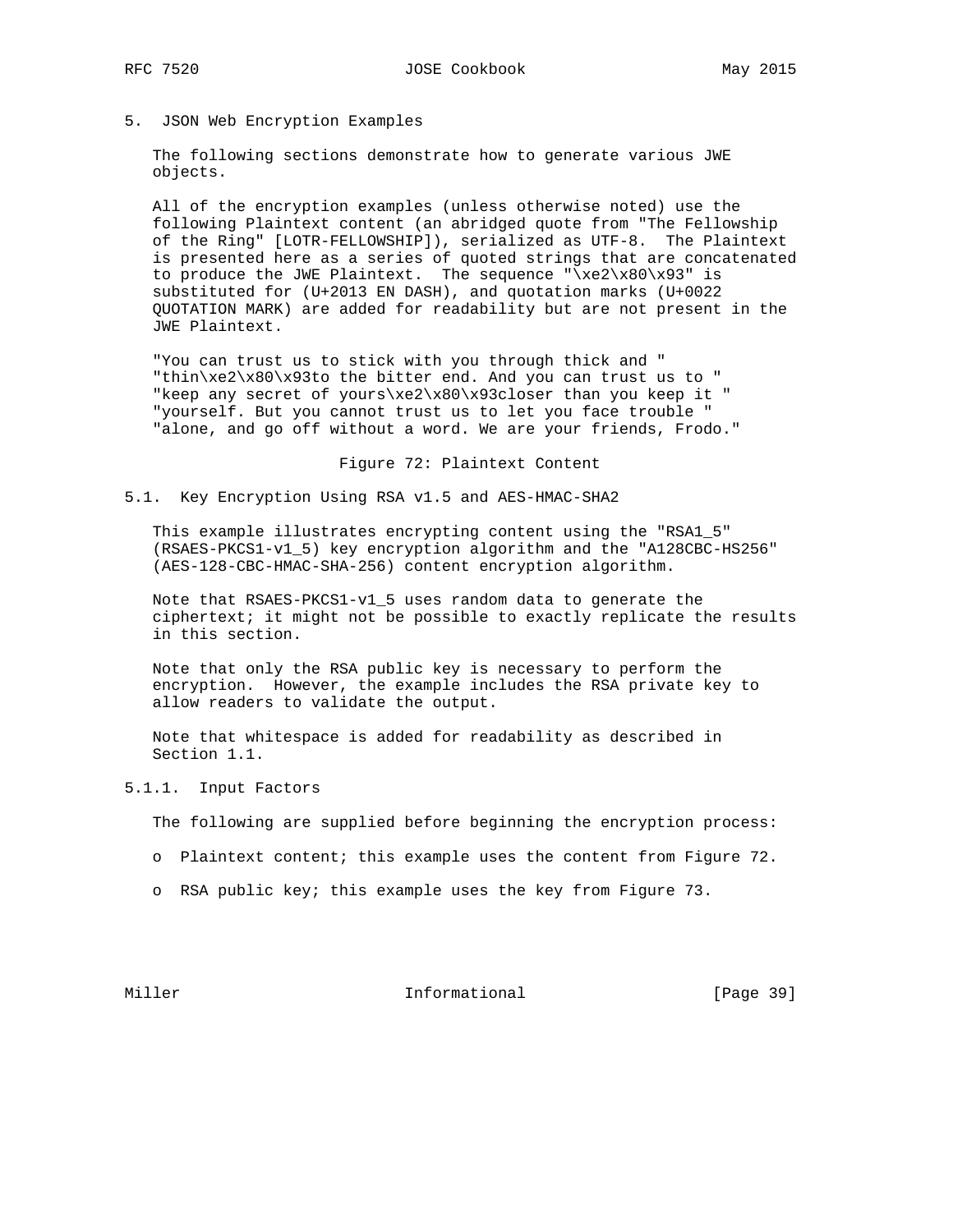# 5. JSON Web Encryption Examples

The following sections demonstrate how to generate various JWE objects.

All of the encryption examples (unless otherwise noted) use the following Plaintext content (an abridged quote from "The Fellowship of the Ring" [LOTR-FELLOWSHIP]), serialized as UTF-8. The Plaintext is presented here as a series of quoted strings that are concatenated to produce the JWE Plaintext. The sequence "\xe2\x80\x93" is substituted for (U+2013 EN DASH), and quotation marks (U+0022 QUOTATION MARK) are added for readability but are not present in the JWE Plaintext.

```
"You can trust us to stick with you through thick and "
"thin\xe2\x80\x93to the bitter end. And you can trust us to "
"keep any secret of yours\xe2\x80\x93closer than you keep it "
"yourself. But you cannot trust us to let you face trouble "
"alone, and go off without a word. We are your friends, Frodo."
```

Figure 72: Plaintext Content

## 5.1. Key Encryption Using RSA v1.5 and AES-HMAC-SHA2

This example illustrates encrypting content using the "RSA1_5" (RSAES-PKCS1-v1_5) key encryption algorithm and the "A128CBC-HS256" (AES-128-CBC-HMAC-SHA-256) content encryption algorithm.

Note that RSAES-PKCS1-v1_5 uses random data to generate the ciphertext; it might not be possible to exactly replicate the results in this section.

Note that only the RSA public key is necessary to perform the encryption. However, the example includes the RSA private key to allow readers to validate the output.

Note that whitespace is added for readability as described in Section 1.1.

### 5.1.1. Input Factors

The following are supplied before beginning the encryption process:

- Plaintext content; this example uses the content from Figure 72.
- RSA public key; this example uses the key from Figure 73.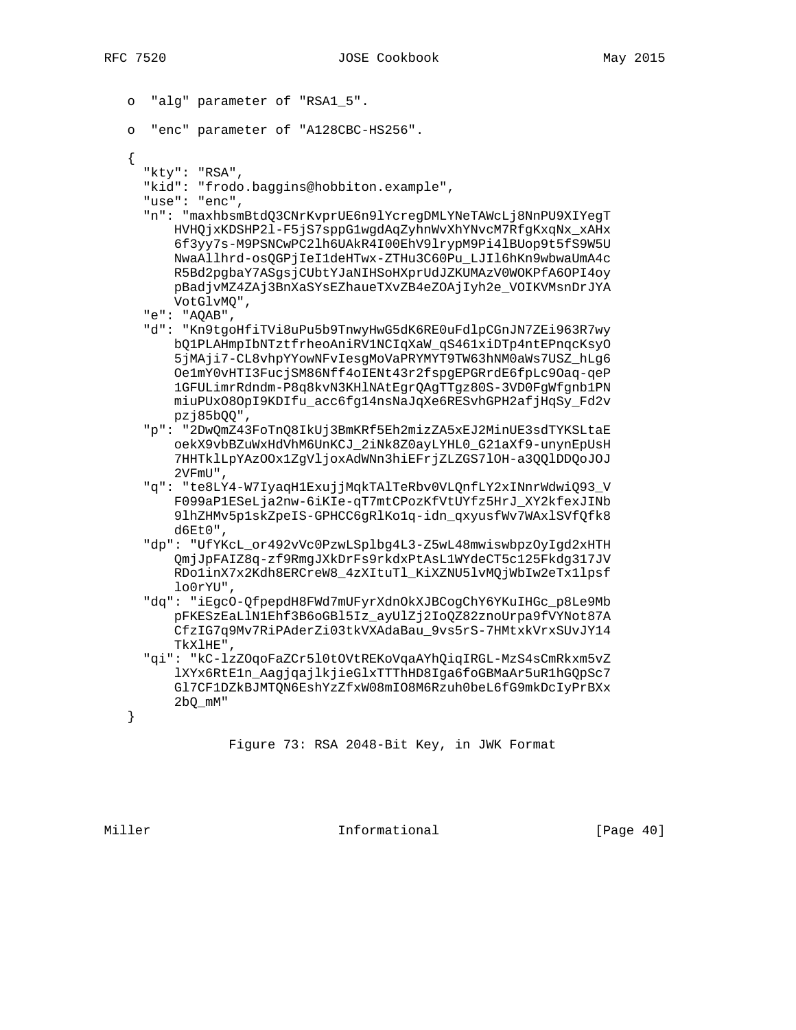o "alg" parameter of "RSA1_5".

o "enc" parameter of "A128CBC-HS256".

```
{
  "kty": "RSA",
  "kid": "frodo.baggins@hobbiton.example",
  "use": "enc",
  "n": "maxhbsmBtdQ3CNrKvprUE6n9lYcregDMLYNeTAWcLj8NnPU9XIYegT
      HVHQjxKDSHP2l-F5jS7sppG1wgdAqZyhnWvXhYNvcM7RfgKxqNx_xAHx
      6f3yy7s-M9PSNCwPC2lh6UAkR4I00EhV9lrypM9Pi4lBUop9t5fS9W5U
      NwaAllhrd-osQGPjIeI1deHTwx-ZTHu3C60Pu_LJIl6hKn9wbwaUmA4c
      R5Bd2pgbaY7ASgsjCUbtYJaNIHSoHXprUdJZKUMAzV0WOKPfA6OPI4oy
      pBadjvMZ4ZAj3BnXaSYsEZhaueTXvZB4eZOAjIyh2e_VOIKVMsnDrJYA
      VotGlvMQ",
  "e": "AQAB",
  "d": "Kn9tgoHfiTVi8uPu5b9TnwyHwG5dK6RE0uFdlpCGnJN7ZEi963R7wy
      bQ1PLAHmpIbNTztfrheoAniRV1NCIqXaW_qS461xiDTp4ntEPnqcKsyO
      5jMAji7-CL8vhpYYowNFvIesgMoVaPRYMYT9TW63hNM0aWs7USZ_hLg6
      Oe1mY0vHTI3FucjSM86Nff4oIENt43r2fspgEPGRrdE6fpLc9Oaq-qeP
      1GFULimrRdndm-P8q8kvN3KHlNAtEgrQAgTTgz80S-3VD0FgWfgnb1PN
      miuPUxO8OpI9KDIfu_acc6fg14nsNaJqXe6RESvhGPH2afjHqSy_Fd2v
      pzj85bQQ",
  "p": "2DwQmZ43FoTnQ8IkUj3BmKRf5Eh2mizZA5xEJ2MinUE3sdTYKSLtaE
      oekX9vbBZuWxHdVhM6UnKCJ_2iNk8Z0ayLYHL0_G21aXf9-unynEpUsH
      7HHTklLpYAzOOx1ZgVljoxAdWNn3hiEFrjZLZGS7lOH-a3QQlDDQoJOJ
      2VFmU",
  "q": "te8LY4-W7IyaqH1ExujjMqkTAlTeRbv0VLQnfLY2xINnrWdwiQ93_V
      F099aP1ESeLja2nw-6iKIe-qT7mtCPozKfVtUYfz5HrJ_XY2kfexJINb
      9lhZHMv5p1skZpeIS-GPHCC6gRlKo1q-idn_qxyusfWv7WAxlSVfQfk8
      d6Et0",
  "dp": "UfYKcL_or492vVc0PzwLSplbg4L3-Z5wL48mwiswbpzOyIgd2xHTH
      QmjJpFAIZ8q-zf9RmgJXkDrFs9rkdxPtAsL1WYdeCT5c125Fkdg317JV
      RDo1inX7x2Kdh8ERCreW8_4zXItuTl_KiXZNU5lvMQjWbIw2eTx1lpsf
      lo0rYU",
  "dq": "iEgcO-QfpepdH8FWd7mUFyrXdnOkXJBCogChY6YKuIHGc_p8Le9Mb
      pFKESzEaLlN1Ehf3B6oGBl5Iz_ayUlZj2IoQZ82znoUrpa9fVYNot87A
      CfzIG7q9Mv7RiPAderZi03tkVXAdaBau_9vs5rS-7HMtxkVrxSUvJY14
      TkXlHE",
  "qi": "kC-lzZOqoFaZCr5l0tOVtREKoVqaAYhQiqIRGL-MzS4sCmRkxm5vZ
      lXYx6RtE1n_AagjqajlkjieGlxTTThHD8Iga6foGBMaAr5uR1hGQpSc7
      Gl7CF1DZkBJMTQN6EshYzZfxW08mIO8M6Rzuh0beL6fG9mkDcIyPrBXx
      2bQ_mM"
}
```

Figure 73: RSA 2048-Bit Key, in JWK Format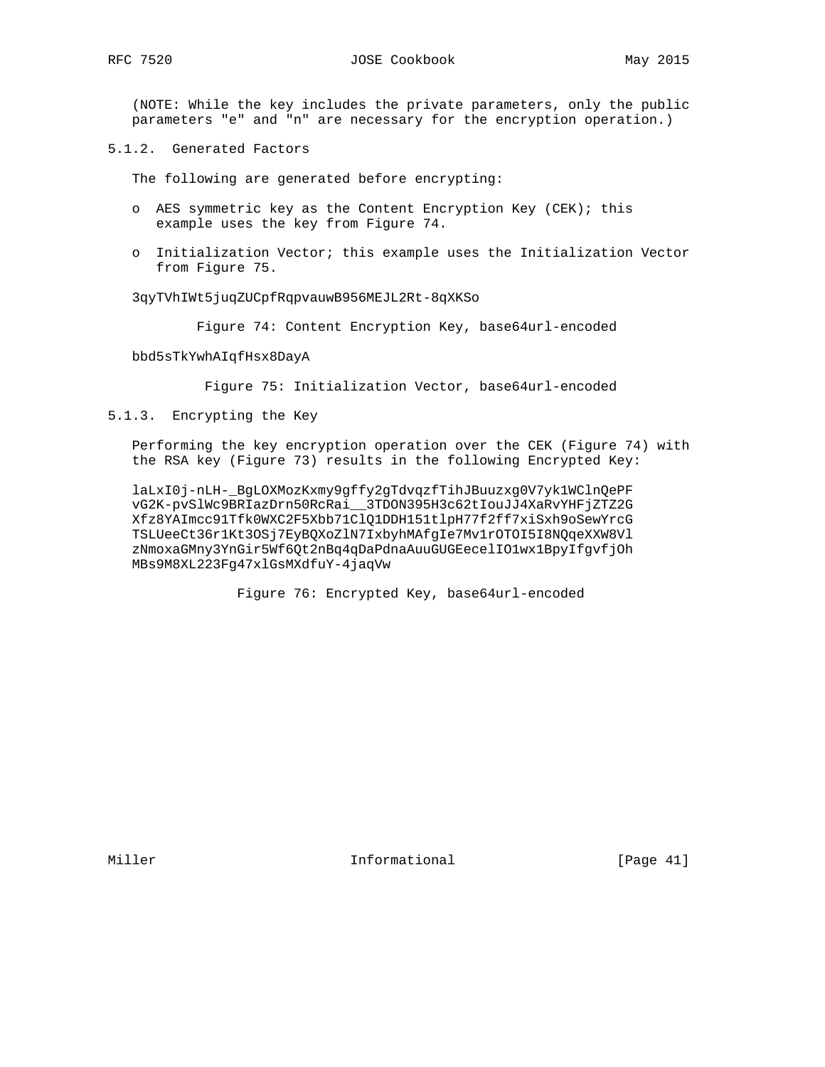(NOTE: While the key includes the private parameters, only the public parameters "e" and "n" are necessary for the encryption operation.)

### 5.1.2. Generated Factors

The following are generated before encrypting:

- AES symmetric key as the Content Encryption Key (CEK); this example uses the key from Figure 74.
- Initialization Vector; this example uses the Initialization Vector from Figure 75.

```
3qyTVhIWt5juqZUCpfRqpvauwB956MEJL2Rt-8qXKSo
```

Figure 74: Content Encryption Key, base64url-encoded

```
bbd5sTkYwhAIqfHsx8DayA
```

Figure 75: Initialization Vector, base64url-encoded

### 5.1.3. Encrypting the Key

Performing the key encryption operation over the CEK (Figure 74) with the RSA key (Figure 73) results in the following Encrypted Key:

```
laLxI0j-nLH-_BgLOXMozKxmy9gffy2gTdvqzfTihJBuuzxg0V7yk1WClnQePF
vG2K-pvSlWc9BRIazDrn50RcRai__3TDON395H3c62tIouJJ4XaRvYHFjZTZ2G
Xfz8YAImcc91Tfk0WXC2F5Xbb71ClQ1DDH151tlpH77f2ff7xiSxh9oSewYrcG
TSLUeeCt36r1Kt3OSj7EyBQXoZlN7IxbyhMAfgIe7Mv1rOTOI5I8NQqeXXW8Vl
zNmoxaGMny3YnGir5Wf6Qt2nBq4qDaPdnaAuuGUGEecelIO1wx1BpyIfgvfjOh
MBs9M8XL223Fg47xlGsMXdfuY-4jaqVw
```

Figure 76: Encrypted Key, base64url-encoded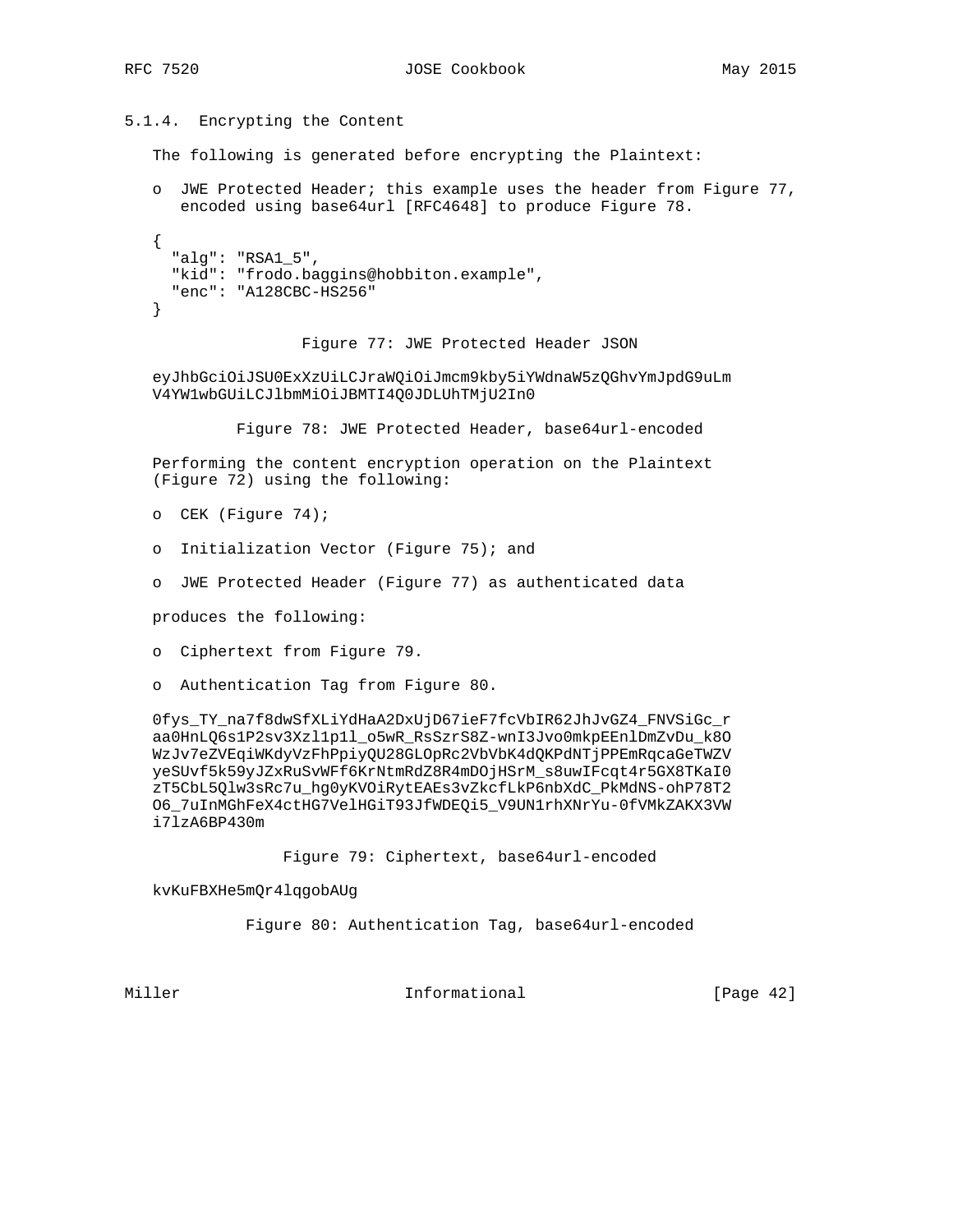### 5.1.4. Encrypting the Content

The following is generated before encrypting the Plaintext:

- JWE Protected Header; this example uses the header from Figure 77, encoded using base64url [RFC4648] to produce Figure 78.

```
{
  "alg": "RSA1_5",
  "kid": "frodo.baggins@hobbiton.example",
  "enc": "A128CBC-HS256"
}
```

Figure 77: JWE Protected Header JSON

```
eyJhbGciOiJSU0ExXzUiLCJraWQiOiJmcm9kby5iYWdnaW5zQGhvYmJpdG9uLm
V4YW1wbGUiLCJlbmMiOiJBMTI4Q0JDLUhTMjU2In0
```

Figure 78: JWE Protected Header, base64url-encoded

Performing the content encryption operation on the Plaintext (Figure 72) using the following:

- CEK (Figure 74);
- Initialization Vector (Figure 75); and
- JWE Protected Header (Figure 77) as authenticated data

produces the following:

- Ciphertext from Figure 79.
- Authentication Tag from Figure 80.

```
0fys_TY_na7f8dwSfXLiYdHaA2DxUjD67ieF7fcVbIR62JhJvGZ4_FNVSiGc_r
aa0HnLQ6s1P2sv3Xzl1p1l_o5wR_RsSzrS8Z-wnI3Jvo0mkpEEnlDmZvDu_k8O
WzJv7eZVEqiWKdyVzFhPpiyQU28GLOpRc2VbVbK4dQKPdNTjPPEmRqcaGeTWZV
yeSUvf5k59yJZxRuSvWFf6KrNtmRdZ8R4mDOjHSrM_s8uwIFcqt4r5GX8TKaI0
zT5CbL5Qlw3sRc7u_hg0yKVOiRytEAEs3vZkcfLkP6nbXdC_PkMdNS-ohP78T2
O6_7uInMGhFeX4ctHG7VelHGiT93JfWDEQi5_V9UN1rhXNrYu-0fVMkZAKX3VW
i7lzA6BP430m
```

Figure 79: Ciphertext, base64url-encoded

```
kvKuFBXHe5mQr4lqgobAUg
```

Figure 80: Authentication Tag, base64url-encoded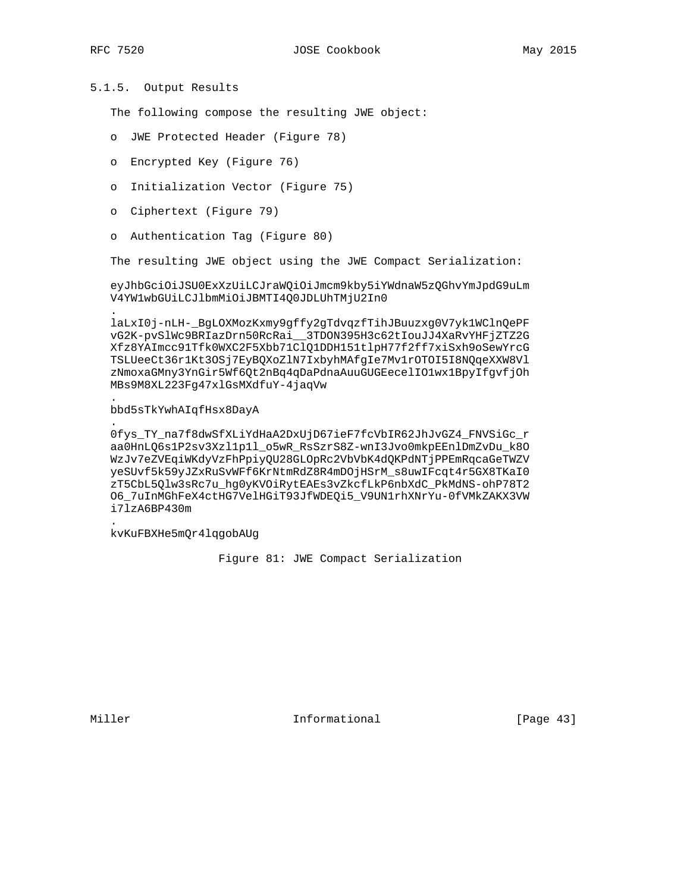### 5.1.5. Output Results

The following compose the resulting JWE object:

- JWE Protected Header (Figure 78)
- Encrypted Key (Figure 76)
- Initialization Vector (Figure 75)
- Ciphertext (Figure 79)
- Authentication Tag (Figure 80)

The resulting JWE object using the JWE Compact Serialization:

```
eyJhbGciOiJSU0ExXzUiLCJraWQiOiJmcm9kby5iYWdnaW5zQGhvYmJpdG9uLm
V4YW1wbGUiLCJlbmMiOiJBMTI4Q0JDLUhTMjU2In0
.
laLxI0j-nLH-_BgLOXMozKxmy9gffy2gTdvqzfTihJBuuzxg0V7yk1WClnQePF
vG2K-pvSlWc9BRIazDrn50RcRai__3TDON395H3c62tIouJJ4XaRvYHFjZTZ2G
Xfz8YAImcc91Tfk0WXC2F5Xbb71ClQ1DDH151tlpH77f2ff7xiSxh9oSewYrcG
TSLUeeCt36r1Kt3OSj7EyBQXoZlN7IxbyhMAfgIe7Mv1rOTOI5I8NQqeXXW8Vl
zNmoxaGMny3YnGir5Wf6Qt2nBq4qDaPdnaAuuGUGEecelIO1wx1BpyIfgvfjOh
MBs9M8XL223Fg47xlGsMXdfuY-4jaqVw
.
bbd5sTkYwhAIqfHsx8DayA
.
0fys_TY_na7f8dwSfXLiYdHaA2DxUjD67ieF7fcVbIR62JhJvGZ4_FNVSiGc_r
aa0HnLQ6s1P2sv3Xzl1p1l_o5wR_RsSzrS8Z-wnI3Jvo0mkpEEnlDmZvDu_k8O
WzJv7eZVEqiWKdyVzFhPpiyQU28GLOpRc2VbVbK4dQKPdNTjPPEmRqcaGeTWZV
yeSUvf5k59yJZxRuSvWFf6KrNtmRdZ8R4mDOjHSrM_s8uwIFcqt4r5GX8TKaI0
zT5CbL5Qlw3sRc7u_hg0yKVOiRytEAEs3vZkcfLkP6nbXdC_PkMdNS-ohP78T2
O6_7uInMGhFeX4ctHG7VelHGiT93JfWDEQi5_V9UN1rhXNrYu-0fVMkZAKX3VW
i7lzA6BP430m
.
kvKuFBXHe5mQr4lqgobAUg
```

Figure 81: JWE Compact Serialization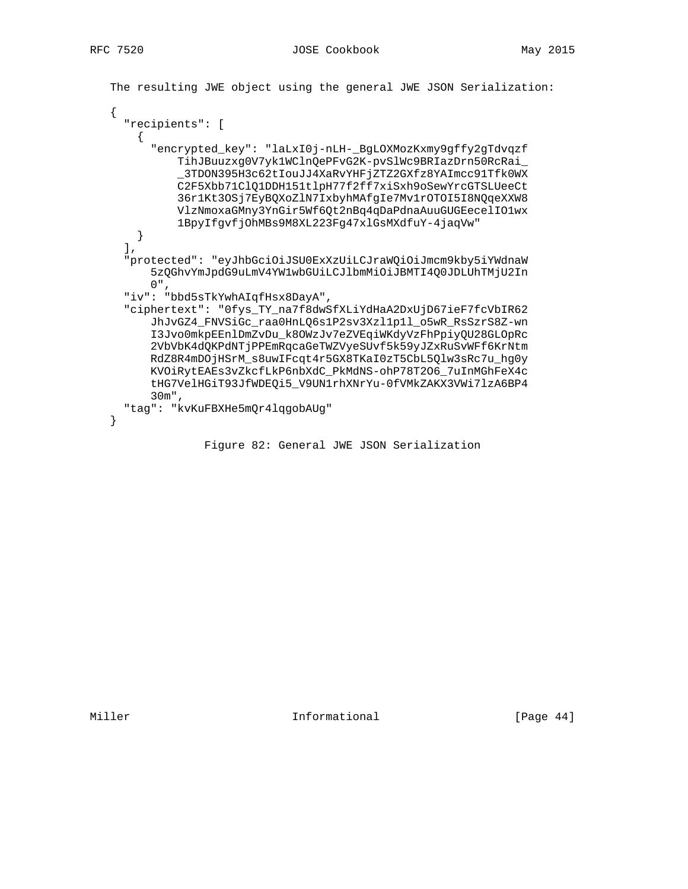The resulting JWE object using the general JWE JSON Serialization:

```
{
  "recipients": [
    {
      "encrypted_key": "laLxI0j-nLH-_BgLOXMozKxmy9gffy2gTdvqzf
          TihJBuuzxg0V7yk1WClnQePFvG2K-pvSlWc9BRIazDrn50RcRai_
          _3TDON395H3c62tIouJJ4XaRvYHFjZTZ2GXfz8YAImcc91Tfk0WX
          C2F5Xbb71ClQ1DDH151tlpH77f2ff7xiSxh9oSewYrcGTSLUeeCt
          36r1Kt3OSj7EyBQXoZlN7IxbyhMAfgIe7Mv1rOTOI5I8NQqeXXW8
          VlzNmoxaGMny3YnGir5Wf6Qt2nBq4qDaPdnaAuuGUGEecelIO1wx
          1BpyIfgvfjOhMBs9M8XL223Fg47xlGsMXdfuY-4jaqVw"
    }
  ],
  "protected": "eyJhbGciOiJSU0ExXzUiLCJraWQiOiJmcm9kby5iYWdnaW
      5zQGhvYmJpdG9uLmV4YW1wbGUiLCJlbmMiOiJBMTI4Q0JDLUhTMjU2In
      0",
  "iv": "bbd5sTkYwhAIqfHsx8DayA",
  "ciphertext": "0fys_TY_na7f8dwSfXLiYdHaA2DxUjD67ieF7fcVbIR62
      JhJvGZ4_FNVSiGc_raa0HnLQ6s1P2sv3Xzl1p1l_o5wR_RsSzrS8Z-wn
      I3Jvo0mkpEEnlDmZvDu_k8OWzJv7eZVEqiWKdyVzFhPpiyQU28GLOpRc
      2VbVbK4dQKPdNTjPPEmRqcaGeTWZVyeSUvf5k59yJZxRuSvWFf6KrNtm
      RdZ8R4mDOjHSrM_s8uwIFcqt4r5GX8TKaI0zT5CbL5Qlw3sRc7u_hg0y
      KVOiRytEAEs3vZkcfLkP6nbXdC_PkMdNS-ohP78T2O6_7uInMGhFeX4c
      tHG7VelHGiT93JfWDEQi5_V9UN1rhXNrYu-0fVMkZAKX3VWi7lzA6BP4
      30m",
  "tag": "kvKuFBXHe5mQr4lqgobAUg"
}
```

Figure 82: General JWE JSON Serialization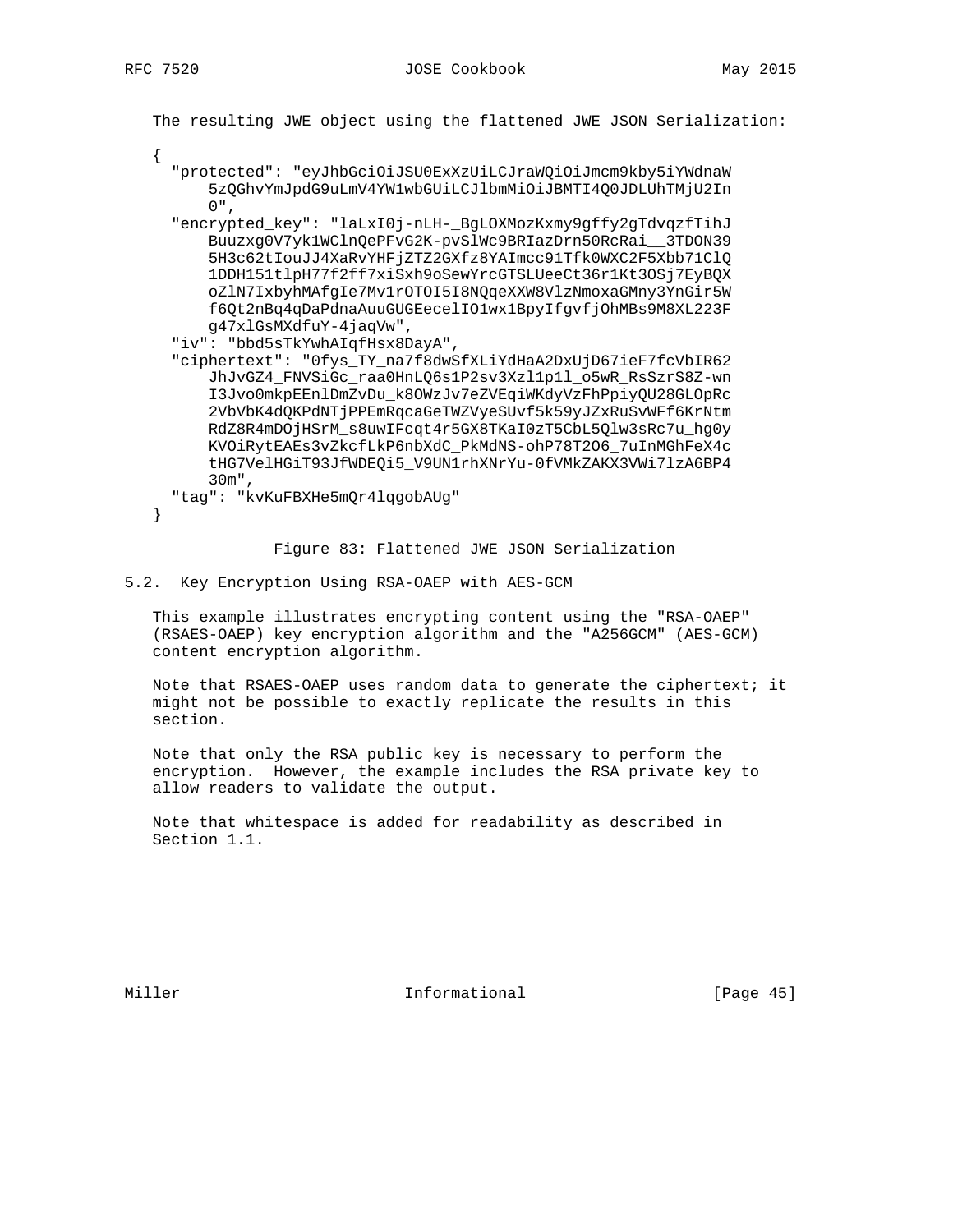The resulting JWE object using the flattened JWE JSON Serialization:

```
{
  "protected": "eyJhbGciOiJSU0ExXzUiLCJraWQiOiJmcm9kby5iYWdnaW
      5zQGhvYmJpdG9uLmV4YW1wbGUiLCJlbmMiOiJBMTI4Q0JDLUhTMjU2In
      0",
  "encrypted_key": "laLxI0j-nLH-_BgLOXMozKxmy9gffy2gTdvqzfTihJ
      Buuzxg0V7yk1WClnQePFvG2K-pvSlWc9BRIazDrn50RcRai__3TDON39
      5H3c62tIouJJ4XaRvYHFjZTZ2GXfz8YAImcc91Tfk0WXC2F5Xbb71ClQ
      1DDH151tlpH77f2ff7xiSxh9oSewYrcGTSLUeeCt36r1Kt3OSj7EyBQX
      oZlN7IxbyhMAfgIe7Mv1rOTOI5I8NQqeXXW8VlzNmoxaGMny3YnGir5W
      f6Qt2nBq4qDaPdnaAuuGUGEecelIO1wx1BpyIfgvfjOhMBs9M8XL223F
      g47xlGsMXdfuY-4jaqVw",
  "iv": "bbd5sTkYwhAIqfHsx8DayA",
  "ciphertext": "0fys_TY_na7f8dwSfXLiYdHaA2DxUjD67ieF7fcVbIR62
      JhJvGZ4_FNVSiGc_raa0HnLQ6s1P2sv3Xzl1p1l_o5wR_RsSzrS8Z-wn
      I3Jvo0mkpEEnlDmZvDu_k8OWzJv7eZVEqiWKdyVzFhPpiyQU28GLOpRc
      2VbVbK4dQKPdNTjPPEmRqcaGeTWZVyeSUvf5k59yJZxRuSvWFf6KrNtm
      RdZ8R4mDOjHSrM_s8uwIFcqt4r5GX8TKaI0zT5CbL5Qlw3sRc7u_hg0y
      KVOiRytEAEs3vZkcfLkP6nbXdC_PkMdNS-ohP78T2O6_7uInMGhFeX4c
      tHG7VelHGiT93JfWDEQi5_V9UN1rhXNrYu-0fVMkZAKX3VWi7lzA6BP4
      30m",
  "tag": "kvKuFBXHe5mQr4lqgobAUg"
}
```

Figure 83: Flattened JWE JSON Serialization

## 5.2. Key Encryption Using RSA-OAEP with AES-GCM

This example illustrates encrypting content using the "RSA-OAEP" (RSAES-OAEP) key encryption algorithm and the "A256GCM" (AES-GCM) content encryption algorithm.

Note that RSAES-OAEP uses random data to generate the ciphertext; it might not be possible to exactly replicate the results in this section.

Note that only the RSA public key is necessary to perform the encryption. However, the example includes the RSA private key to allow readers to validate the output.

Note that whitespace is added for readability as described in Section 1.1.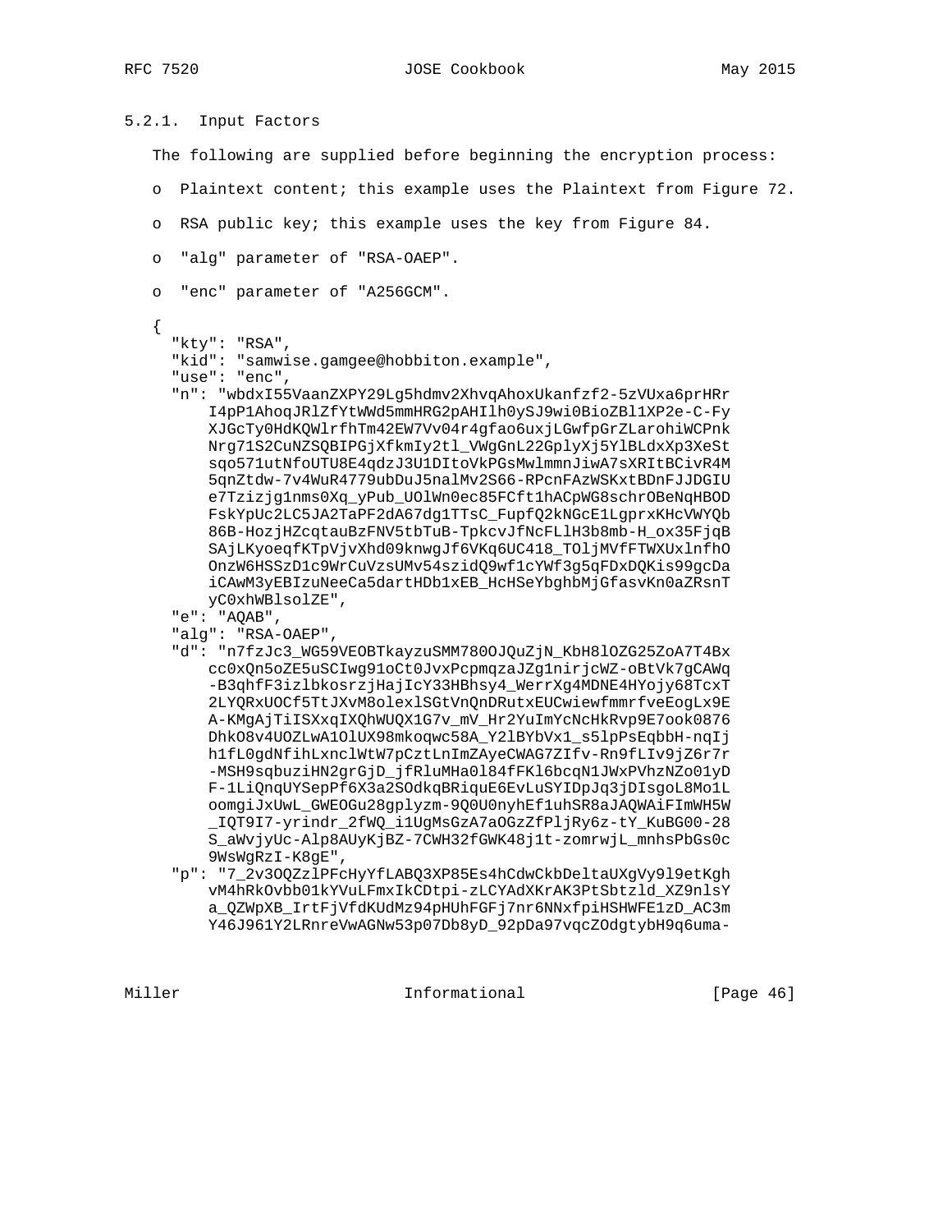### 5.2.1. Input Factors

The following are supplied before beginning the encryption process:

- Plaintext content; this example uses the Plaintext from Figure 72.
- RSA public key; this example uses the key from Figure 84.
- "alg" parameter of "RSA-OAEP".
- "enc" parameter of "A256GCM".

```
{
  "kty": "RSA",
  "kid": "samwise.gamgee@hobbiton.example",
  "use": "enc",
  "n": "wbdxI55VaanZXPY29Lg5hdmv2XhvqAhoxUkanfzf2-5zVUxa6prHRr
      I4pP1AhoqJRlZfYtWWd5mmHRG2pAHIlh0ySJ9wi0BioZBl1XP2e-C-Fy
      XJGcTy0HdKQWlrfhTm42EW7Vv04r4gfao6uxjLGwfpGrZLarohiWCPnk
      Nrg71S2CuNZSQBIPGjXfkmIy2tl_VWgGnL22GplyXj5YlBLdxXp3XeSt
      sqo571utNfoUTU8E4qdzJ3U1DItoVkPGsMwlmmnJiwA7sXRItBCivR4M
      5qnZtdw-7v4WuR4779ubDuJ5nalMv2S66-RPcnFAzWSKxtBDnFJJDGIU
      e7Tzizjg1nms0Xq_yPub_UOlWn0ec85FCft1hACpWG8schrOBeNqHBOD
      FskYpUc2LC5JA2TaPF2dA67dg1TTsC_FupfQ2kNGcE1LgprxKHcVWYQb
      86B-HozjHZcqtauBzFNV5tbTuB-TpkcvJfNcFLlH3b8mb-H_ox35FjqB
      SAjLKyoeqfKTpVjvXhd09knwgJf6VKq6UC418_TOljMVfFTWXUxlnfhO
      OnzW6HSSzD1c9WrCuVzsUMv54szidQ9wf1cYWf3g5qFDxDQKis99gcDa
      iCAwM3yEBIzuNeeCa5dartHDb1xEB_HcHSeYbghbMjGfasvKn0aZRsnT
      yC0xhWBlsolZE",
  "e": "AQAB",
  "alg": "RSA-OAEP",
  "d": "n7fzJc3_WG59VEOBTkayzuSMM780OJQuZjN_KbH8lOZG25ZoA7T4Bx
      cc0xQn5oZE5uSCIwg91oCt0JvxPcpmqzaJZg1nirjcWZ-oBtVk7gCAWq
      -B3qhfF3izlbkosrzjHajIcY33HBhsy4_WerrXg4MDNE4HYojy68TcxT
      2LYQRxUOCf5TtJXvM8olexlSGtVnQnDRutxEUCwiewfmmrfveEogLx9E
      A-KMgAjTiISXxqIXQhWUQX1G7v_mV_Hr2YuImYcNcHkRvp9E7ook0876
      DhkO8v4UOZLwA1OlUX98mkoqwc58A_Y2lBYbVx1_s5lpPsEqbbH-nqIj
      h1fL0gdNfihLxnclWtW7pCztLnImZAyeCWAG7ZIfv-Rn9fLIv9jZ6r7r
      -MSH9sqbuziHN2grGjD_jfRluMHa0l84fFKl6bcqN1JWxPVhzNZo01yD
      F-1LiQnqUYSepPf6X3a2SOdkqBRiquE6EvLuSYIDpJq3jDIsgoL8Mo1L
      oomgiJxUwL_GWEOGu28gplyzm-9Q0U0nyhEf1uhSR8aJAQWAiFImWH5W
      _IQT9I7-yrindr_2fWQ_i1UgMsGzA7aOGzZfPljRy6z-tY_KuBG00-28
      S_aWvjyUc-Alp8AUyKjBZ-7CWH32fGWK48j1t-zomrwjL_mnhsPbGs0c
      9WsWgRzI-K8gE",
  "p": "7_2v3OQZzlPFcHyYfLABQ3XP85Es4hCdwCkbDeltaUXgVy9l9etKgh
      vM4hRkOvbb01kYVuLFmxIkCDtpi-zLCYAdXKrAK3PtSbtzld_XZ9nlsY
      a_QZWpXB_IrtFjVfdKUdMz94pHUhFGFj7nr6NNxfpiHSHWFE1zD_AC3m
      Y46J961Y2LRnreVwAGNw53p07Db8yD_92pDa97vqcZOdgtybH9q6uma-
```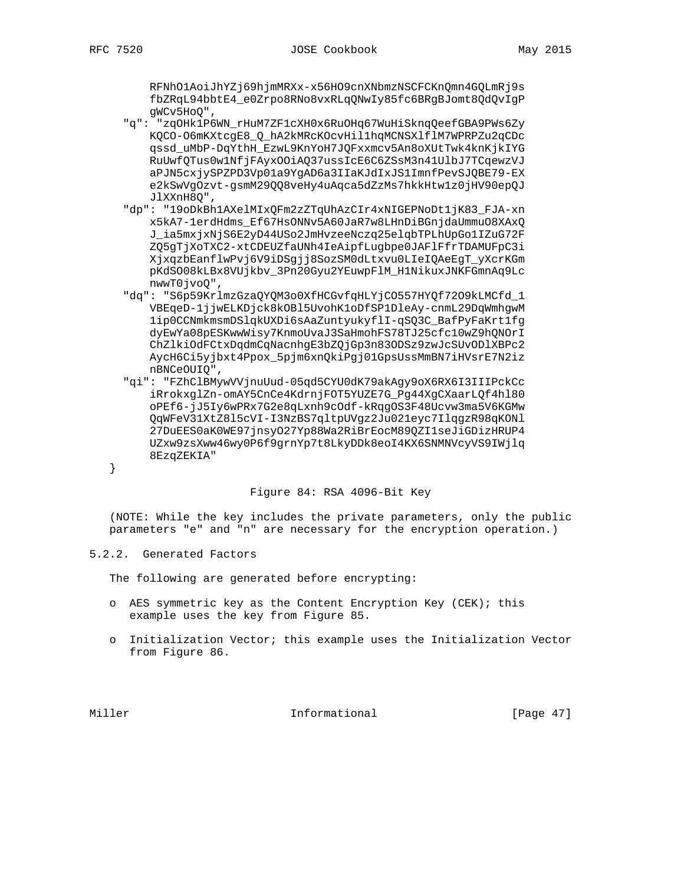```
     RFNhO1AoiJhYZj69hjmMRXx-x56HO9cnXNbmzNSCFCKnQmn4GQLmRj9s
     fbZRqL94bbtE4_e0Zrpo8RNo8vxRLqQNwIy85fc6BRgBJomt8QdQvIgP
     gWCv5HoQ",
"q": "zqOHk1P6WN_rHuM7ZF1cXH0x6RuOHq67WuHiSknqQeefGBA9PWs6Zy
     KQCO-O6mKXtcgE8_Q_hA2kMRcKOcvHil1hqMCNSXlflM7WPRPZu2qCDc
     qssd_uMbP-DqYthH_EzwL9KnYoH7JQFxxmcv5An8oXUtTwk4knKjkIYG
     RuUwfQTus0w1NfjFAyxOOiAQ37ussIcE6C6ZSsM3n41UlbJ7TCqewzVJ
     aPJN5cxjySPZPD3Vp01a9YgAD6a3IIaKJdIxJS1ImnfPevSJQBE79-EX
     e2kSwVgOzvt-gsmM29QQ8veHy4uAqca5dZzMs7hkkHtw1z0jHV90epQJ
     JlXXnH8Q",
"dp": "19oDkBh1AXelMIxQFm2zZTqUhAzCIr4xNIGEPNoDt1jK83_FJA-xn
     x5kA7-1erdHdms_Ef67HsONNv5A60JaR7w8LHnDiBGnjdaUmmuO8XAxQ
     J_ia5mxjxNjS6E2yD44USo2JmHvzeeNczq25elqbTPLhUpGo1IZuG72F
     ZQ5gTjXoTXC2-xtCDEUZfaUNh4IeAipfLugbpe0JAFlFfrTDAMUFpC3i
     XjxqzbEanflwPvj6V9iDSgjj8SozSM0dLtxvu0LIeIQAeEgT_yXcrKGm
     pKdSO08kLBx8VUjkbv_3Pn20Gyu2YEuwpFlM_H1NikuxJNKFGmnAq9Lc
     nwwT0jvoQ",
"dq": "S6p59KrlmzGzaQYQM3o0XfHCGvfqHLYjCO557HYQf72O9kLMCfd_1
     VBEqeD-1jjwELKDjck8kOBl5UvohK1oDfSP1DleAy-cnmL29DqWmhgwM
     1ip0CCNmkmsmDSlqkUXDi6sAaZuntyukyflI-qSQ3C_BafPyFaKrt1fg
     dyEwYa08pESKwwWisy7KnmoUvaJ3SaHmohFS78TJ25cfc10wZ9hQNOrI
     ChZlkiOdFCtxDqdmCqNacnhgE3bZQjGp3n83ODSz9zwJcSUvODlXBPc2
     AycH6Ci5yjbxt4Ppox_5pjm6xnQkiPgj01GpsUssMmBN7iHVsrE7N2iz
     nBNCeOUIQ",
"qi": "FZhClBMywVVjnuUud-05qd5CYU0dK79akAgy9oX6RX6I3IIIPckCc
     iRrokxglZn-omAY5CnCe4KdrnjFOT5YUZE7G_Pg44XgCXaarLQf4hl80
     oPEf6-jJ5Iy6wPRx7G2e8qLxnh9cOdf-kRqgOS3F48Ucvw3ma5V6KGMw
     QqWFeV31XtZ8l5cVI-I3NzBS7qltpUVgz2Ju021eyc7IlqgzR98qKONl
     27DuEES0aK0WE97jnsyO27Yp88Wa2RiBrEocM89QZI1seJiGDizHRUP4
     UZxw9zsXww46wy0P6f9grnYp7t8LkyDDk8eoI4KX6SNMNVcyVS9IWjlq
     8EzqZEKIA"
}
```

Figure 84: RSA 4096-Bit Key

(NOTE: While the key includes the private parameters, only the public parameters "e" and "n" are necessary for the encryption operation.)

### 5.2.2. Generated Factors

The following are generated before encrypting:

- AES symmetric key as the Content Encryption Key (CEK); this example uses the key from Figure 85.
- Initialization Vector; this example uses the Initialization Vector from Figure 86.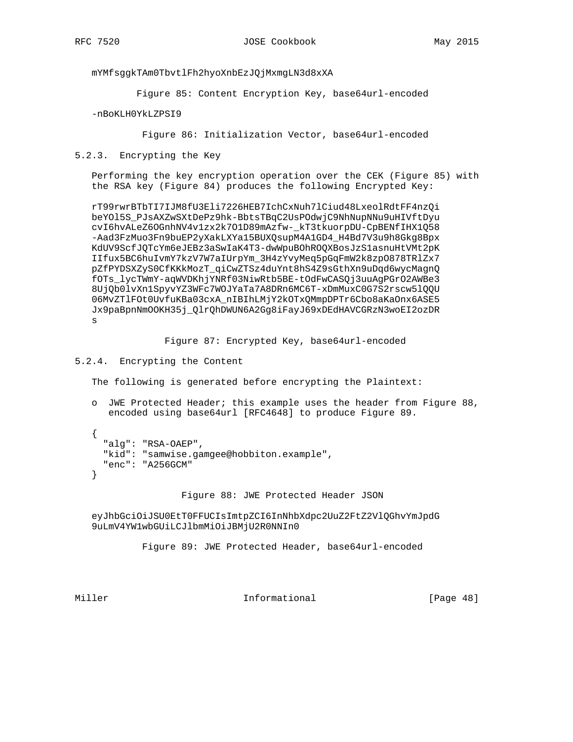```
mYMfsggkTAm0TbvtlFh2hyoXnbEzJQjMxmgLN3d8xXA
```

Figure 85: Content Encryption Key, base64url-encoded

```
-nBoKLH0YkLZPSI9
```

Figure 86: Initialization Vector, base64url-encoded

### 5.2.3. Encrypting the Key

Performing the key encryption operation over the CEK (Figure 85) with the RSA key (Figure 84) produces the following Encrypted Key:

```
rT99rwrBTbTI7IJM8fU3Eli7226HEB7IchCxNuh7lCiud48LxeolRdtFF4nzQi
beYOl5S_PJsAXZwSXtDePz9hk-BbtsTBqC2UsPOdwjC9NhNupNNu9uHIVftDyu
cvI6hvALeZ6OGnhNV4v1zx2k7O1D89mAzfw-_kT3tkuorpDU-CpBENfIHX1Q58
-Aad3FzMuo3Fn9buEP2yXakLXYa15BUXQsupM4A1GD4_H4Bd7V3u9h8Gkg8Bpx
KdUV9ScfJQTcYm6eJEBz3aSwIaK4T3-dwWpuBOhROQXBosJzS1asnuHtVMt2pK
IIfux5BC6huIvmY7kzV7W7aIUrpYm_3H4zYvyMeq5pGqFmW2k8zpO878TRlZx7
pZfPYDSXZyS0CfKKkMozT_qiCwZTSz4duYnt8hS4Z9sGthXn9uDqd6wycMagnQ
fOTs_lycTWmY-aqWVDKhjYNRf03NiwRtb5BE-tOdFwCASQj3uuAgPGrO2AWBe3
8UjQb0lvXn1SpyvYZ3WFc7WOJYaTa7A8DRn6MC6T-xDmMuxC0G7S2rscw5lQQU
06MvZTlFOt0UvfuKBa03cxA_nIBIhLMjY2kOTxQMmpDPTr6Cbo8aKaOnx6ASE5
Jx9paBpnNmOOKH35j_QlrQhDWUN6A2Gg8iFayJ69xDEdHAVCGRzN3woEI2ozDR
s
```

Figure 87: Encrypted Key, base64url-encoded

### 5.2.4. Encrypting the Content

The following is generated before encrypting the Plaintext:

- JWE Protected Header; this example uses the header from Figure 88, encoded using base64url [RFC4648] to produce Figure 89.

```
{
  "alg": "RSA-OAEP",
  "kid": "samwise.gamgee@hobbiton.example",
  "enc": "A256GCM"
}
```

Figure 88: JWE Protected Header JSON

```
eyJhbGciOiJSU0EtT0FFUCIsImtpZCI6InNhbXdpc2UuZ2FtZ2VlQGhvYmJpdG
9uLmV4YW1wbGUiLCJlbmMiOiJBMjU2R0NNIn0
```

Figure 89: JWE Protected Header, base64url-encoded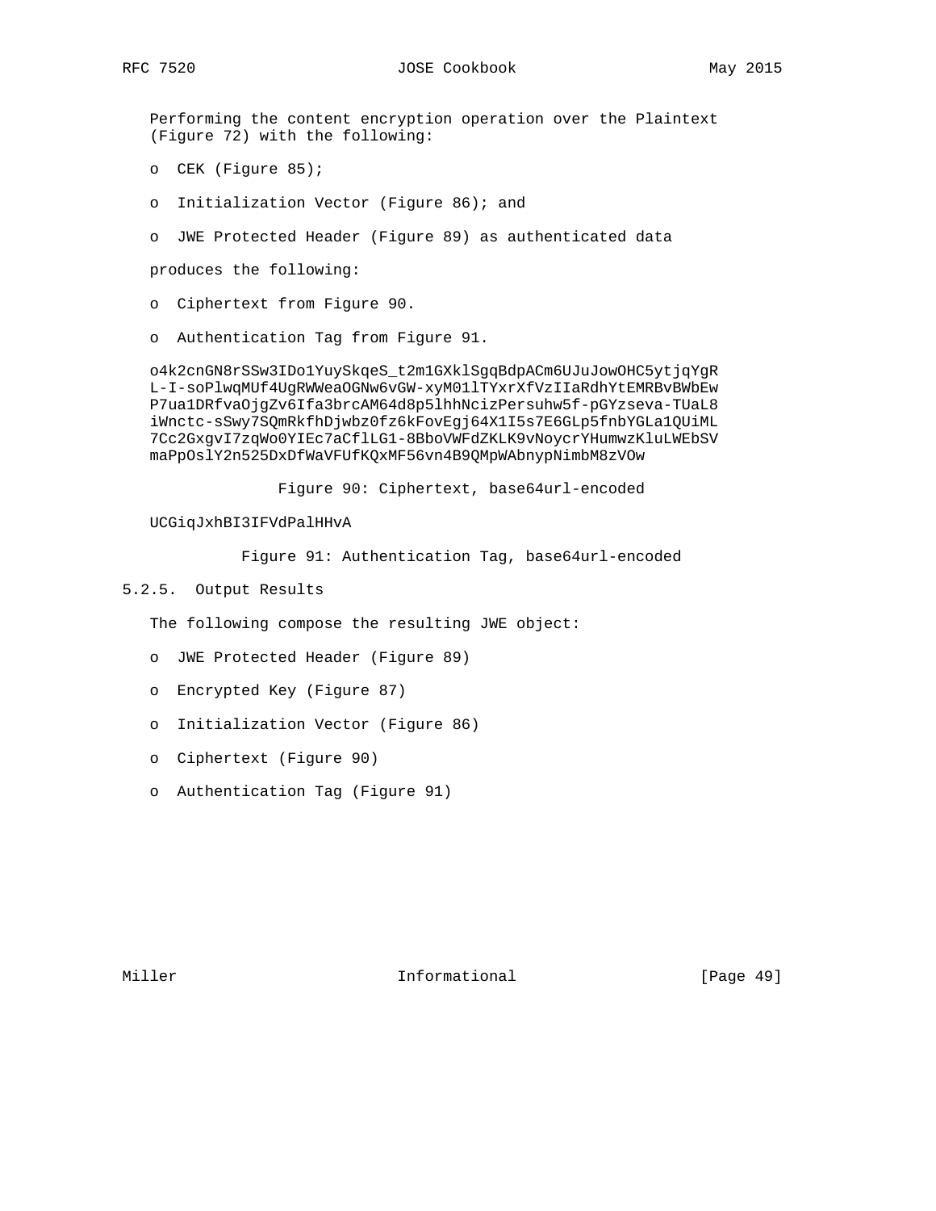Performing the content encryption operation over the Plaintext (Figure 72) with the following:

- CEK (Figure 85);
- Initialization Vector (Figure 86); and
- JWE Protected Header (Figure 89) as authenticated data

produces the following:

- Ciphertext from Figure 90.
- Authentication Tag from Figure 91.

```
o4k2cnGN8rSSw3IDo1YuySkqeS_t2m1GXklSgqBdpACm6UJuJowOHC5ytjqYgR
L-I-soPlwqMUf4UgRWWeaOGNw6vGW-xyM01lTYxrXfVzIIaRdhYtEMRBvBWbEw
P7ua1DRfvaOjgZv6Ifa3brcAM64d8p5lhhNcizPersuhw5f-pGYzseva-TUaL8
iWnctc-sSwy7SQmRkfhDjwbz0fz6kFovEgj64X1I5s7E6GLp5fnbYGLa1QUiML
7Cc2GxgvI7zqWo0YIEc7aCflLG1-8BboVWFdZKLK9vNoycrYHumwzKluLWEbSV
maPpOslY2n525DxDfWaVFUfKQxMF56vn4B9QMpWAbnypNimbM8zVOw
```

Figure 90: Ciphertext, base64url-encoded

```
UCGiqJxhBI3IFVdPalHHvA
```

Figure 91: Authentication Tag, base64url-encoded

### 5.2.5. Output Results

The following compose the resulting JWE object:

- JWE Protected Header (Figure 89)
- Encrypted Key (Figure 87)
- Initialization Vector (Figure 86)
- Ciphertext (Figure 90)
- Authentication Tag (Figure 91)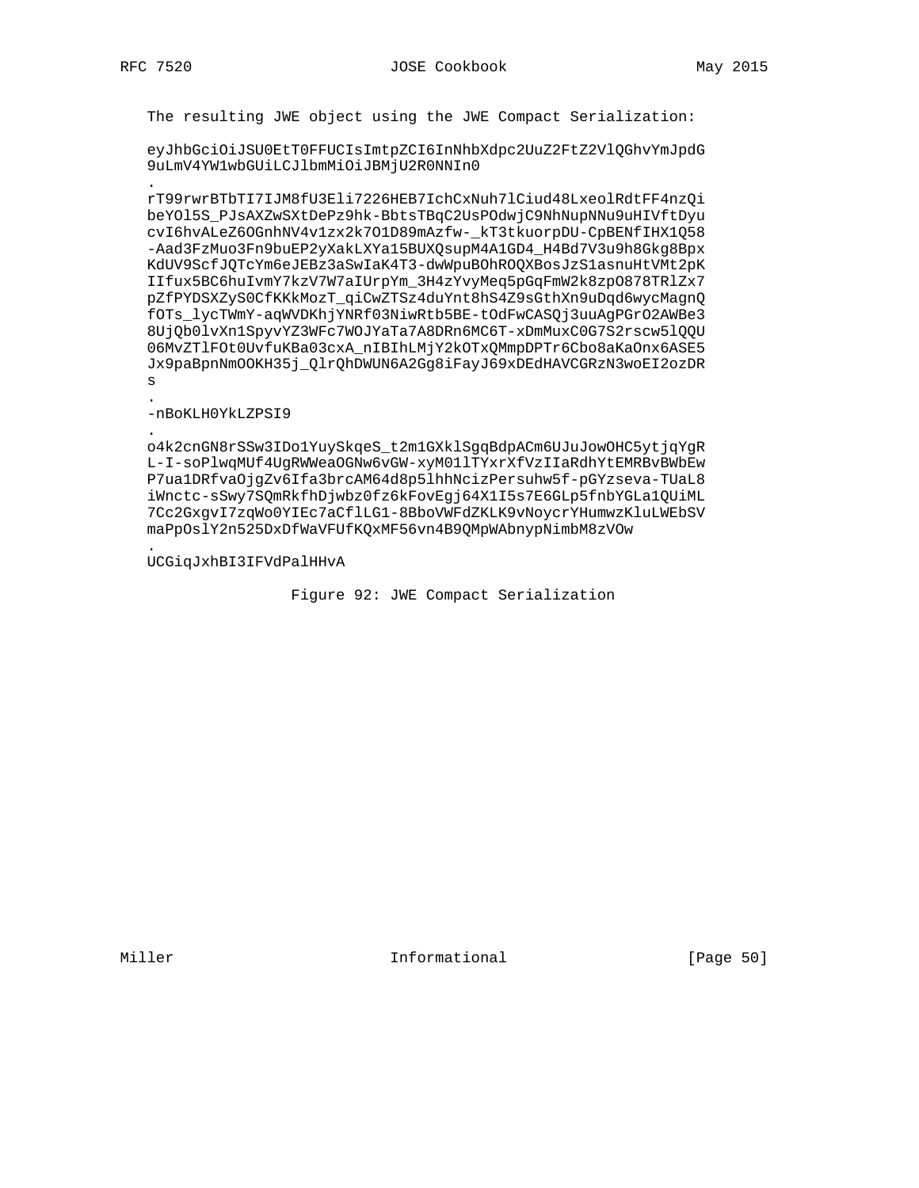The resulting JWE object using the JWE Compact Serialization:

```
eyJhbGciOiJSU0EtT0FFUCIsImtpZCI6InNhbXdpc2UuZ2FtZ2VlQGhvYmJpdG
9uLmV4YW1wbGUiLCJlbmMiOiJBMjU2R0NNIn0
.
rT99rwrBTbTI7IJM8fU3Eli7226HEB7IchCxNuh7lCiud48LxeolRdtFF4nzQi
beYOl5S_PJsAXZwSXtDePz9hk-BbtsTBqC2UsPOdwjC9NhNupNNu9uHIVftDyu
cvI6hvALeZ6OGnhNV4v1zx2k7O1D89mAzfw-_kT3tkuorpDU-CpBENfIHX1Q58
-Aad3FzMuo3Fn9buEP2yXakLXYa15BUXQsupM4A1GD4_H4Bd7V3u9h8Gkg8Bpx
KdUV9ScfJQTcYm6eJEBz3aSwIaK4T3-dwWpuBOhROQXBosJzS1asnuHtVMt2pK
IIfux5BC6huIvmY7kzV7W7aIUrpYm_3H4zYvyMeq5pGqFmW2k8zpO878TRlZx7
pZfPYDSXZyS0CfKKkMozT_qiCwZTSz4duYnt8hS4Z9sGthXn9uDqd6wycMagnQ
fOTs_lycTWmY-aqWVDKhjYNRf03NiwRtb5BE-tOdFwCASQj3uuAgPGrO2AWBe3
8UjQb0lvXn1SpyvYZ3WFc7WOJYaTa7A8DRn6MC6T-xDmMuxC0G7S2rscw5lQQU
06MvZTlFOt0UvfuKBa03cxA_nIBIhLMjY2kOTxQMmpDPTr6Cbo8aKaOnx6ASE5
Jx9paBpnNmOOKH35j_QlrQhDWUN6A2Gg8iFayJ69xDEdHAVCGRzN3woEI2ozDR
s
.
-nBoKLH0YkLZPSI9
.
o4k2cnGN8rSSw3IDo1YuySkqeS_t2m1GXklSgqBdpACm6UJuJowOHC5ytjqYgR
L-I-soPlwqMUf4UgRWWeaOGNw6vGW-xyM01lTYxrXfVzIIaRdhYtEMRBvBWbEw
P7ua1DRfvaOjgZv6Ifa3brcAM64d8p5lhhNcizPersuhw5f-pGYzseva-TUaL8
iWnctc-sSwy7SQmRkfhDjwbz0fz6kFovEgj64X1I5s7E6GLp5fnbYGLa1QUiML
7Cc2GxgvI7zqWo0YIEc7aCflLG1-8BboVWFdZKLK9vNoycrYHumwzKluLWEbSV
maPpOslY2n525DxDfWaVFUfKQxMF56vn4B9QMpWAbnypNimbM8zVOw
.
UCGiqJxhBI3IFVdPalHHvA
```

Figure 92: JWE Compact Serialization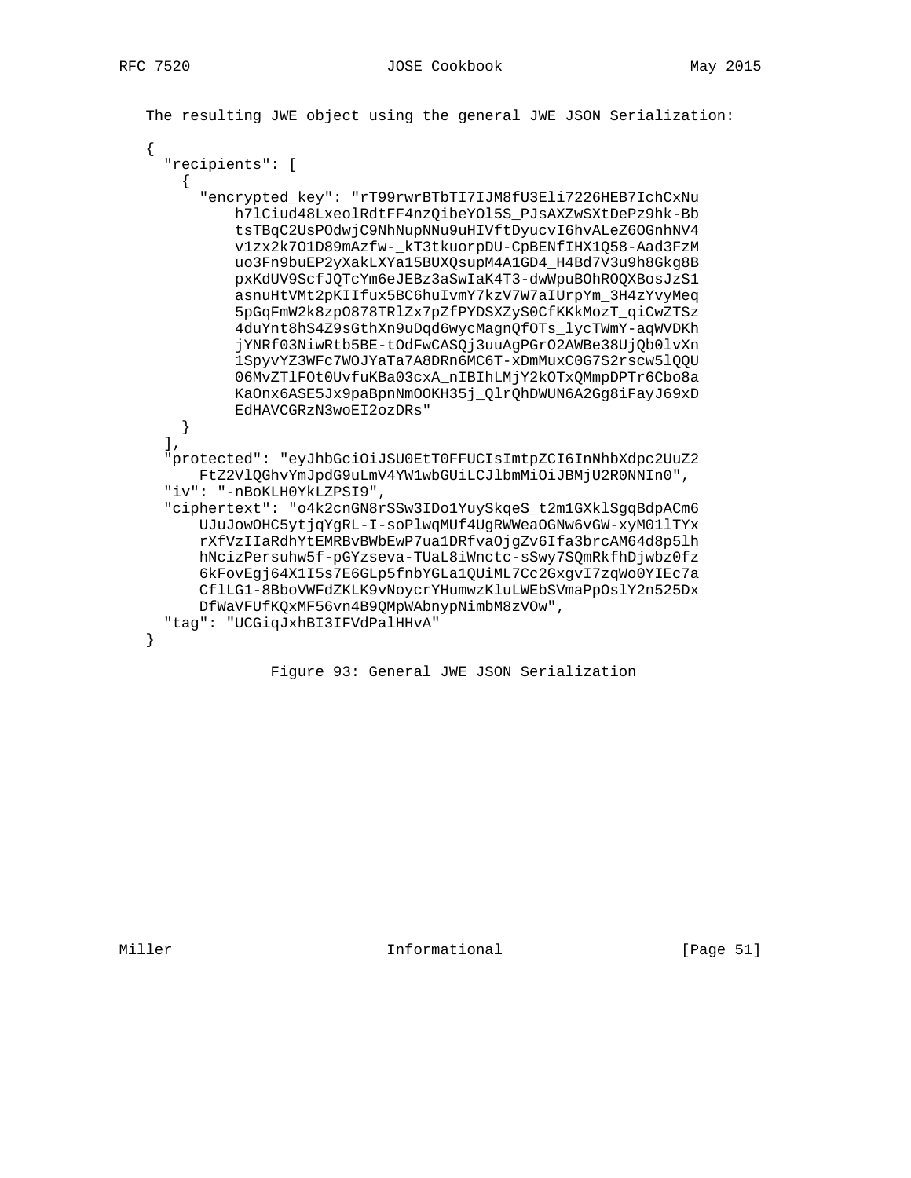The resulting JWE object using the general JWE JSON Serialization:

```
{
  "recipients": [
    {
      "encrypted_key": "rT99rwrBTbTI7IJM8fU3Eli7226HEB7IchCxNu
          h7lCiud48LxeolRdtFF4nzQibeYOl5S_PJsAXZwSXtDePz9hk-Bb
          tsTBqC2UsPOdwjC9NhNupNNu9uHIVftDyucvI6hvALeZ6OGnhNV4
          v1zx2k7O1D89mAzfw-_kT3tkuorpDU-CpBENfIHX1Q58-Aad3FzM
          uo3Fn9buEP2yXakLXYa15BUXQsupM4A1GD4_H4Bd7V3u9h8Gkg8B
          pxKdUV9ScfJQTcYm6eJEBz3aSwIaK4T3-dwWpuBOhROQXBosJzS1
          asnuHtVMt2pKIIfux5BC6huIvmY7kzV7W7aIUrpYm_3H4zYvyMeq
          5pGqFmW2k8zpO878TRlZx7pZfPYDSXZyS0CfKKkMozT_qiCwZTSz
          4duYnt8hS4Z9sGthXn9uDqd6wycMagnQfOTs_lycTWmY-aqWVDKh
          jYNRf03NiwRtb5BE-tOdFwCASQj3uuAgPGrO2AWBe38UjQb0lvXn
          1SpyvYZ3WFc7WOJYaTa7A8DRn6MC6T-xDmMuxC0G7S2rscw5lQQU
          06MvZTlFOt0UvfuKBa03cxA_nIBIhLMjY2kOTxQMmpDPTr6Cbo8a
          KaOnx6ASE5Jx9paBpnNmOOKH35j_QlrQhDWUN6A2Gg8iFayJ69xD
          EdHAVCGRzN3woEI2ozDRs"
    }
  ],
  "protected": "eyJhbGciOiJSU0EtT0FFUCIsImtpZCI6InNhbXdpc2UuZ2
      FtZ2VlQGhvYmJpdG9uLmV4YW1wbGUiLCJlbmMiOiJBMjU2R0NNIn0",
  "iv": "-nBoKLH0YkLZPSI9",
  "ciphertext": "o4k2cnGN8rSSw3IDo1YuySkqeS_t2m1GXklSgqBdpACm6
      UJuJowOHC5ytjqYgRL-I-soPlwqMUf4UgRWWeaOGNw6vGW-xyM01lTYx
      rXfVzIIaRdhYtEMRBvBWbEwP7ua1DRfvaOjgZv6Ifa3brcAM64d8p5lh
      hNcizPersuhw5f-pGYzseva-TUaL8iWnctc-sSwy7SQmRkfhDjwbz0fz
      6kFovEgj64X1I5s7E6GLp5fnbYGLa1QUiML7Cc2GxgvI7zqWo0YIEc7a
      CflLG1-8BboVWFdZKLK9vNoycrYHumwzKluLWEbSVmaPpOslY2n525Dx
      DfWaVFUfKQxMF56vn4B9QMpWAbnypNimbM8zVOw",
  "tag": "UCGiqJxhBI3IFVdPalHHvA"
}
```

Figure 93: General JWE JSON Serialization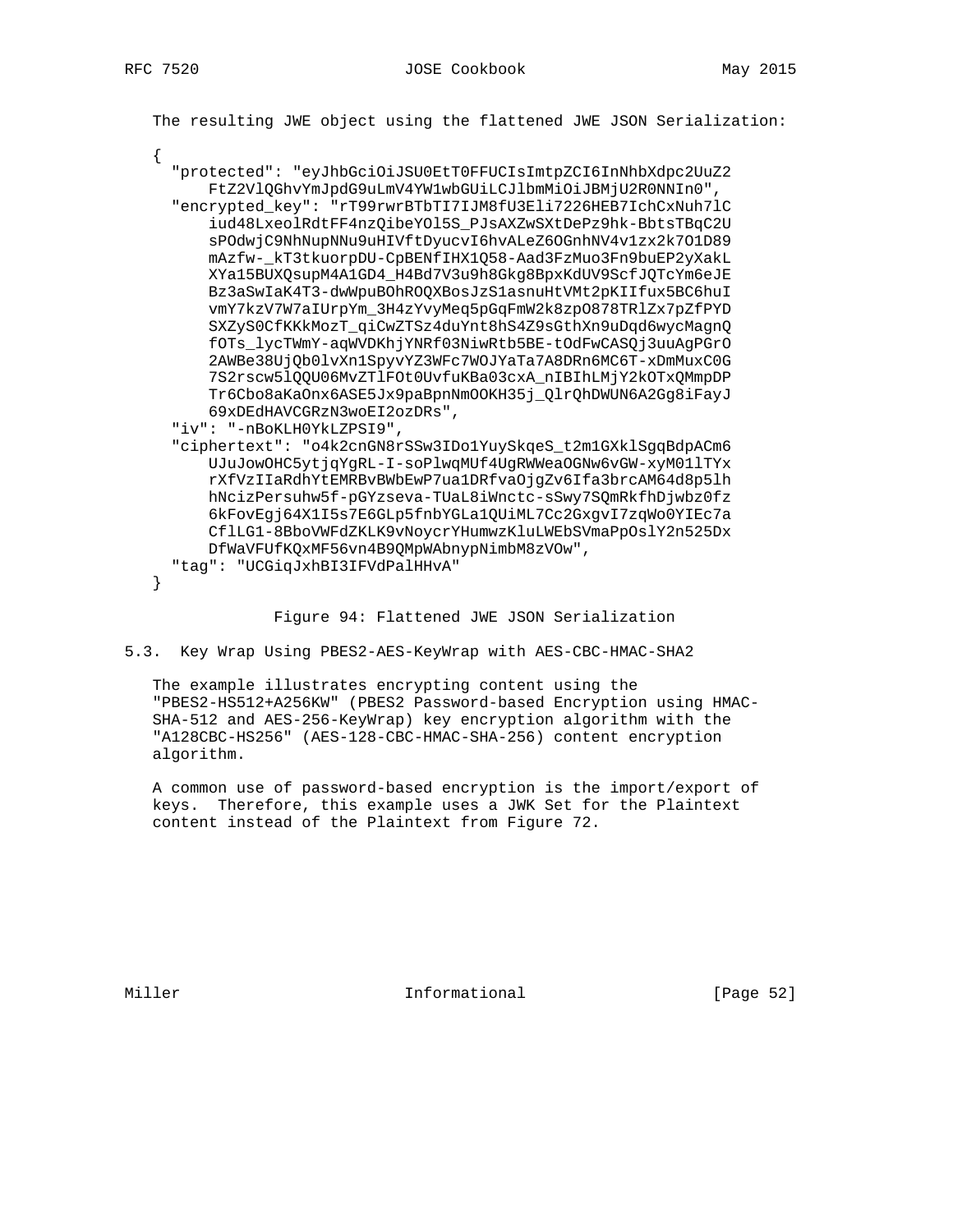The resulting JWE object using the flattened JWE JSON Serialization:

```
{
  "protected": "eyJhbGciOiJSU0EtT0FFUCIsImtpZCI6InNhbXdpc2UuZ2
      FtZ2VlQGhvYmJpdG9uLmV4YW1wbGUiLCJlbmMiOiJBMjU2R0NNIn0",
  "encrypted_key": "rT99rwrBTbTI7IJM8fU3Eli7226HEB7IchCxNuh7lC
      iud48LxeolRdtFF4nzQibeYOl5S_PJsAXZwSXtDePz9hk-BbtsTBqC2U
      sPOdwjC9NhNupNNu9uHIVftDyucvI6hvALeZ6OGnhNV4v1zx2k7O1D89
      mAzfw-_kT3tkuorpDU-CpBENfIHX1Q58-Aad3FzMuo3Fn9buEP2yXakL
      XYa15BUXQsupM4A1GD4_H4Bd7V3u9h8Gkg8BpxKdUV9ScfJQTcYm6eJE
      Bz3aSwIaK4T3-dwWpuBOhROQXBosJzS1asnuHtVMt2pKIIfux5BC6huI
      vmY7kzV7W7aIUrpYm_3H4zYvyMeq5pGqFmW2k8zpO878TRlZx7pZfPYD
      SXZyS0CfKKkMozT_qiCwZTSz4duYnt8hS4Z9sGthXn9uDqd6wycMagnQ
      fOTs_lycTWmY-aqWVDKhjYNRf03NiwRtb5BE-tOdFwCASQj3uuAgPGrO
      2AWBe38UjQb0lvXn1SpyvYZ3WFc7WOJYaTa7A8DRn6MC6T-xDmMuxC0G
      7S2rscw5lQQU06MvZTlFOt0UvfuKBa03cxA_nIBIhLMjY2kOTxQMmpDP
      Tr6Cbo8aKaOnx6ASE5Jx9paBpnNmOOKH35j_QlrQhDWUN6A2Gg8iFayJ
      69xDEdHAVCGRzN3woEI2ozDRs",
  "iv": "-nBoKLH0YkLZPSI9",
  "ciphertext": "o4k2cnGN8rSSw3IDo1YuySkqeS_t2m1GXklSgqBdpACm6
      UJuJowOHC5ytjqYgRL-I-soPlwqMUf4UgRWWeaOGNw6vGW-xyM01lTYx
      rXfVzIIaRdhYtEMRBvBWbEwP7ua1DRfvaOjgZv6Ifa3brcAM64d8p5lh
      hNcizPersuhw5f-pGYzseva-TUaL8iWnctc-sSwy7SQmRkfhDjwbz0fz
      6kFovEgj64X1I5s7E6GLp5fnbYGLa1QUiML7Cc2GxgvI7zqWo0YIEc7a
      CflLG1-8BboVWFdZKLK9vNoycrYHumwzKluLWEbSVmaPpOslY2n525Dx
      DfWaVFUfKQxMF56vn4B9QMpWAbnypNimbM8zVOw",
  "tag": "UCGiqJxhBI3IFVdPalHHvA"
}
```

Figure 94: Flattened JWE JSON Serialization

## 5.3. Key Wrap Using PBES2-AES-KeyWrap with AES-CBC-HMAC-SHA2

The example illustrates encrypting content using the "PBES2-HS512+A256KW" (PBES2 Password-based Encryption using HMAC-SHA-512 and AES-256-KeyWrap) key encryption algorithm with the "A128CBC-HS256" (AES-128-CBC-HMAC-SHA-256) content encryption algorithm.

A common use of password-based encryption is the import/export of keys. Therefore, this example uses a JWK Set for the Plaintext content instead of the Plaintext from Figure 72.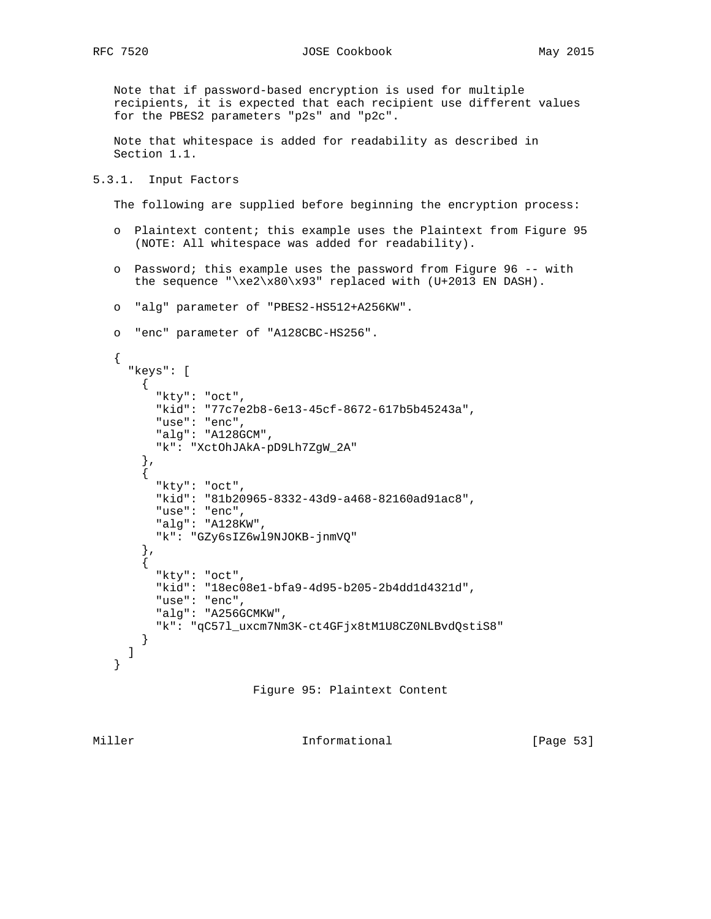Note that if password-based encryption is used for multiple recipients, it is expected that each recipient use different values for the PBES2 parameters "p2s" and "p2c".

Note that whitespace is added for readability as described in Section 1.1.

### 5.3.1. Input Factors

The following are supplied before beginning the encryption process:

- Plaintext content; this example uses the Plaintext from Figure 95 (NOTE: All whitespace was added for readability).

- Password; this example uses the password from Figure 96 -- with the sequence "\xe2\x80\x93" replaced with (U+2013 EN DASH).

- "alg" parameter of "PBES2-HS512+A256KW".

- "enc" parameter of "A128CBC-HS256".

```
{
  "keys": [
    {
      "kty": "oct",
      "kid": "77c7e2b8-6e13-45cf-8672-617b5b45243a",
      "use": "enc",
      "alg": "A128GCM",
      "k": "XctOhJAkA-pD9Lh7ZgW_2A"
    },
    {
      "kty": "oct",
      "kid": "81b20965-8332-43d9-a468-82160ad91ac8",
      "use": "enc",
      "alg": "A128KW",
      "k": "GZy6sIZ6wl9NJOKB-jnmVQ"
    },
    {
      "kty": "oct",
      "kid": "18ec08e1-bfa9-4d95-b205-2b4dd1d4321d",
      "use": "enc",
      "alg": "A256GCMKW",
      "k": "qC57l_uxcm7Nm3K-ct4GFjx8tM1U8CZ0NLBvdQstiS8"
    }
  ]
}
```

Figure 95: Plaintext Content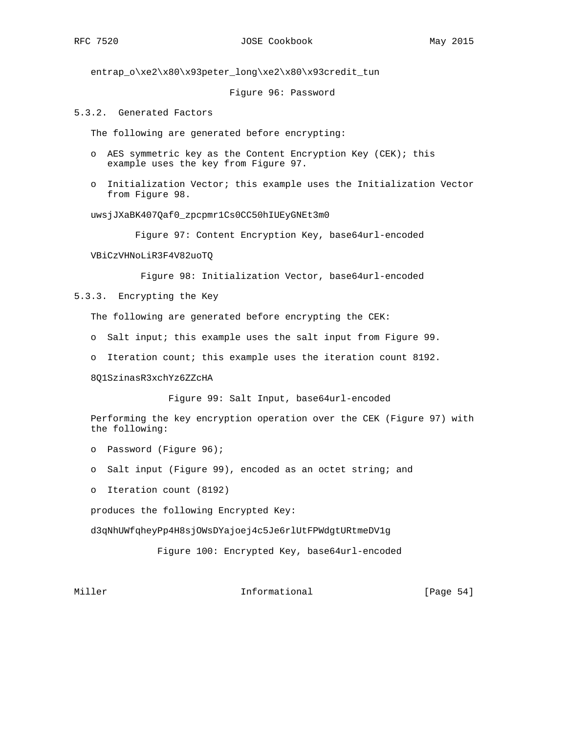```
entrap_o\xe2\x80\x93peter_long\xe2\x80\x93credit_tun
```

Figure 96: Password

### 5.3.2. Generated Factors

The following are generated before encrypting:

- AES symmetric key as the Content Encryption Key (CEK); this example uses the key from Figure 97.
- Initialization Vector; this example uses the Initialization Vector from Figure 98.

```
uwsjJXaBK407Qaf0_zpcpmr1Cs0CC50hIUEyGNEt3m0
```

Figure 97: Content Encryption Key, base64url-encoded

```
VBiCzVHNoLiR3F4V82uoTQ
```

Figure 98: Initialization Vector, base64url-encoded

### 5.3.3. Encrypting the Key

The following are generated before encrypting the CEK:

- Salt input; this example uses the salt input from Figure 99.
- Iteration count; this example uses the iteration count 8192.

```
8Q1SzinasR3xchYz6ZZcHA
```

Figure 99: Salt Input, base64url-encoded

Performing the key encryption operation over the CEK (Figure 97) with the following:

- Password (Figure 96);
- Salt input (Figure 99), encoded as an octet string; and
- Iteration count (8192)

produces the following Encrypted Key:

```
d3qNhUWfqheyPp4H8sjOWsDYajoej4c5Je6rlUtFPWdgtURtmeDV1g
```

Figure 100: Encrypted Key, base64url-encoded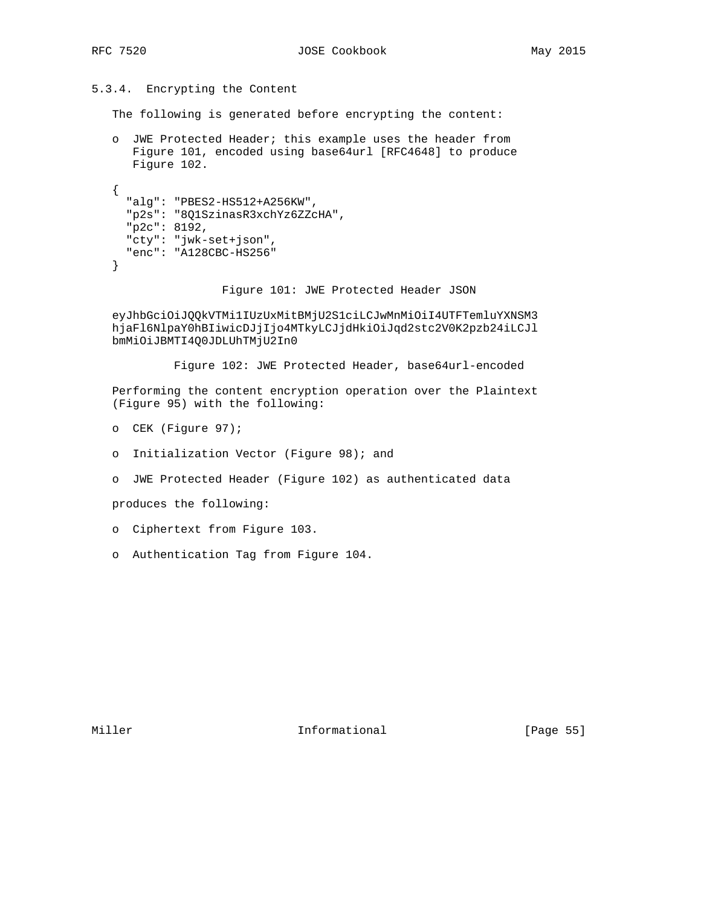### 5.3.4. Encrypting the Content

The following is generated before encrypting the content:

- JWE Protected Header; this example uses the header from Figure 101, encoded using base64url [RFC4648] to produce Figure 102.

```
{
  "alg": "PBES2-HS512+A256KW",
  "p2s": "8Q1SzinasR3xchYz6ZZcHA",
  "p2c": 8192,
  "cty": "jwk-set+json",
  "enc": "A128CBC-HS256"
}
```

Figure 101: JWE Protected Header JSON

```
eyJhbGciOiJQQkVTMi1IUzUxMitBMjU2S1ciLCJwMnMiOiI4UTFTemluYXNSM3
hjaFl6NlpaY0hBIiwicDJjIjo4MTkyLCJjdHkiOiJqd2stc2V0K2pzb24iLCJl
bmMiOiJBMTI4Q0JDLUhTMjU2In0
```

Figure 102: JWE Protected Header, base64url-encoded

Performing the content encryption operation over the Plaintext (Figure 95) with the following:

- CEK (Figure 97);
- Initialization Vector (Figure 98); and
- JWE Protected Header (Figure 102) as authenticated data

produces the following:

- Ciphertext from Figure 103.
- Authentication Tag from Figure 104.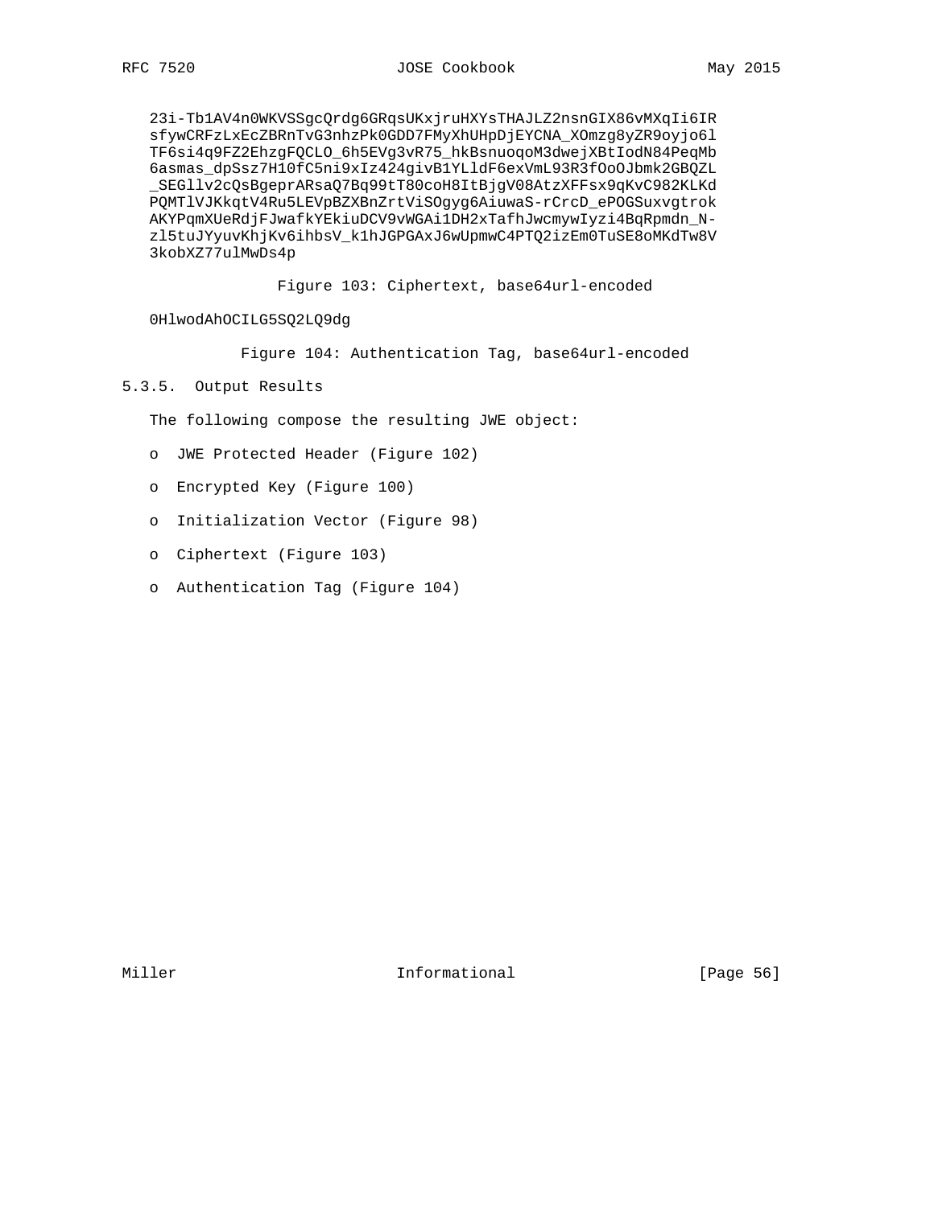```
23i-Tb1AV4n0WKVSSgcQrdg6GRqsUKxjruHXYsTHAJLZ2nsnGIX86vMXqIi6IR
sfywCRFzLxEcZBRnTvG3nhzPk0GDD7FMyXhUHpDjEYCNA_XOmzg8yZR9oyjo6l
TF6si4q9FZ2EhzgFQCLO_6h5EVg3vR75_hkBsnuoqoM3dwejXBtIodN84PeqMb
6asmas_dpSsz7H10fC5ni9xIz424givB1YLldF6exVmL93R3fOoOJbmk2GBQZL
_SEGllv2cQsBgeprARsaQ7Bq99tT80coH8ItBjgV08AtzXFFsx9qKvC982KLKd
PQMTlVJKkqtV4Ru5LEVpBZXBnZrtViSOgyg6AiuwaS-rCrcD_ePOGSuxvgtrok
AKYPqmXUeRdjFJwafkYEkiuDCV9vWGAi1DH2xTafhJwcmywIyzi4BqRpmdn_N-
zl5tuJYyuvKhjKv6ihbsV_k1hJGPGAxJ6wUpmwC4PTQ2izEm0TuSE8oMKdTw8V
3kobXZ77ulMwDs4p
```

Figure 103: Ciphertext, base64url-encoded

```
0HlwodAhOCILG5SQ2LQ9dg
```

Figure 104: Authentication Tag, base64url-encoded

### 5.3.5. Output Results

The following compose the resulting JWE object:

- JWE Protected Header (Figure 102)
- Encrypted Key (Figure 100)
- Initialization Vector (Figure 98)
- Ciphertext (Figure 103)
- Authentication Tag (Figure 104)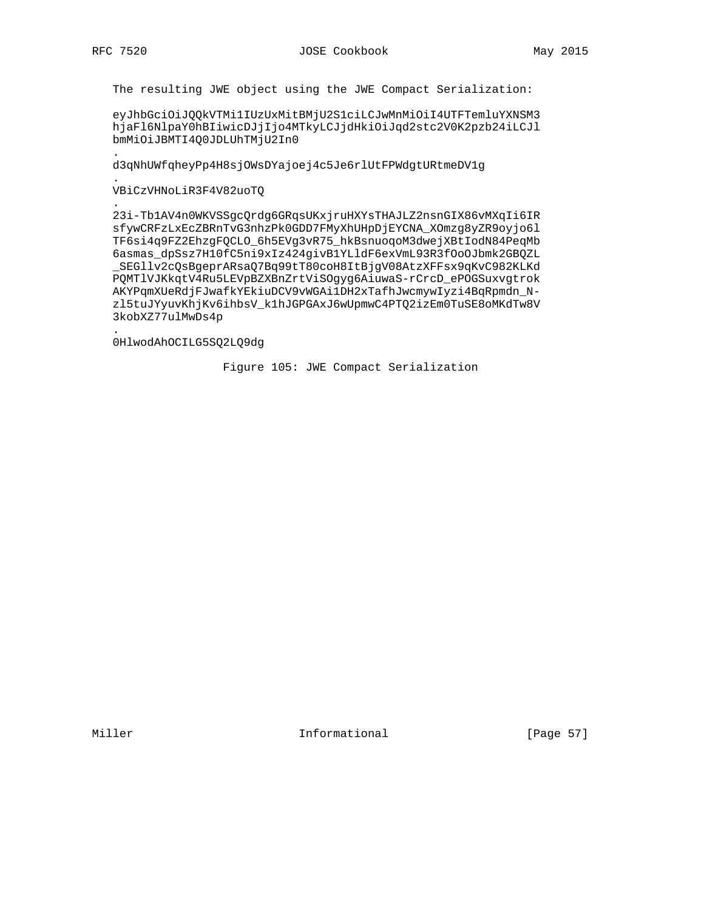The resulting JWE object using the JWE Compact Serialization:

```
eyJhbGciOiJQQkVTMi1IUzUxMitBMjU2S1ciLCJwMnMiOiI4UTFTemluYXNSM3
hjaFl6NlpaY0hBIiwicDJjIjo4MTkyLCJjdHkiOiJqd2stc2V0K2pzb24iLCJl
bmMiOiJBMTI4Q0JDLUhTMjU2In0
.
d3qNhUWfqheyPp4H8sjOWsDYajoej4c5Je6rlUtFPWdgtURtmeDV1g
.
VBiCzVHNoLiR3F4V82uoTQ
.
23i-Tb1AV4n0WKVSSgcQrdg6GRqsUKxjruHXYsTHAJLZ2nsnGIX86vMXqIi6IR
sfywCRFzLxEcZBRnTvG3nhzPk0GDD7FMyXhUHpDjEYCNA_XOmzg8yZR9oyjo6l
TF6si4q9FZ2EhzgFQCLO_6h5EVg3vR75_hkBsnuoqoM3dwejXBtIodN84PeqMb
6asmas_dpSsz7H10fC5ni9xIz424givB1YLldF6exVmL93R3fOoOJbmk2GBQZL
_SEGllv2cQsBgeprARsaQ7Bq99tT80coH8ItBjgV08AtzXFFsx9qKvC982KLKd
PQMTlVJKkqtV4Ru5LEVpBZXBnZrtViSOgyg6AiuwaS-rCrcD_ePOGSuxvgtrok
AKYPqmXUeRdjFJwafkYEkiuDCV9vWGAi1DH2xTafhJwcmywIyzi4BqRpmdn_N-
zl5tuJYyuvKhjKv6ihbsV_k1hJGPGAxJ6wUpmwC4PTQ2izEm0TuSE8oMKdTw8V
3kobXZ77ulMwDs4p
.
0HlwodAhOCILG5SQ2LQ9dg
```

Figure 105: JWE Compact Serialization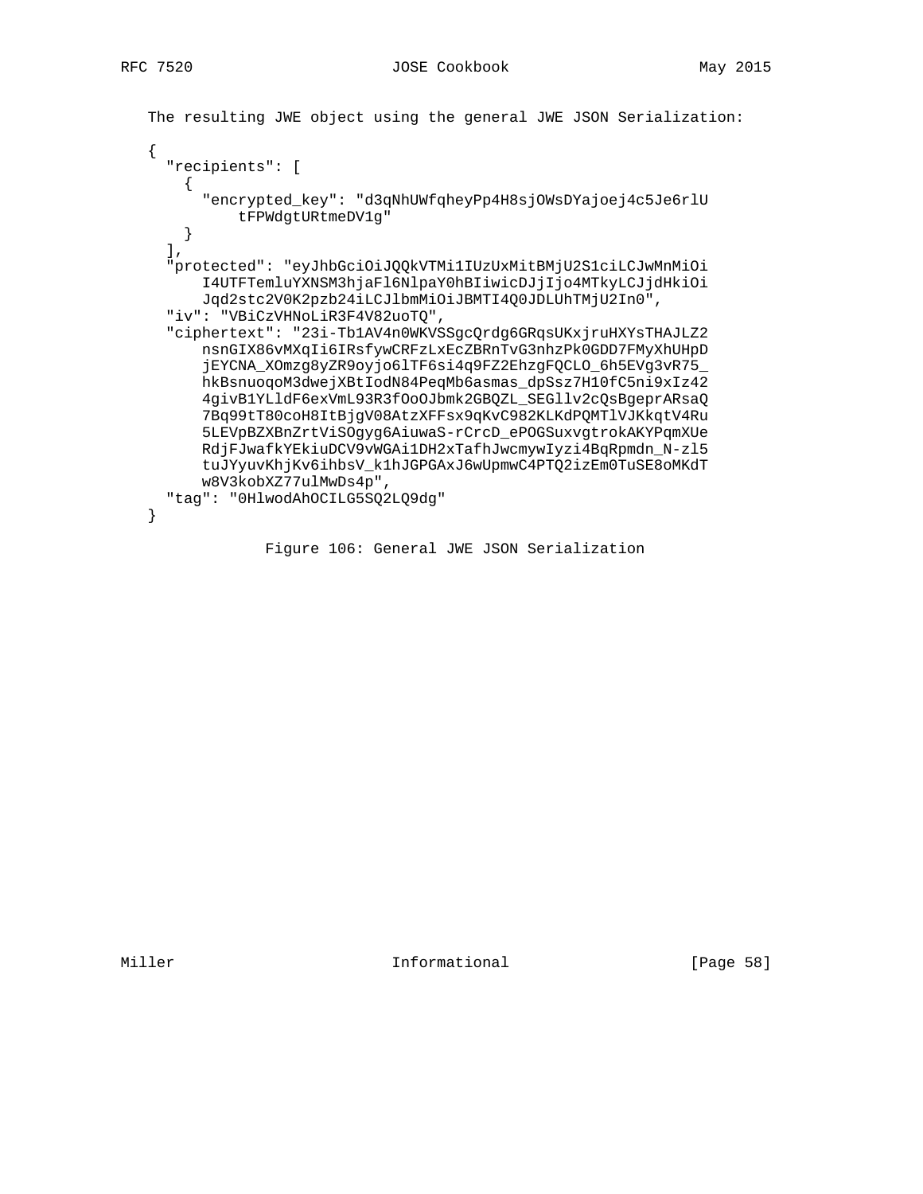The resulting JWE object using the general JWE JSON Serialization:

```
{
  "recipients": [
    {
      "encrypted_key": "d3qNhUWfqheyPp4H8sjOWsDYajoej4c5Je6rlU
          tFPWdgtURtmeDV1g"
    }
  ],
  "protected": "eyJhbGciOiJQQkVTMi1IUzUxMitBMjU2S1ciLCJwMnMiOi
      I4UTFTemluYXNSM3hjaFl6NlpaY0hBIiwicDJjIjo4MTkyLCJjdHkiOi
      Jqd2stc2V0K2pzb24iLCJlbmMiOiJBMTI4Q0JDLUhTMjU2In0",
  "iv": "VBiCzVHNoLiR3F4V82uoTQ",
  "ciphertext": "23i-Tb1AV4n0WKVSSgcQrdg6GRqsUKxjruHXYsTHAJLZ2
      nsnGIX86vMXqIi6IRsfywCRFzLxEcZBRnTvG3nhzPk0GDD7FMyXhUHpD
      jEYCNA_XOmzg8yZR9oyjo6lTF6si4q9FZ2EhzgFQCLO_6h5EVg3vR75_
      hkBsnuoqoM3dwejXBtIodN84PeqMb6asmas_dpSsz7H10fC5ni9xIz42
      4givB1YLldF6exVmL93R3fOoOJbmk2GBQZL_SEGllv2cQsBgeprARsaQ
      7Bq99tT80coH8ItBjgV08AtzXFFsx9qKvC982KLKdPQMTlVJKkqtV4Ru
      5LEVpBZXBnZrtViSOgyg6AiuwaS-rCrcD_ePOGSuxvgtrokAKYPqmXUe
      RdjFJwafkYEkiuDCV9vWGAi1DH2xTafhJwcmywIyzi4BqRpmdn_N-zl5
      tuJYyuvKhjKv6ihbsV_k1hJGPGAxJ6wUpmwC4PTQ2izEm0TuSE8oMKdT
      w8V3kobXZ77ulMwDs4p",
  "tag": "0HlwodAhOCILG5SQ2LQ9dg"
}
```

Figure 106: General JWE JSON Serialization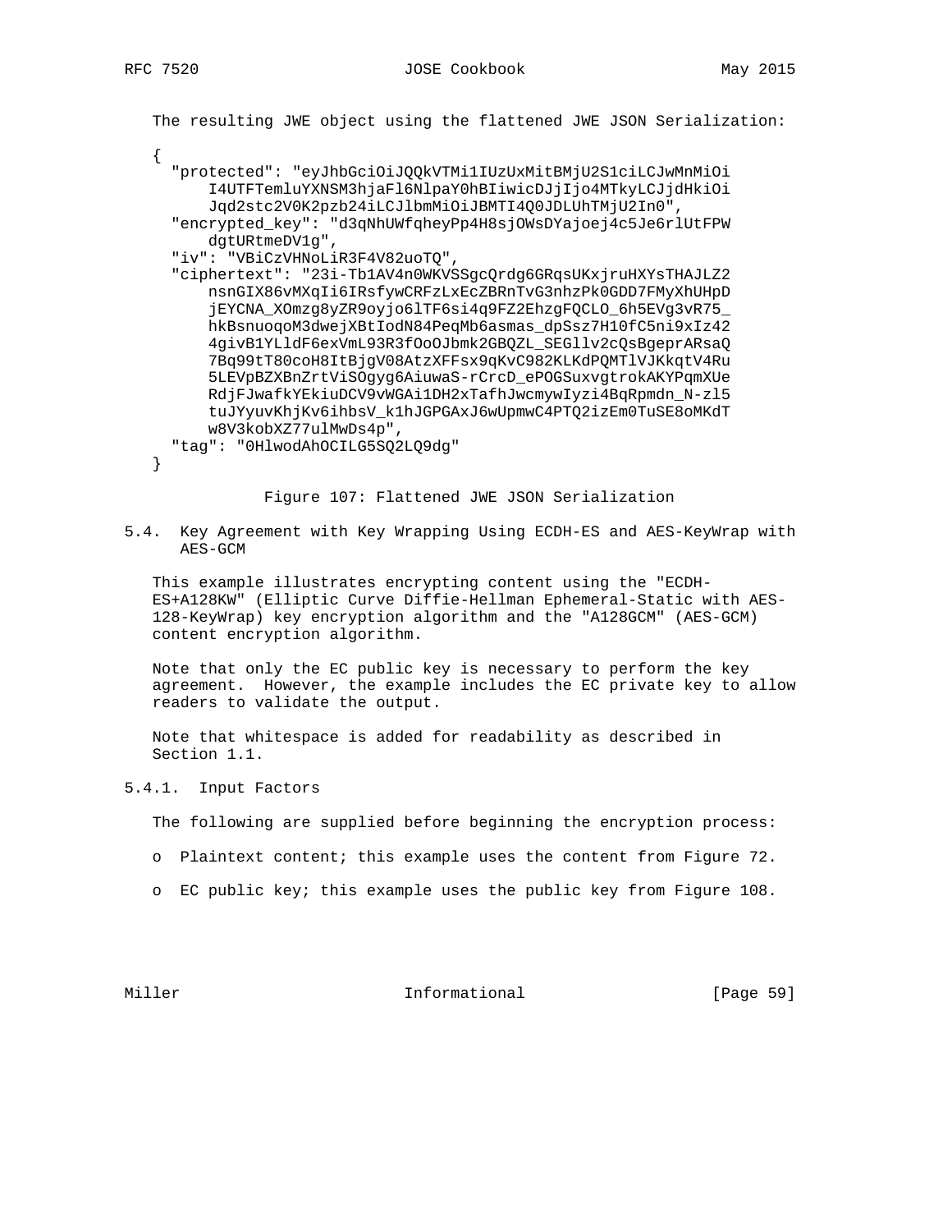The resulting JWE object using the flattened JWE JSON Serialization:

```
{
  "protected": "eyJhbGciOiJQQkVTMi1IUzUxMitBMjU2S1ciLCJwMnMiOi
      I4UTFTemluYXNSM3hjaFl6NlpaY0hBIiwicDJjIjo4MTkyLCJjdHkiOi
      Jqd2stc2V0K2pzb24iLCJlbmMiOiJBMTI4Q0JDLUhTMjU2In0",
  "encrypted_key": "d3qNhUWfqheyPp4H8sjOWsDYajoej4c5Je6rlUtFPW
      dgtURtmeDV1g",
  "iv": "VBiCzVHNoLiR3F4V82uoTQ",
  "ciphertext": "23i-Tb1AV4n0WKVSSgcQrdg6GRqsUKxjruHXYsTHAJLZ2
      nsnGIX86vMXqIi6IRsfywCRFzLxEcZBRnTvG3nhzPk0GDD7FMyXhUHpD
      jEYCNA_XOmzg8yZR9oyjo6lTF6si4q9FZ2EhzgFQCLO_6h5EVg3vR75_
      hkBsnuoqoM3dwejXBtIodN84PeqMb6asmas_dpSsz7H10fC5ni9xIz42
      4givB1YLldF6exVmL93R3fOoOJbmk2GBQZL_SEGllv2cQsBgeprARsaQ
      7Bq99tT80coH8ItBjgV08AtzXFFsx9qKvC982KLKdPQMTlVJKkqtV4Ru
      5LEVpBZXBnZrtViSOgyg6AiuwaS-rCrcD_ePOGSuxvgtrokAKYPqmXUe
      RdjFJwafkYEkiuDCV9vWGAi1DH2xTafhJwcmywIyzi4BqRpmdn_N-zl5
      tuJYyuvKhjKv6ihbsV_k1hJGPGAxJ6wUpmwC4PTQ2izEm0TuSE8oMKdT
      w8V3kobXZ77ulMwDs4p",
  "tag": "0HlwodAhOCILG5SQ2LQ9dg"
}
```

Figure 107: Flattened JWE JSON Serialization

## 5.4. Key Agreement with Key Wrapping Using ECDH-ES and AES-KeyWrap with AES-GCM

This example illustrates encrypting content using the "ECDH-ES+A128KW" (Elliptic Curve Diffie-Hellman Ephemeral-Static with AES-128-KeyWrap) key encryption algorithm and the "A128GCM" (AES-GCM) content encryption algorithm.

Note that only the EC public key is necessary to perform the key agreement. However, the example includes the EC private key to allow readers to validate the output.

Note that whitespace is added for readability as described in Section 1.1.

### 5.4.1. Input Factors

The following are supplied before beginning the encryption process:

- Plaintext content; this example uses the content from Figure 72.
- EC public key; this example uses the public key from Figure 108.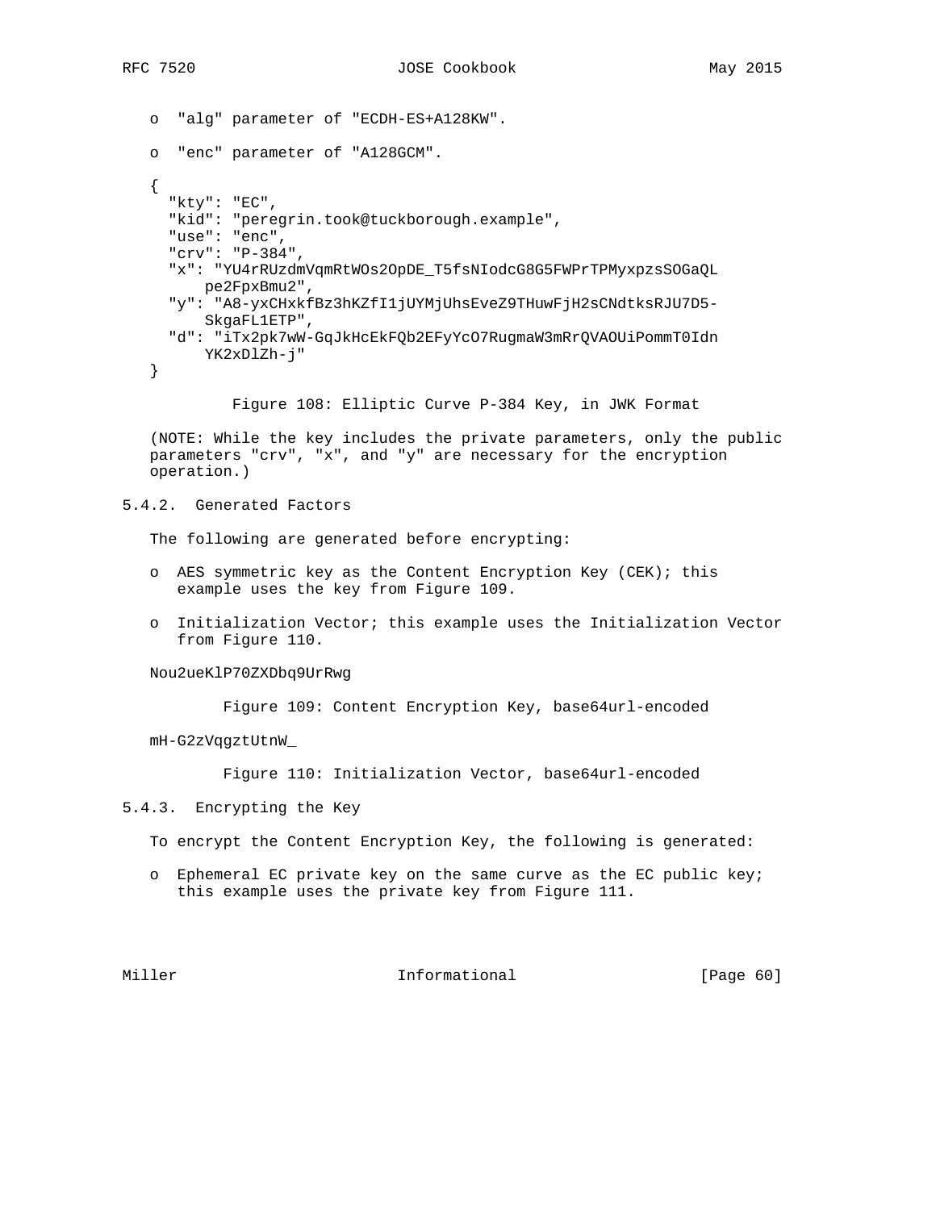- "alg" parameter of "ECDH-ES+A128KW".
- "enc" parameter of "A128GCM".

```
{
  "kty": "EC",
  "kid": "peregrin.took@tuckborough.example",
  "use": "enc",
  "crv": "P-384",
  "x": "YU4rRUzdmVqmRtWOs2OpDE_T5fsNIodcG8G5FWPrTPMyxpzsSOGaQL
      pe2FpxBmu2",
  "y": "A8-yxCHxkfBz3hKZfI1jUYMjUhsEveZ9THuwFjH2sCNdtksRJU7D5-
      SkgaFL1ETP",
  "d": "iTx2pk7wW-GqJkHcEkFQb2EFyYcO7RugmaW3mRrQVAOUiPommT0Idn
      YK2xDlZh-j"
}
```

Figure 108: Elliptic Curve P-384 Key, in JWK Format

(NOTE: While the key includes the private parameters, only the public parameters "crv", "x", and "y" are necessary for the encryption operation.)

### 5.4.2. Generated Factors

The following are generated before encrypting:

- AES symmetric key as the Content Encryption Key (CEK); this example uses the key from Figure 109.
- Initialization Vector; this example uses the Initialization Vector from Figure 110.

```
Nou2ueKlP70ZXDbq9UrRwg
```

Figure 109: Content Encryption Key, base64url-encoded

```
mH-G2zVqgztUtnW_
```

Figure 110: Initialization Vector, base64url-encoded

### 5.4.3. Encrypting the Key

To encrypt the Content Encryption Key, the following is generated:

- Ephemeral EC private key on the same curve as the EC public key; this example uses the private key from Figure 111.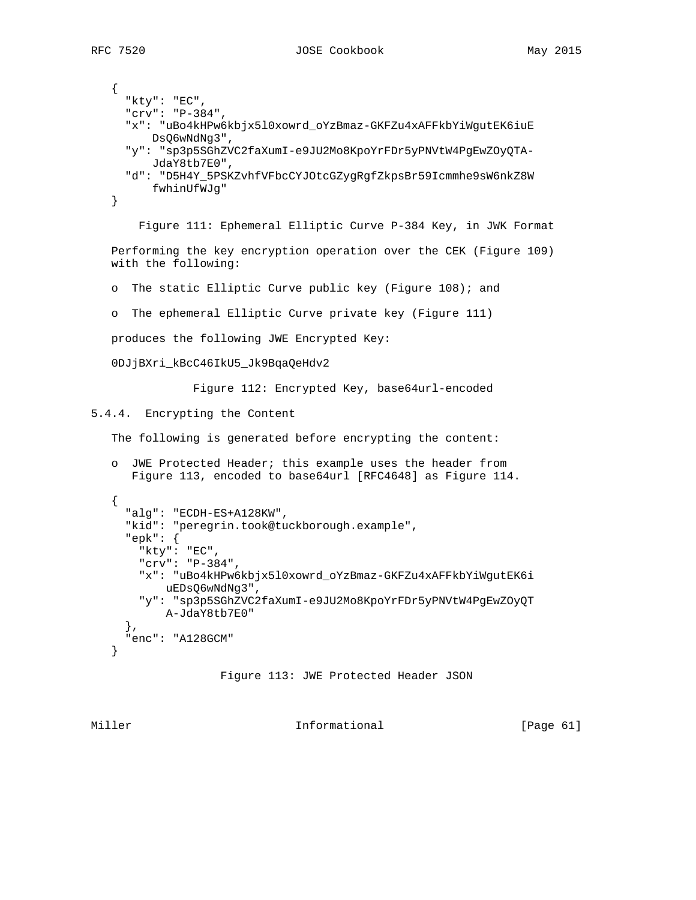```
{
  "kty": "EC",
  "crv": "P-384",
  "x": "uBo4kHPw6kbjx5l0xowrd_oYzBmaz-GKFZu4xAFFkbYiWgutEK6iuE
      DsQ6wNdNg3",
  "y": "sp3p5SGhZVC2faXumI-e9JU2Mo8KpoYrFDr5yPNVtW4PgEwZOyQTA-
      JdaY8tb7E0",
  "d": "D5H4Y_5PSKZvhfVFbcCYJOtcGZygRgfZkpsBr59Icmmhe9sW6nkZ8W
      fwhinUfWJg"
}
```

Figure 111: Ephemeral Elliptic Curve P-384 Key, in JWK Format

Performing the key encryption operation over the CEK (Figure 109) with the following:

- The static Elliptic Curve public key (Figure 108); and
- The ephemeral Elliptic Curve private key (Figure 111)

produces the following JWE Encrypted Key:

```
0DJjBXri_kBcC46IkU5_Jk9BqaQeHdv2
```

Figure 112: Encrypted Key, base64url-encoded

### 5.4.4. Encrypting the Content

The following is generated before encrypting the content:

- JWE Protected Header; this example uses the header from Figure 113, encoded to base64url [RFC4648] as Figure 114.

```
{
  "alg": "ECDH-ES+A128KW",
  "kid": "peregrin.took@tuckborough.example",
  "epk": {
    "kty": "EC",
    "crv": "P-384",
    "x": "uBo4kHPw6kbjx5l0xowrd_oYzBmaz-GKFZu4xAFFkbYiWgutEK6i
        uEDsQ6wNdNg3",
    "y": "sp3p5SGhZVC2faXumI-e9JU2Mo8KpoYrFDr5yPNVtW4PgEwZOyQT
        A-JdaY8tb7E0"
  },
  "enc": "A128GCM"
}
```

Figure 113: JWE Protected Header JSON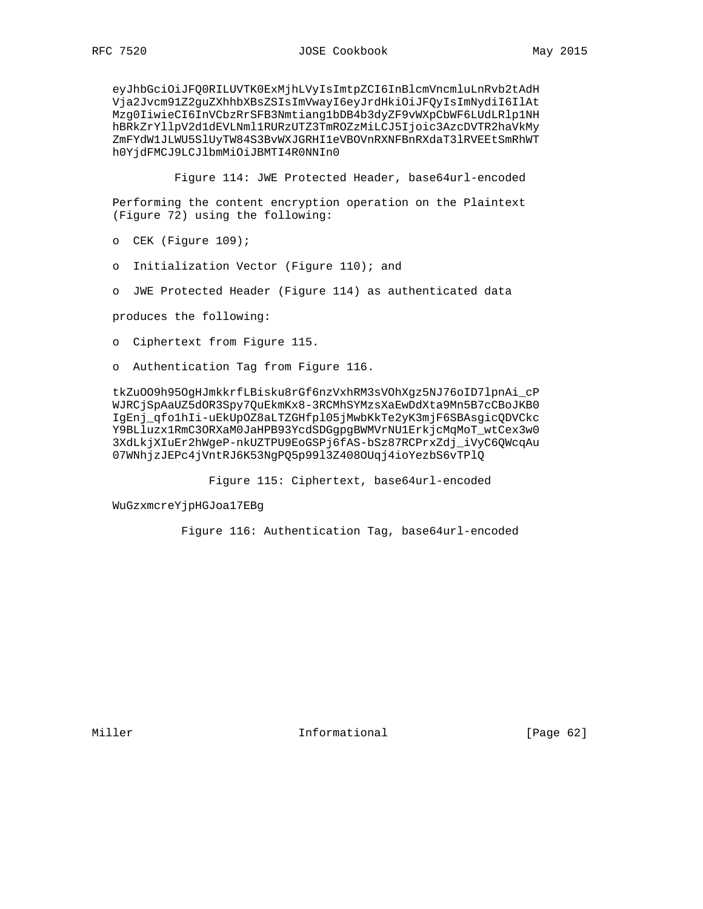```
eyJhbGciOiJFQ0RILUVTK0ExMjhLVyIsImtpZCI6InBlcmVncmluLnRvb2tAdH
Vja2Jvcm91Z2guZXhhbXBsZSIsImVwayI6eyJrdHkiOiJFQyIsImNydiI6IlAt
Mzg0IiwieCI6InVCbzRrSFB3Nmtiang1bDB4b3dyZF9vWXpCbWF6LUdLRlp1NH
hBRkZrYllpV2d1dEVLNml1RURzUTZ3TmROZzMiLCJ5Ijoic3AzcDVTR2haVkMy
ZmFYdW1JLWU5SlUyTW84S3BvWXJGRHI1eVBOVnRXNFBnRXdaT3lRVEEtSmRhWT
h0YjdFMCJ9LCJlbmMiOiJBMTI4R0NNIn0
```

Figure 114: JWE Protected Header, base64url-encoded

Performing the content encryption operation on the Plaintext (Figure 72) using the following:

- CEK (Figure 109);
- Initialization Vector (Figure 110); and
- JWE Protected Header (Figure 114) as authenticated data

produces the following:

- Ciphertext from Figure 115.
- Authentication Tag from Figure 116.

```
tkZuOO9h95OgHJmkkrfLBisku8rGf6nzVxhRM3sVOhXgz5NJ76oID7lpnAi_cP
WJRCjSpAaUZ5dOR3Spy7QuEkmKx8-3RCMhSYMzsXaEwDdXta9Mn5B7cCBoJKB0
IgEnj_qfo1hIi-uEkUpOZ8aLTZGHfpl05jMwbKkTe2yK3mjF6SBAsgicQDVCkc
Y9BLluzx1RmC3ORXaM0JaHPB93YcdSDGgpgBWMVrNU1ErkjcMqMoT_wtCex3w0
3XdLkjXIuEr2hWgeP-nkUZTPU9EoGSPj6fAS-bSz87RCPrxZdj_iVyC6QWcqAu
07WNhjzJEPc4jVntRJ6K53NgPQ5p99l3Z408OUqj4ioYezbS6vTPlQ
```

Figure 115: Ciphertext, base64url-encoded

```
WuGzxmcreYjpHGJoa17EBg
```

Figure 116: Authentication Tag, base64url-encoded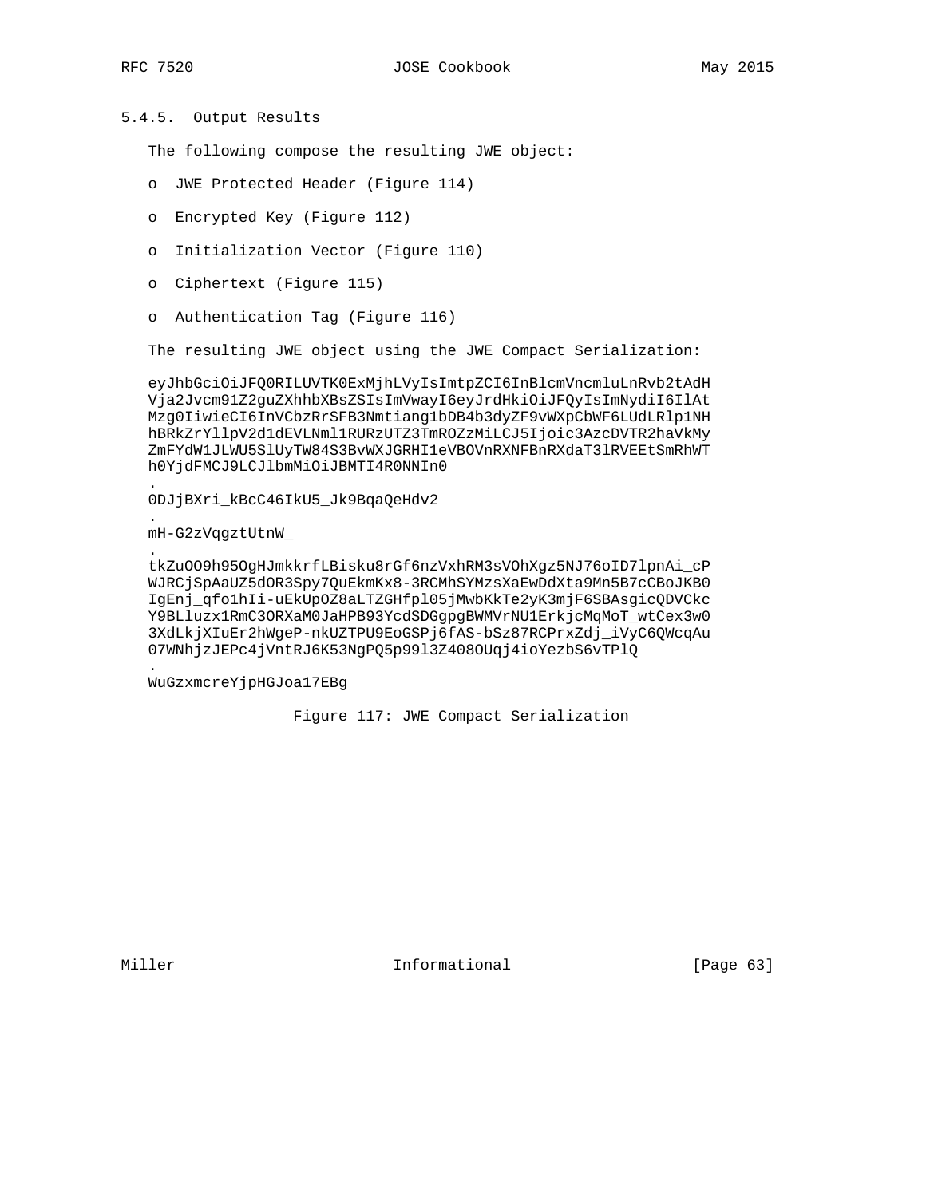### 5.4.5. Output Results

The following compose the resulting JWE object:

- JWE Protected Header (Figure 114)
- Encrypted Key (Figure 112)
- Initialization Vector (Figure 110)
- Ciphertext (Figure 115)
- Authentication Tag (Figure 116)

The resulting JWE object using the JWE Compact Serialization:

```
eyJhbGciOiJFQ0RILUVTK0ExMjhLVyIsImtpZCI6InBlcmVncmluLnRvb2tAdH
Vja2Jvcm91Z2guZXhhbXBsZSIsImVwayI6eyJrdHkiOiJFQyIsImNydiI6IlAt
Mzg0IiwieCI6InVCbzRrSFB3Nmtiang1bDB4b3dyZF9vWXpCbWF6LUdLRlp1NH
hBRkZrYllpV2d1dEVLNml1RURzUTZ3TmROZzMiLCJ5Ijoic3AzcDVTR2haVkMy
ZmFYdW1JLWU5SlUyTW84S3BvWXJGRHI1eVBOVnRXNFBnRXdaT3lRVEEtSmRhWT
h0YjdFMCJ9LCJlbmMiOiJBMTI4R0NNIn0
.
0DJjBXri_kBcC46IkU5_Jk9BqaQeHdv2
.
mH-G2zVqgztUtnW_
.
tkZuOO9h95OgHJmkkrfLBisku8rGf6nzVxhRM3sVOhXgz5NJ76oID7lpnAi_cP
WJRCjSpAaUZ5dOR3Spy7QuEkmKx8-3RCMhSYMzsXaEwDdXta9Mn5B7cCBoJKB0
IgEnj_qfo1hIi-uEkUpOZ8aLTZGHfpl05jMwbKkTe2yK3mjF6SBAsgicQDVCkc
Y9BLluzx1RmC3ORXaM0JaHPB93YcdSDGgpgBWMVrNU1ErkjcMqMoT_wtCex3w0
3XdLkjXIuEr2hWgeP-nkUZTPU9EoGSPj6fAS-bSz87RCPrxZdj_iVyC6QWcqAu
07WNhjzJEPc4jVntRJ6K53NgPQ5p99l3Z408OUqj4ioYezbS6vTPlQ
.
WuGzxmcreYjpHGJoa17EBg
```

Figure 117: JWE Compact Serialization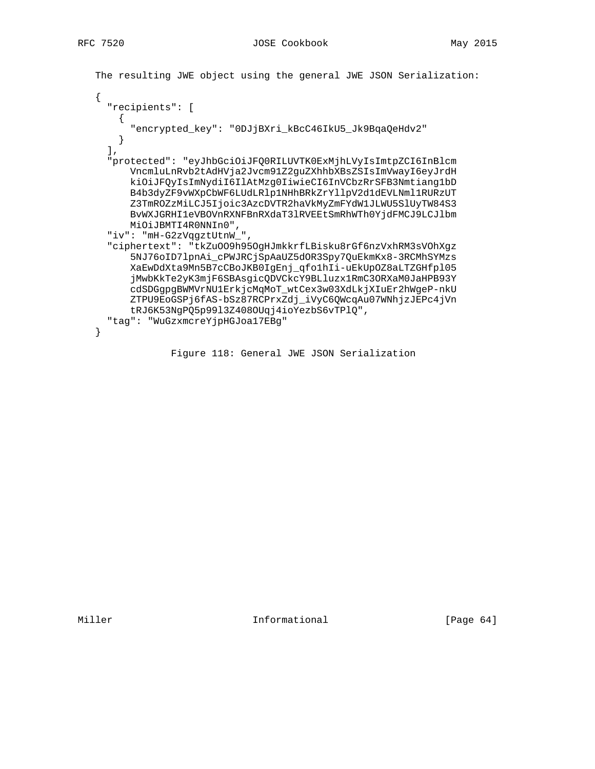The resulting JWE object using the general JWE JSON Serialization:

```
{
  "recipients": [
    {
      "encrypted_key": "0DJjBXri_kBcC46IkU5_Jk9BqaQeHdv2"
    }
  ],
  "protected": "eyJhbGciOiJFQ0RILUVTK0ExMjhLVyIsImtpZCI6InBlcm
      VncmluLnRvb2tAdHVja2Jvcm91Z2guZXhhbXBsZSIsImVwayI6eyJrdH
      kiOiJFQyIsImNydiI6IlAtMzg0IiwieCI6InVCbzRrSFB3Nmtiang1bD
      B4b3dyZF9vWXpCbWF6LUdLRlp1NHhBRkZrYllpV2d1dEVLNml1RURzUT
      Z3TmROZzMiLCJ5Ijoic3AzcDVTR2haVkMyZmFYdW1JLWU5SlUyTW84S3
      BvWXJGRHI1eVBOVnRXNFBnRXdaT3lRVEEtSmRhWTh0YjdFMCJ9LCJlbm
      MiOiJBMTI4R0NNIn0",
  "iv": "mH-G2zVqgztUtnW_",
  "ciphertext": "tkZuOO9h95OgHJmkkrfLBisku8rGf6nzVxhRM3sVOhXgz
      5NJ76oID7lpnAi_cPWJRCjSpAaUZ5dOR3Spy7QuEkmKx8-3RCMhSYMzs
      XaEwDdXta9Mn5B7cCBoJKB0IgEnj_qfo1hIi-uEkUpOZ8aLTZGHfpl05
      jMwbKkTe2yK3mjF6SBAsgicQDVCkcY9BLluzx1RmC3ORXaM0JaHPB93Y
      cdSDGgpgBWMVrNU1ErkjcMqMoT_wtCex3w03XdLkjXIuEr2hWgeP-nkU
      ZTPU9EoGSPj6fAS-bSz87RCPrxZdj_iVyC6QWcqAu07WNhjzJEPc4jVn
      tRJ6K53NgPQ5p99l3Z408OUqj4ioYezbS6vTPlQ",
  "tag": "WuGzxmcreYjpHGJoa17EBg"
}
```

Figure 118: General JWE JSON Serialization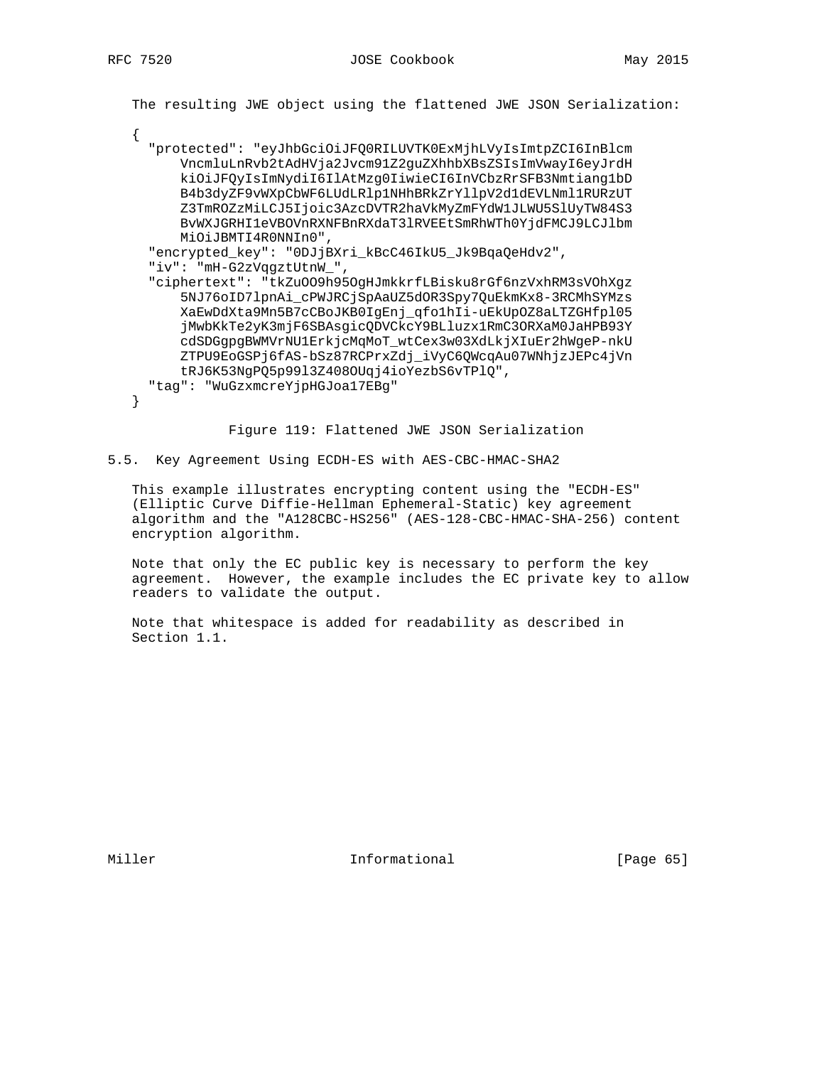The resulting JWE object using the flattened JWE JSON Serialization:

```
{
  "protected": "eyJhbGciOiJFQ0RILUVTK0ExMjhLVyIsImtpZCI6InBlcm
      VncmluLnRvb2tAdHVja2Jvcm91Z2guZXhhbXBsZSIsImVwayI6eyJrdH
      kiOiJFQyIsImNydiI6IlAtMzg0IiwieCI6InVCbzRrSFB3Nmtiang1bD
      B4b3dyZF9vWXpCbWF6LUdLRlp1NHhBRkZrYllpV2d1dEVLNml1RURzUT
      Z3TmROZzMiLCJ5Ijoic3AzcDVTR2haVkMyZmFYdW1JLWU5SlUyTW84S3
      BvWXJGRHI1eVBOVnRXNFBnRXdaT3lRVEEtSmRhWTh0YjdFMCJ9LCJlbm
      MiOiJBMTI4R0NNIn0",
  "encrypted_key": "0DJjBXri_kBcC46IkU5_Jk9BqaQeHdv2",
  "iv": "mH-G2zVqgztUtnW_",
  "ciphertext": "tkZuOO9h95OgHJmkkrfLBisku8rGf6nzVxhRM3sVOhXgz
      5NJ76oID7lpnAi_cPWJRCjSpAaUZ5dOR3Spy7QuEkmKx8-3RCMhSYMzs
      XaEwDdXta9Mn5B7cCBoJKB0IgEnj_qfo1hIi-uEkUpOZ8aLTZGHfpl05
      jMwbKkTe2yK3mjF6SBAsgicQDVCkcY9BLluzx1RmC3ORXaM0JaHPB93Y
      cdSDGgpgBWMVrNU1ErkjcMqMoT_wtCex3w03XdLkjXIuEr2hWgeP-nkU
      ZTPU9EoGSPj6fAS-bSz87RCPrxZdj_iVyC6QWcqAu07WNhjzJEPc4jVn
      tRJ6K53NgPQ5p99l3Z408OUqj4ioYezbS6vTPlQ",
  "tag": "WuGzxmcreYjpHGJoa17EBg"
}
```

Figure 119: Flattened JWE JSON Serialization

## 5.5. Key Agreement Using ECDH-ES with AES-CBC-HMAC-SHA2

This example illustrates encrypting content using the "ECDH-ES" (Elliptic Curve Diffie-Hellman Ephemeral-Static) key agreement algorithm and the "A128CBC-HS256" (AES-128-CBC-HMAC-SHA-256) content encryption algorithm.

Note that only the EC public key is necessary to perform the key agreement. However, the example includes the EC private key to allow readers to validate the output.

Note that whitespace is added for readability as described in Section 1.1.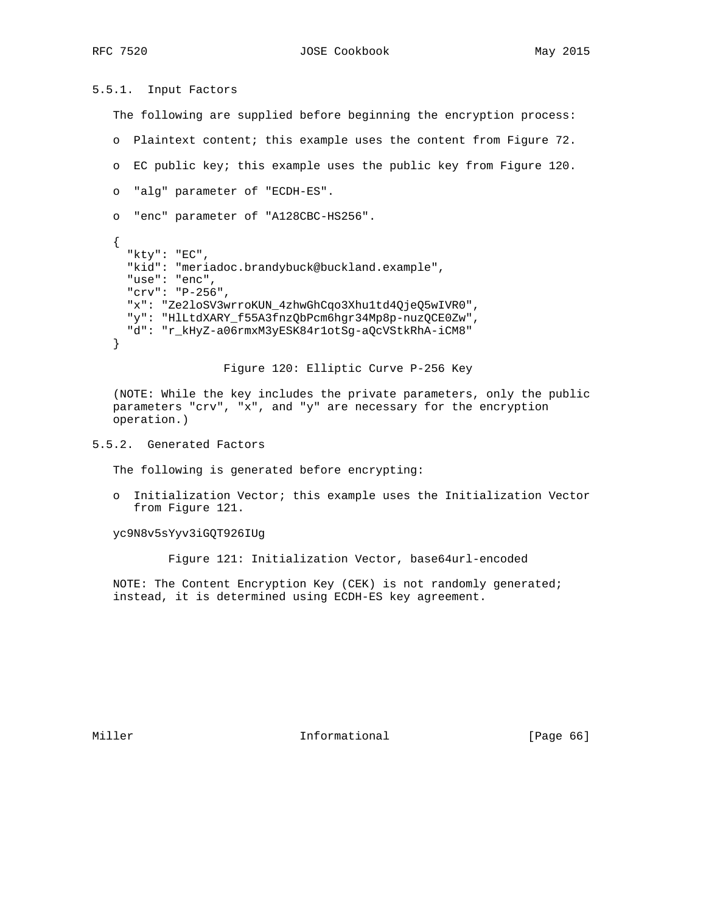### 5.5.1. Input Factors

The following are supplied before beginning the encryption process:

- Plaintext content; this example uses the content from Figure 72.
- EC public key; this example uses the public key from Figure 120.
- "alg" parameter of "ECDH-ES".
- "enc" parameter of "A128CBC-HS256".

```
{
  "kty": "EC",
  "kid": "meriadoc.brandybuck@buckland.example",
  "use": "enc",
  "crv": "P-256",
  "x": "Ze2loSV3wrroKUN_4zhwGhCqo3Xhu1td4QjeQ5wIVR0",
  "y": "HlLtdXARY_f55A3fnzQbPcm6hgr34Mp8p-nuzQCE0Zw",
  "d": "r_kHyZ-a06rmxM3yESK84r1otSg-aQcVStkRhA-iCM8"
}
```

Figure 120: Elliptic Curve P-256 Key

(NOTE: While the key includes the private parameters, only the public parameters "crv", "x", and "y" are necessary for the encryption operation.)

### 5.5.2. Generated Factors

The following is generated before encrypting:

- Initialization Vector; this example uses the Initialization Vector from Figure 121.

```
yc9N8v5sYyv3iGQT926IUg
```

Figure 121: Initialization Vector, base64url-encoded

NOTE: The Content Encryption Key (CEK) is not randomly generated; instead, it is determined using ECDH-ES key agreement.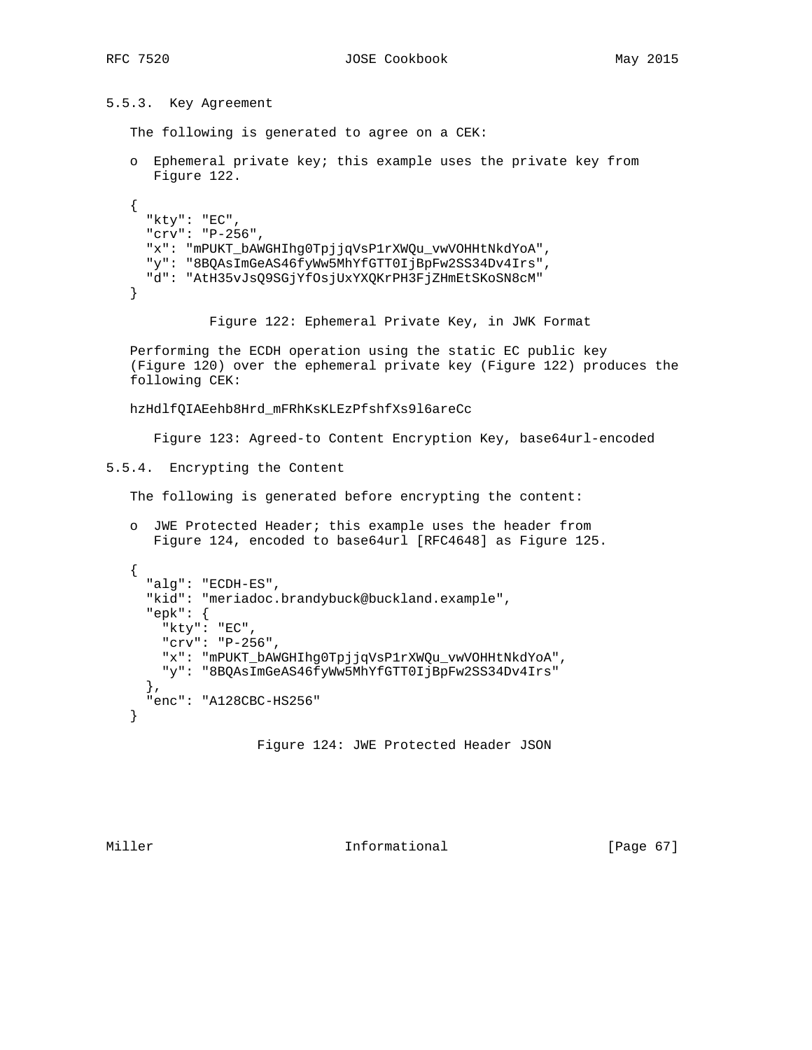### 5.5.3. Key Agreement

The following is generated to agree on a CEK:

- Ephemeral private key; this example uses the private key from Figure 122.

```
{
  "kty": "EC",
  "crv": "P-256",
  "x": "mPUKT_bAWGHIhg0TpjjqVsP1rXWQu_vwVOHHtNkdYoA",
  "y": "8BQAsImGeAS46fyWw5MhYfGTT0IjBpFw2SS34Dv4Irs",
  "d": "AtH35vJsQ9SGjYfOsjUxYXQKrPH3FjZHmEtSKoSN8cM"
}
```

Figure 122: Ephemeral Private Key, in JWK Format

Performing the ECDH operation using the static EC public key (Figure 120) over the ephemeral private key (Figure 122) produces the following CEK:

```
hzHdlfQIAEehb8Hrd_mFRhKsKLEzPfshfXs9l6areCc
```

Figure 123: Agreed-to Content Encryption Key, base64url-encoded

### 5.5.4. Encrypting the Content

The following is generated before encrypting the content:

- JWE Protected Header; this example uses the header from Figure 124, encoded to base64url [RFC4648] as Figure 125.

```
{
  "alg": "ECDH-ES",
  "kid": "meriadoc.brandybuck@buckland.example",
  "epk": {
    "kty": "EC",
    "crv": "P-256",
    "x": "mPUKT_bAWGHIhg0TpjjqVsP1rXWQu_vwVOHHtNkdYoA",
    "y": "8BQAsImGeAS46fyWw5MhYfGTT0IjBpFw2SS34Dv4Irs"
  },
  "enc": "A128CBC-HS256"
}
```

Figure 124: JWE Protected Header JSON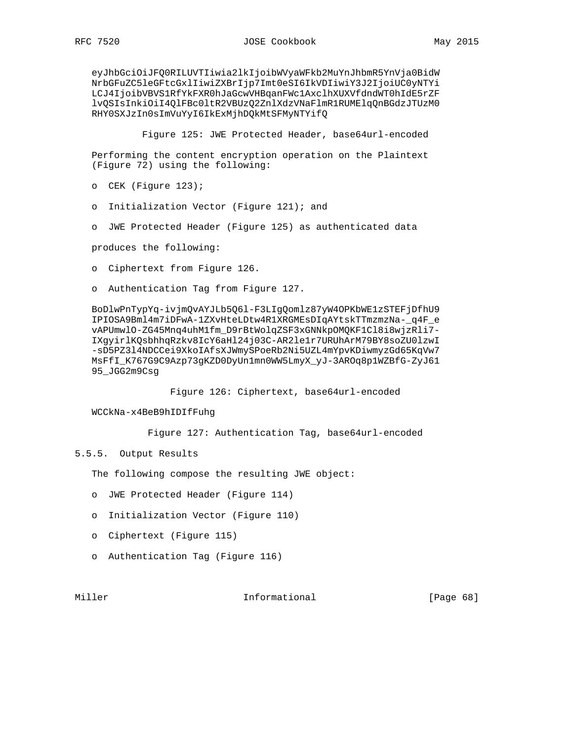```
eyJhbGciOiJFQ0RILUVTIiwia2lkIjoibWVyaWFkb2MuYnJhbmR5YnVja0BidW
NrbGFuZC5leGFtcGxlIiwiZXBrIjp7Imt0eSI6IkVDIiwiY3J2IjoiUC0yNTYi
LCJ4IjoibVBVS1RfYkFXR0hJaGcwVHBqanFWc1AxclhXUXVfdndWT0hIdE5rZF
lvQSIsInkiOiI4QlFBc0ltR2VBUzQ2ZnlXdzVNaFlmR1RUMElqQnBGdzJTUzM0
RHY0SXJzIn0sImVuYyI6IkExMjhDQkMtSFMyNTYifQ
```

Figure 125: JWE Protected Header, base64url-encoded

Performing the content encryption operation on the Plaintext (Figure 72) using the following:

- CEK (Figure 123);
- Initialization Vector (Figure 121); and
- JWE Protected Header (Figure 125) as authenticated data

produces the following:

- Ciphertext from Figure 126.
- Authentication Tag from Figure 127.

```
BoDlwPnTypYq-ivjmQvAYJLb5Q6l-F3LIgQomlz87yW4OPKbWE1zSTEFjDfhU9
IPIOSA9Bml4m7iDFwA-1ZXvHteLDtw4R1XRGMEsDIqAYtskTTmzmzNa-_q4F_e
vAPUmwlO-ZG45Mnq4uhM1fm_D9rBtWolqZSF3xGNNkpOMQKF1Cl8i8wjzRli7-
IXgyirlKQsbhhqRzkv8IcY6aHl24j03C-AR2le1r7URUhArM79BY8soZU0lzwI
-sD5PZ3l4NDCCei9XkoIAfsXJWmySPoeRb2Ni5UZL4mYpvKDiwmyzGd65KqVw7
MsFfI_K767G9C9Azp73gKZD0DyUn1mn0WW5LmyX_yJ-3AROq8p1WZBfG-ZyJ61
95_JGG2m9Csg
```

Figure 126: Ciphertext, base64url-encoded

```
WCCkNa-x4BeB9hIDIfFuhg
```

Figure 127: Authentication Tag, base64url-encoded

### 5.5.5. Output Results

The following compose the resulting JWE object:

- JWE Protected Header (Figure 114)
- Initialization Vector (Figure 110)
- Ciphertext (Figure 115)
- Authentication Tag (Figure 116)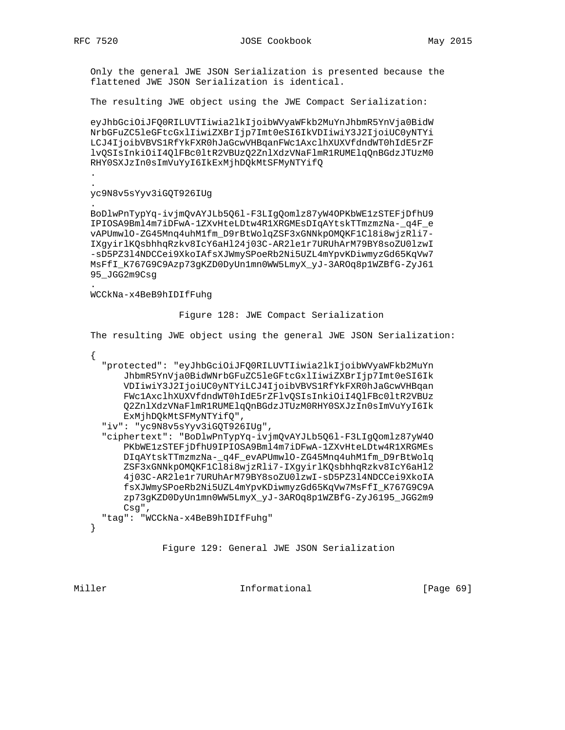Only the general JWE JSON Serialization is presented because the flattened JWE JSON Serialization is identical.

The resulting JWE object using the JWE Compact Serialization:

```
eyJhbGciOiJFQ0RILUVTIiwia2lkIjoibWVyaWFkb2MuYnJhbmR5YnVja0BidW
NrbGFuZC5leGFtcGxlIiwiZXBrIjp7Imt0eSI6IkVDIiwiY3J2IjoiUC0yNTYi
LCJ4IjoibVBVS1RfYkFXR0hJaGcwVHBqanFWc1AxclhXUXVfdndWT0hIdE5rZF
lvQSIsInkiOiI4QlFBc0ltR2VBUzQ2ZnlXdzVNaFlmR1RUMElqQnBGdzJTUzM0
RHY0SXJzIn0sImVuYyI6IkExMjhDQkMtSFMyNTYifQ
.
.
yc9N8v5sYyv3iGQT926IUg
.
BoDlwPnTypYq-ivjmQvAYJLb5Q6l-F3LIgQomlz87yW4OPKbWE1zSTEFjDfhU9
IPIOSA9Bml4m7iDFwA-1ZXvHteLDtw4R1XRGMEsDIqAYtskTTmzmzNa-_q4F_e
vAPUmwlO-ZG45Mnq4uhM1fm_D9rBtWolqZSF3xGNNkpOMQKF1Cl8i8wjzRli7-
IXgyirlKQsbhhqRzkv8IcY6aHl24j03C-AR2le1r7URUhArM79BY8soZU0lzwI
-sD5PZ3l4NDCCei9XkoIAfsXJWmySPoeRb2Ni5UZL4mYpvKDiwmyzGd65KqVw7
MsFfI_K767G9C9Azp73gKZD0DyUn1mn0WW5LmyX_yJ-3AROq8p1WZBfG-ZyJ61
95_JGG2m9Csg
.
WCCkNa-x4BeB9hIDIfFuhg
```

Figure 128: JWE Compact Serialization

The resulting JWE object using the general JWE JSON Serialization:

```
{
  "protected": "eyJhbGciOiJFQ0RILUVTIiwia2lkIjoibWVyaWFkb2MuYn
      JhbmR5YnVja0BidWNrbGFuZC5leGFtcGxlIiwiZXBrIjp7Imt0eSI6Ik
      VDIiwiY3J2IjoiUC0yNTYiLCJ4IjoibVBVS1RfYkFXR0hJaGcwVHBqan
      FWc1AxclhXUXVfdndWT0hIdE5rZFlvQSIsInkiOiI4QlFBc0ltR2VBUz
      Q2ZnlXdzVNaFlmR1RUMElqQnBGdzJTUzM0RHY0SXJzIn0sImVuYyI6Ik
      ExMjhDQkMtSFMyNTYifQ",
  "iv": "yc9N8v5sYyv3iGQT926IUg",
  "ciphertext": "BoDlwPnTypYq-ivjmQvAYJLb5Q6l-F3LIgQomlz87yW4O
      PKbWE1zSTEFjDfhU9IPIOSA9Bml4m7iDFwA-1ZXvHteLDtw4R1XRGMEs
      DIqAYtskTTmzmzNa-_q4F_evAPUmwlO-ZG45Mnq4uhM1fm_D9rBtWolq
      ZSF3xGNNkpOMQKF1Cl8i8wjzRli7-IXgyirlKQsbhhqRzkv8IcY6aHl2
      4j03C-AR2le1r7URUhArM79BY8soZU0lzwI-sD5PZ3l4NDCCei9XkoIA
      fsXJWmySPoeRb2Ni5UZL4mYpvKDiwmyzGd65KqVw7MsFfI_K767G9C9A
      zp73gKZD0DyUn1mn0WW5LmyX_yJ-3AROq8p1WZBfG-ZyJ6195_JGG2m9
      Csg",
  "tag": "WCCkNa-x4BeB9hIDIfFuhg"
}
```

Figure 129: General JWE JSON Serialization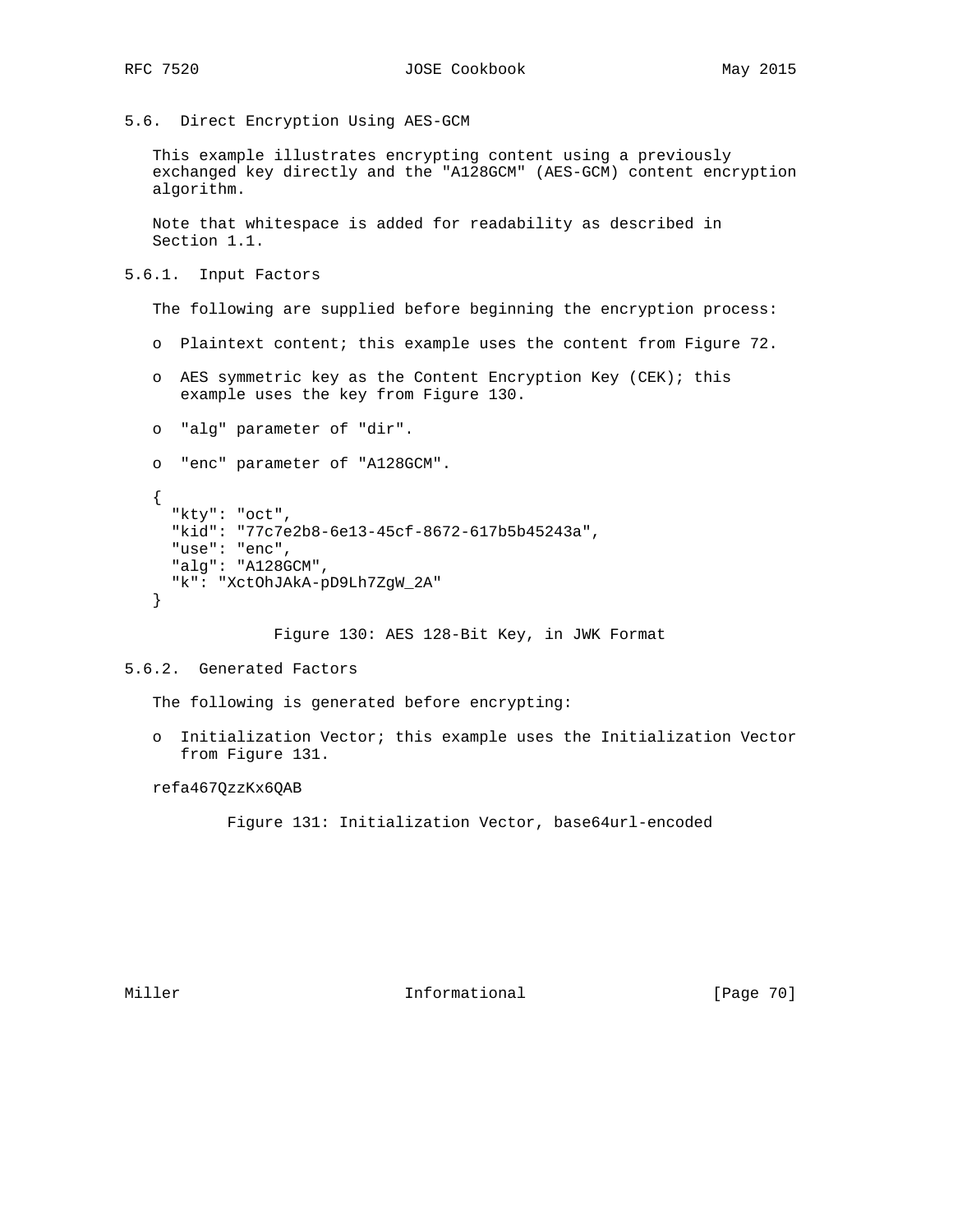### 5.6. Direct Encryption Using AES-GCM

This example illustrates encrypting content using a previously exchanged key directly and the "A128GCM" (AES-GCM) content encryption algorithm.

Note that whitespace is added for readability as described in Section 1.1.

#### 5.6.1. Input Factors

The following are supplied before beginning the encryption process:

- Plaintext content; this example uses the content from Figure 72.
- AES symmetric key as the Content Encryption Key (CEK); this example uses the key from Figure 130.
- "alg" parameter of "dir".
- "enc" parameter of "A128GCM".

```
{
  "kty": "oct",
  "kid": "77c7e2b8-6e13-45cf-8672-617b5b45243a",
  "use": "enc",
  "alg": "A128GCM",
  "k": "XctOhJAkA-pD9Lh7ZgW_2A"
}
```

Figure 130: AES 128-Bit Key, in JWK Format

#### 5.6.2. Generated Factors

The following is generated before encrypting:

- Initialization Vector; this example uses the Initialization Vector from Figure 131.

```
refa467QzzKx6QAB
```

Figure 131: Initialization Vector, base64url-encoded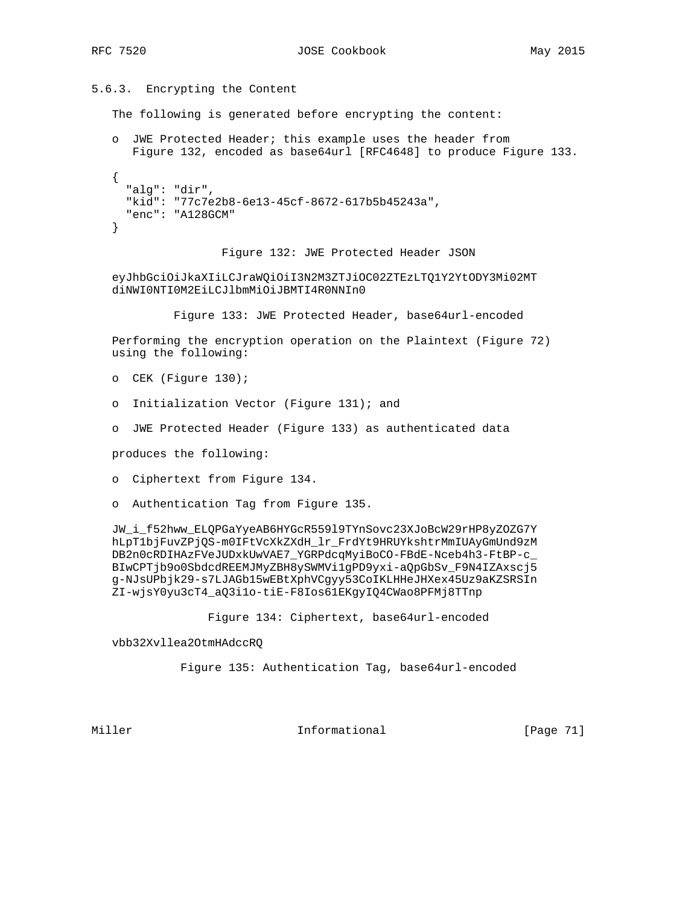### 5.6.3. Encrypting the Content

The following is generated before encrypting the content:

- JWE Protected Header; this example uses the header from Figure 132, encoded as base64url [RFC4648] to produce Figure 133.

```
{
  "alg": "dir",
  "kid": "77c7e2b8-6e13-45cf-8672-617b5b45243a",
  "enc": "A128GCM"
}
```

Figure 132: JWE Protected Header JSON

```
eyJhbGciOiJkaXIiLCJraWQiOiI3N2M3ZTJiOC02ZTEzLTQ1Y2YtODY3Mi02MT
diNWI0NTI0M2EiLCJlbmMiOiJBMTI4R0NNIn0
```

Figure 133: JWE Protected Header, base64url-encoded

Performing the encryption operation on the Plaintext (Figure 72) using the following:

- CEK (Figure 130);
- Initialization Vector (Figure 131); and
- JWE Protected Header (Figure 133) as authenticated data

produces the following:

- Ciphertext from Figure 134.
- Authentication Tag from Figure 135.

```
JW_i_f52hww_ELQPGaYyeAB6HYGcR559l9TYnSovc23XJoBcW29rHP8yZOZG7Y
hLpT1bjFuvZPjQS-m0IFtVcXkZXdH_lr_FrdYt9HRUYkshtrMmIUAyGmUnd9zM
DB2n0cRDIHAzFVeJUDxkUwVAE7_YGRPdcqMyiBoCO-FBdE-Nceb4h3-FtBP-c_
BIwCPTjb9o0SbdcdREEMJMyZBH8ySWMVi1gPD9yxi-aQpGbSv_F9N4IZAxscj5
g-NJsUPbjk29-s7LJAGb15wEBtXphVCgyy53CoIKLHHeJHXex45Uz9aKZSRSIn
ZI-wjsY0yu3cT4_aQ3i1o-tiE-F8Ios61EKgyIQ4CWao8PFMj8TTnp
```

Figure 134: Ciphertext, base64url-encoded

```
vbb32Xvllea2OtmHAdccRQ
```

Figure 135: Authentication Tag, base64url-encoded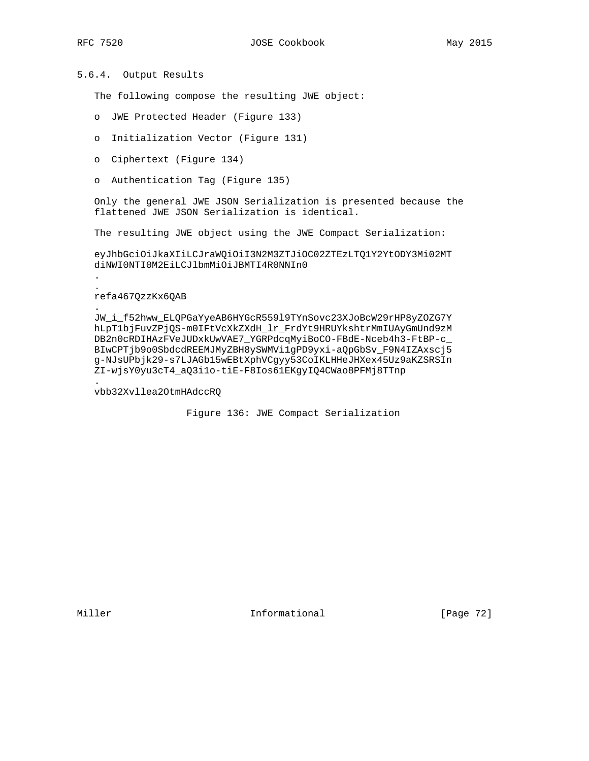### 5.6.4. Output Results

The following compose the resulting JWE object:

- JWE Protected Header (Figure 133)
- Initialization Vector (Figure 131)
- Ciphertext (Figure 134)
- Authentication Tag (Figure 135)

Only the general JWE JSON Serialization is presented because the flattened JWE JSON Serialization is identical.

The resulting JWE object using the JWE Compact Serialization:

```
eyJhbGciOiJkaXIiLCJraWQiOiI3N2M3ZTJiOC02ZTEzLTQ1Y2YtODY3Mi02MT
diNWI0NTI0M2EiLCJlbmMiOiJBMTI4R0NNIn0
.
.
refa467QzzKx6QAB
.
JW_i_f52hww_ELQPGaYyeAB6HYGcR559l9TYnSovc23XJoBcW29rHP8yZOZG7Y
hLpT1bjFuvZPjQS-m0IFtVcXkZXdH_lr_FrdYt9HRUYkshtrMmIUAyGmUnd9zM
DB2n0cRDIHAzFVeJUDxkUwVAE7_YGRPdcqMyiBoCO-FBdE-Nceb4h3-FtBP-c_
BIwCPTjb9o0SbdcdREEMJMyZBH8ySWMVi1gPD9yxi-aQpGbSv_F9N4IZAxscj5
g-NJsUPbjk29-s7LJAGb15wEBtXphVCgyy53CoIKLHHeJHXex45Uz9aKZSRSIn
ZI-wjsY0yu3cT4_aQ3i1o-tiE-F8Ios61EKgyIQ4CWao8PFMj8TTnp
.
vbb32Xvllea2OtmHAdccRQ
```

Figure 136: JWE Compact Serialization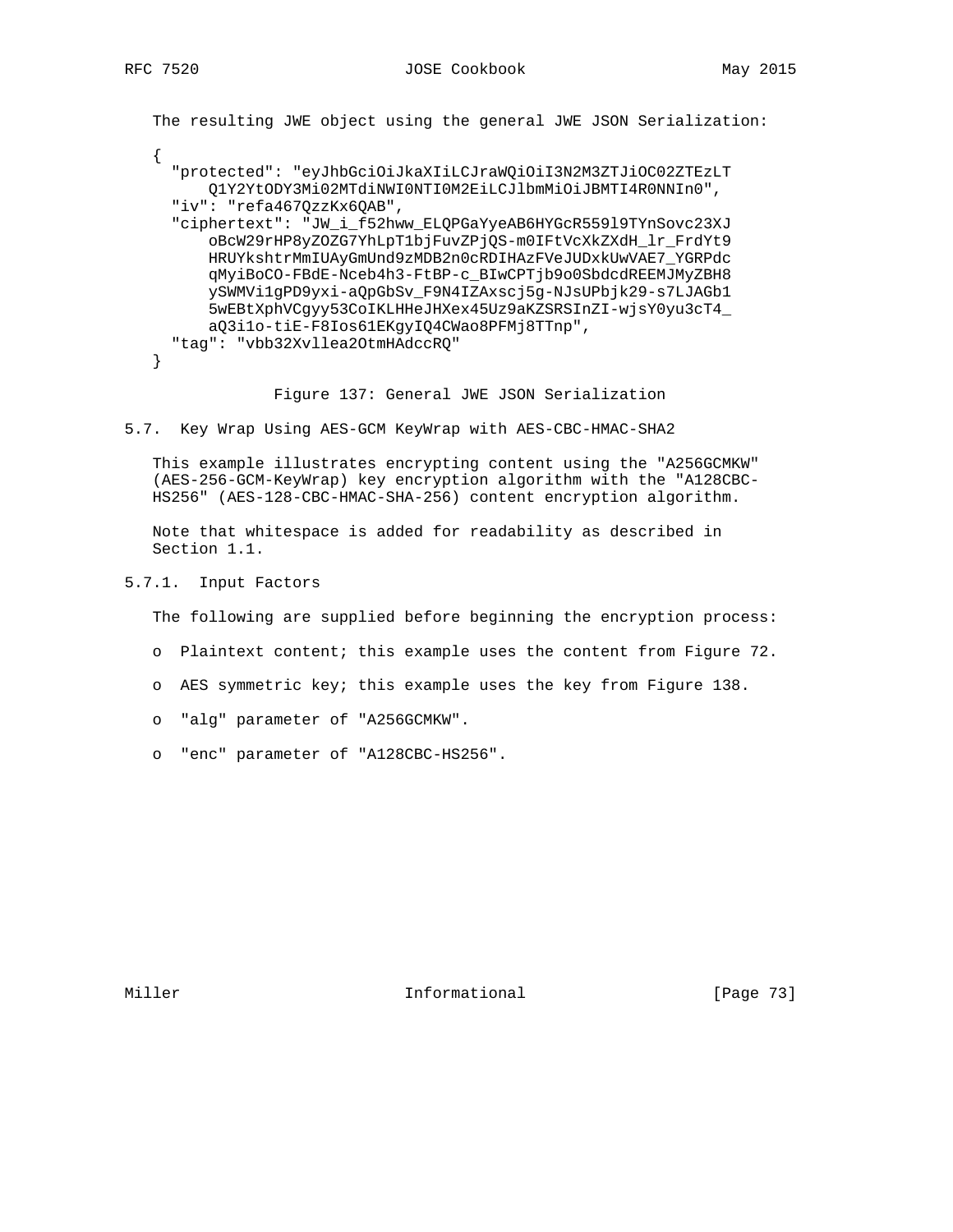The resulting JWE object using the general JWE JSON Serialization:

```
{
  "protected": "eyJhbGciOiJkaXIiLCJraWQiOiI3N2M3ZTJiOC02ZTEzLT
      Q1Y2YtODY3Mi02MTdiNWI0NTI0M2EiLCJlbmMiOiJBMTI4R0NNIn0",
  "iv": "refa467QzzKx6QAB",
  "ciphertext": "JW_i_f52hww_ELQPGaYyeAB6HYGcR559l9TYnSovc23XJ
      oBcW29rHP8yZOZG7YhLpT1bjFuvZPjQS-m0IFtVcXkZXdH_lr_FrdYt9
      HRUYkshtrMmIUAyGmUnd9zMDB2n0cRDIHAzFVeJUDxkUwVAE7_YGRPdc
      qMyiBoCO-FBdE-Nceb4h3-FtBP-c_BIwCPTjb9o0SbdcdREEMJMyZBH8
      ySWMVi1gPD9yxi-aQpGbSv_F9N4IZAxscj5g-NJsUPbjk29-s7LJAGb1
      5wEBtXphVCgyy53CoIKLHHeJHXex45Uz9aKZSRSInZI-wjsY0yu3cT4_
      aQ3i1o-tiE-F8Ios61EKgyIQ4CWao8PFMj8TTnp",
  "tag": "vbb32Xvllea2OtmHAdccRQ"
}
```

Figure 137: General JWE JSON Serialization

## 5.7. Key Wrap Using AES-GCM KeyWrap with AES-CBC-HMAC-SHA2

This example illustrates encrypting content using the "A256GCMKW" (AES-256-GCM-KeyWrap) key encryption algorithm with the "A128CBC-HS256" (AES-128-CBC-HMAC-SHA-256) content encryption algorithm.

Note that whitespace is added for readability as described in Section 1.1.

### 5.7.1. Input Factors

The following are supplied before beginning the encryption process:

- Plaintext content; this example uses the content from Figure 72.
- AES symmetric key; this example uses the key from Figure 138.
- "alg" parameter of "A256GCMKW".
- "enc" parameter of "A128CBC-HS256".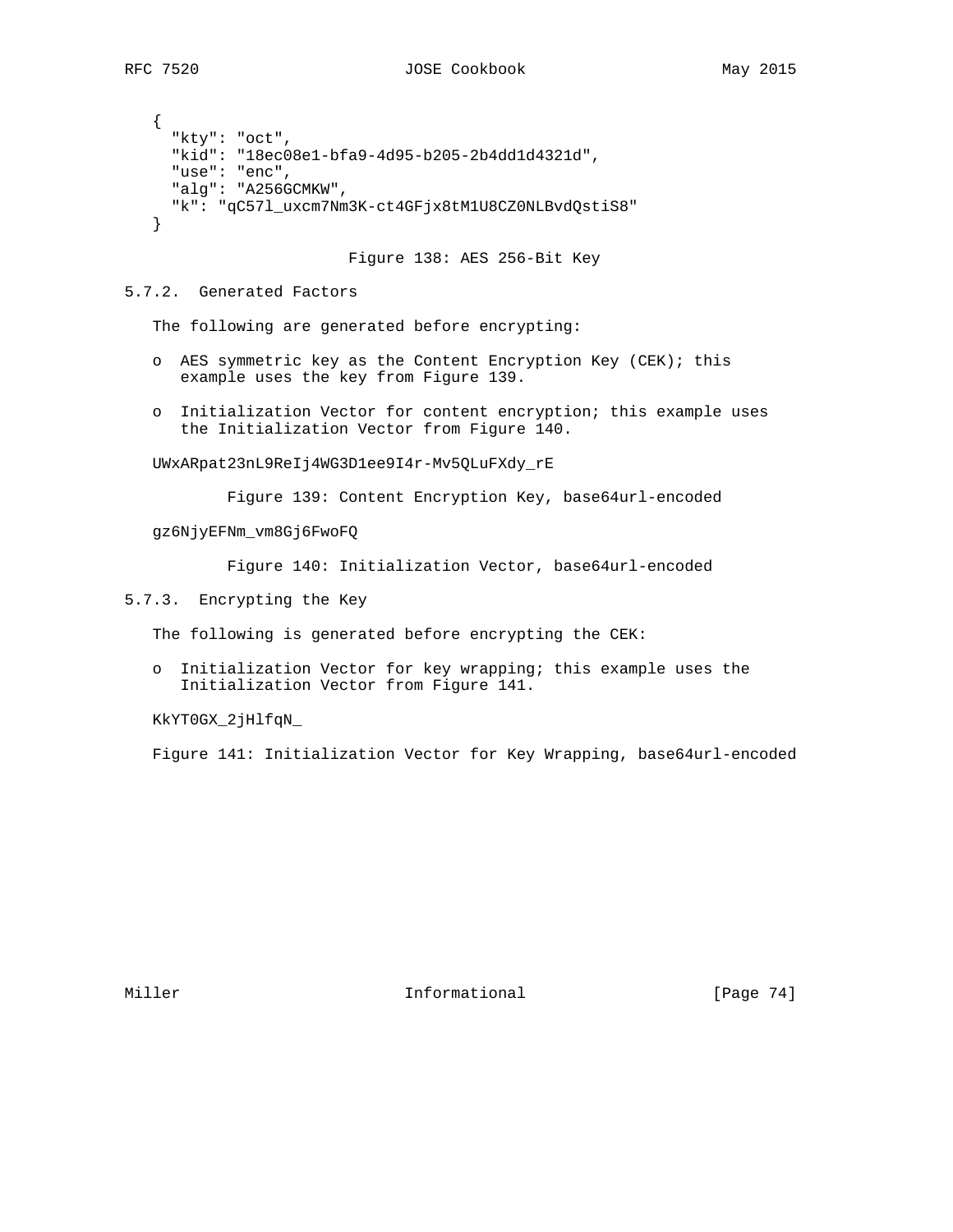```
{
  "kty": "oct",
  "kid": "18ec08e1-bfa9-4d95-b205-2b4dd1d4321d",
  "use": "enc",
  "alg": "A256GCMKW",
  "k": "qC57l_uxcm7Nm3K-ct4GFjx8tM1U8CZ0NLBvdQstiS8"
}
```

Figure 138: AES 256-Bit Key

### 5.7.2. Generated Factors

The following are generated before encrypting:

- AES symmetric key as the Content Encryption Key (CEK); this example uses the key from Figure 139.
- Initialization Vector for content encryption; this example uses the Initialization Vector from Figure 140.

```
UWxARpat23nL9ReIj4WG3D1ee9I4r-Mv5QLuFXdy_rE
```

Figure 139: Content Encryption Key, base64url-encoded

```
gz6NjyEFNm_vm8Gj6FwoFQ
```

Figure 140: Initialization Vector, base64url-encoded

### 5.7.3. Encrypting the Key

The following is generated before encrypting the CEK:

- Initialization Vector for key wrapping; this example uses the Initialization Vector from Figure 141.

```
KkYT0GX_2jHlfqN_
```

Figure 141: Initialization Vector for Key Wrapping, base64url-encoded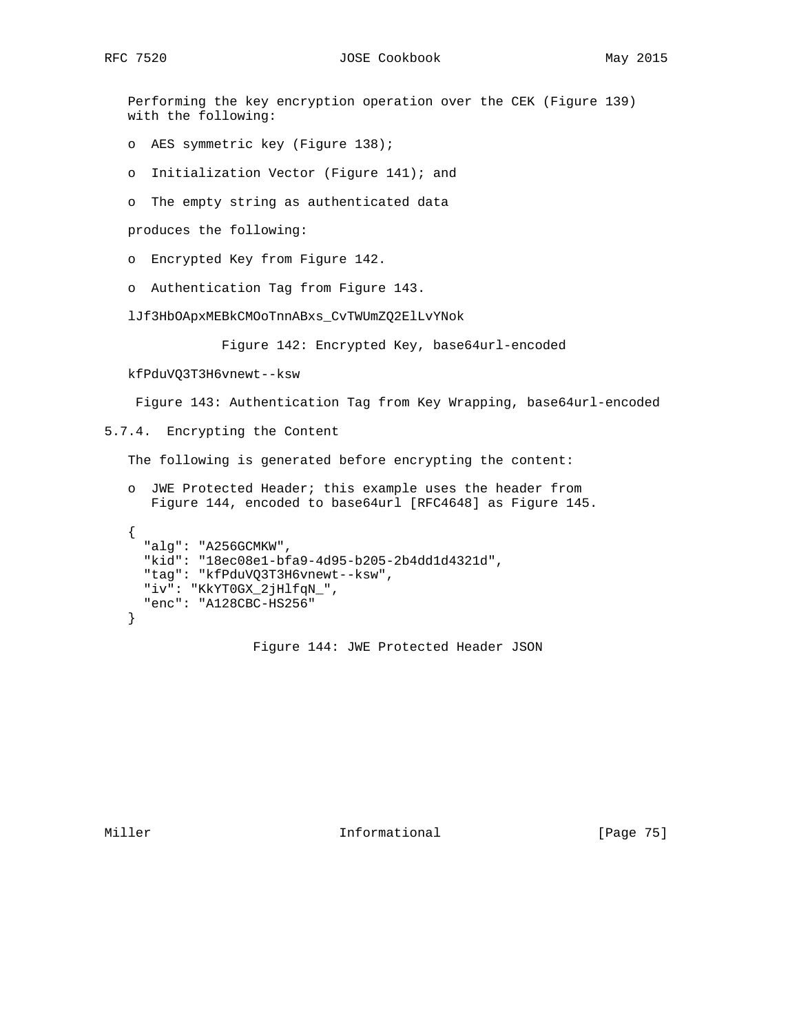Performing the key encryption operation over the CEK (Figure 139) with the following:

- AES symmetric key (Figure 138);
- Initialization Vector (Figure 141); and
- The empty string as authenticated data

produces the following:

- Encrypted Key from Figure 142.
- Authentication Tag from Figure 143.

```
lJf3HbOApxMEBkCMOoTnnABxs_CvTWUmZQ2ElLvYNok
```

Figure 142: Encrypted Key, base64url-encoded

```
kfPduVQ3T3H6vnewt--ksw
```

Figure 143: Authentication Tag from Key Wrapping, base64url-encoded

### 5.7.4. Encrypting the Content

The following is generated before encrypting the content:

- JWE Protected Header; this example uses the header from Figure 144, encoded to base64url [RFC4648] as Figure 145.

```
{
  "alg": "A256GCMKW",
  "kid": "18ec08e1-bfa9-4d95-b205-2b4dd1d4321d",
  "tag": "kfPduVQ3T3H6vnewt--ksw",
  "iv": "KkYT0GX_2jHlfqN_",
  "enc": "A128CBC-HS256"
}
```

Figure 144: JWE Protected Header JSON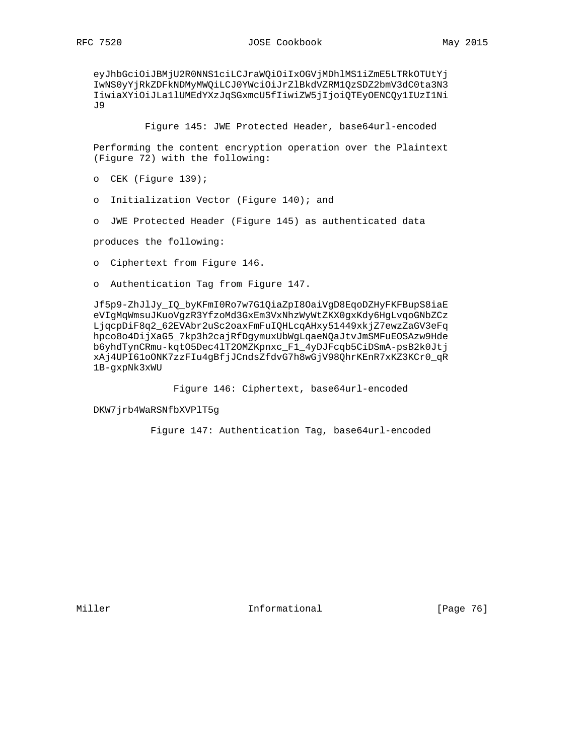```
eyJhbGciOiJBMjU2R0NNS1ciLCJraWQiOiIxOGVjMDhlMS1iZmE5LTRkOTUtYj
IwNS0yYjRkZDFkNDMyMWQiLCJ0YWciOiJrZlBkdVZRM1QzSDZ2bmV3dC0ta3N3
IiwiaXYiOiJLa1lUMEdYXzJqSGxmcU5fIiwiZW5jIjoiQTEyOENCQy1IUzI1Ni
J9
```

Figure 145: JWE Protected Header, base64url-encoded

Performing the content encryption operation over the Plaintext (Figure 72) with the following:

- CEK (Figure 139);
- Initialization Vector (Figure 140); and
- JWE Protected Header (Figure 145) as authenticated data

produces the following:

- Ciphertext from Figure 146.
- Authentication Tag from Figure 147.

```
Jf5p9-ZhJlJy_IQ_byKFmI0Ro7w7G1QiaZpI8OaiVgD8EqoDZHyFKFBupS8iaE
eVIgMqWmsuJKuoVgzR3YfzoMd3GxEm3VxNhzWyWtZKX0gxKdy6HgLvqoGNbZCz
LjqcpDiF8q2_62EVAbr2uSc2oaxFmFuIQHLcqAHxy51449xkjZ7ewzZaGV3eFq
hpco8o4DijXaG5_7kp3h2cajRfDgymuxUbWgLqaeNQaJtvJmSMFuEOSAzw9Hde
b6yhdTynCRmu-kqtO5Dec4lT2OMZKpnxc_F1_4yDJFcqb5CiDSmA-psB2k0Jtj
xAj4UPI61oONK7zzFIu4gBfjJCndsZfdvG7h8wGjV98QhrKEnR7xKZ3KCr0_qR
1B-gxpNk3xWU
```

Figure 146: Ciphertext, base64url-encoded

```
DKW7jrb4WaRSNfbXVPlT5g
```

Figure 147: Authentication Tag, base64url-encoded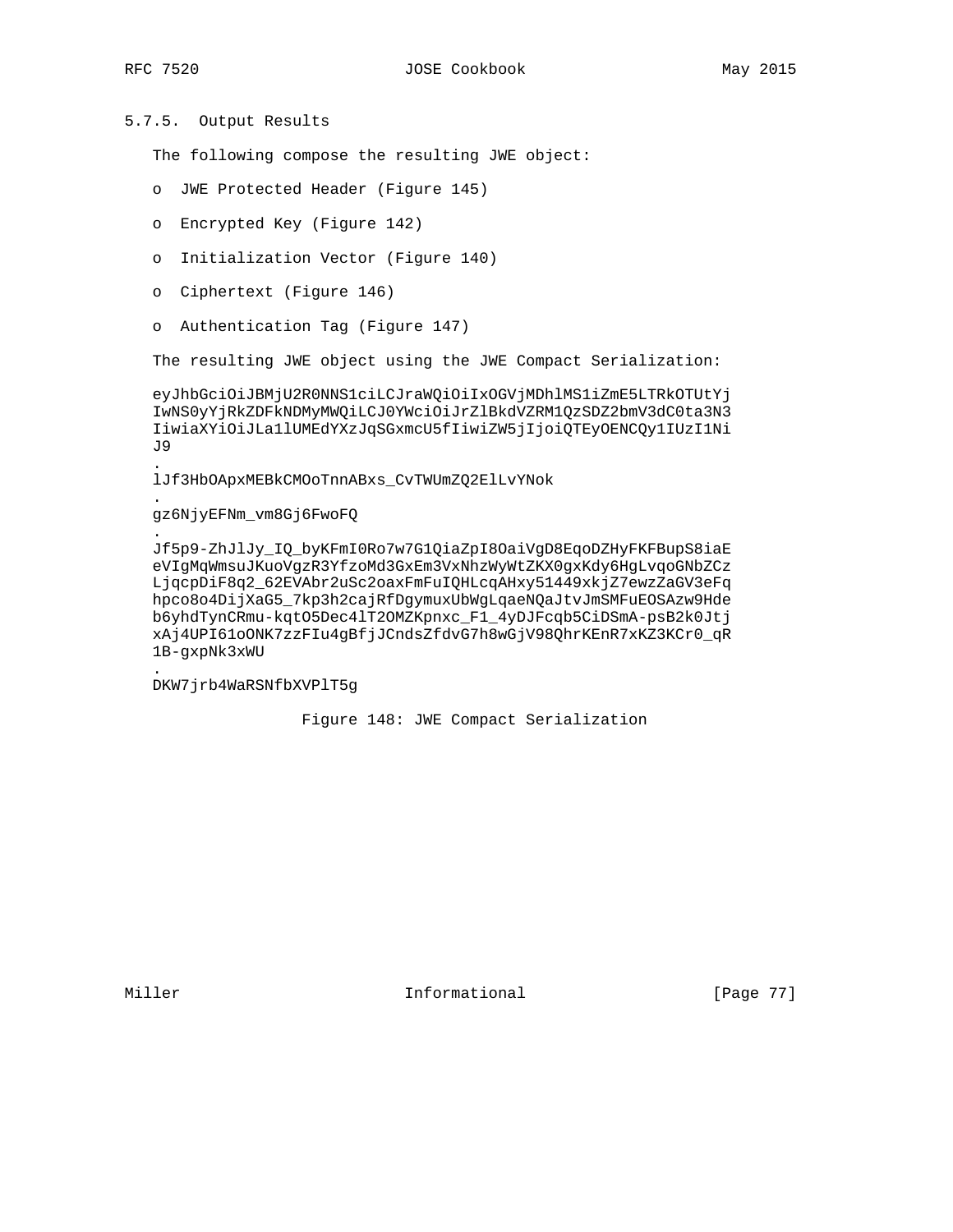### 5.7.5. Output Results

The following compose the resulting JWE object:

- JWE Protected Header (Figure 145)
- Encrypted Key (Figure 142)
- Initialization Vector (Figure 140)
- Ciphertext (Figure 146)
- Authentication Tag (Figure 147)

The resulting JWE object using the JWE Compact Serialization:

```
eyJhbGciOiJBMjU2R0NNS1ciLCJraWQiOiIxOGVjMDhlMS1iZmE5LTRkOTUtYj
IwNS0yYjRkZDFkNDMyMWQiLCJ0YWciOiJrZlBkdVZRM1QzSDZ2bmV3dC0ta3N3
IiwiaXYiOiJLa1lUMEdYXzJqSGxmcU5fIiwiZW5jIjoiQTEyOENCQy1IUzI1Ni
J9
.
lJf3HbOApxMEBkCMOoTnnABxs_CvTWUmZQ2ElLvYNok
.
gz6NjyEFNm_vm8Gj6FwoFQ
.
Jf5p9-ZhJlJy_IQ_byKFmI0Ro7w7G1QiaZpI8OaiVgD8EqoDZHyFKFBupS8iaE
eVIgMqWmsuJKuoVgzR3YfzoMd3GxEm3VxNhzWyWtZKX0gxKdy6HgLvqoGNbZCz
LjqcpDiF8q2_62EVAbr2uSc2oaxFmFuIQHLcqAHxy51449xkjZ7ewzZaGV3eFq
hpco8o4DijXaG5_7kp3h2cajRfDgymuxUbWgLqaeNQaJtvJmSMFuEOSAzw9Hde
b6yhdTynCRmu-kqtO5Dec4lT2OMZKpnxc_F1_4yDJFcqb5CiDSmA-psB2k0Jtj
xAj4UPI61oONK7zzFIu4gBfjJCndsZfdvG7h8wGjV98QhrKEnR7xKZ3KCr0_qR
1B-gxpNk3xWU
.
DKW7jrb4WaRSNfbXVPlT5g
```

Figure 148: JWE Compact Serialization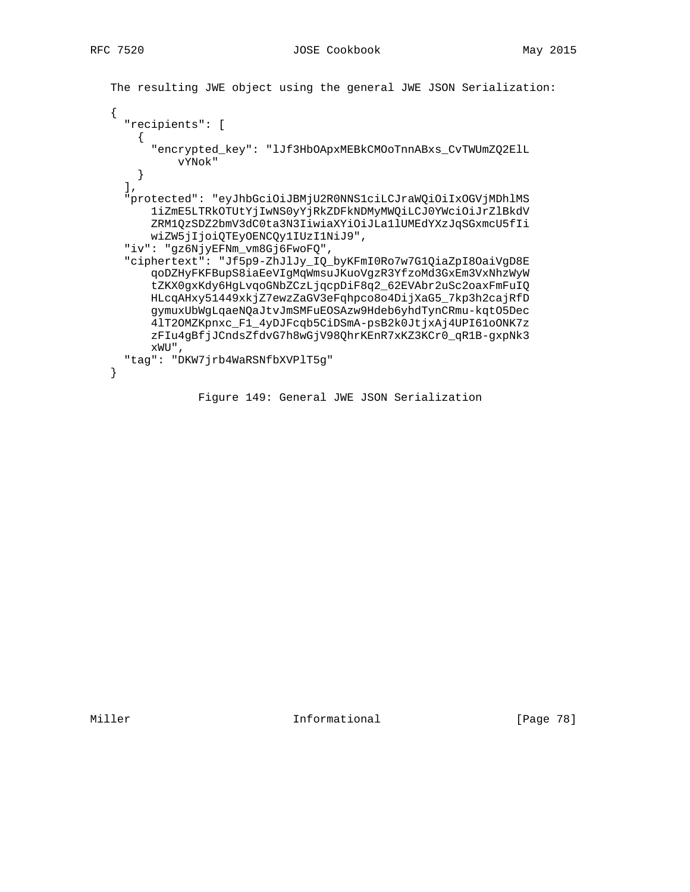The resulting JWE object using the general JWE JSON Serialization:

```
{
  "recipients": [
    {
      "encrypted_key": "lJf3HbOApxMEBkCMOoTnnABxs_CvTWUmZQ2ElL
          vYNok"
    }
  ],
  "protected": "eyJhbGciOiJBMjU2R0NNS1ciLCJraWQiOiIxOGVjMDhlMS
      1iZmE5LTRkOTUtYjIwNS0yYjRkZDFkNDMyMWQiLCJ0YWciOiJrZlBkdV
      ZRM1QzSDZ2bmV3dC0ta3N3IiwiaXYiOiJLa1lUMEdYXzJqSGxmcU5fIi
      wiZW5jIjoiQTEyOENCQy1IUzI1NiJ9",
  "iv": "gz6NjyEFNm_vm8Gj6FwoFQ",
  "ciphertext": "Jf5p9-ZhJlJy_IQ_byKFmI0Ro7w7G1QiaZpI8OaiVgD8E
      qoDZHyFKFBupS8iaEeVIgMqWmsuJKuoVgzR3YfzoMd3GxEm3VxNhzWyW
      tZKX0gxKdy6HgLvqoGNbZCzLjqcpDiF8q2_62EVAbr2uSc2oaxFmFuIQ
      HLcqAHxy51449xkjZ7ewzZaGV3eFqhpco8o4DijXaG5_7kp3h2cajRfD
      gymuxUbWgLqaeNQaJtvJmSMFuEOSAzw9Hdeb6yhdTynCRmu-kqtO5Dec
      4lT2OMZKpnxc_F1_4yDJFcqb5CiDSmA-psB2k0JtjxAj4UPI61oONK7z
      zFIu4gBfjJCndsZfdvG7h8wGjV98QhrKEnR7xKZ3KCr0_qR1B-gxpNk3
      xWU",
  "tag": "DKW7jrb4WaRSNfbXVPlT5g"
}
```

Figure 149: General JWE JSON Serialization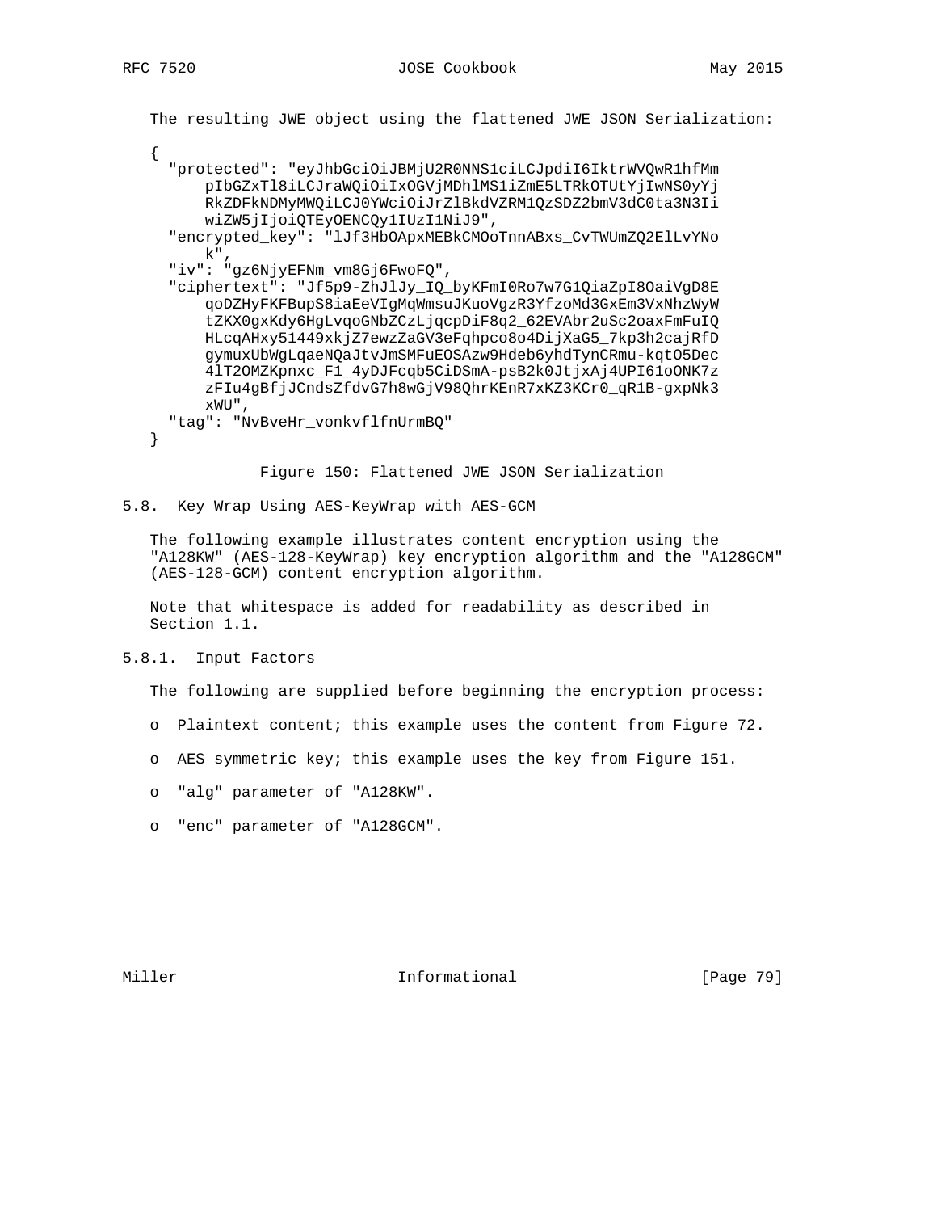The resulting JWE object using the flattened JWE JSON Serialization:

```
{
  "protected": "eyJhbGciOiJBMjU2R0NNS1ciLCJpdiI6IktrWVQwR1hfMm
      pIbGZxTl8iLCJraWQiOiIxOGVjMDhlMS1iZmE5LTRkOTUtYjIwNS0yYj
      RkZDFkNDMyMWQiLCJ0YWciOiJrZlBkdVZRM1QzSDZ2bmV3dC0ta3N3Ii
      wiZW5jIjoiQTEyOENCQy1IUzI1NiJ9",
  "encrypted_key": "lJf3HbOApxMEBkCMOoTnnABxs_CvTWUmZQ2ElLvYNo
      k",
  "iv": "gz6NjyEFNm_vm8Gj6FwoFQ",
  "ciphertext": "Jf5p9-ZhJlJy_IQ_byKFmI0Ro7w7G1QiaZpI8OaiVgD8E
      qoDZHyFKFBupS8iaEeVIgMqWmsuJKuoVgzR3YfzoMd3GxEm3VxNhzWyW
      tZKX0gxKdy6HgLvqoGNbZCzLjqcpDiF8q2_62EVAbr2uSc2oaxFmFuIQ
      HLcqAHxy51449xkjZ7ewzZaGV3eFqhpco8o4DijXaG5_7kp3h2cajRfD
      gymuxUbWgLqaeNQaJtvJmSMFuEOSAzw9Hdeb6yhdTynCRmu-kqtO5Dec
      4lT2OMZKpnxc_F1_4yDJFcqb5CiDSmA-psB2k0JtjxAj4UPI61oONK7z
      zFIu4gBfjJCndsZfdvG7h8wGjV98QhrKEnR7xKZ3KCr0_qR1B-gxpNk3
      xWU",
  "tag": "NvBveHr_vonkvflfnUrmBQ"
}
```

Figure 150: Flattened JWE JSON Serialization

## 5.8. Key Wrap Using AES-KeyWrap with AES-GCM

The following example illustrates content encryption using the "A128KW" (AES-128-KeyWrap) key encryption algorithm and the "A128GCM" (AES-128-GCM) content encryption algorithm.

Note that whitespace is added for readability as described in Section 1.1.

### 5.8.1. Input Factors

The following are supplied before beginning the encryption process:

- Plaintext content; this example uses the content from Figure 72.
- AES symmetric key; this example uses the key from Figure 151.
- "alg" parameter of "A128KW".
- "enc" parameter of "A128GCM".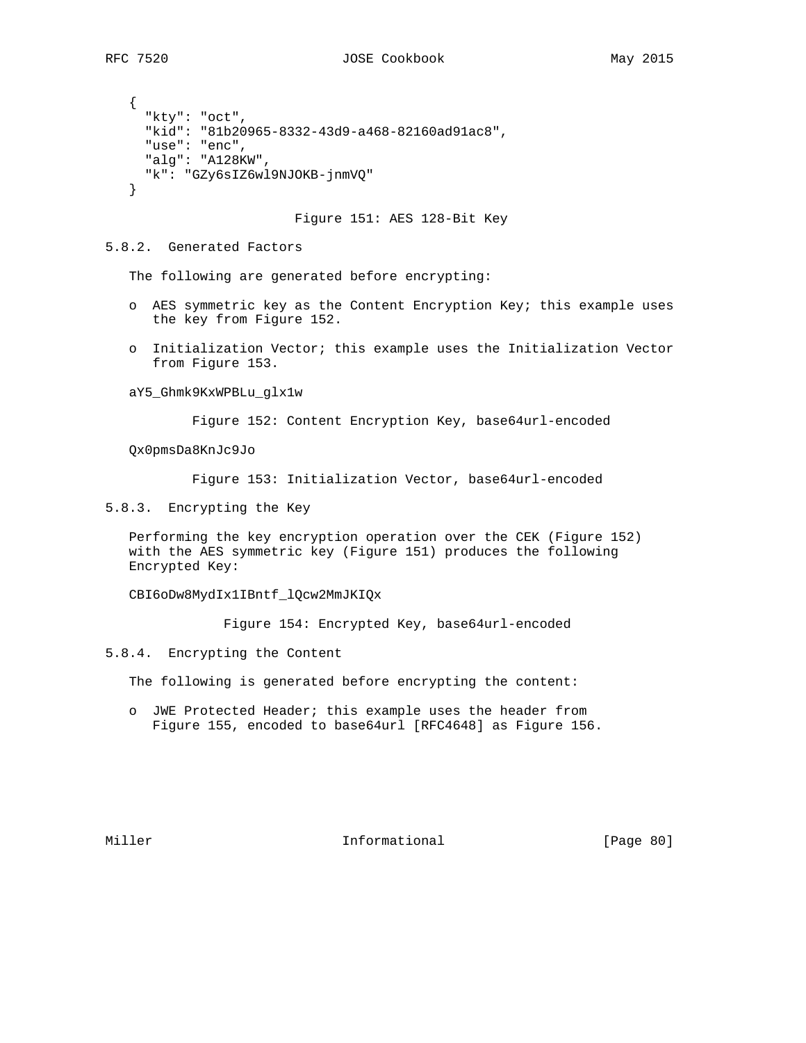```
{
  "kty": "oct",
  "kid": "81b20965-8332-43d9-a468-82160ad91ac8",
  "use": "enc",
  "alg": "A128KW",
  "k": "GZy6sIZ6wl9NJOKB-jnmVQ"
}
```

Figure 151: AES 128-Bit Key

### 5.8.2. Generated Factors

The following are generated before encrypting:

- AES symmetric key as the Content Encryption Key; this example uses the key from Figure 152.
- Initialization Vector; this example uses the Initialization Vector from Figure 153.

```
aY5_Ghmk9KxWPBLu_glx1w
```

Figure 152: Content Encryption Key, base64url-encoded

```
Qx0pmsDa8KnJc9Jo
```

Figure 153: Initialization Vector, base64url-encoded

### 5.8.3. Encrypting the Key

Performing the key encryption operation over the CEK (Figure 152) with the AES symmetric key (Figure 151) produces the following Encrypted Key:

```
CBI6oDw8MydIx1IBntf_lQcw2MmJKIQx
```

Figure 154: Encrypted Key, base64url-encoded

### 5.8.4. Encrypting the Content

The following is generated before encrypting the content:

- JWE Protected Header; this example uses the header from Figure 155, encoded to base64url [RFC4648] as Figure 156.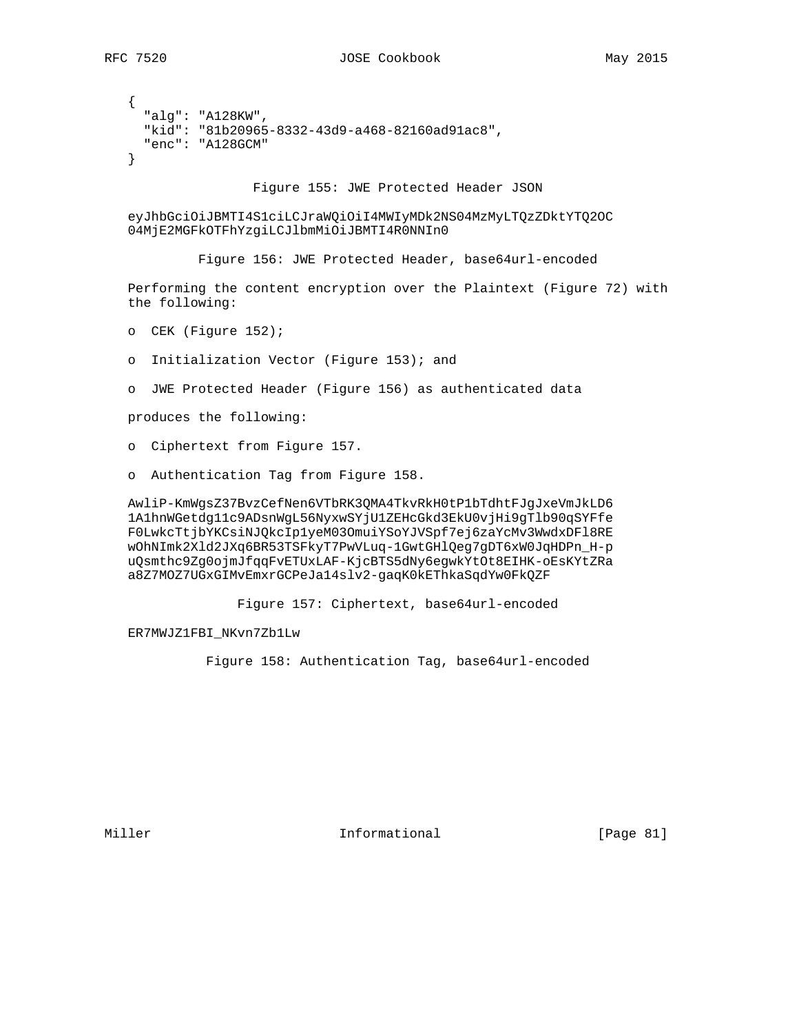```
{
  "alg": "A128KW",
  "kid": "81b20965-8332-43d9-a468-82160ad91ac8",
  "enc": "A128GCM"
}
```

Figure 155: JWE Protected Header JSON

```
eyJhbGciOiJBMTI4S1ciLCJraWQiOiI4MWIyMDk2NS04MzMyLTQzZDktYTQ2OC
04MjE2MGFkOTFhYzgiLCJlbmMiOiJBMTI4R0NNIn0
```

Figure 156: JWE Protected Header, base64url-encoded

Performing the content encryption over the Plaintext (Figure 72) with the following:

- CEK (Figure 152);
- Initialization Vector (Figure 153); and
- JWE Protected Header (Figure 156) as authenticated data

produces the following:

- Ciphertext from Figure 157.
- Authentication Tag from Figure 158.

```
AwliP-KmWgsZ37BvzCefNen6VTbRK3QMA4TkvRkH0tP1bTdhtFJgJxeVmJkLD6
1A1hnWGetdg11c9ADsnWgL56NyxwSYjU1ZEHcGkd3EkU0vjHi9gTlb90qSYFfe
F0LwkcTtjbYKCsiNJQkcIp1yeM03OmuiYSoYJVSpf7ej6zaYcMv3WwdxDFl8RE
wOhNImk2Xld2JXq6BR53TSFkyT7PwVLuq-1GwtGHlQeg7gDT6xW0JqHDPn_H-p
uQsmthc9Zg0ojmJfqqFvETUxLAF-KjcBTS5dNy6egwkYtOt8EIHK-oEsKYtZRa
a8Z7MOZ7UGxGIMvEmxrGCPeJa14slv2-gaqK0kEThkaSqdYw0FkQZF
```

Figure 157: Ciphertext, base64url-encoded

```
ER7MWJZ1FBI_NKvn7Zb1Lw
```

Figure 158: Authentication Tag, base64url-encoded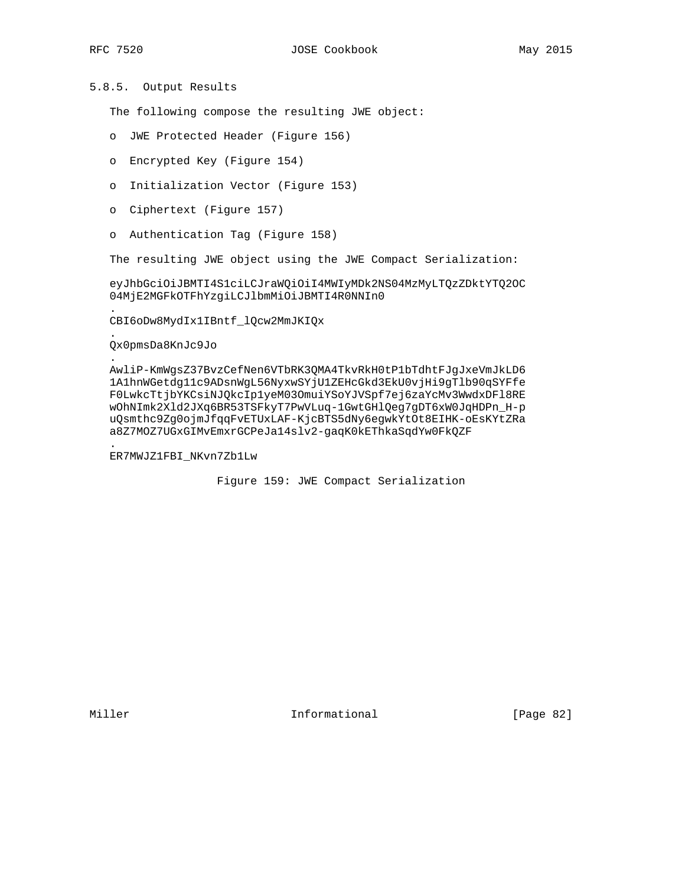### 5.8.5. Output Results

The following compose the resulting JWE object:

- JWE Protected Header (Figure 156)
- Encrypted Key (Figure 154)
- Initialization Vector (Figure 153)
- Ciphertext (Figure 157)
- Authentication Tag (Figure 158)

The resulting JWE object using the JWE Compact Serialization:

```
eyJhbGciOiJBMTI4S1ciLCJraWQiOiI4MWIyMDk2NS04MzMyLTQzZDktYTQ2OC
04MjE2MGFkOTFhYzgiLCJlbmMiOiJBMTI4R0NNIn0
.
CBI6oDw8MydIx1IBntf_lQcw2MmJKIQx
.
Qx0pmsDa8KnJc9Jo
.
AwliP-KmWgsZ37BvzCefNen6VTbRK3QMA4TkvRkH0tP1bTdhtFJgJxeVmJkLD6
1A1hnWGetdg11c9ADsnWgL56NyxwSYjU1ZEHcGkd3EkU0vjHi9gTlb90qSYFfe
F0LwkcTtjbYKCsiNJQkcIp1yeM03OmuiYSoYJVSpf7ej6zaYcMv3WwdxDFl8RE
wOhNImk2Xld2JXq6BR53TSFkyT7PwVLuq-1GwtGHlQeg7gDT6xW0JqHDPn_H-p
uQsmthc9Zg0ojmJfqqFvETUxLAF-KjcBTS5dNy6egwkYtOt8EIHK-oEsKYtZRa
a8Z7MOZ7UGxGIMvEmxrGCPeJa14slv2-gaqK0kEThkaSqdYw0FkQZF
.
ER7MWJZ1FBI_NKvn7Zb1Lw
```

Figure 159: JWE Compact Serialization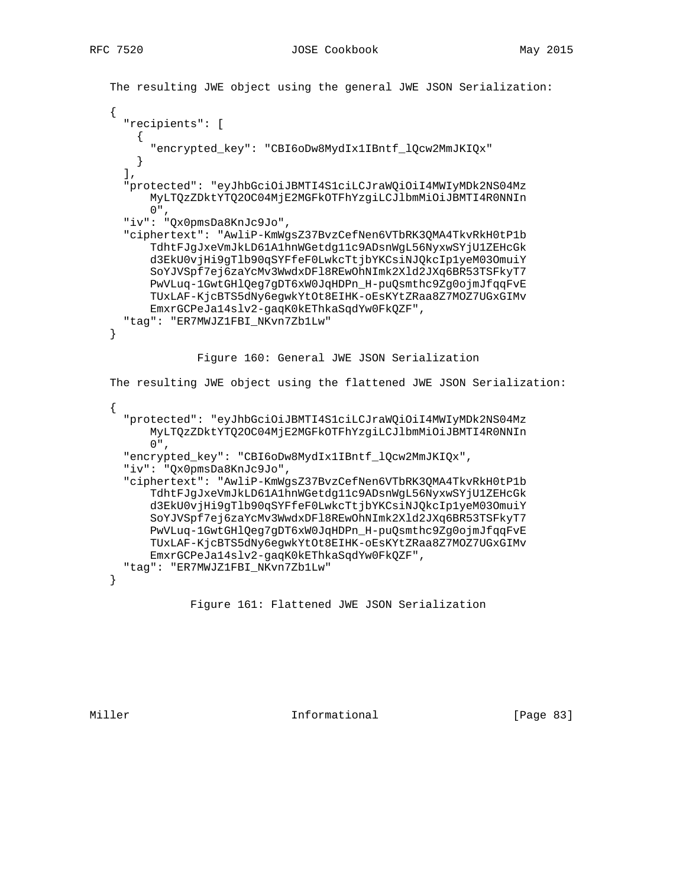The resulting JWE object using the general JWE JSON Serialization:

```
{
  "recipients": [
    {
      "encrypted_key": "CBI6oDw8MydIx1IBntf_lQcw2MmJKIQx"
    }
  ],
  "protected": "eyJhbGciOiJBMTI4S1ciLCJraWQiOiI4MWIyMDk2NS04Mz
      MyLTQzZDktYTQ2OC04MjE2MGFkOTFhYzgiLCJlbmMiOiJBMTI4R0NNIn
      0",
  "iv": "Qx0pmsDa8KnJc9Jo",
  "ciphertext": "AwliP-KmWgsZ37BvzCefNen6VTbRK3QMA4TkvRkH0tP1b
      TdhtFJgJxeVmJkLD61A1hnWGetdg11c9ADsnWgL56NyxwSYjU1ZEHcGk
      d3EkU0vjHi9gTlb90qSYFfeF0LwkcTtjbYKCsiNJQkcIp1yeM03OmuiY
      SoYJVSpf7ej6zaYcMv3WwdxDFl8REwOhNImk2Xld2JXq6BR53TSFkyT7
      PwVLuq-1GwtGHlQeg7gDT6xW0JqHDPn_H-puQsmthc9Zg0ojmJfqqFvE
      TUxLAF-KjcBTS5dNy6egwkYtOt8EIHK-oEsKYtZRaa8Z7MOZ7UGxGIMv
      EmxrGCPeJa14slv2-gaqK0kEThkaSqdYw0FkQZF",
  "tag": "ER7MWJZ1FBI_NKvn7Zb1Lw"
}
```

Figure 160: General JWE JSON Serialization

The resulting JWE object using the flattened JWE JSON Serialization:

```
{
  "protected": "eyJhbGciOiJBMTI4S1ciLCJraWQiOiI4MWIyMDk2NS04Mz
      MyLTQzZDktYTQ2OC04MjE2MGFkOTFhYzgiLCJlbmMiOiJBMTI4R0NNIn
      0",
  "encrypted_key": "CBI6oDw8MydIx1IBntf_lQcw2MmJKIQx",
  "iv": "Qx0pmsDa8KnJc9Jo",
  "ciphertext": "AwliP-KmWgsZ37BvzCefNen6VTbRK3QMA4TkvRkH0tP1b
      TdhtFJgJxeVmJkLD61A1hnWGetdg11c9ADsnWgL56NyxwSYjU1ZEHcGk
      d3EkU0vjHi9gTlb90qSYFfeF0LwkcTtjbYKCsiNJQkcIp1yeM03OmuiY
      SoYJVSpf7ej6zaYcMv3WwdxDFl8REwOhNImk2Xld2JXq6BR53TSFkyT7
      PwVLuq-1GwtGHlQeg7gDT6xW0JqHDPn_H-puQsmthc9Zg0ojmJfqqFvE
      TUxLAF-KjcBTS5dNy6egwkYtOt8EIHK-oEsKYtZRaa8Z7MOZ7UGxGIMv
      EmxrGCPeJa14slv2-gaqK0kEThkaSqdYw0FkQZF",
  "tag": "ER7MWJZ1FBI_NKvn7Zb1Lw"
}
```

Figure 161: Flattened JWE JSON Serialization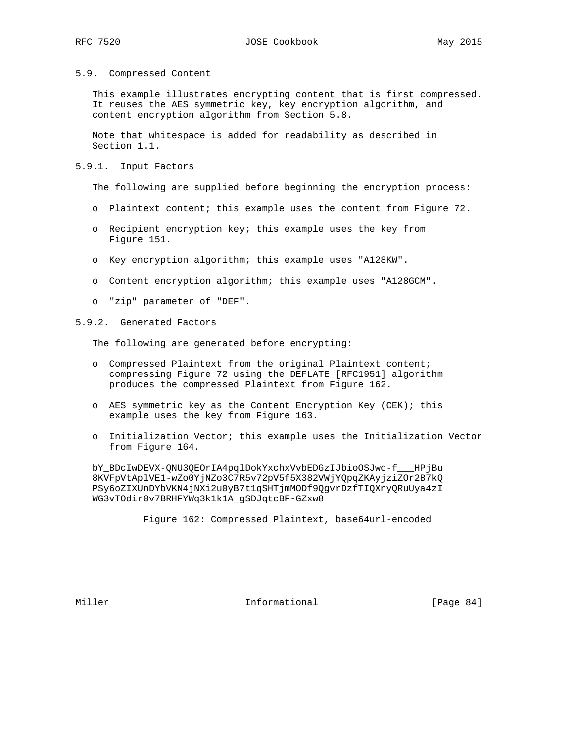## 5.9. Compressed Content

This example illustrates encrypting content that is first compressed. It reuses the AES symmetric key, key encryption algorithm, and content encryption algorithm from Section 5.8.

Note that whitespace is added for readability as described in Section 1.1.

### 5.9.1. Input Factors

The following are supplied before beginning the encryption process:

- Plaintext content; this example uses the content from Figure 72.
- Recipient encryption key; this example uses the key from Figure 151.
- Key encryption algorithm; this example uses "A128KW".
- Content encryption algorithm; this example uses "A128GCM".
- "zip" parameter of "DEF".

### 5.9.2. Generated Factors

The following are generated before encrypting:

- Compressed Plaintext from the original Plaintext content; compressing Figure 72 using the DEFLATE [RFC1951] algorithm produces the compressed Plaintext from Figure 162.
- AES symmetric key as the Content Encryption Key (CEK); this example uses the key from Figure 163.
- Initialization Vector; this example uses the Initialization Vector from Figure 164.

```
bY_BDcIwDEVX-QNU3QEOrIA4pqlDokYxchxVvbEDGzIJbioOSJwc-f___HPjBu
8KVFpVtAplVE1-wZo0YjNZo3C7R5v72pV5f5X382VWjYQpqZKAyjziZOr2B7kQ
PSy6oZIXUnDYbVKN4jNXi2u0yB7t1qSHTjmMODf9QgvrDzfTIQXnyQRuUya4zI
WG3vTOdir0v7BRHFYWq3k1k1A_gSDJqtcBF-GZxw8
```

Figure 162: Compressed Plaintext, base64url-encoded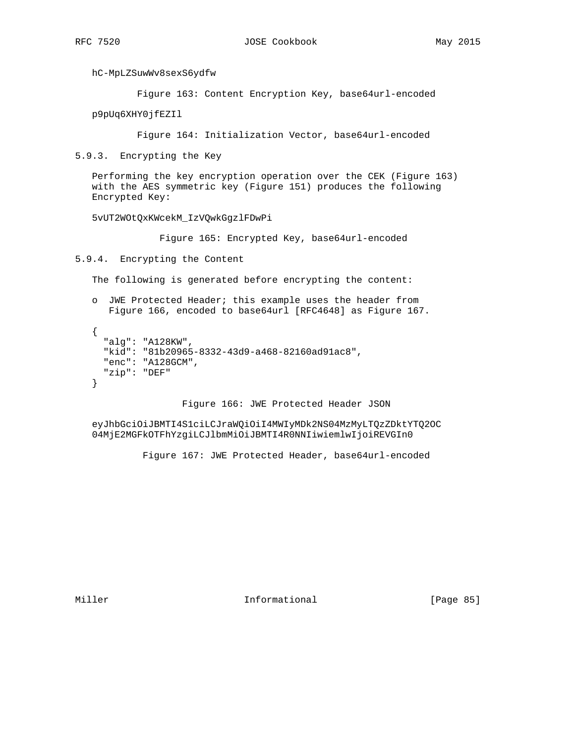```
hC-MpLZSuwWv8sexS6ydfw
```

Figure 163: Content Encryption Key, base64url-encoded

```
p9pUq6XHY0jfEZIl
```

Figure 164: Initialization Vector, base64url-encoded

### 5.9.3. Encrypting the Key

Performing the key encryption operation over the CEK (Figure 163) with the AES symmetric key (Figure 151) produces the following Encrypted Key:

```
5vUT2WOtQxKWcekM_IzVQwkGgzlFDwPi
```

Figure 165: Encrypted Key, base64url-encoded

### 5.9.4. Encrypting the Content

The following is generated before encrypting the content:

- JWE Protected Header; this example uses the header from Figure 166, encoded to base64url [RFC4648] as Figure 167.

```
{
  "alg": "A128KW",
  "kid": "81b20965-8332-43d9-a468-82160ad91ac8",
  "enc": "A128GCM",
  "zip": "DEF"
}
```

Figure 166: JWE Protected Header JSON

```
eyJhbGciOiJBMTI4S1ciLCJraWQiOiI4MWIyMDk2NS04MzMyLTQzZDktYTQ2OC
04MjE2MGFkOTFhYzgiLCJlbmMiOiJBMTI4R0NNIiwiemlwIjoiREVGIn0
```

Figure 167: JWE Protected Header, base64url-encoded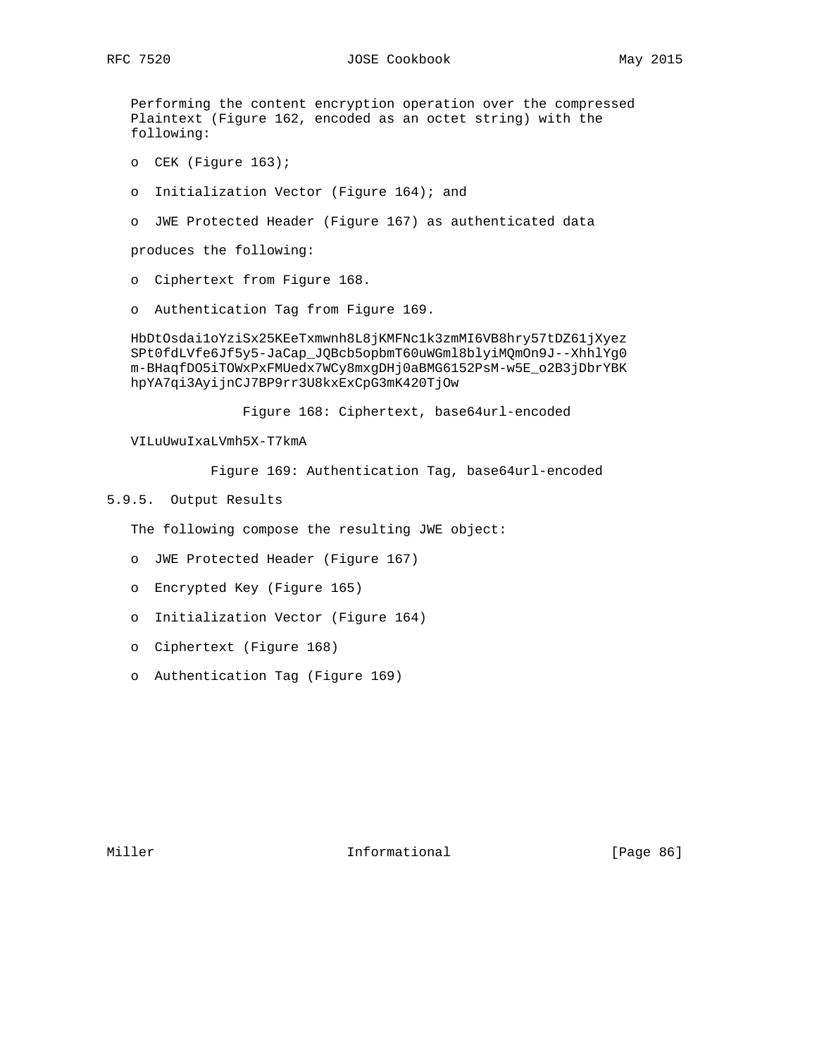Performing the content encryption operation over the compressed Plaintext (Figure 162, encoded as an octet string) with the following:

- CEK (Figure 163);
- Initialization Vector (Figure 164); and
- JWE Protected Header (Figure 167) as authenticated data

produces the following:

- Ciphertext from Figure 168.
- Authentication Tag from Figure 169.

```
HbDtOsdai1oYziSx25KEeTxmwnh8L8jKMFNc1k3zmMI6VB8hry57tDZ61jXyez
SPt0fdLVfe6Jf5y5-JaCap_JQBcb5opbmT60uWGml8blyiMQmOn9J--XhhlYg0
m-BHaqfDO5iTOWxPxFMUedx7WCy8mxgDHj0aBMG6152PsM-w5E_o2B3jDbrYBK
hpYA7qi3AyijnCJ7BP9rr3U8kxExCpG3mK420TjOw
```

Figure 168: Ciphertext, base64url-encoded

```
VILuUwuIxaLVmh5X-T7kmA
```

Figure 169: Authentication Tag, base64url-encoded

### 5.9.5. Output Results

The following compose the resulting JWE object:

- JWE Protected Header (Figure 167)
- Encrypted Key (Figure 165)
- Initialization Vector (Figure 164)
- Ciphertext (Figure 168)
- Authentication Tag (Figure 169)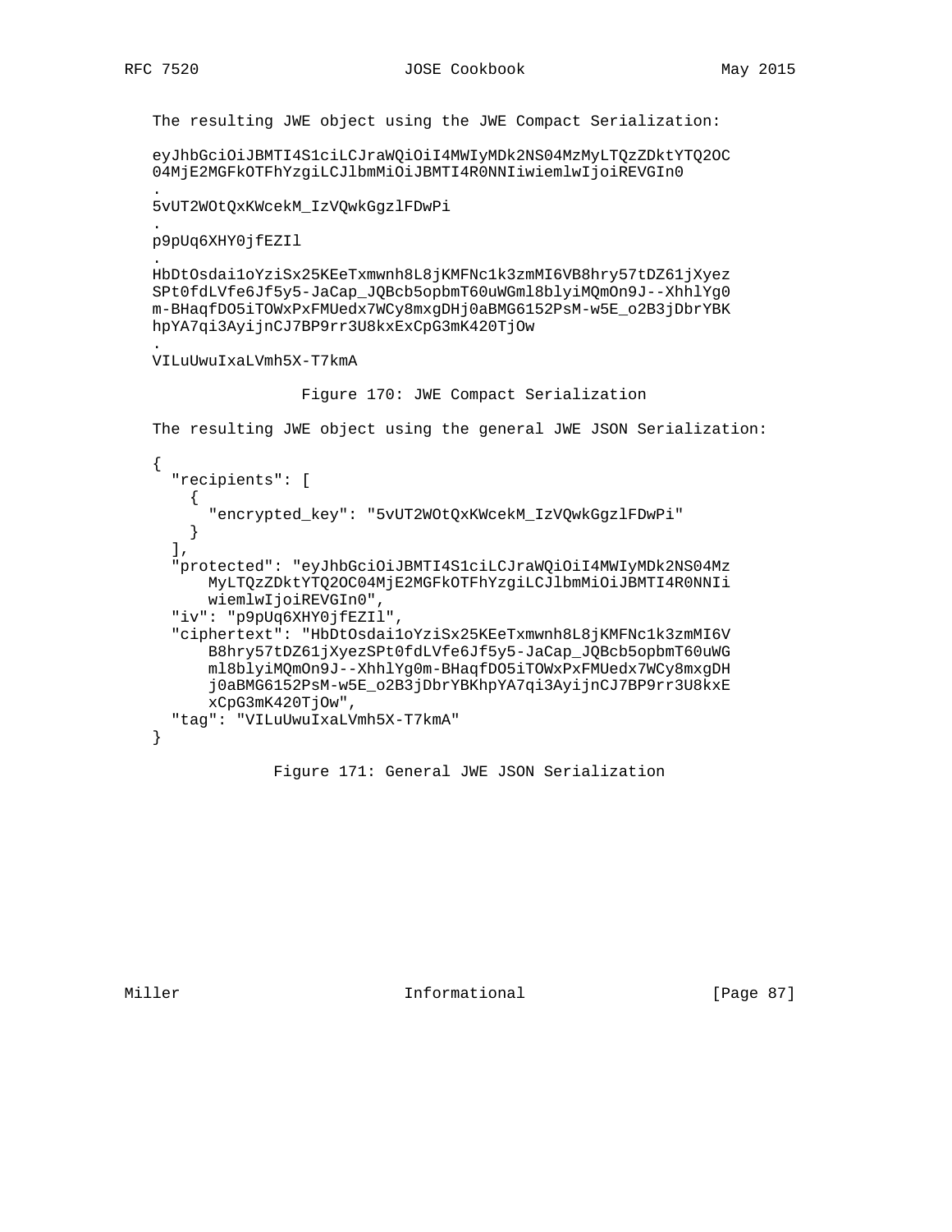The resulting JWE object using the JWE Compact Serialization:

```
eyJhbGciOiJBMTI4S1ciLCJraWQiOiI4MWIyMDk2NS04MzMyLTQzZDktYTQ2OC
04MjE2MGFkOTFhYzgiLCJlbmMiOiJBMTI4R0NNIiwiemlwIjoiREVGIn0
.
5vUT2WOtQxKWcekM_IzVQwkGgzlFDwPi
.
p9pUq6XHY0jfEZIl
.
HbDtOsdai1oYziSx25KEeTxmwnh8L8jKMFNc1k3zmMI6VB8hry57tDZ61jXyez
SPt0fdLVfe6Jf5y5-JaCap_JQBcb5opbmT60uWGml8blyiMQmOn9J--XhhlYg0
m-BHaqfDO5iTOWxPxFMUedx7WCy8mxgDHj0aBMG6152PsM-w5E_o2B3jDbrYBK
hpYA7qi3AyijnCJ7BP9rr3U8kxExCpG3mK420TjOw
.
VILuUwuIxaLVmh5X-T7kmA
```

Figure 170: JWE Compact Serialization

The resulting JWE object using the general JWE JSON Serialization:

```
{
  "recipients": [
    {
      "encrypted_key": "5vUT2WOtQxKWcekM_IzVQwkGgzlFDwPi"
    }
  ],
  "protected": "eyJhbGciOiJBMTI4S1ciLCJraWQiOiI4MWIyMDk2NS04Mz
      MyLTQzZDktYTQ2OC04MjE2MGFkOTFhYzgiLCJlbmMiOiJBMTI4R0NNIi
      wiemlwIjoiREVGIn0",
  "iv": "p9pUq6XHY0jfEZIl",
  "ciphertext": "HbDtOsdai1oYziSx25KEeTxmwnh8L8jKMFNc1k3zmMI6V
      B8hry57tDZ61jXyezSPt0fdLVfe6Jf5y5-JaCap_JQBcb5opbmT60uWG
      ml8blyiMQmOn9J--XhhlYg0m-BHaqfDO5iTOWxPxFMUedx7WCy8mxgDH
      j0aBMG6152PsM-w5E_o2B3jDbrYBKhpYA7qi3AyijnCJ7BP9rr3U8kxE
      xCpG3mK420TjOw",
  "tag": "VILuUwuIxaLVmh5X-T7kmA"
}
```

Figure 171: General JWE JSON Serialization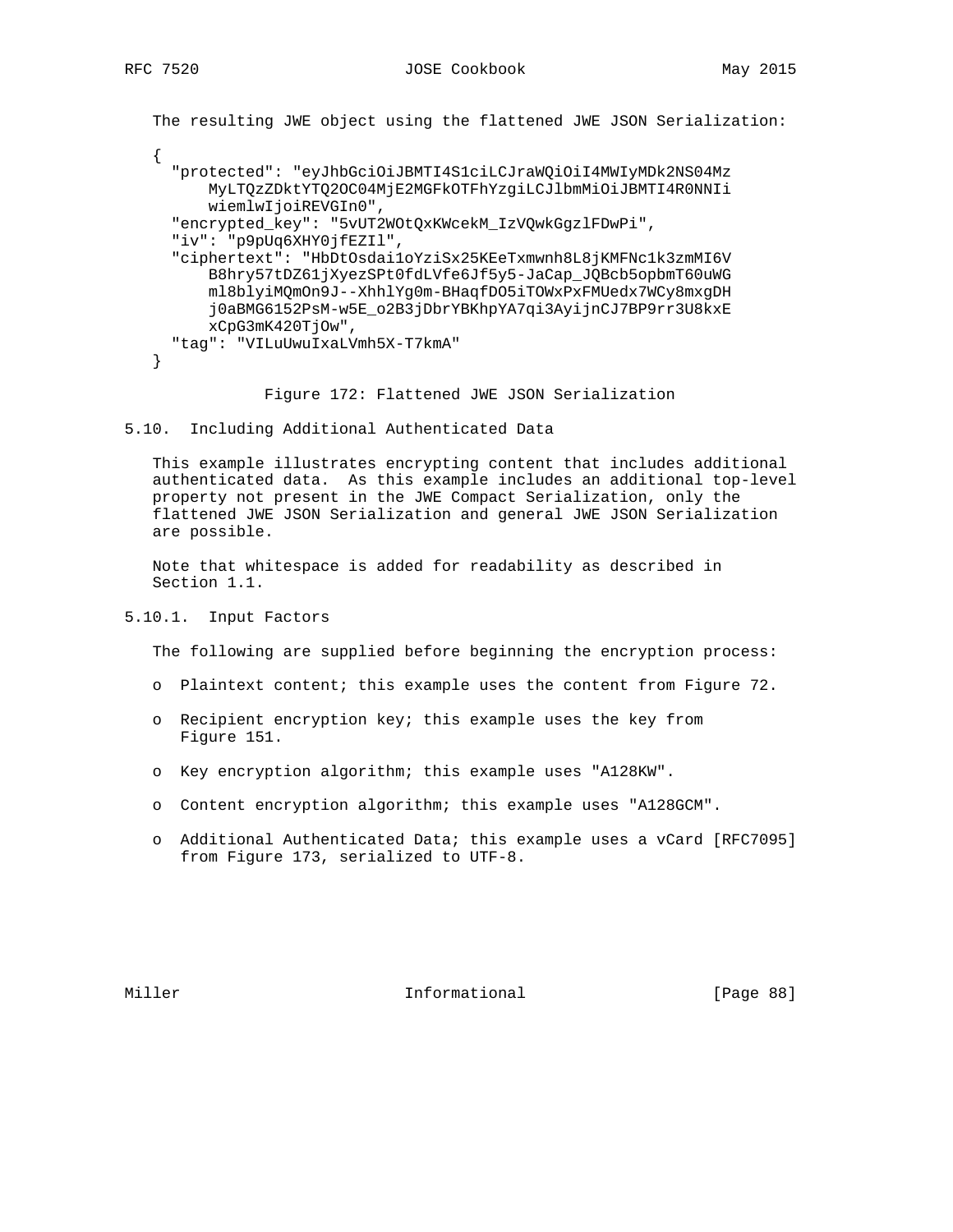The resulting JWE object using the flattened JWE JSON Serialization:

```
{
  "protected": "eyJhbGciOiJBMTI4S1ciLCJraWQiOiI4MWIyMDk2NS04Mz
      MyLTQzZDktYTQ2OC04MjE2MGFkOTFhYzgiLCJlbmMiOiJBMTI4R0NNIi
      wiemlwIjoiREVGIn0",
  "encrypted_key": "5vUT2WOtQxKWcekM_IzVQwkGgzlFDwPi",
  "iv": "p9pUq6XHY0jfEZIl",
  "ciphertext": "HbDtOsdai1oYziSx25KEeTxmwnh8L8jKMFNc1k3zmMI6V
      B8hry57tDZ61jXyezSPt0fdLVfe6Jf5y5-JaCap_JQBcb5opbmT60uWG
      ml8blyiMQmOn9J--XhhlYg0m-BHaqfDO5iTOWxPxFMUedx7WCy8mxgDH
      j0aBMG6152PsM-w5E_o2B3jDbrYBKhpYA7qi3AyijnCJ7BP9rr3U8kxE
      xCpG3mK420TjOw",
  "tag": "VILuUwuIxaLVmh5X-T7kmA"
}
```

Figure 172: Flattened JWE JSON Serialization

## 5.10. Including Additional Authenticated Data

This example illustrates encrypting content that includes additional authenticated data. As this example includes an additional top-level property not present in the JWE Compact Serialization, only the flattened JWE JSON Serialization and general JWE JSON Serialization are possible.

Note that whitespace is added for readability as described in Section 1.1.

### 5.10.1. Input Factors

The following are supplied before beginning the encryption process:

- Plaintext content; this example uses the content from Figure 72.
- Recipient encryption key; this example uses the key from Figure 151.
- Key encryption algorithm; this example uses "A128KW".
- Content encryption algorithm; this example uses "A128GCM".
- Additional Authenticated Data; this example uses a vCard [RFC7095] from Figure 173, serialized to UTF-8.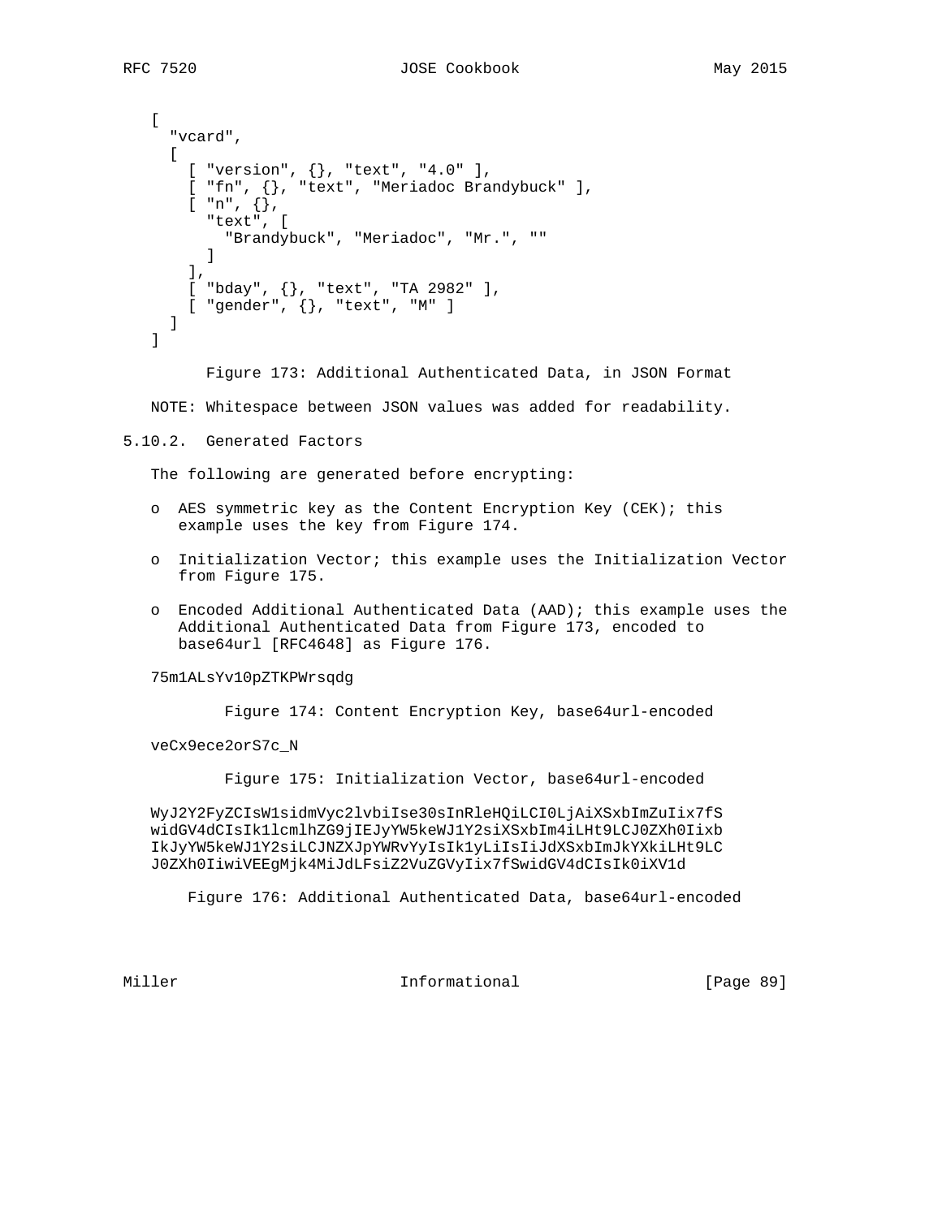```
[
  "vcard",
  [
    [ "version", {}, "text", "4.0" ],
    [ "fn", {}, "text", "Meriadoc Brandybuck" ],
    [ "n", {},
      "text", [
        "Brandybuck", "Meriadoc", "Mr.", ""
      ]
    ],
    [ "bday", {}, "text", "TA 2982" ],
    [ "gender", {}, "text", "M" ]
  ]
]
```

Figure 173: Additional Authenticated Data, in JSON Format

NOTE: Whitespace between JSON values was added for readability.

### 5.10.2. Generated Factors

The following are generated before encrypting:

- AES symmetric key as the Content Encryption Key (CEK); this example uses the key from Figure 174.
- Initialization Vector; this example uses the Initialization Vector from Figure 175.
- Encoded Additional Authenticated Data (AAD); this example uses the Additional Authenticated Data from Figure 173, encoded to base64url [RFC4648] as Figure 176.

```
75m1ALsYv10pZTKPWrsqdg
```

Figure 174: Content Encryption Key, base64url-encoded

```
veCx9ece2orS7c_N
```

Figure 175: Initialization Vector, base64url-encoded

```
WyJ2Y2FyZCIsW1sidmVyc2lvbiIse30sInRleHQiLCI0LjAiXSxbImZuIix7fS
widGV4dCIsIk1lcmlhZG9jIEJyYW5keWJ1Y2siXSxbIm4iLHt9LCJ0ZXh0Iixb
IkJyYW5keWJ1Y2siLCJNZXJpYWRvYyIsIk1yLiIsIiJdXSxbImJkYXkiLHt9LC
J0ZXh0IiwiVEEgMjk4MiJdLFsiZ2VuZGVyIix7fSwidGV4dCIsIk0iXV1d
```

Figure 176: Additional Authenticated Data, base64url-encoded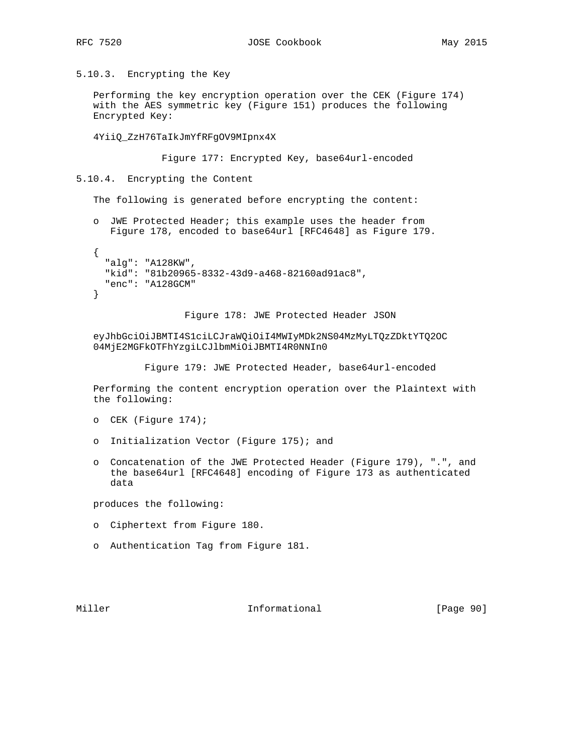### 5.10.3. Encrypting the Key

Performing the key encryption operation over the CEK (Figure 174) with the AES symmetric key (Figure 151) produces the following Encrypted Key:

```
4YiiQ_ZzH76TaIkJmYfRFgOV9MIpnx4X
```

Figure 177: Encrypted Key, base64url-encoded

### 5.10.4. Encrypting the Content

The following is generated before encrypting the content:

- JWE Protected Header; this example uses the header from Figure 178, encoded to base64url [RFC4648] as Figure 179.

```
{
  "alg": "A128KW",
  "kid": "81b20965-8332-43d9-a468-82160ad91ac8",
  "enc": "A128GCM"
}
```

Figure 178: JWE Protected Header JSON

```
eyJhbGciOiJBMTI4S1ciLCJraWQiOiI4MWIyMDk2NS04MzMyLTQzZDktYTQ2OC
04MjE2MGFkOTFhYzgiLCJlbmMiOiJBMTI4R0NNIn0
```

Figure 179: JWE Protected Header, base64url-encoded

Performing the content encryption operation over the Plaintext with the following:

- CEK (Figure 174);
- Initialization Vector (Figure 175); and
- Concatenation of the JWE Protected Header (Figure 179), ".", and the base64url [RFC4648] encoding of Figure 173 as authenticated data

produces the following:

- Ciphertext from Figure 180.
- Authentication Tag from Figure 181.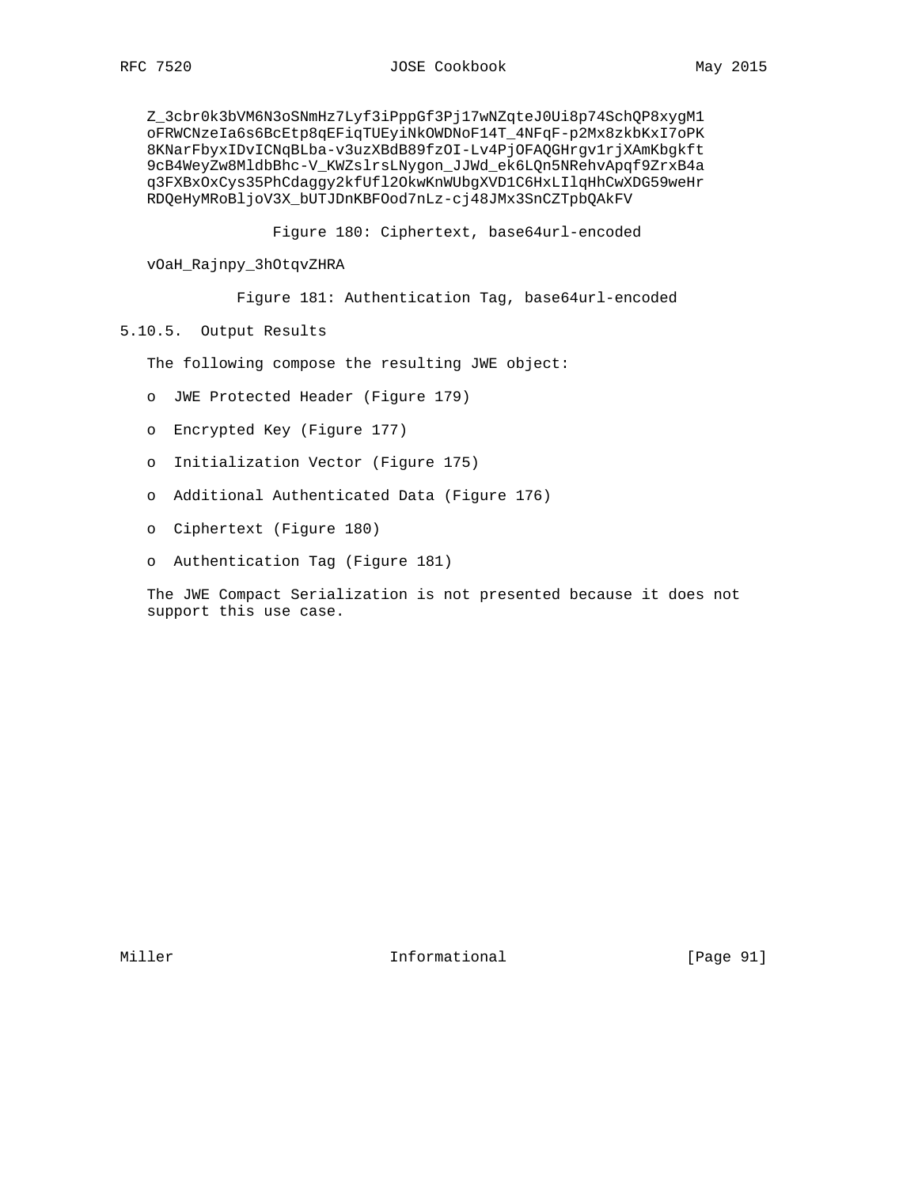```
Z_3cbr0k3bVM6N3oSNmHz7Lyf3iPppGf3Pj17wNZqteJ0Ui8p74SchQP8xygM1
oFRWCNzeIa6s6BcEtp8qEFiqTUEyiNkOWDNoF14T_4NFqF-p2Mx8zkbKxI7oPK
8KNarFbyxIDvICNqBLba-v3uzXBdB89fzOI-Lv4PjOFAQGHrgv1rjXAmKbgkft
9cB4WeyZw8MldbBhc-V_KWZslrsLNygon_JJWd_ek6LQn5NRehvApqf9ZrxB4a
q3FXBxOxCys35PhCdaggy2kfUfl2OkwKnWUbgXVD1C6HxLIlqHhCwXDG59weHr
RDQeHyMRoBljoV3X_bUTJDnKBFOod7nLz-cj48JMx3SnCZTpbQAkFV
```

Figure 180: Ciphertext, base64url-encoded

```
vOaH_Rajnpy_3hOtqvZHRA
```

Figure 181: Authentication Tag, base64url-encoded

### 5.10.5. Output Results

The following compose the resulting JWE object:

- JWE Protected Header (Figure 179)
- Encrypted Key (Figure 177)
- Initialization Vector (Figure 175)
- Additional Authenticated Data (Figure 176)
- Ciphertext (Figure 180)
- Authentication Tag (Figure 181)

The JWE Compact Serialization is not presented because it does not support this use case.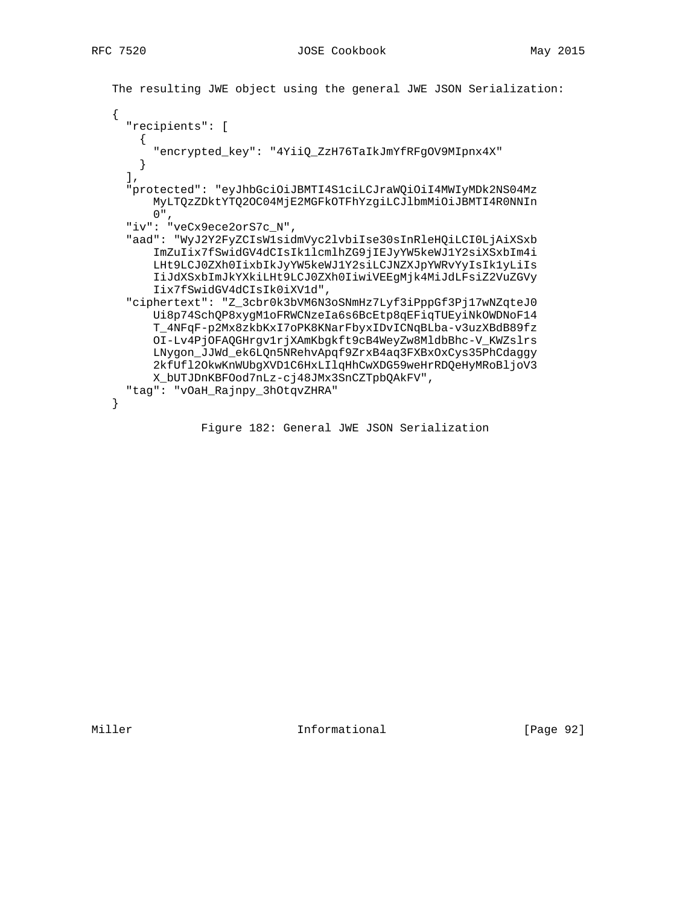The resulting JWE object using the general JWE JSON Serialization:

```
{
  "recipients": [
    {
      "encrypted_key": "4YiiQ_ZzH76TaIkJmYfRFgOV9MIpnx4X"
    }
  ],
  "protected": "eyJhbGciOiJBMTI4S1ciLCJraWQiOiI4MWIyMDk2NS04Mz
      MyLTQzZDktYTQ2OC04MjE2MGFkOTFhYzgiLCJlbmMiOiJBMTI4R0NNIn
      0",
  "iv": "veCx9ece2orS7c_N",
  "aad": "WyJ2Y2FyZCIsW1sidmVyc2lvbiIse30sInRleHQiLCI0LjAiXSxb
      ImZuIix7fSwidGV4dCIsIk1lcmlhZG9jIEJyYW5keWJ1Y2siXSxbIm4i
      LHt9LCJ0ZXh0IixbIkJyYW5keWJ1Y2siLCJNZXJpYWRvYyIsIk1yLiIs
      IiJdXSxbImJkYXkiLHt9LCJ0ZXh0IiwiVEEgMjk4MiJdLFsiZ2VuZGVy
      Iix7fSwidGV4dCIsIk0iXV1d",
  "ciphertext": "Z_3cbr0k3bVM6N3oSNmHz7Lyf3iPppGf3Pj17wNZqteJ0
      Ui8p74SchQP8xygM1oFRWCNzeIa6s6BcEtp8qEFiqTUEyiNkOWDNoF14
      T_4NFqF-p2Mx8zkbKxI7oPK8KNarFbyxIDvICNqBLba-v3uzXBdB89fz
      OI-Lv4PjOFAQGHrgv1rjXAmKbgkft9cB4WeyZw8MldbBhc-V_KWZslrs
      LNygon_JJWd_ek6LQn5NRehvApqf9ZrxB4aq3FXBxOxCys35PhCdaggy
      2kfUfl2OkwKnWUbgXVD1C6HxLIlqHhCwXDG59weHrRDQeHyMRoBljoV3
      X_bUTJDnKBFOod7nLz-cj48JMx3SnCZTpbQAkFV",
  "tag": "vOaH_Rajnpy_3hOtqvZHRA"
}
```

Figure 182: General JWE JSON Serialization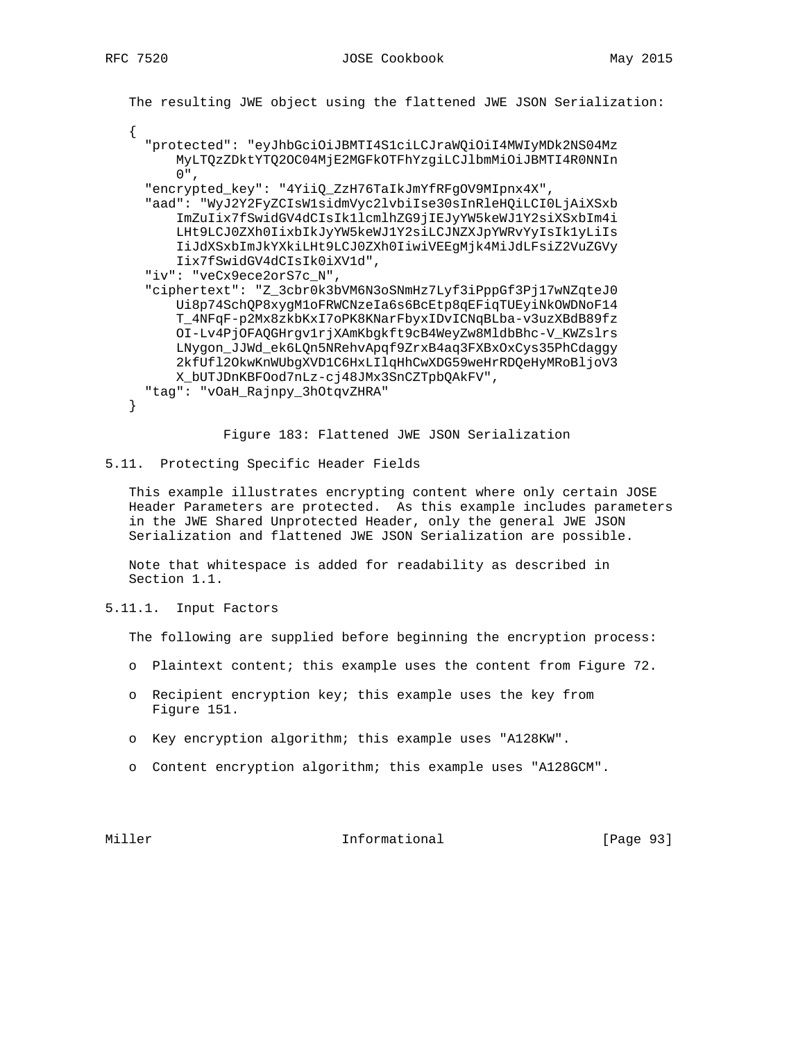The resulting JWE object using the flattened JWE JSON Serialization:

```
{
  "protected": "eyJhbGciOiJBMTI4S1ciLCJraWQiOiI4MWIyMDk2NS04Mz
      MyLTQzZDktYTQ2OC04MjE2MGFkOTFhYzgiLCJlbmMiOiJBMTI4R0NNIn
      0",
  "encrypted_key": "4YiiQ_ZzH76TaIkJmYfRFgOV9MIpnx4X",
  "aad": "WyJ2Y2FyZCIsW1sidmVyc2lvbiIse30sInRleHQiLCI0LjAiXSxb
      ImZuIix7fSwidGV4dCIsIk1lcmlhZG9jIEJyYW5keWJ1Y2siXSxbIm4i
      LHt9LCJ0ZXh0IixbIkJyYW5keWJ1Y2siLCJNZXJpYWRvYyIsIk1yLiIs
      IiJdXSxbImJkYXkiLHt9LCJ0ZXh0IiwiVEEgMjk4MiJdLFsiZ2VuZGVy
      Iix7fSwidGV4dCIsIk0iXV1d",
  "iv": "veCx9ece2orS7c_N",
  "ciphertext": "Z_3cbr0k3bVM6N3oSNmHz7Lyf3iPppGf3Pj17wNZqteJ0
      Ui8p74SchQP8xygM1oFRWCNzeIa6s6BcEtp8qEFiqTUEyiNkOWDNoF14
      T_4NFqF-p2Mx8zkbKxI7oPK8KNarFbyxIDvICNqBLba-v3uzXBdB89fz
      OI-Lv4PjOFAQGHrgv1rjXAmKbgkft9cB4WeyZw8MldbBhc-V_KWZslrs
      LNygon_JJWd_ek6LQn5NRehvApqf9ZrxB4aq3FXBxOxCys35PhCdaggy
      2kfUfl2OkwKnWUbgXVD1C6HxLIlqHhCwXDG59weHrRDQeHyMRoBljoV3
      X_bUTJDnKBFOod7nLz-cj48JMx3SnCZTpbQAkFV",
  "tag": "vOaH_Rajnpy_3hOtqvZHRA"
}
```

Figure 183: Flattened JWE JSON Serialization

## 5.11. Protecting Specific Header Fields

This example illustrates encrypting content where only certain JOSE Header Parameters are protected. As this example includes parameters in the JWE Shared Unprotected Header, only the general JWE JSON Serialization and flattened JWE JSON Serialization are possible.

Note that whitespace is added for readability as described in Section 1.1.

### 5.11.1. Input Factors

The following are supplied before beginning the encryption process:

- Plaintext content; this example uses the content from Figure 72.
- Recipient encryption key; this example uses the key from Figure 151.
- Key encryption algorithm; this example uses "A128KW".
- Content encryption algorithm; this example uses "A128GCM".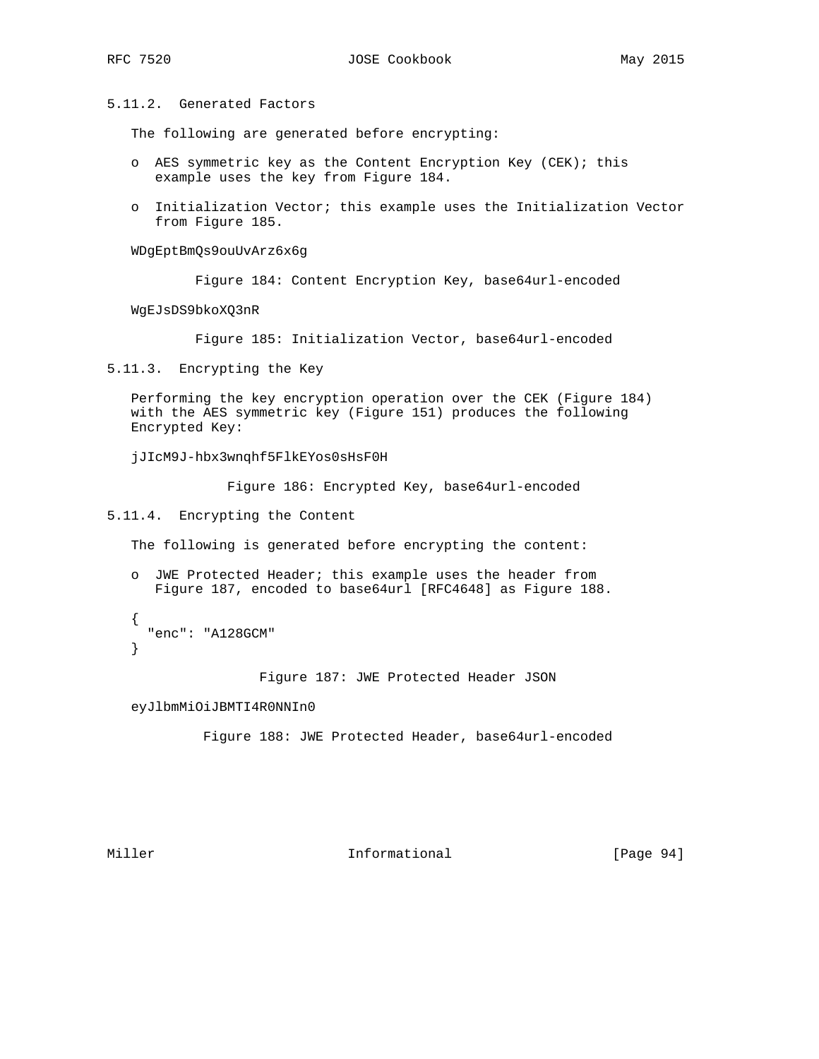### 5.11.2. Generated Factors

The following are generated before encrypting:

- AES symmetric key as the Content Encryption Key (CEK); this example uses the key from Figure 184.

- Initialization Vector; this example uses the Initialization Vector from Figure 185.

```
WDgEptBmQs9ouUvArz6x6g
```

Figure 184: Content Encryption Key, base64url-encoded

```
WgEJsDS9bkoXQ3nR
```

Figure 185: Initialization Vector, base64url-encoded

### 5.11.3. Encrypting the Key

Performing the key encryption operation over the CEK (Figure 184) with the AES symmetric key (Figure 151) produces the following Encrypted Key:

```
jJIcM9J-hbx3wnqhf5FlkEYos0sHsF0H
```

Figure 186: Encrypted Key, base64url-encoded

### 5.11.4. Encrypting the Content

The following is generated before encrypting the content:

- JWE Protected Header; this example uses the header from Figure 187, encoded to base64url [RFC4648] as Figure 188.

```
{
  "enc": "A128GCM"
}
```

Figure 187: JWE Protected Header JSON

```
eyJlbmMiOiJBMTI4R0NNIn0
```

Figure 188: JWE Protected Header, base64url-encoded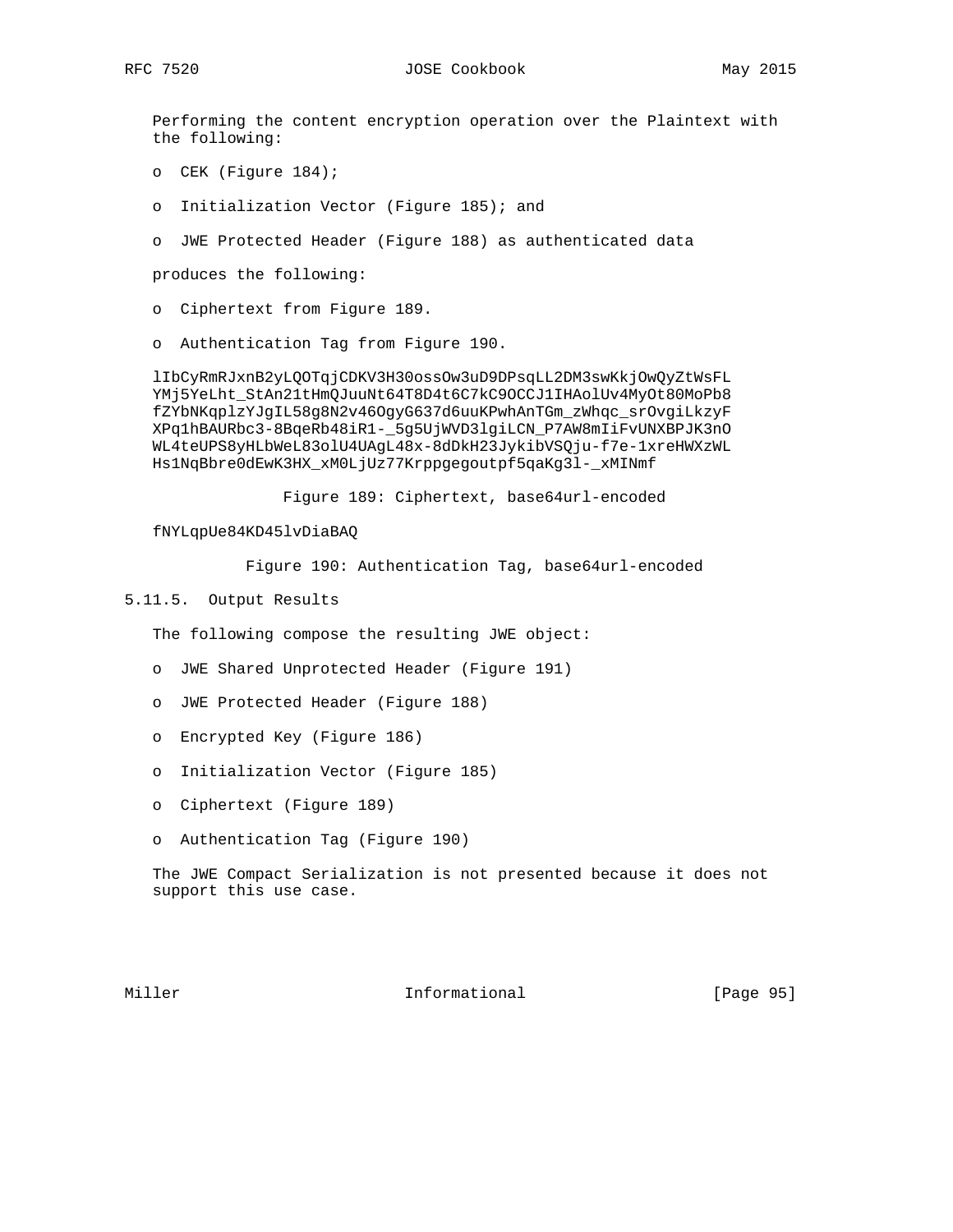Performing the content encryption operation over the Plaintext with the following:

- CEK (Figure 184);
- Initialization Vector (Figure 185); and
- JWE Protected Header (Figure 188) as authenticated data

produces the following:

- Ciphertext from Figure 189.
- Authentication Tag from Figure 190.

```
lIbCyRmRJxnB2yLQOTqjCDKV3H30ossOw3uD9DPsqLL2DM3swKkjOwQyZtWsFL
YMj5YeLht_StAn21tHmQJuuNt64T8D4t6C7kC9OCCJ1IHAolUv4MyOt80MoPb8
fZYbNKqplzYJgIL58g8N2v46OgyG637d6uuKPwhAnTGm_zWhqc_srOvgiLkzyF
XPq1hBAURbc3-8BqeRb48iR1-_5g5UjWVD3lgiLCN_P7AW8mIiFvUNXBPJK3nO
WL4teUPS8yHLbWeL83olU4UAgL48x-8dDkH23JykibVSQju-f7e-1xreHWXzWL
Hs1NqBbre0dEwK3HX_xM0LjUz77Krppgegoutpf5qaKg3l-_xMINmf
```

Figure 189: Ciphertext, base64url-encoded

```
fNYLqpUe84KD45lvDiaBAQ
```

Figure 190: Authentication Tag, base64url-encoded

### 5.11.5. Output Results

The following compose the resulting JWE object:

- JWE Shared Unprotected Header (Figure 191)
- JWE Protected Header (Figure 188)
- Encrypted Key (Figure 186)
- Initialization Vector (Figure 185)
- Ciphertext (Figure 189)
- Authentication Tag (Figure 190)

The JWE Compact Serialization is not presented because it does not support this use case.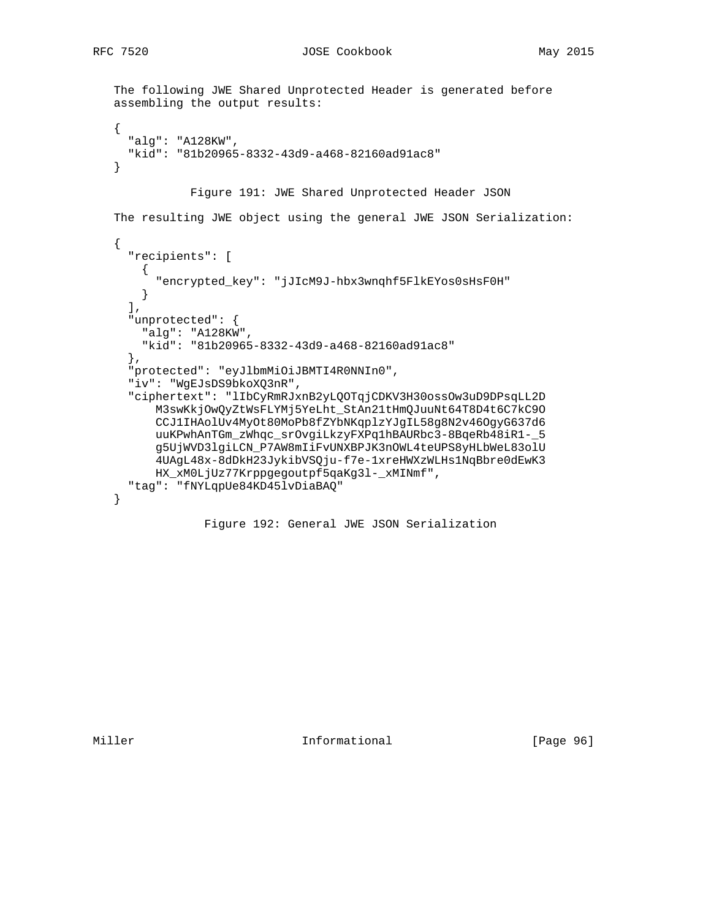The following JWE Shared Unprotected Header is generated before assembling the output results:

```
{
  "alg": "A128KW",
  "kid": "81b20965-8332-43d9-a468-82160ad91ac8"
}
```

Figure 191: JWE Shared Unprotected Header JSON

The resulting JWE object using the general JWE JSON Serialization:

```
{
  "recipients": [
    {
      "encrypted_key": "jJIcM9J-hbx3wnqhf5FlkEYos0sHsF0H"
    }
  ],
  "unprotected": {
    "alg": "A128KW",
    "kid": "81b20965-8332-43d9-a468-82160ad91ac8"
  },
  "protected": "eyJlbmMiOiJBMTI4R0NNIn0",
  "iv": "WgEJsDS9bkoXQ3nR",
  "ciphertext": "lIbCyRmRJxnB2yLQOTqjCDKV3H30ossOw3uD9DPsqLL2D
      M3swKkjOwQyZtWsFLYMj5YeLht_StAn21tHmQJuuNt64T8D4t6C7kC9O
      CCJ1IHAolUv4MyOt80MoPb8fZYbNKqplzYJgIL58g8N2v46OgyG637d6
      uuKPwhAnTGm_zWhqc_srOvgiLkzyFXPq1hBAURbc3-8BqeRb48iR1-_5
      g5UjWVD3lgiLCN_P7AW8mIiFvUNXBPJK3nOWL4teUPS8yHLbWeL83olU
      4UAgL48x-8dDkH23JykibVSQju-f7e-1xreHWXzWLHs1NqBbre0dEwK3
      HX_xM0LjUz77Krppgegoutpf5qaKg3l-_xMINmf",
  "tag": "fNYLqpUe84KD45lvDiaBAQ"
}
```

Figure 192: General JWE JSON Serialization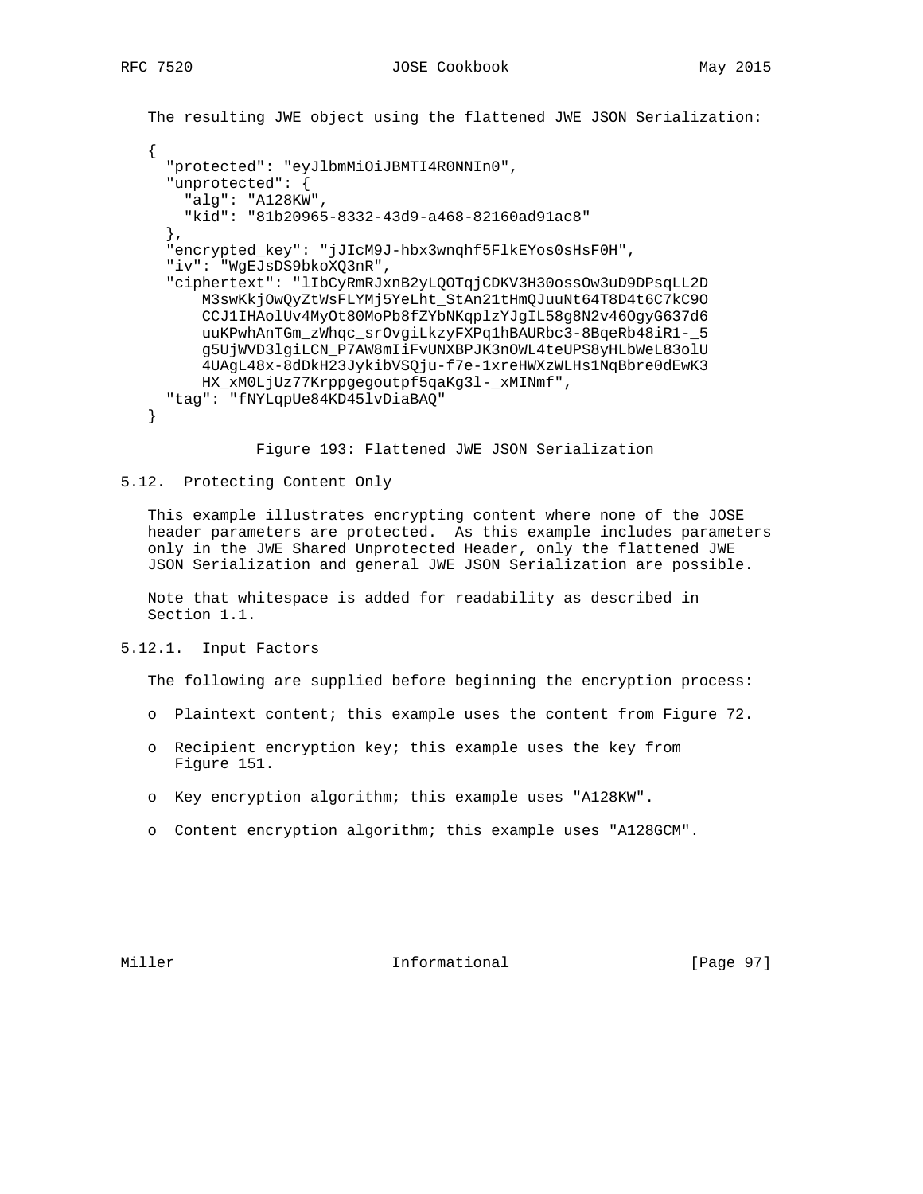The resulting JWE object using the flattened JWE JSON Serialization:

```
{
  "protected": "eyJlbmMiOiJBMTI4R0NNIn0",
  "unprotected": {
    "alg": "A128KW",
    "kid": "81b20965-8332-43d9-a468-82160ad91ac8"
  },
  "encrypted_key": "jJIcM9J-hbx3wnqhf5FlkEYos0sHsF0H",
  "iv": "WgEJsDS9bkoXQ3nR",
  "ciphertext": "lIbCyRmRJxnB2yLQOTqjCDKV3H30ossOw3uD9DPsqLL2D
      M3swKkjOwQyZtWsFLYMj5YeLht_StAn21tHmQJuuNt64T8D4t6C7kC9O
      CCJ1IHAolUv4MyOt80MoPb8fZYbNKqplzYJgIL58g8N2v46OgyG637d6
      uuKPwhAnTGm_zWhqc_srOvgiLkzyFXPq1hBAURbc3-8BqeRb48iR1-_5
      g5UjWVD3lgiLCN_P7AW8mIiFvUNXBPJK3nOWL4teUPS8yHLbWeL83olU
      4UAgL48x-8dDkH23JykibVSQju-f7e-1xreHWXzWLHs1NqBbre0dEwK3
      HX_xM0LjUz77Krppgegoutpf5qaKg3l-_xMINmf",
  "tag": "fNYLqpUe84KD45lvDiaBAQ"
}
```

Figure 193: Flattened JWE JSON Serialization

## 5.12. Protecting Content Only

This example illustrates encrypting content where none of the JOSE header parameters are protected. As this example includes parameters only in the JWE Shared Unprotected Header, only the flattened JWE JSON Serialization and general JWE JSON Serialization are possible.

Note that whitespace is added for readability as described in Section 1.1.

### 5.12.1. Input Factors

The following are supplied before beginning the encryption process:

- Plaintext content; this example uses the content from Figure 72.
- Recipient encryption key; this example uses the key from Figure 151.
- Key encryption algorithm; this example uses "A128KW".
- Content encryption algorithm; this example uses "A128GCM".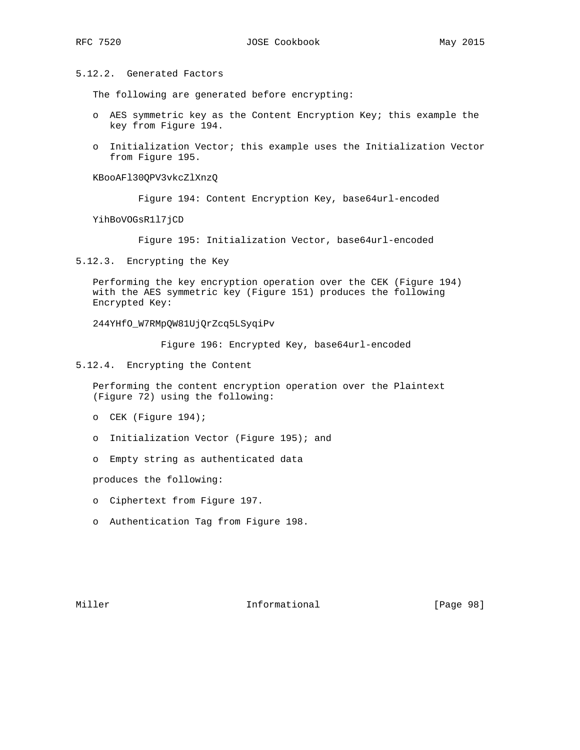### 5.12.2. Generated Factors

The following are generated before encrypting:

- AES symmetric key as the Content Encryption Key; this example the key from Figure 194.
- Initialization Vector; this example uses the Initialization Vector from Figure 195.

```
KBooAFl30QPV3vkcZlXnzQ
```

Figure 194: Content Encryption Key, base64url-encoded

```
YihBoVOGsR1l7jCD
```

Figure 195: Initialization Vector, base64url-encoded

### 5.12.3. Encrypting the Key

Performing the key encryption operation over the CEK (Figure 194) with the AES symmetric key (Figure 151) produces the following Encrypted Key:

```
244YHfO_W7RMpQW81UjQrZcq5LSyqiPv
```

Figure 196: Encrypted Key, base64url-encoded

### 5.12.4. Encrypting the Content

Performing the content encryption operation over the Plaintext (Figure 72) using the following:

- CEK (Figure 194);
- Initialization Vector (Figure 195); and
- Empty string as authenticated data

produces the following:

- Ciphertext from Figure 197.
- Authentication Tag from Figure 198.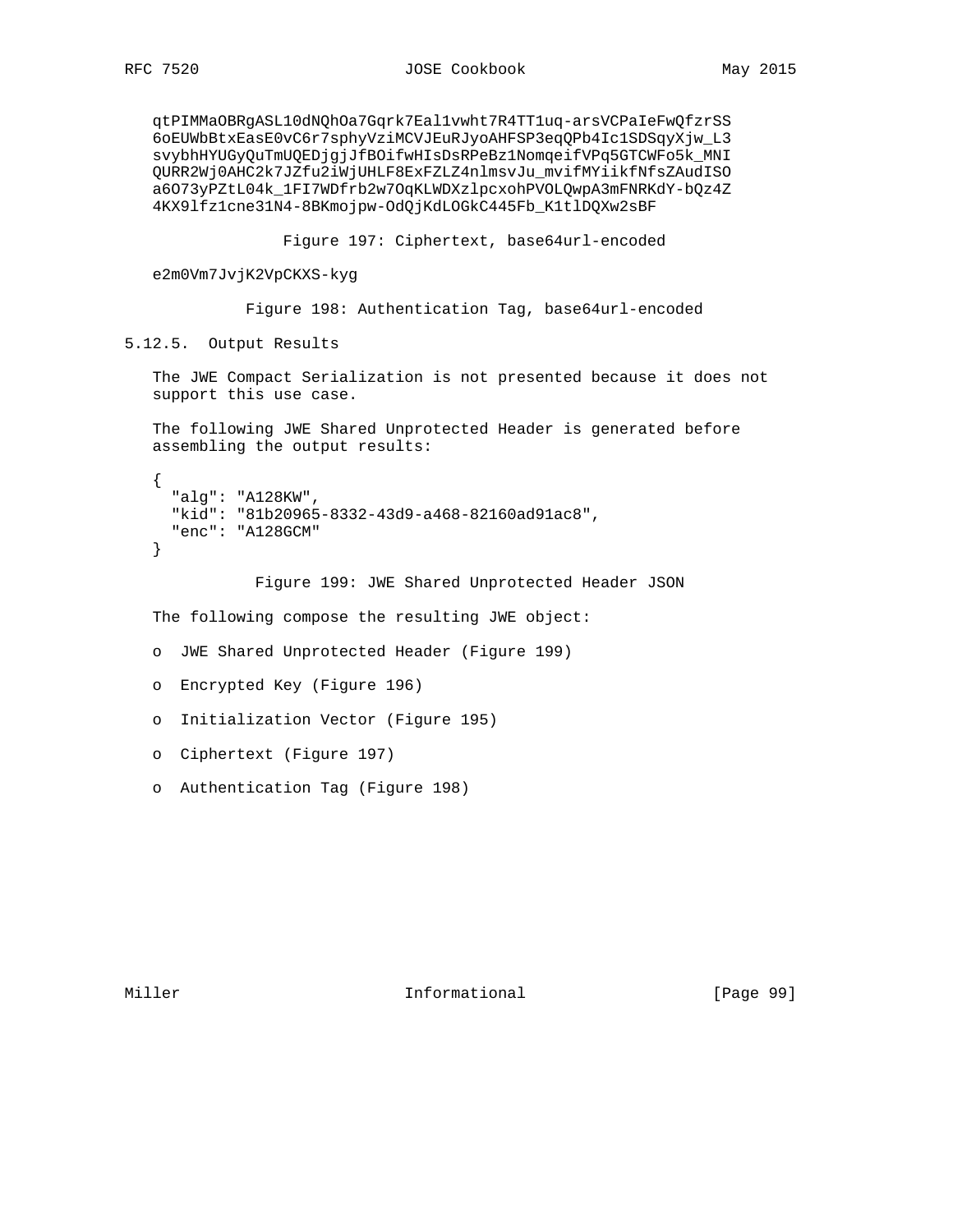```
qtPIMMaOBRgASL10dNQhOa7Gqrk7Eal1vwht7R4TT1uq-arsVCPaIeFwQfzrSS
6oEUWbBtxEasE0vC6r7sphyVziMCVJEuRJyoAHFSP3eqQPb4Ic1SDSqyXjw_L3
svybhHYUGyQuTmUQEDjgjJfBOifwHIsDsRPeBz1NomqeifVPq5GTCWFo5k_MNI
QURR2Wj0AHC2k7JZfu2iWjUHLF8ExFZLZ4nlmsvJu_mvifMYiikfNfsZAudISO
a6O73yPZtL04k_1FI7WDfrb2w7OqKLWDXzlpcxohPVOLQwpA3mFNRKdY-bQz4Z
4KX9lfz1cne31N4-8BKmojpw-OdQjKdLOGkC445Fb_K1tlDQXw2sBF
```

Figure 197: Ciphertext, base64url-encoded

```
e2m0Vm7JvjK2VpCKXS-kyg
```

Figure 198: Authentication Tag, base64url-encoded

### 5.12.5. Output Results

The JWE Compact Serialization is not presented because it does not support this use case.

The following JWE Shared Unprotected Header is generated before assembling the output results:

```
{
  "alg": "A128KW",
  "kid": "81b20965-8332-43d9-a468-82160ad91ac8",
  "enc": "A128GCM"
}
```

Figure 199: JWE Shared Unprotected Header JSON

The following compose the resulting JWE object:

- JWE Shared Unprotected Header (Figure 199)
- Encrypted Key (Figure 196)
- Initialization Vector (Figure 195)
- Ciphertext (Figure 197)
- Authentication Tag (Figure 198)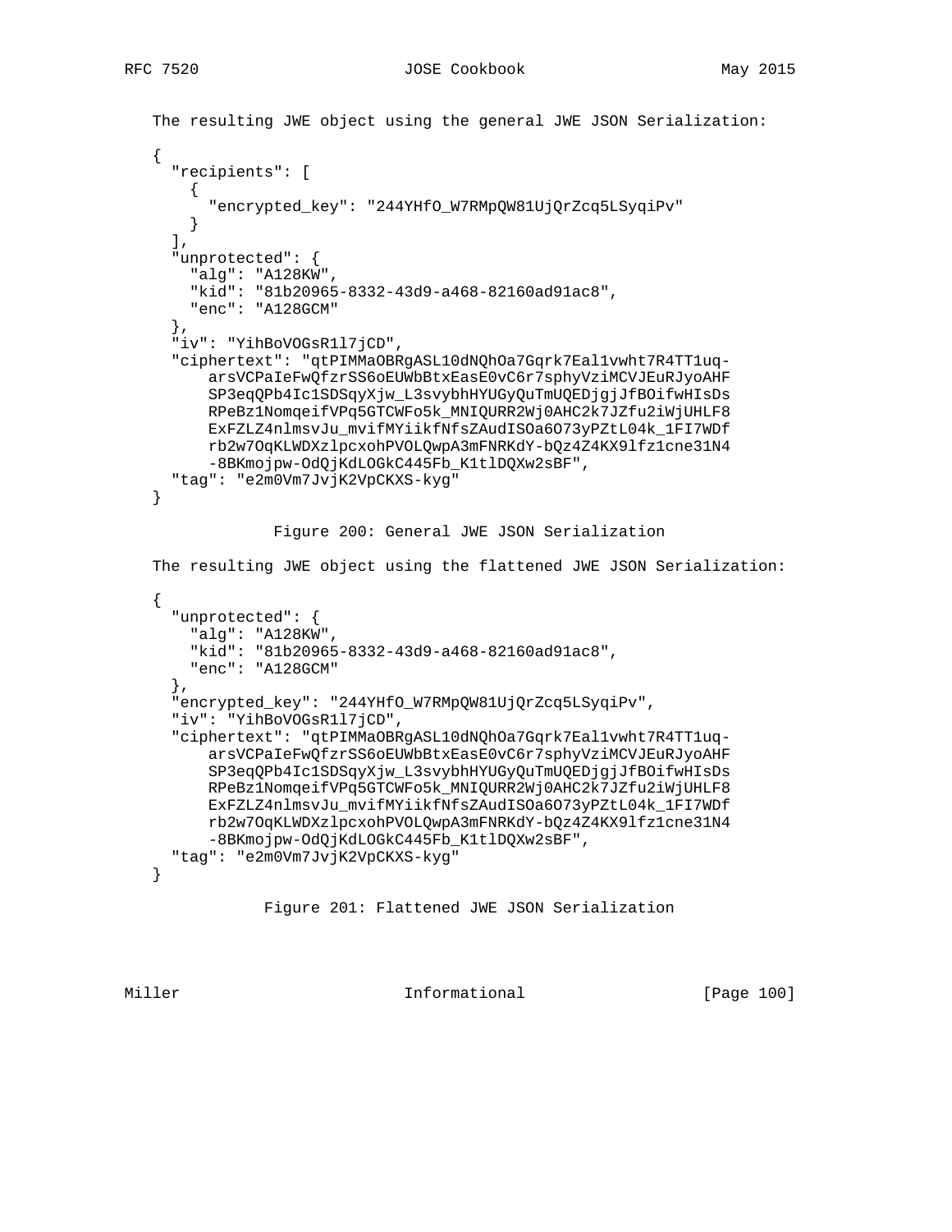The resulting JWE object using the general JWE JSON Serialization:

```
{
  "recipients": [
    {
      "encrypted_key": "244YHfO_W7RMpQW81UjQrZcq5LSyqiPv"
    }
  ],
  "unprotected": {
    "alg": "A128KW",
    "kid": "81b20965-8332-43d9-a468-82160ad91ac8",
    "enc": "A128GCM"
  },
  "iv": "YihBoVOGsR1l7jCD",
  "ciphertext": "qtPIMMaOBRgASL10dNQhOa7Gqrk7Eal1vwht7R4TT1uq-
      arsVCPaIeFwQfzrSS6oEUWbBtxEasE0vC6r7sphyVziMCVJEuRJyoAHF
      SP3eqQPb4Ic1SDSqyXjw_L3svybhHYUGyQuTmUQEDjgjJfBOifwHIsDs
      RPeBz1NomqeifVPq5GTCWFo5k_MNIQURR2Wj0AHC2k7JZfu2iWjUHLF8
      ExFZLZ4nlmsvJu_mvifMYiikfNfsZAudISOa6O73yPZtL04k_1FI7WDf
      rb2w7OqKLWDXzlpcxohPVOLQwpA3mFNRKdY-bQz4Z4KX9lfz1cne31N4
      -8BKmojpw-OdQjKdLOGkC445Fb_K1tlDQXw2sBF",
  "tag": "e2m0Vm7JvjK2VpCKXS-kyg"
}
```

Figure 200: General JWE JSON Serialization

The resulting JWE object using the flattened JWE JSON Serialization:

```
{
  "unprotected": {
    "alg": "A128KW",
    "kid": "81b20965-8332-43d9-a468-82160ad91ac8",
    "enc": "A128GCM"
  },
  "encrypted_key": "244YHfO_W7RMpQW81UjQrZcq5LSyqiPv",
  "iv": "YihBoVOGsR1l7jCD",
  "ciphertext": "qtPIMMaOBRgASL10dNQhOa7Gqrk7Eal1vwht7R4TT1uq-
      arsVCPaIeFwQfzrSS6oEUWbBtxEasE0vC6r7sphyVziMCVJEuRJyoAHF
      SP3eqQPb4Ic1SDSqyXjw_L3svybhHYUGyQuTmUQEDjgjJfBOifwHIsDs
      RPeBz1NomqeifVPq5GTCWFo5k_MNIQURR2Wj0AHC2k7JZfu2iWjUHLF8
      ExFZLZ4nlmsvJu_mvifMYiikfNfsZAudISOa6O73yPZtL04k_1FI7WDf
      rb2w7OqKLWDXzlpcxohPVOLQwpA3mFNRKdY-bQz4Z4KX9lfz1cne31N4
      -8BKmojpw-OdQjKdLOGkC445Fb_K1tlDQXw2sBF",
  "tag": "e2m0Vm7JvjK2VpCKXS-kyg"
}
```

Figure 201: Flattened JWE JSON Serialization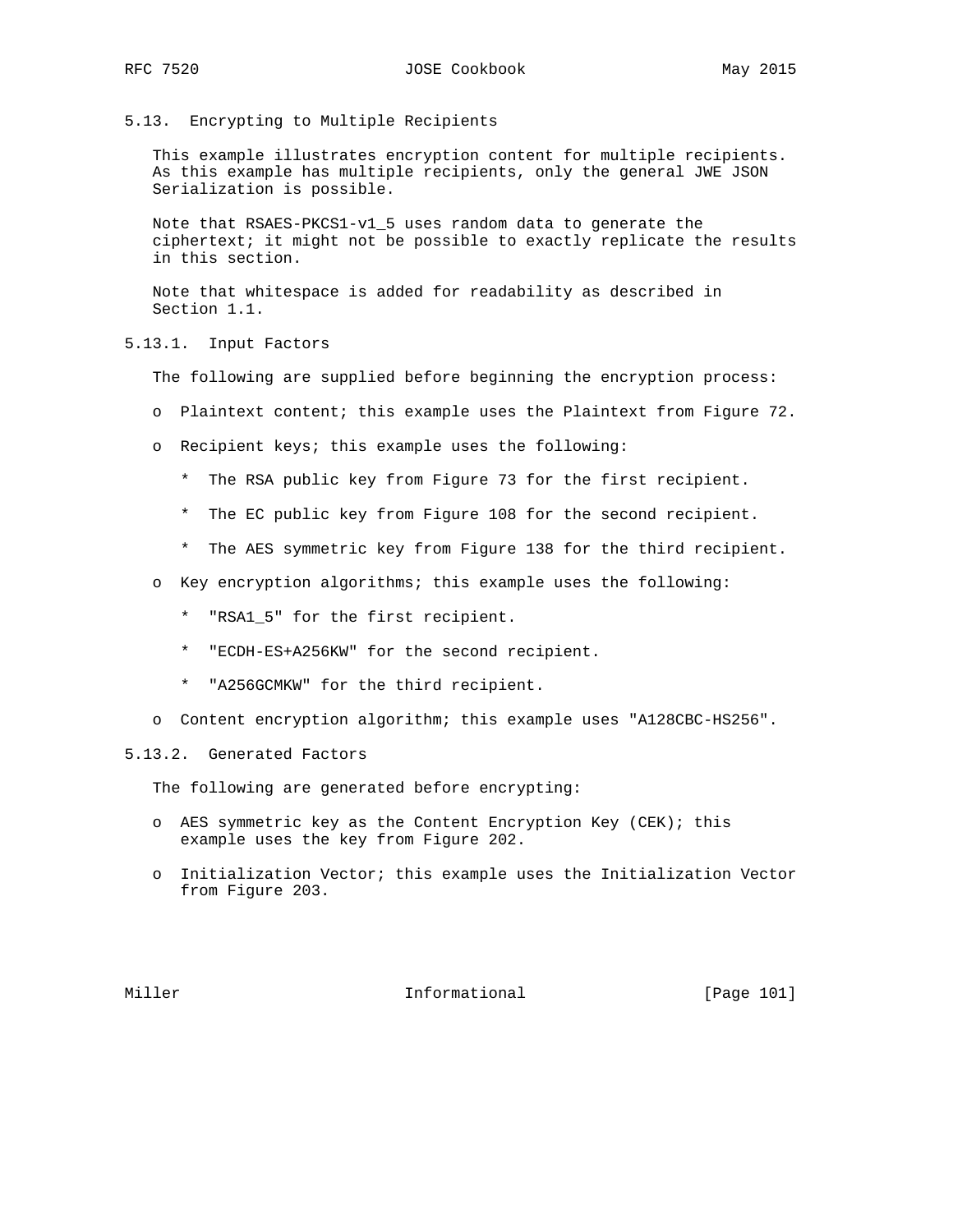### 5.13. Encrypting to Multiple Recipients

This example illustrates encryption content for multiple recipients. As this example has multiple recipients, only the general JWE JSON Serialization is possible.

Note that RSAES-PKCS1-v1_5 uses random data to generate the ciphertext; it might not be possible to exactly replicate the results in this section.

Note that whitespace is added for readability as described in Section 1.1.

#### 5.13.1. Input Factors

The following are supplied before beginning the encryption process:

- Plaintext content; this example uses the Plaintext from Figure 72.
- Recipient keys; this example uses the following:
  - The RSA public key from Figure 73 for the first recipient.
  - The EC public key from Figure 108 for the second recipient.
  - The AES symmetric key from Figure 138 for the third recipient.
- Key encryption algorithms; this example uses the following:
  - "RSA1_5" for the first recipient.
  - "ECDH-ES+A256KW" for the second recipient.
  - "A256GCMKW" for the third recipient.
- Content encryption algorithm; this example uses "A128CBC-HS256".

#### 5.13.2. Generated Factors

The following are generated before encrypting:

- AES symmetric key as the Content Encryption Key (CEK); this example uses the key from Figure 202.
- Initialization Vector; this example uses the Initialization Vector from Figure 203.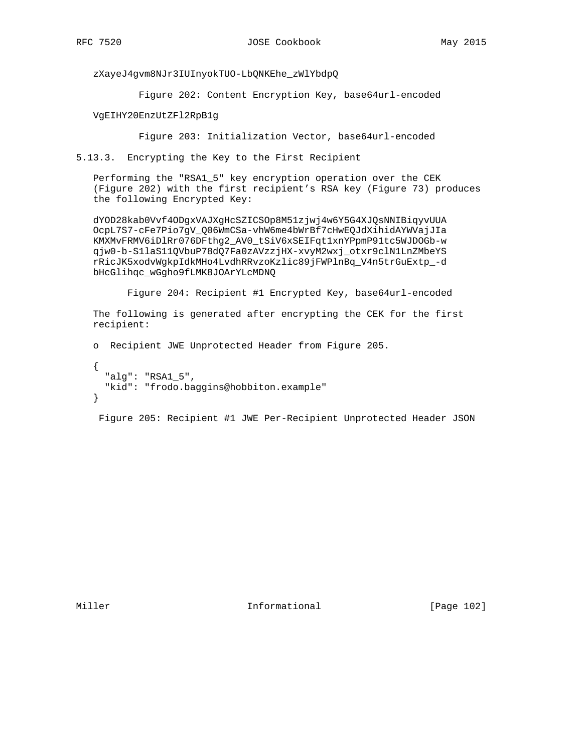```
zXayeJ4gvm8NJr3IUInyokTUO-LbQNKEhe_zWlYbdpQ
```

Figure 202: Content Encryption Key, base64url-encoded

```
VgEIHY20EnzUtZFl2RpB1g
```

Figure 203: Initialization Vector, base64url-encoded

### 5.13.3. Encrypting the Key to the First Recipient

Performing the "RSA1_5" key encryption operation over the CEK (Figure 202) with the first recipient's RSA key (Figure 73) produces the following Encrypted Key:

```
dYOD28kab0Vvf4ODgxVAJXgHcSZICSOp8M51zjwj4w6Y5G4XJQsNNIBiqyvUUA
OcpL7S7-cFe7Pio7gV_Q06WmCSa-vhW6me4bWrBf7cHwEQJdXihidAYWVajJIa
KMXMvFRMV6iDlRr076DFthg2_AV0_tSiV6xSEIFqt1xnYPpmP91tc5WJDOGb-w
qjw0-b-S1laS11QVbuP78dQ7Fa0zAVzzjHX-xvyM2wxj_otxr9clN1LnZMbeYS
rRicJK5xodvWgkpIdkMHo4LvdhRRvzoKzlic89jFWPlnBq_V4n5trGuExtp_-d
bHcGlihqc_wGgho9fLMK8JOArYLcMDNQ
```

Figure 204: Recipient #1 Encrypted Key, base64url-encoded

The following is generated after encrypting the CEK for the first recipient:

- Recipient JWE Unprotected Header from Figure 205.

```
{
  "alg": "RSA1_5",
  "kid": "frodo.baggins@hobbiton.example"
}
```

Figure 205: Recipient #1 JWE Per-Recipient Unprotected Header JSON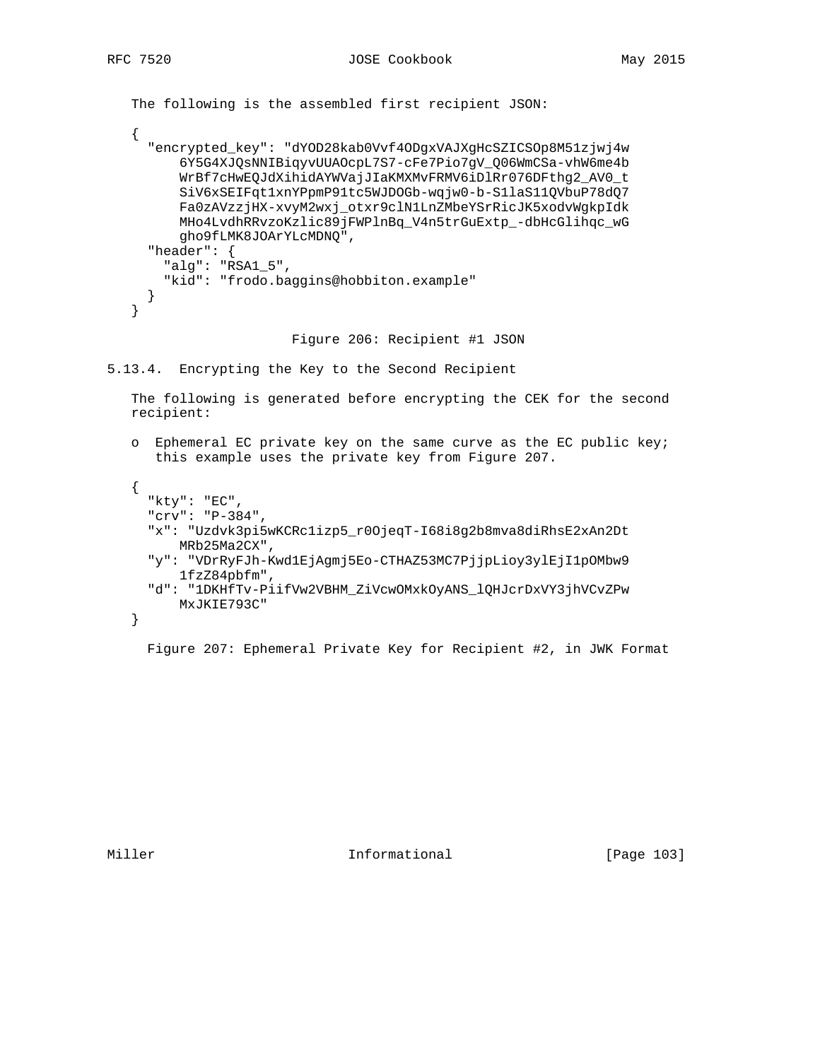The following is the assembled first recipient JSON:

```
{
  "encrypted_key": "dYOD28kab0Vvf4ODgxVAJXgHcSZICSOp8M51zjwj4w
      6Y5G4XJQsNNIBiqyvUUAOcpL7S7-cFe7Pio7gV_Q06WmCSa-vhW6me4b
      WrBf7cHwEQJdXihidAYWVajJIaKMXMvFRMV6iDlRr076DFthg2_AV0_t
      SiV6xSEIFqt1xnYPpmP91tc5WJDOGb-wqjw0-b-S1laS11QVbuP78dQ7
      Fa0zAVzzjHX-xvyM2wxj_otxr9clN1LnZMbeYSrRicJK5xodvWgkpIdk
      MHo4LvdhRRvzoKzlic89jFWPlnBq_V4n5trGuExtp_-dbHcGlihqc_wG
      gho9fLMK8JOArYLcMDNQ",
  "header": {
    "alg": "RSA1_5",
    "kid": "frodo.baggins@hobbiton.example"
  }
}
```

Figure 206: Recipient #1 JSON

### 5.13.4. Encrypting the Key to the Second Recipient

The following is generated before encrypting the CEK for the second recipient:

- Ephemeral EC private key on the same curve as the EC public key; this example uses the private key from Figure 207.

```
{
  "kty": "EC",
  "crv": "P-384",
  "x": "Uzdvk3pi5wKCRc1izp5_r0OjeqT-I68i8g2b8mva8diRhsE2xAn2Dt
      MRb25Ma2CX",
  "y": "VDrRyFJh-Kwd1EjAgmj5Eo-CTHAZ53MC7PjjpLioy3ylEjI1pOMbw9
      1fzZ84pbfm",
  "d": "1DKHfTv-PiifVw2VBHM_ZiVcwOMxkOyANS_lQHJcrDxVY3jhVCvZPw
      MxJKIE793C"
}
```

Figure 207: Ephemeral Private Key for Recipient #2, in JWK Format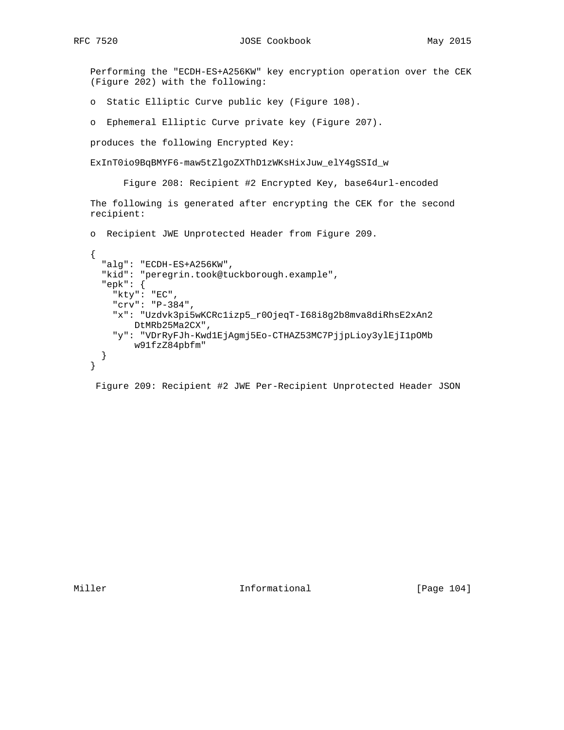Performing the "ECDH-ES+A256KW" key encryption operation over the CEK (Figure 202) with the following:

- Static Elliptic Curve public key (Figure 108).
- Ephemeral Elliptic Curve private key (Figure 207).

produces the following Encrypted Key:

```
ExInT0io9BqBMYF6-maw5tZlgoZXThD1zWKsHixJuw_elY4gSSId_w
```

Figure 208: Recipient #2 Encrypted Key, base64url-encoded

The following is generated after encrypting the CEK for the second recipient:

- Recipient JWE Unprotected Header from Figure 209.

```
{
  "alg": "ECDH-ES+A256KW",
  "kid": "peregrin.took@tuckborough.example",
  "epk": {
    "kty": "EC",
    "crv": "P-384",
    "x": "Uzdvk3pi5wKCRc1izp5_r0OjeqT-I68i8g2b8mva8diRhsE2xAn2
        DtMRb25Ma2CX",
    "y": "VDrRyFJh-Kwd1EjAgmj5Eo-CTHAZ53MC7PjjpLioy3ylEjI1pOMb
        w91fzZ84pbfm"
  }
}
```

Figure 209: Recipient #2 JWE Per-Recipient Unprotected Header JSON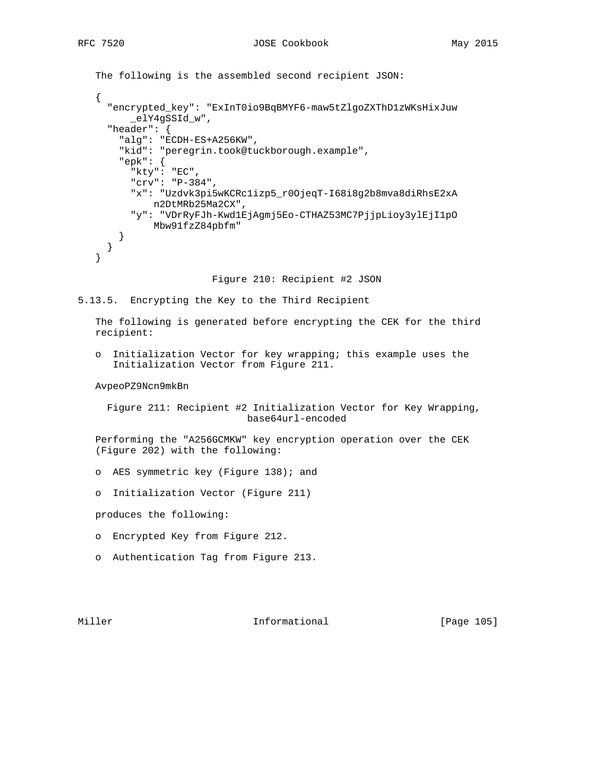The following is the assembled second recipient JSON:

```
{
  "encrypted_key": "ExInT0io9BqBMYF6-maw5tZlgoZXThD1zWKsHixJuw
      _elY4gSSId_w",
  "header": {
    "alg": "ECDH-ES+A256KW",
    "kid": "peregrin.took@tuckborough.example",
    "epk": {
      "kty": "EC",
      "crv": "P-384",
      "x": "Uzdvk3pi5wKCRc1izp5_r0OjeqT-I68i8g2b8mva8diRhsE2xA
          n2DtMRb25Ma2CX",
      "y": "VDrRyFJh-Kwd1EjAgmj5Eo-CTHAZ53MC7PjjpLioy3ylEjI1pO
          Mbw91fzZ84pbfm"
    }
  }
}
```

Figure 210: Recipient #2 JSON

### 5.13.5. Encrypting the Key to the Third Recipient

The following is generated before encrypting the CEK for the third recipient:

- Initialization Vector for key wrapping; this example uses the Initialization Vector from Figure 211.

```
AvpeoPZ9Ncn9mkBn
```

Figure 211: Recipient #2 Initialization Vector for Key Wrapping, base64url-encoded

Performing the "A256GCMKW" key encryption operation over the CEK (Figure 202) with the following:

- AES symmetric key (Figure 138); and
- Initialization Vector (Figure 211)

produces the following:

- Encrypted Key from Figure 212.
- Authentication Tag from Figure 213.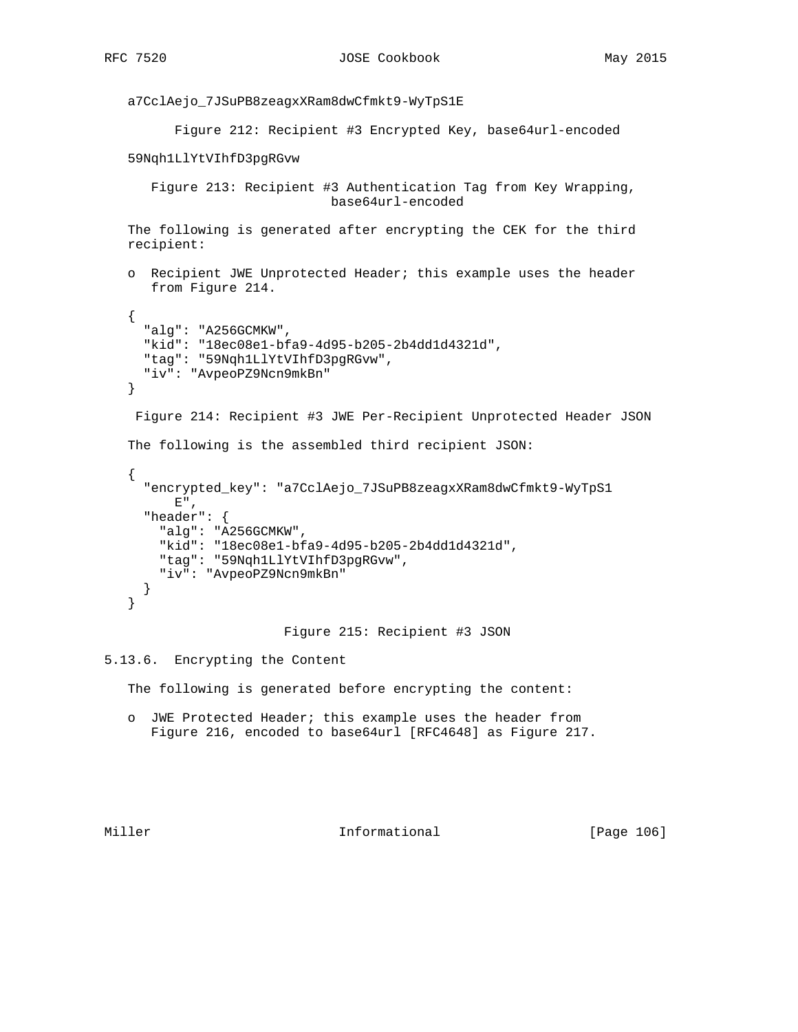```
a7CclAejo_7JSuPB8zeagxXRam8dwCfmkt9-WyTpS1E
```

Figure 212: Recipient #3 Encrypted Key, base64url-encoded

```
59Nqh1LlYtVIhfD3pgRGvw
```

Figure 213: Recipient #3 Authentication Tag from Key Wrapping, base64url-encoded

The following is generated after encrypting the CEK for the third recipient:

- Recipient JWE Unprotected Header; this example uses the header from Figure 214.

```
{
  "alg": "A256GCMKW",
  "kid": "18ec08e1-bfa9-4d95-b205-2b4dd1d4321d",
  "tag": "59Nqh1LlYtVIhfD3pgRGvw",
  "iv": "AvpeoPZ9Ncn9mkBn"
}
```

Figure 214: Recipient #3 JWE Per-Recipient Unprotected Header JSON

The following is the assembled third recipient JSON:

```
{
  "encrypted_key": "a7CclAejo_7JSuPB8zeagxXRam8dwCfmkt9-WyTpS1
      E",
  "header": {
    "alg": "A256GCMKW",
    "kid": "18ec08e1-bfa9-4d95-b205-2b4dd1d4321d",
    "tag": "59Nqh1LlYtVIhfD3pgRGvw",
    "iv": "AvpeoPZ9Ncn9mkBn"
  }
}
```

Figure 215: Recipient #3 JSON

### 5.13.6. Encrypting the Content

The following is generated before encrypting the content:

- JWE Protected Header; this example uses the header from Figure 216, encoded to base64url [RFC4648] as Figure 217.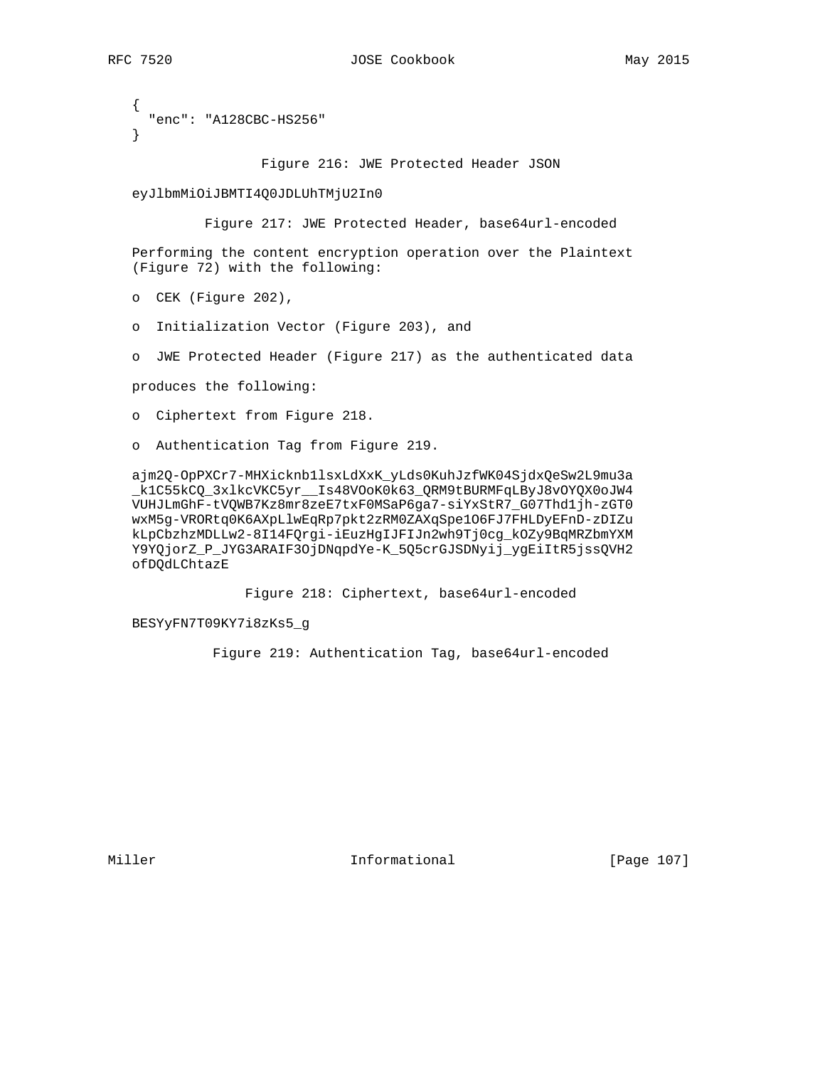```
{
  "enc": "A128CBC-HS256"
}
```

Figure 216: JWE Protected Header JSON

```
eyJlbmMiOiJBMTI4Q0JDLUhTMjU2In0
```

Figure 217: JWE Protected Header, base64url-encoded

Performing the content encryption operation over the Plaintext (Figure 72) with the following:

- CEK (Figure 202),
- Initialization Vector (Figure 203), and
- JWE Protected Header (Figure 217) as the authenticated data

produces the following:

- Ciphertext from Figure 218.
- Authentication Tag from Figure 219.

```
ajm2Q-OpPXCr7-MHXicknb1lsxLdXxK_yLds0KuhJzfWK04SjdxQeSw2L9mu3a
_k1C55kCQ_3xlkcVKC5yr__Is48VOoK0k63_QRM9tBURMFqLByJ8vOYQX0oJW4
VUHJLmGhF-tVQWB7Kz8mr8zeE7txF0MSaP6ga7-siYxStR7_G07Thd1jh-zGT0
wxM5g-VRORtq0K6AXpLlwEqRp7pkt2zRM0ZAXqSpe1O6FJ7FHLDyEFnD-zDIZu
kLpCbzhzMDLLw2-8I14FQrgi-iEuzHgIJFIJn2wh9Tj0cg_kOZy9BqMRZbmYXM
Y9YQjorZ_P_JYG3ARAIF3OjDNqpdYe-K_5Q5crGJSDNyij_ygEiItR5jssQVH2
ofDQdLChtazE
```

Figure 218: Ciphertext, base64url-encoded

```
BESYyFN7T09KY7i8zKs5_g
```

Figure 219: Authentication Tag, base64url-encoded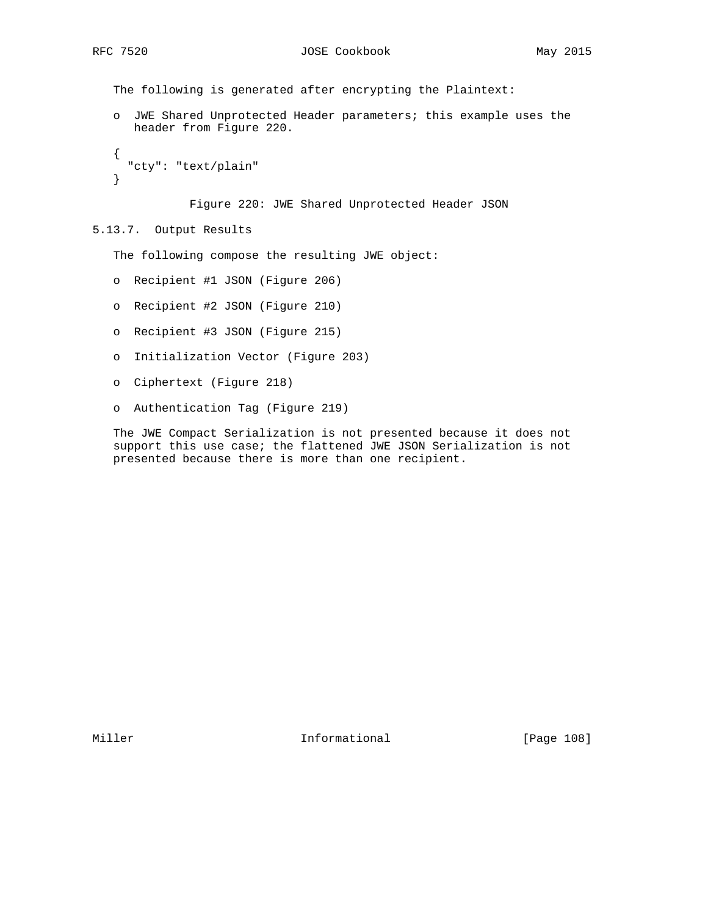The following is generated after encrypting the Plaintext:

- JWE Shared Unprotected Header parameters; this example uses the header from Figure 220.

```
{
  "cty": "text/plain"
}
```

Figure 220: JWE Shared Unprotected Header JSON

### 5.13.7. Output Results

The following compose the resulting JWE object:

- Recipient #1 JSON (Figure 206)
- Recipient #2 JSON (Figure 210)
- Recipient #3 JSON (Figure 215)
- Initialization Vector (Figure 203)
- Ciphertext (Figure 218)
- Authentication Tag (Figure 219)

The JWE Compact Serialization is not presented because it does not support this use case; the flattened JWE JSON Serialization is not presented because there is more than one recipient.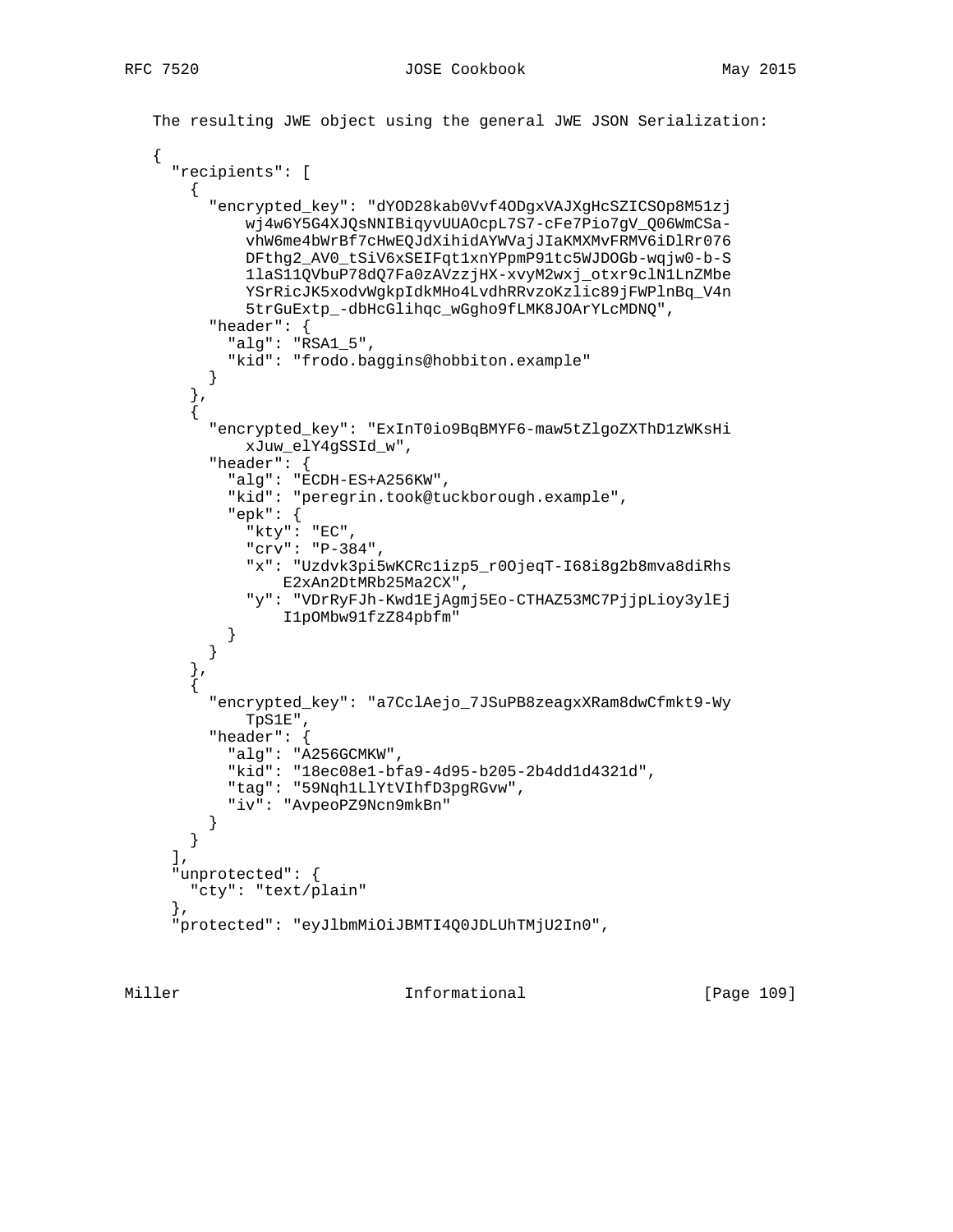The resulting JWE object using the general JWE JSON Serialization:

```
{
  "recipients": [
    {
      "encrypted_key": "dYOD28kab0Vvf4ODgxVAJXgHcSZICSOp8M51zj
          wj4w6Y5G4XJQsNNIBiqyvUUAOcpL7S7-cFe7Pio7gV_Q06WmCSa-
          vhW6me4bWrBf7cHwEQJdXihidAYWVajJIaKMXMvFRMV6iDlRr076
          DFthg2_AV0_tSiV6xSEIFqt1xnYPpmP91tc5WJDOGb-wqjw0-b-S
          1laS11QVbuP78dQ7Fa0zAVzzjHX-xvyM2wxj_otxr9clN1LnZMbe
          YSrRicJK5xodvWgkpIdkMHo4LvdhRRvzoKzlic89jFWPlnBq_V4n
          5trGuExtp_-dbHcGlihqc_wGgho9fLMK8JOArYLcMDNQ",
      "header": {
        "alg": "RSA1_5",
        "kid": "frodo.baggins@hobbiton.example"
      }
    },
    {
      "encrypted_key": "ExInT0io9BqBMYF6-maw5tZlgoZXThD1zWKsHi
          xJuw_elY4gSSId_w",
      "header": {
        "alg": "ECDH-ES+A256KW",
        "kid": "peregrin.took@tuckborough.example",
        "epk": {
          "kty": "EC",
          "crv": "P-384",
          "x": "Uzdvk3pi5wKCRc1izp5_r0OjeqT-I68i8g2b8mva8diRhs
              E2xAn2DtMRb25Ma2CX",
          "y": "VDrRyFJh-Kwd1EjAgmj5Eo-CTHAZ53MC7PjjpLioy3ylEj
              I1pOMbw91fzZ84pbfm"
        }
      }
    },
    {
      "encrypted_key": "a7CclAejo_7JSuPB8zeagxXRam8dwCfmkt9-Wy
          TpS1E",
      "header": {
        "alg": "A256GCMKW",
        "kid": "18ec08e1-bfa9-4d95-b205-2b4dd1d4321d",
        "tag": "59Nqh1LlYtVIhfD3pgRGvw",
        "iv": "AvpeoPZ9Ncn9mkBn"
      }
    }
  ],
  "unprotected": {
    "cty": "text/plain"
  },
  "protected": "eyJlbmMiOiJBMTI4Q0JDLUhTMjU2In0",
```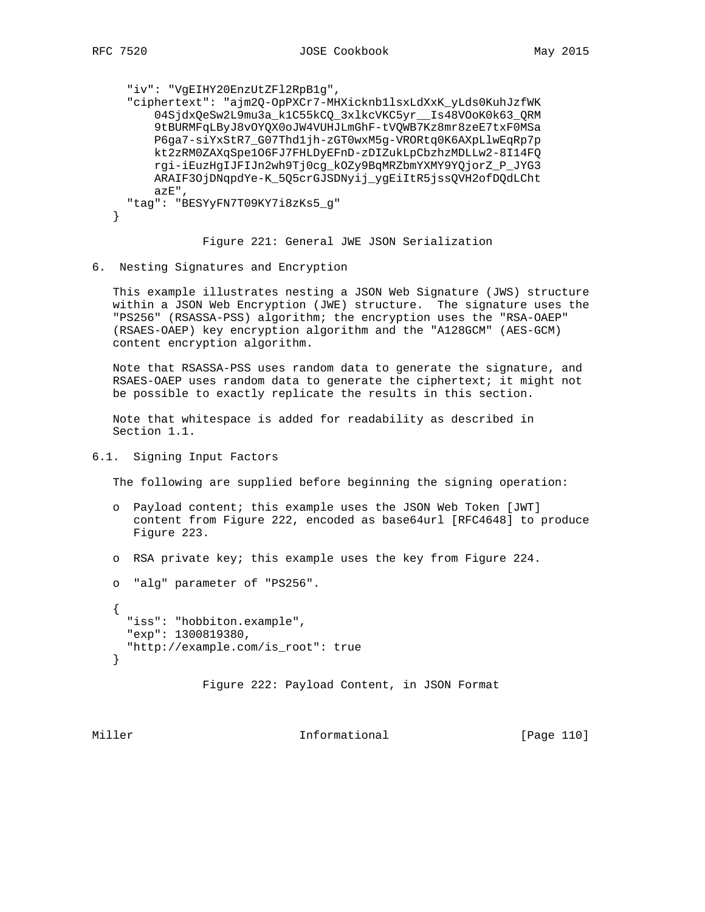```
  "iv": "VgEIHY20EnzUtZFl2RpB1g",
  "ciphertext": "ajm2Q-OpPXCr7-MHXicknb1lsxLdXxK_yLds0KuhJzfWK
      04SjdxQeSw2L9mu3a_k1C55kCQ_3xlkcVKC5yr__Is48VOoK0k63_QRM
      9tBURMFqLByJ8vOYQX0oJW4VUHJLmGhF-tVQWB7Kz8mr8zeE7txF0MSa
      P6ga7-siYxStR7_G07Thd1jh-zGT0wxM5g-VRORtq0K6AXpLlwEqRp7p
      kt2zRM0ZAXqSpe1O6FJ7FHLDyEFnD-zDIZukLpCbzhzMDLLw2-8I14FQ
      rgi-iEuzHgIJFIJn2wh9Tj0cg_kOZy9BqMRZbmYXMY9YQjorZ_P_JYG3
      ARAIF3OjDNqpdYe-K_5Q5crGJSDNyij_ygEiItR5jssQVH2ofDQdLCht
      azE",
  "tag": "BESYyFN7T09KY7i8zKs5_g"
}
```

Figure 221: General JWE JSON Serialization

# 6. Nesting Signatures and Encryption

This example illustrates nesting a JSON Web Signature (JWS) structure within a JSON Web Encryption (JWE) structure. The signature uses the "PS256" (RSASSA-PSS) algorithm; the encryption uses the "RSA-OAEP" (RSAES-OAEP) key encryption algorithm and the "A128GCM" (AES-GCM) content encryption algorithm.

Note that RSASSA-PSS uses random data to generate the signature, and RSAES-OAEP uses random data to generate the ciphertext; it might not be possible to exactly replicate the results in this section.

Note that whitespace is added for readability as described in Section 1.1.

## 6.1. Signing Input Factors

The following are supplied before beginning the signing operation:

- Payload content; this example uses the JSON Web Token [JWT] content from Figure 222, encoded as base64url [RFC4648] to produce Figure 223.
- RSA private key; this example uses the key from Figure 224.
- "alg" parameter of "PS256".

```
{
  "iss": "hobbiton.example",
  "exp": 1300819380,
  "http://example.com/is_root": true
}
```

Figure 222: Payload Content, in JSON Format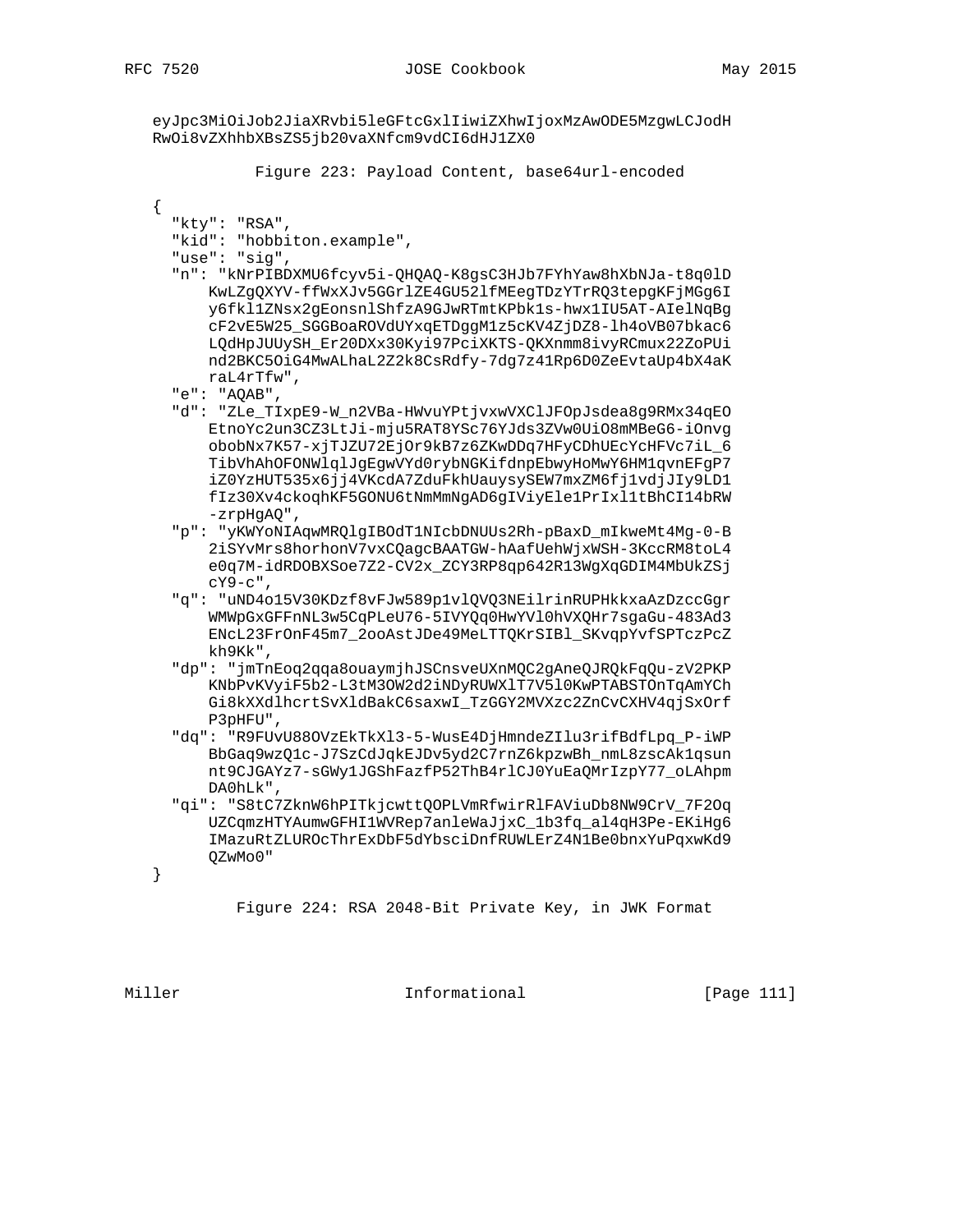```
eyJpc3MiOiJob2JiaXRvbi5leGFtcGxlIiwiZXhwIjoxMzAwODE5MzgwLCJodH
RwOi8vZXhhbXBsZS5jb20vaXNfcm9vdCI6dHJ1ZX0
```

Figure 223: Payload Content, base64url-encoded

```
{
  "kty": "RSA",
  "kid": "hobbiton.example",
  "use": "sig",
  "n": "kNrPIBDXMU6fcyv5i-QHQAQ-K8gsC3HJb7FYhYaw8hXbNJa-t8q0lD
      KwLZgQXYV-ffWxXJv5GGrlZE4GU52lfMEegTDzYTrRQ3tepgKFjMGg6I
      y6fkl1ZNsx2gEonsnlShfzA9GJwRTmtKPbk1s-hwx1IU5AT-AIelNqBg
      cF2vE5W25_SGGBoaROVdUYxqETDggM1z5cKV4ZjDZ8-lh4oVB07bkac6
      LQdHpJUUySH_Er20DXx30Kyi97PciXKTS-QKXnmm8ivyRCmux22ZoPUi
      nd2BKC5OiG4MwALhaL2Z2k8CsRdfy-7dg7z41Rp6D0ZeEvtaUp4bX4aK
      raL4rTfw",
  "e": "AQAB",
  "d": "ZLe_TIxpE9-W_n2VBa-HWvuYPtjvxwVXClJFOpJsdea8g9RMx34qEO
      EtnoYc2un3CZ3LtJi-mju5RAT8YSc76YJds3ZVw0UiO8mMBeG6-iOnvg
      obobNx7K57-xjTJZU72EjOr9kB7z6ZKwDDq7HFyCDhUEcYcHFVc7iL_6
      TibVhAhOFONWlqlJgEgwVYd0rybNGKifdnpEbwyHoMwY6HM1qvnEFgP7
      iZ0YzHUT535x6jj4VKcdA7ZduFkhUauysySEW7mxZM6fj1vdjJIy9LD1
      fIz30Xv4ckoqhKF5GONU6tNmMmNgAD6gIViyEle1PrIxl1tBhCI14bRW
      -zrpHgAQ",
  "p": "yKWYoNIAqwMRQlgIBOdT1NIcbDNUUs2Rh-pBaxD_mIkweMt4Mg-0-B
      2iSYvMrs8horhonV7vxCQagcBAATGW-hAafUehWjxWSH-3KccRM8toL4
      e0q7M-idRDOBXSoe7Z2-CV2x_ZCY3RP8qp642R13WgXqGDIM4MbUkZSj
      cY9-c",
  "q": "uND4o15V30KDzf8vFJw589p1vlQVQ3NEilrinRUPHkkxaAzDzccGgr
      WMWpGxGFFnNL3w5CqPLeU76-5IVYQq0HwYVl0hVXQHr7sgaGu-483Ad3
      ENcL23FrOnF45m7_2ooAstJDe49MeLTTQKrSIBl_SKvqpYvfSPTczPcZ
      kh9Kk",
  "dp": "jmTnEoq2qqa8ouaymjhJSCnsveUXnMQC2gAneQJRQkFqQu-zV2PKP
      KNbPvKVyiF5b2-L3tM3OW2d2iNDyRUWXlT7V5l0KwPTABSTOnTqAmYCh
      Gi8kXXdlhcrtSvXldBakC6saxwI_TzGGY2MVXzc2ZnCvCXHV4qjSxOrf
      P3pHFU",
  "dq": "R9FUvU88OVzEkTkXl3-5-WusE4DjHmndeZIlu3rifBdfLpq_P-iWP
      BbGaq9wzQ1c-J7SzCdJqkEJDv5yd2C7rnZ6kpzwBh_nmL8zscAk1qsun
      nt9CJGAYz7-sGWy1JGShFazfP52ThB4rlCJ0YuEaQMrIzpY77_oLAhpm
      DA0hLk",
  "qi": "S8tC7ZknW6hPITkjcwttQOPLVmRfwirRlFAViuDb8NW9CrV_7F2Oq
      UZCqmzHTYAumwGFHI1WVRep7anleWaJjxC_1b3fq_al4qH3Pe-EKiHg6
      IMazuRtZLUROcThrExDbF5dYbsciDnfRUWLErZ4N1Be0bnxYuPqxwKd9
      QZwMo0"
}
```

Figure 224: RSA 2048-Bit Private Key, in JWK Format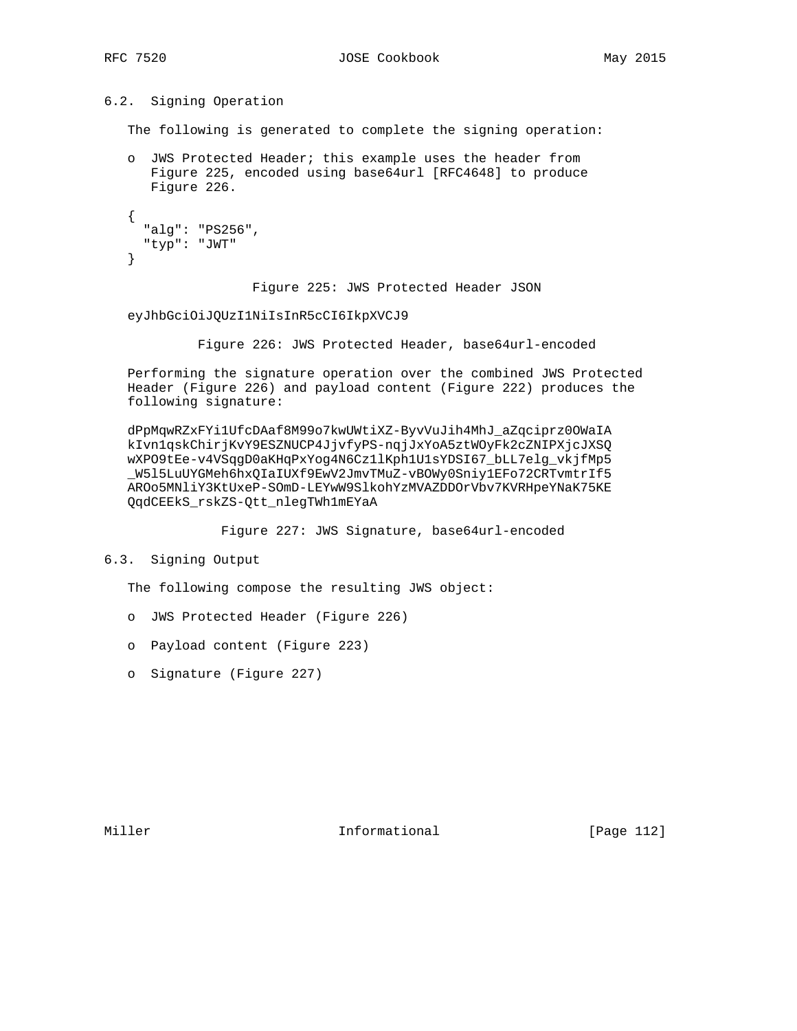### 6.2. Signing Operation

The following is generated to complete the signing operation:

- JWS Protected Header; this example uses the header from Figure 225, encoded using base64url [RFC4648] to produce Figure 226.

```
{
  "alg": "PS256",
  "typ": "JWT"
}
```

Figure 225: JWS Protected Header JSON

```
eyJhbGciOiJQUzI1NiIsInR5cCI6IkpXVCJ9
```

Figure 226: JWS Protected Header, base64url-encoded

Performing the signature operation over the combined JWS Protected Header (Figure 226) and payload content (Figure 222) produces the following signature:

```
dPpMqwRZxFYi1UfcDAaf8M99o7kwUWtiXZ-ByvVuJih4MhJ_aZqciprz0OWaIA
kIvn1qskChirjKvY9ESZNUCP4JjvfyPS-nqjJxYoA5ztWOyFk2cZNIPXjcJXSQ
wXPO9tEe-v4VSqgD0aKHqPxYog4N6Cz1lKph1U1sYDSI67_bLL7elg_vkjfMp5
_W5l5LuUYGMeh6hxQIaIUXf9EwV2JmvTMuZ-vBOWy0Sniy1EFo72CRTvmtrIf5
AROo5MNliY3KtUxeP-SOmD-LEYwW9SlkohYzMVAZDDOrVbv7KVRHpeYNaK75KE
QqdCEEkS_rskZS-Qtt_nlegTWh1mEYaA
```

Figure 227: JWS Signature, base64url-encoded

### 6.3. Signing Output

The following compose the resulting JWS object:

- JWS Protected Header (Figure 226)
- Payload content (Figure 223)
- Signature (Figure 227)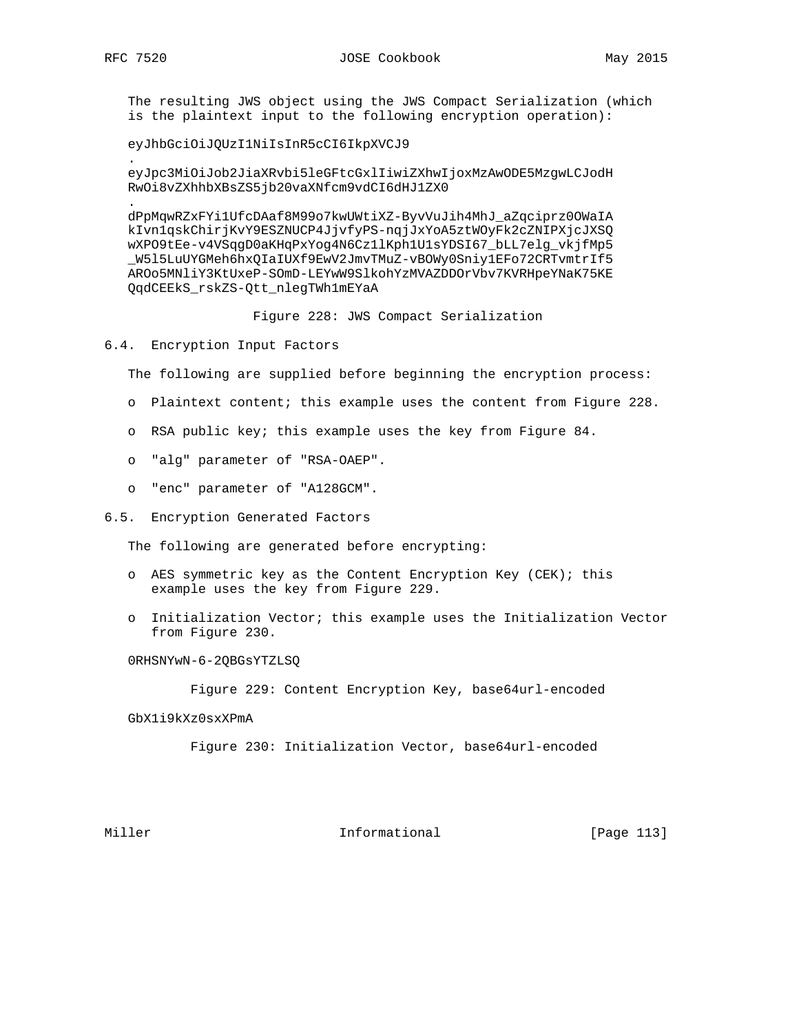The resulting JWS object using the JWS Compact Serialization (which is the plaintext input to the following encryption operation):

```
eyJhbGciOiJQUzI1NiIsInR5cCI6IkpXVCJ9
.
eyJpc3MiOiJob2JiaXRvbi5leGFtcGxlIiwiZXhwIjoxMzAwODE5MzgwLCJodH
RwOi8vZXhhbXBsZS5jb20vaXNfcm9vdCI6dHJ1ZX0
.
dPpMqwRZxFYi1UfcDAaf8M99o7kwUWtiXZ-ByvVuJih4MhJ_aZqciprz0OWaIA
kIvn1qskChirjKvY9ESZNUCP4JjvfyPS-nqjJxYoA5ztWOyFk2cZNIPXjcJXSQ
wXPO9tEe-v4VSqgD0aKHqPxYog4N6Cz1lKph1U1sYDSI67_bLL7elg_vkjfMp5
_W5l5LuUYGMeh6hxQIaIUXf9EwV2JmvTMuZ-vBOWy0Sniy1EFo72CRTvmtrIf5
AROo5MNliY3KtUxeP-SOmD-LEYwW9SlkohYzMVAZDDOrVbv7KVRHpeYNaK75KE
QqdCEEkS_rskZS-Qtt_nlegTWh1mEYaA
```

Figure 228: JWS Compact Serialization

## 6.4. Encryption Input Factors

The following are supplied before beginning the encryption process:

- Plaintext content; this example uses the content from Figure 228.
- RSA public key; this example uses the key from Figure 84.
- "alg" parameter of "RSA-OAEP".
- "enc" parameter of "A128GCM".

## 6.5. Encryption Generated Factors

The following are generated before encrypting:

- AES symmetric key as the Content Encryption Key (CEK); this example uses the key from Figure 229.
- Initialization Vector; this example uses the Initialization Vector from Figure 230.

```
0RHSNYwN-6-2QBGsYTZLSQ
```

Figure 229: Content Encryption Key, base64url-encoded

```
GbX1i9kXz0sxXPmA
```

Figure 230: Initialization Vector, base64url-encoded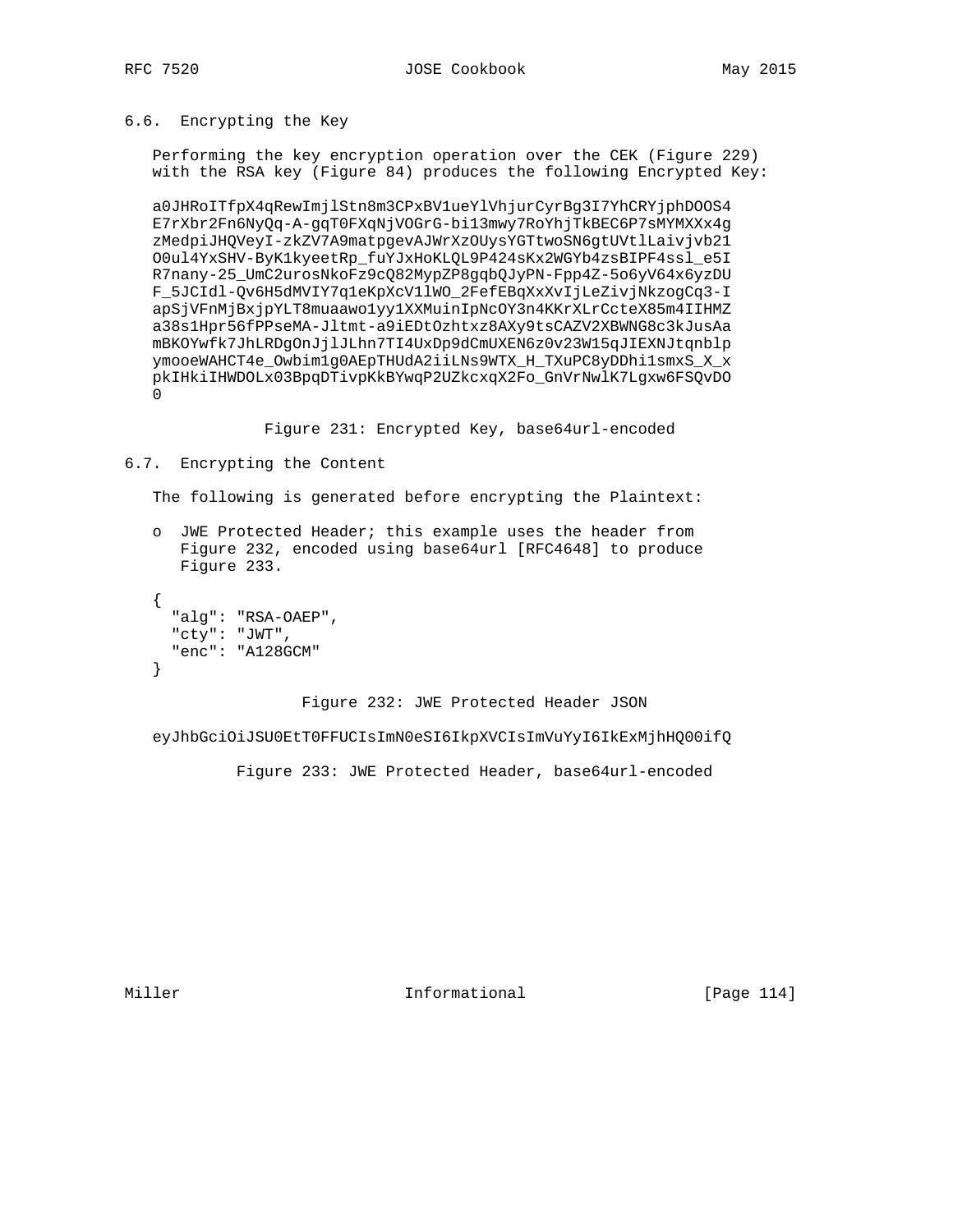## 6.6. Encrypting the Key

Performing the key encryption operation over the CEK (Figure 229) with the RSA key (Figure 84) produces the following Encrypted Key:

```
a0JHRoITfpX4qRewImjlStn8m3CPxBV1ueYlVhjurCyrBg3I7YhCRYjphDOOS4
E7rXbr2Fn6NyQq-A-gqT0FXqNjVOGrG-bi13mwy7RoYhjTkBEC6P7sMYMXXx4g
zMedpiJHQVeyI-zkZV7A9matpgevAJWrXzOUysYGTtwoSN6gtUVtlLaivjvb21
O0ul4YxSHV-ByK1kyeetRp_fuYJxHoKLQL9P424sKx2WGYb4zsBIPF4ssl_e5I
R7nany-25_UmC2urosNkoFz9cQ82MypZP8gqbQJyPN-Fpp4Z-5o6yV64x6yzDU
F_5JCIdl-Qv6H5dMVIY7q1eKpXcV1lWO_2FefEBqXxXvIjLeZivjNkzogCq3-I
apSjVFnMjBxjpYLT8muaawo1yy1XXMuinIpNcOY3n4KKrXLrCcteX85m4IIHMZ
a38s1Hpr56fPPseMA-Jltmt-a9iEDtOzhtxz8AXy9tsCAZV2XBWNG8c3kJusAa
mBKOYwfk7JhLRDgOnJjlJLhn7TI4UxDp9dCmUXEN6z0v23W15qJIEXNJtqnblp
ymooeWAHCT4e_Owbim1g0AEpTHUdA2iiLNs9WTX_H_TXuPC8yDDhi1smxS_X_x
pkIHkiIHWDOLx03BpqDTivpKkBYwqP2UZkcxqX2Fo_GnVrNwlK7Lgxw6FSQvDO
0
```

Figure 231: Encrypted Key, base64url-encoded

## 6.7. Encrypting the Content

The following is generated before encrypting the Plaintext:

- JWE Protected Header; this example uses the header from Figure 232, encoded using base64url [RFC4648] to produce Figure 233.

```
{
  "alg": "RSA-OAEP",
  "cty": "JWT",
  "enc": "A128GCM"
}
```

Figure 232: JWE Protected Header JSON

```
eyJhbGciOiJSU0EtT0FFUCIsImN0eSI6IkpXVCIsImVuYyI6IkExMjhHQ00ifQ
```

Figure 233: JWE Protected Header, base64url-encoded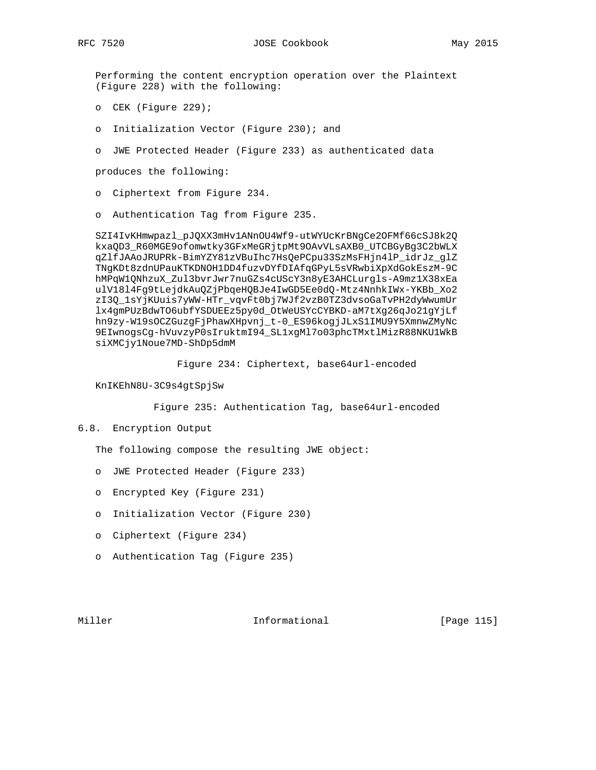Performing the content encryption operation over the Plaintext (Figure 228) with the following:

- CEK (Figure 229);
- Initialization Vector (Figure 230); and
- JWE Protected Header (Figure 233) as authenticated data

produces the following:

- Ciphertext from Figure 234.
- Authentication Tag from Figure 235.

```
SZI4IvKHmwpazl_pJQXX3mHv1ANnOU4Wf9-utWYUcKrBNgCe2OFMf66cSJ8k2Q
kxaQD3_R60MGE9ofomwtky3GFxMeGRjtpMt9OAvVLsAXB0_UTCBGyBg3C2bWLX
qZlfJAAoJRUPRk-BimYZY81zVBuIhc7HsQePCpu33SzMsFHjn4lP_idrJz_glZ
TNgKDt8zdnUPauKTKDNOH1DD4fuzvDYfDIAfqGPyL5sVRwbiXpXdGokEszM-9C
hMPqW1QNhzuX_Zul3bvrJwr7nuGZs4cUScY3n8yE3AHCLurgls-A9mz1X38xEa
ulV18l4Fg9tLejdkAuQZjPbqeHQBJe4IwGD5Ee0dQ-Mtz4NnhkIWx-YKBb_Xo2
zI3Q_1sYjKUuis7yWW-HTr_vqvFt0bj7WJf2vzB0TZ3dvsoGaTvPH2dyWwumUr
lx4gmPUzBdwTO6ubfYSDUEEz5py0d_OtWeUSYcCYBKD-aM7tXg26qJo21gYjLf
hn9zy-W19sOCZGuzgFjPhawXHpvnj_t-0_ES96kogjJLxS1IMU9Y5XmnwZMyNc
9EIwnogsCg-hVuvzyP0sIruktmI94_SL1xgMl7o03phcTMxtlMizR88NKU1WkB
siXMCjy1Noue7MD-ShDp5dmM
```

Figure 234: Ciphertext, base64url-encoded

```
KnIKEhN8U-3C9s4gtSpjSw
```

Figure 235: Authentication Tag, base64url-encoded

## 6.8. Encryption Output

The following compose the resulting JWE object:

- JWE Protected Header (Figure 233)
- Encrypted Key (Figure 231)
- Initialization Vector (Figure 230)
- Ciphertext (Figure 234)
- Authentication Tag (Figure 235)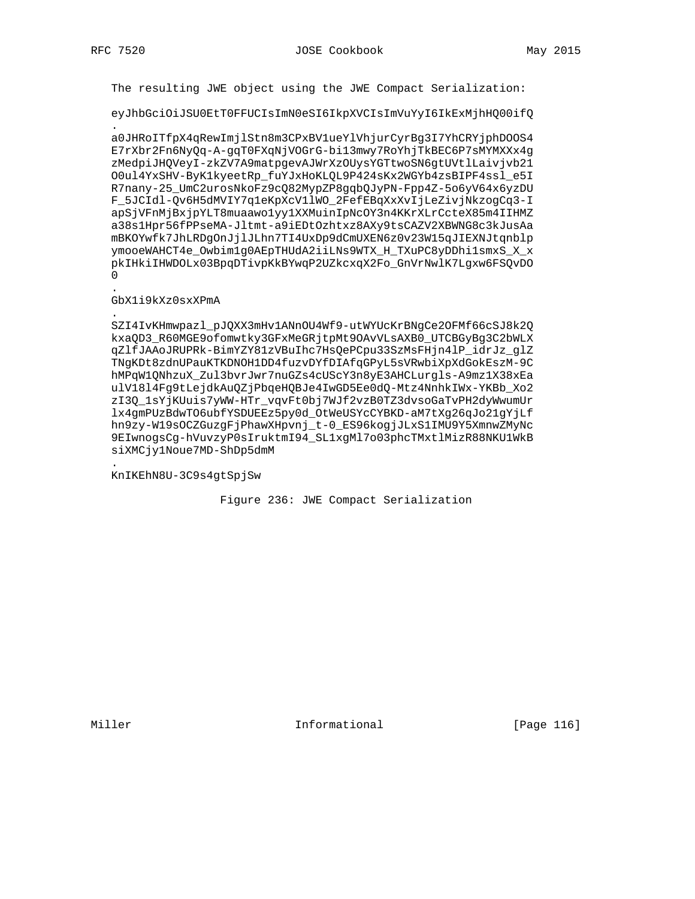The resulting JWE object using the JWE Compact Serialization:

```
eyJhbGciOiJSU0EtT0FFUCIsImN0eSI6IkpXVCIsImVuYyI6IkExMjhHQ00ifQ
.
a0JHRoITfpX4qRewImjlStn8m3CPxBV1ueYlVhjurCyrBg3I7YhCRYjphDOOS4
E7rXbr2Fn6NyQq-A-gqT0FXqNjVOGrG-bi13mwy7RoYhjTkBEC6P7sMYMXXx4g
zMedpiJHQVeyI-zkZV7A9matpgevAJWrXzOUysYGTtwoSN6gtUVtlLaivjvb21
O0ul4YxSHV-ByK1kyeetRp_fuYJxHoKLQL9P424sKx2WGYb4zsBIPF4ssl_e5I
R7nany-25_UmC2urosNkoFz9cQ82MypZP8gqbQJyPN-Fpp4Z-5o6yV64x6yzDU
F_5JCIdl-Qv6H5dMVIY7q1eKpXcV1lWO_2FefEBqXxXvIjLeZivjNkzogCq3-I
apSjVFnMjBxjpYLT8muaawo1yy1XXMuinIpNcOY3n4KKrXLrCcteX85m4IIHMZ
a38s1Hpr56fPPseMA-Jltmt-a9iEDtOzhtxz8AXy9tsCAZV2XBWNG8c3kJusAa
mBKOYwfk7JhLRDgOnJjlJLhn7TI4UxDp9dCmUXEN6z0v23W15qJIEXNJtqnblp
ymooeWAHCT4e_Owbim1g0AEpTHUdA2iiLNs9WTX_H_TXuPC8yDDhi1smxS_X_x
pkIHkiIHWDOLx03BpqDTivpKkBYwqP2UZkcxqX2Fo_GnVrNwlK7Lgxw6FSQvDO
0
.
GbX1i9kXz0sxXPmA
.
SZI4IvKHmwpazl_pJQXX3mHv1ANnOU4Wf9-utWYUcKrBNgCe2OFMf66cSJ8k2Q
kxaQD3_R60MGE9ofomwtky3GFxMeGRjtpMt9OAvVLsAXB0_UTCBGyBg3C2bWLX
qZlfJAAoJRUPRk-BimYZY81zVBuIhc7HsQePCpu33SzMsFHjn4lP_idrJz_glZ
TNgKDt8zdnUPauKTKDNOH1DD4fuzvDYfDIAfqGPyL5sVRwbiXpXdGokEszM-9C
hMPqW1QNhzuX_Zul3bvrJwr7nuGZs4cUScY3n8yE3AHCLurgls-A9mz1X38xEa
ulV18l4Fg9tLejdkAuQZjPbqeHQBJe4IwGD5Ee0dQ-Mtz4NnhkIWx-YKBb_Xo2
zI3Q_1sYjKUuis7yWW-HTr_vqvFt0bj7WJf2vzB0TZ3dvsoGaTvPH2dyWwumUr
lx4gmPUzBdwTO6ubfYSDUEEz5py0d_OtWeUSYcCYBKD-aM7tXg26qJo21gYjLf
hn9zy-W19sOCZGuzgFjPhawXHpvnj_t-0_ES96kogjJLxS1IMU9Y5XmnwZMyNc
9EIwnogsCg-hVuvzyP0sIruktmI94_SL1xgMl7o03phcTMxtlMizR88NKU1WkB
siXMCjy1Noue7MD-ShDp5dmM
.
KnIKEhN8U-3C9s4gtSpjSw
```

Figure 236: JWE Compact Serialization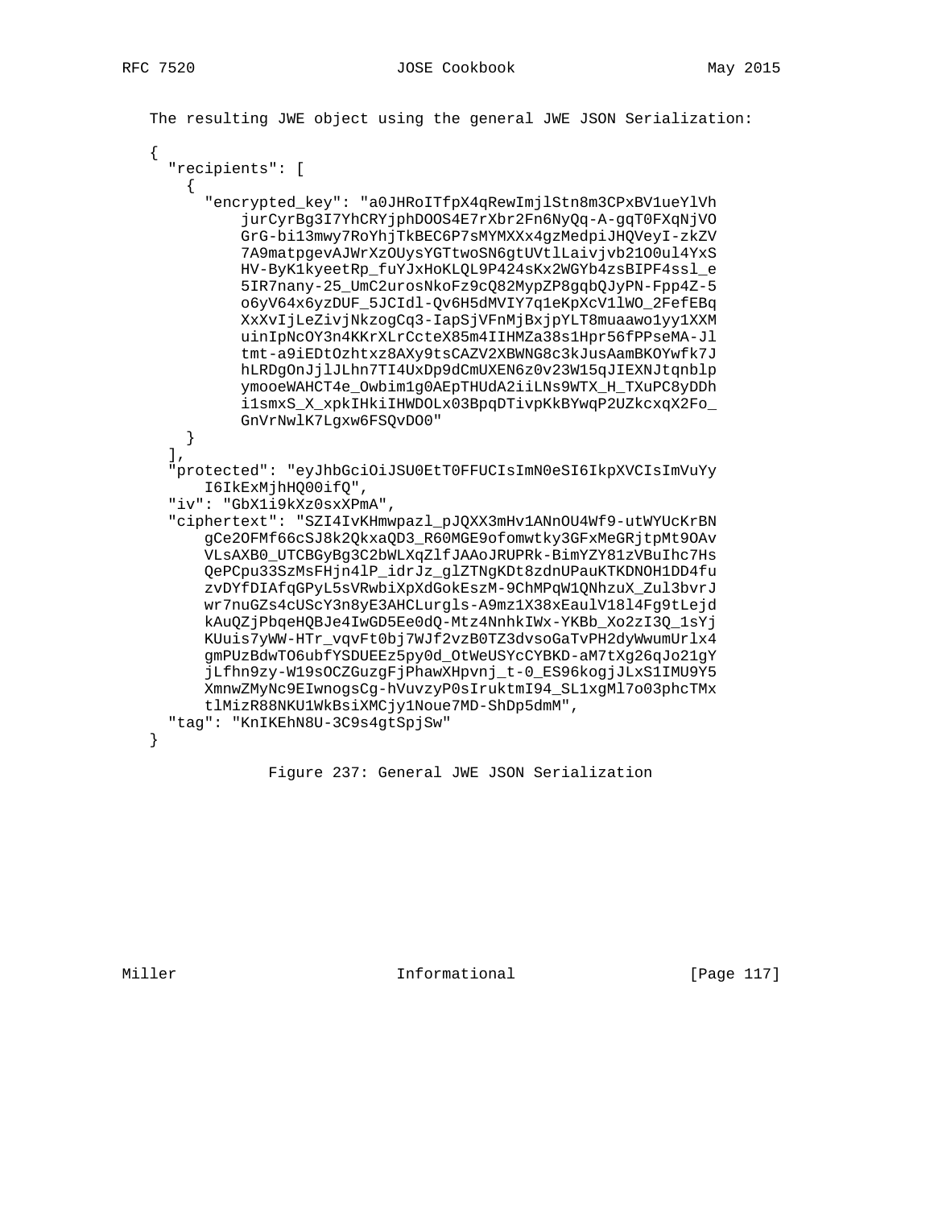The resulting JWE object using the general JWE JSON Serialization:

```
{
  "recipients": [
    {
      "encrypted_key": "a0JHRoITfpX4qRewImjlStn8m3CPxBV1ueYlVh
          jurCyrBg3I7YhCRYjphDOOS4E7rXbr2Fn6NyQq-A-gqT0FXqNjVO
          GrG-bi13mwy7RoYhjTkBEC6P7sMYMXXx4gzMedpiJHQVeyI-zkZV
          7A9matpgevAJWrXzOUysYGTtwoSN6gtUVtlLaivjvb21O0ul4YxS
          HV-ByK1kyeetRp_fuYJxHoKLQL9P424sKx2WGYb4zsBIPF4ssl_e
          5IR7nany-25_UmC2urosNkoFz9cQ82MypZP8gqbQJyPN-Fpp4Z-5
          o6yV64x6yzDUF_5JCIdl-Qv6H5dMVIY7q1eKpXcV1lWO_2FefEBq
          XxXvIjLeZivjNkzogCq3-IapSjVFnMjBxjpYLT8muaawo1yy1XXM
          uinIpNcOY3n4KKrXLrCcteX85m4IIHMZa38s1Hpr56fPPseMA-Jl
          tmt-a9iEDtOzhtxz8AXy9tsCAZV2XBWNG8c3kJusAamBKOYwfk7J
          hLRDgOnJjlJLhn7TI4UxDp9dCmUXEN6z0v23W15qJIEXNJtqnblp
          ymooeWAHCT4e_Owbim1g0AEpTHUdA2iiLNs9WTX_H_TXuPC8yDDh
          i1smxS_X_xpkIHkiIHWDOLx03BpqDTivpKkBYwqP2UZkcxqX2Fo_
          GnVrNwlK7Lgxw6FSQvDO0"
    }
  ],
  "protected": "eyJhbGciOiJSU0EtT0FFUCIsImN0eSI6IkpXVCIsImVuYy
      I6IkExMjhHQ00ifQ",
  "iv": "GbX1i9kXz0sxXPmA",
  "ciphertext": "SZI4IvKHmwpazl_pJQXX3mHv1ANnOU4Wf9-utWYUcKrBN
      gCe2OFMf66cSJ8k2QkxaQD3_R60MGE9ofomwtky3GFxMeGRjtpMt9OAv
      VLsAXB0_UTCBGyBg3C2bWLXqZlfJAAoJRUPRk-BimYZY81zVBuIhc7Hs
      QePCpu33SzMsFHjn4lP_idrJz_glZTNgKDt8zdnUPauKTKDNOH1DD4fu
      zvDYfDIAfqGPyL5sVRwbiXpXdGokEszM-9ChMPqW1QNhzuX_Zul3bvrJ
      wr7nuGZs4cUScY3n8yE3AHCLurgls-A9mz1X38xEaulV18l4Fg9tLejd
      kAuQZjPbqeHQBJe4IwGD5Ee0dQ-Mtz4NnhkIWx-YKBb_Xo2zI3Q_1sYj
      KUuis7yWW-HTr_vqvFt0bj7WJf2vzB0TZ3dvsoGaTvPH2dyWwumUrlx4
      gmPUzBdwTO6ubfYSDUEEz5py0d_OtWeUSYcCYBKD-aM7tXg26qJo21gY
      jLfhn9zy-W19sOCZGuzgFjPhawXHpvnj_t-0_ES96kogjJLxS1IMU9Y5
      XmnwZMyNc9EIwnogsCg-hVuvzyP0sIruktmI94_SL1xgMl7o03phcTMx
      tlMizR88NKU1WkBsiXMCjy1Noue7MD-ShDp5dmM",
  "tag": "KnIKEhN8U-3C9s4gtSpjSw"
}
```

Figure 237: General JWE JSON Serialization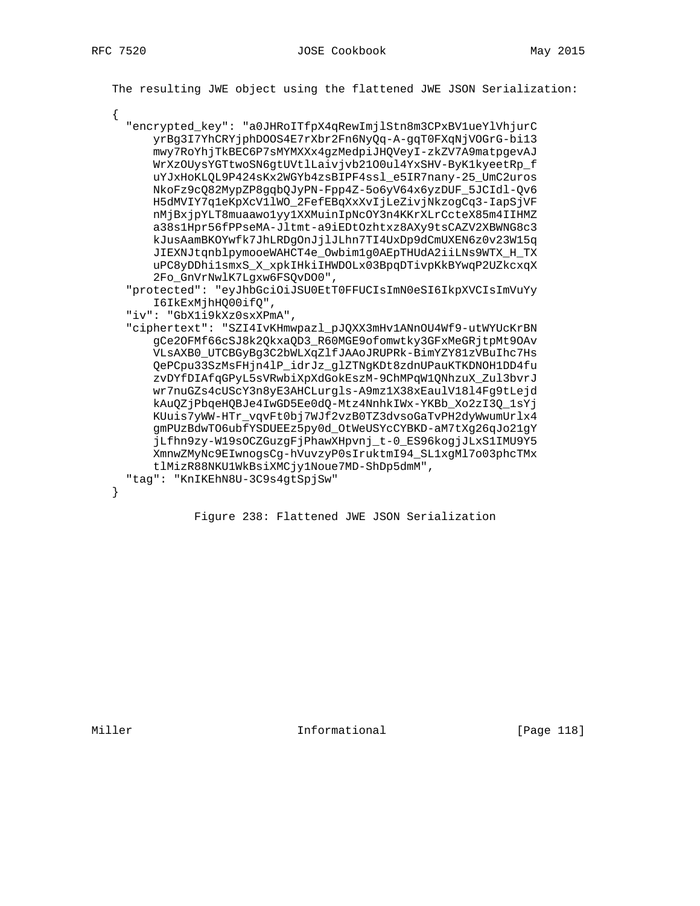The resulting JWE object using the flattened JWE JSON Serialization:

```
{
  "encrypted_key": "a0JHRoITfpX4qRewImjlStn8m3CPxBV1ueYlVhjurC
      yrBg3I7YhCRYjphDOOS4E7rXbr2Fn6NyQq-A-gqT0FXqNjVOGrG-bi13
      mwy7RoYhjTkBEC6P7sMYMXXx4gzMedpiJHQVeyI-zkZV7A9matpgevAJ
      WrXzOUysYGTtwoSN6gtUVtlLaivjvb21O0ul4YxSHV-ByK1kyeetRp_f
      uYJxHoKLQL9P424sKx2WGYb4zsBIPF4ssl_e5IR7nany-25_UmC2uros
      NkoFz9cQ82MypZP8gqbQJyPN-Fpp4Z-5o6yV64x6yzDUF_5JCIdl-Qv6
      H5dMVIY7q1eKpXcV1lWO_2FefEBqXxXvIjLeZivjNkzogCq3-IapSjVF
      nMjBxjpYLT8muaawo1yy1XXMuinIpNcOY3n4KKrXLrCcteX85m4IIHMZ
      a38s1Hpr56fPPseMA-Jltmt-a9iEDtOzhtxz8AXy9tsCAZV2XBWNG8c3
      kJusAamBKOYwfk7JhLRDgOnJjlJLhn7TI4UxDp9dCmUXEN6z0v23W15q
      JIEXNJtqnblpymooeWAHCT4e_Owbim1g0AEpTHUdA2iiLNs9WTX_H_TX
      uPC8yDDhi1smxS_X_xpkIHkiIHWDOLx03BpqDTivpKkBYwqP2UZkcxqX
      2Fo_GnVrNwlK7Lgxw6FSQvDO0",
  "protected": "eyJhbGciOiJSU0EtT0FFUCIsImN0eSI6IkpXVCIsImVuYy
      I6IkExMjhHQ00ifQ",
  "iv": "GbX1i9kXz0sxXPmA",
  "ciphertext": "SZI4IvKHmwpazl_pJQXX3mHv1ANnOU4Wf9-utWYUcKrBN
      gCe2OFMf66cSJ8k2QkxaQD3_R60MGE9ofomwtky3GFxMeGRjtpMt9OAv
      VLsAXB0_UTCBGyBg3C2bWLXqZlfJAAoJRUPRk-BimYZY81zVBuIhc7Hs
      QePCpu33SzMsFHjn4lP_idrJz_glZTNgKDt8zdnUPauKTKDNOH1DD4fu
      zvDYfDIAfqGPyL5sVRwbiXpXdGokEszM-9ChMPqW1QNhzuX_Zul3bvrJ
      wr7nuGZs4cUScY3n8yE3AHCLurgls-A9mz1X38xEaulV18l4Fg9tLejd
      kAuQZjPbqeHQBJe4IwGD5Ee0dQ-Mtz4NnhkIWx-YKBb_Xo2zI3Q_1sYj
      KUuis7yWW-HTr_vqvFt0bj7WJf2vzB0TZ3dvsoGaTvPH2dyWwumUrlx4
      gmPUzBdwTO6ubfYSDUEEz5py0d_OtWeUSYcCYBKD-aM7tXg26qJo21gY
      jLfhn9zy-W19sOCZGuzgFjPhawXHpvnj_t-0_ES96kogjJLxS1IMU9Y5
      XmnwZMyNc9EIwnogsCg-hVuvzyP0sIruktmI94_SL1xgMl7o03phcTMx
      tlMizR88NKU1WkBsiXMCjy1Noue7MD-ShDp5dmM",
  "tag": "KnIKEhN8U-3C9s4gtSpjSw"
}
```

Figure 238: Flattened JWE JSON Serialization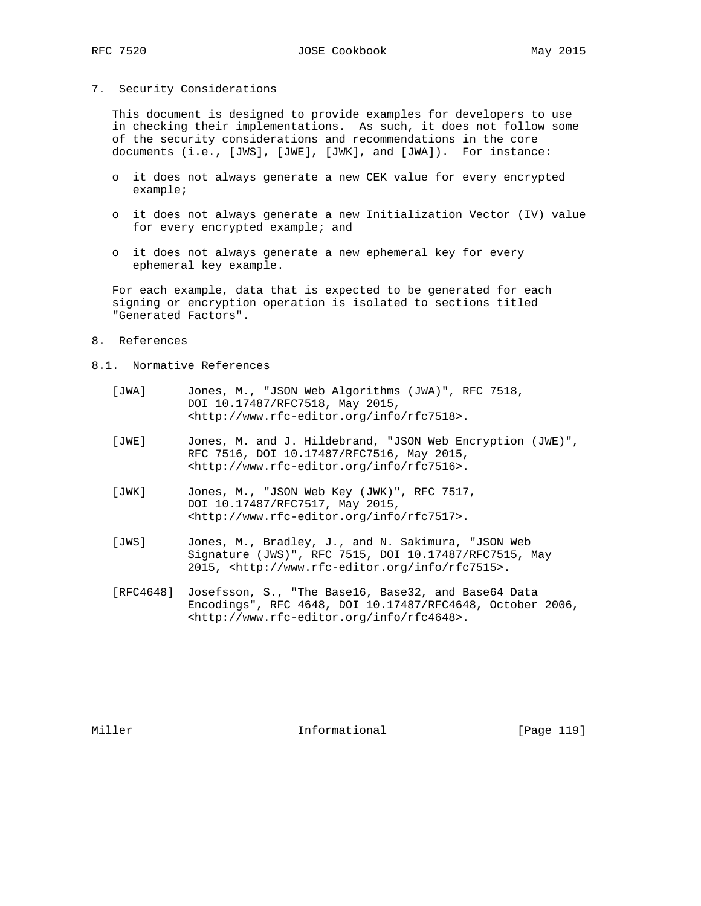## 7. Security Considerations

This document is designed to provide examples for developers to use in checking their implementations. As such, it does not follow some of the security considerations and recommendations in the core documents (i.e., [JWS], [JWE], [JWK], and [JWA]). For instance:

- it does not always generate a new CEK value for every encrypted example;
- it does not always generate a new Initialization Vector (IV) value for every encrypted example; and
- it does not always generate a new ephemeral key for every ephemeral key example.

For each example, data that is expected to be generated for each signing or encryption operation is isolated to sections titled "Generated Factors".

## 8. References

### 8.1. Normative References

[JWA] Jones, M., "JSON Web Algorithms (JWA)", RFC 7518, DOI 10.17487/RFC7518, May 2015, <http://www.rfc-editor.org/info/rfc7518>.

[JWE] Jones, M. and J. Hildebrand, "JSON Web Encryption (JWE)", RFC 7516, DOI 10.17487/RFC7516, May 2015, <http://www.rfc-editor.org/info/rfc7516>.

[JWK] Jones, M., "JSON Web Key (JWK)", RFC 7517, DOI 10.17487/RFC7517, May 2015, <http://www.rfc-editor.org/info/rfc7517>.

[JWS] Jones, M., Bradley, J., and N. Sakimura, "JSON Web Signature (JWS)", RFC 7515, DOI 10.17487/RFC7515, May 2015, <http://www.rfc-editor.org/info/rfc7515>.

[RFC4648] Josefsson, S., "The Base16, Base32, and Base64 Data Encodings", RFC 4648, DOI 10.17487/RFC4648, October 2006, <http://www.rfc-editor.org/info/rfc4648>.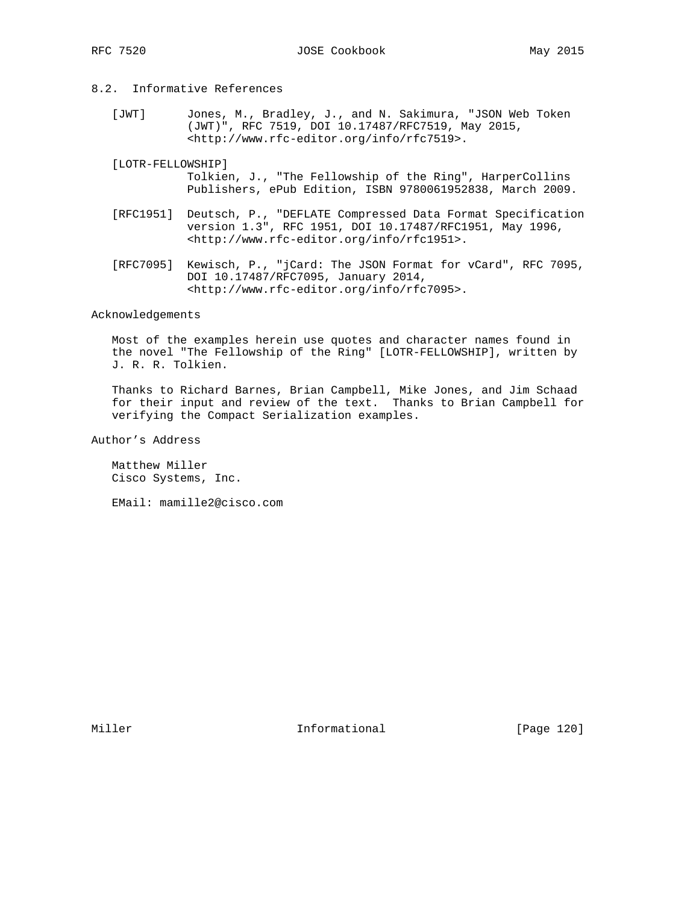### 8.2. Informative References

[JWT] Jones, M., Bradley, J., and N. Sakimura, "JSON Web Token (JWT)", RFC 7519, DOI 10.17487/RFC7519, May 2015, <http://www.rfc-editor.org/info/rfc7519>.

[LOTR-FELLOWSHIP] Tolkien, J., "The Fellowship of the Ring", HarperCollins Publishers, ePub Edition, ISBN 9780061952838, March 2009.

[RFC1951] Deutsch, P., "DEFLATE Compressed Data Format Specification version 1.3", RFC 1951, DOI 10.17487/RFC1951, May 1996, <http://www.rfc-editor.org/info/rfc1951>.

[RFC7095] Kewisch, P., "jCard: The JSON Format for vCard", RFC 7095, DOI 10.17487/RFC7095, January 2014, <http://www.rfc-editor.org/info/rfc7095>.

## Acknowledgements

Most of the examples herein use quotes and character names found in the novel "The Fellowship of the Ring" [LOTR-FELLOWSHIP], written by J. R. R. Tolkien.

Thanks to Richard Barnes, Brian Campbell, Mike Jones, and Jim Schaad for their input and review of the text. Thanks to Brian Campbell for verifying the Compact Serialization examples.

## Author's Address

Matthew Miller
Cisco Systems, Inc.

EMail: mamille2@cisco.com